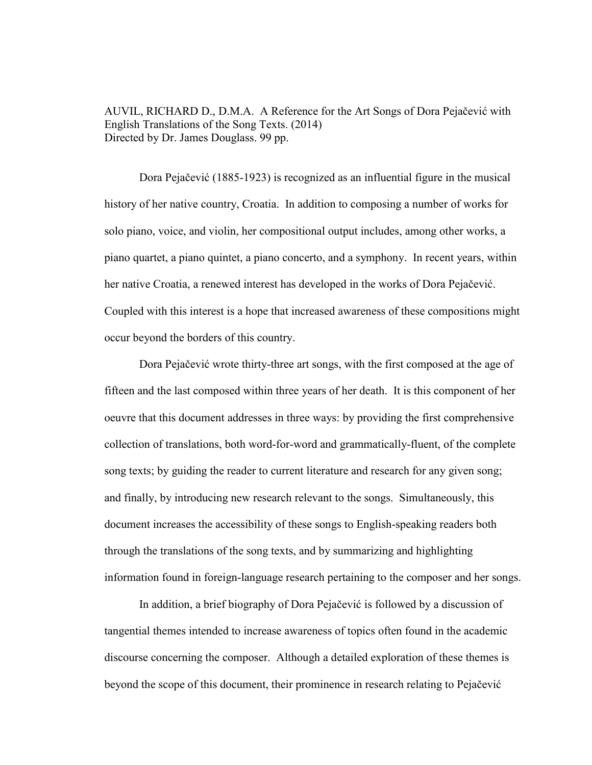AUVIL, RICHARD D., D.M.A. A Reference for the Art Songs of Dora Pejačević with English Translations of the Song Texts. (2014)
Directed by Dr. James Douglass. 99 pp.

Dora Pejačević (1885-1923) is recognized as an influential figure in the musical history of her native country, Croatia. In addition to composing a number of works for solo piano, voice, and violin, her compositional output includes, among other works, a piano quartet, a piano quintet, a piano concerto, and a symphony. In recent years, within her native Croatia, a renewed interest has developed in the works of Dora Pejačević. Coupled with this interest is a hope that increased awareness of these compositions might occur beyond the borders of this country.

Dora Pejačević wrote thirty-three art songs, with the first composed at the age of fifteen and the last composed within three years of her death. It is this component of her oeuvre that this document addresses in three ways: by providing the first comprehensive collection of translations, both word-for-word and grammatically-fluent, of the complete song texts; by guiding the reader to current literature and research for any given song; and finally, by introducing new research relevant to the songs. Simultaneously, this document increases the accessibility of these songs to English-speaking readers both through the translations of the song texts, and by summarizing and highlighting information found in foreign-language research pertaining to the composer and her songs.

In addition, a brief biography of Dora Pejačević is followed by a discussion of tangential themes intended to increase awareness of topics often found in the academic discourse concerning the composer. Although a detailed exploration of these themes is beyond the scope of this document, their prominence in research relating to Pejačević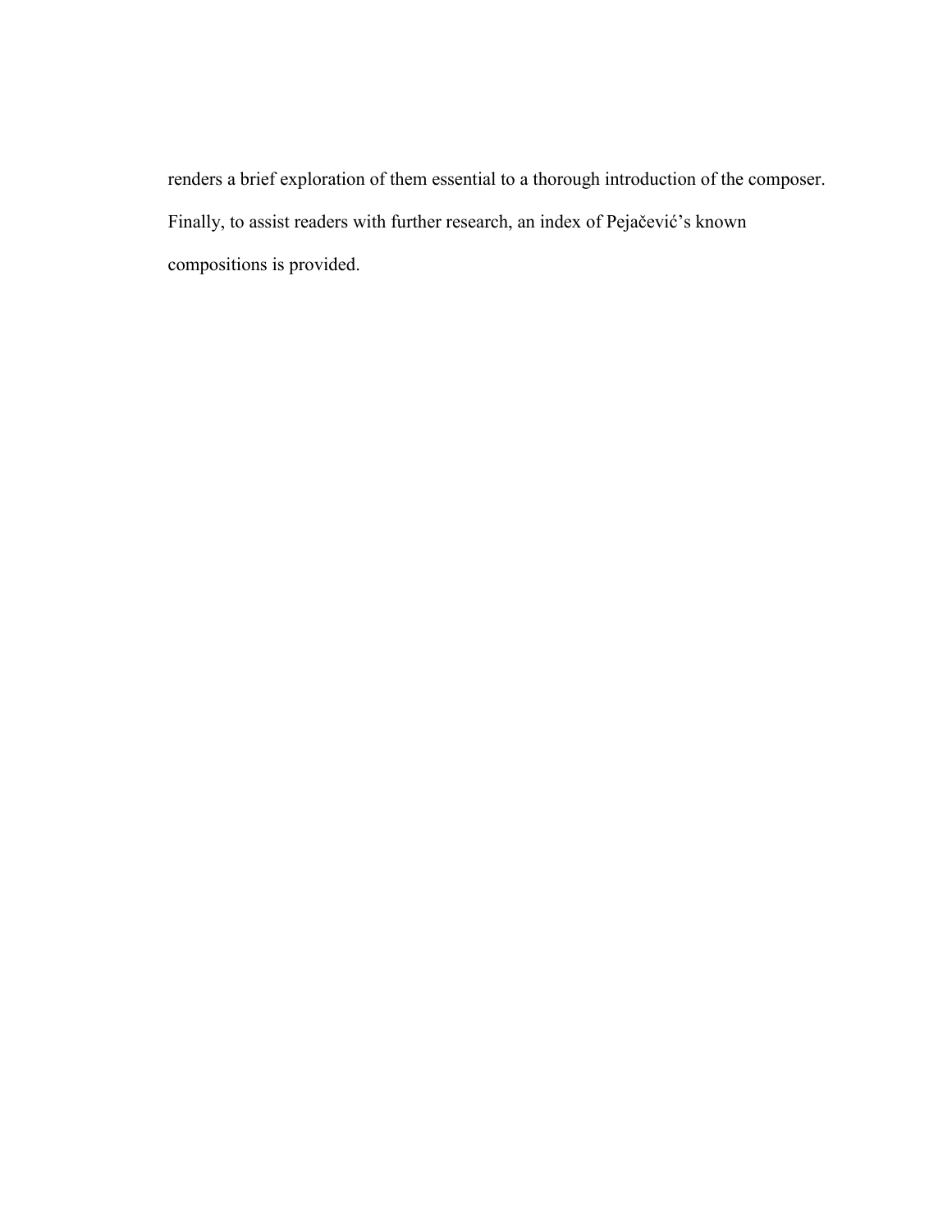renders a brief exploration of them essential to a thorough introduction of the composer. Finally, to assist readers with further research, an index of Pejačević's known compositions is provided.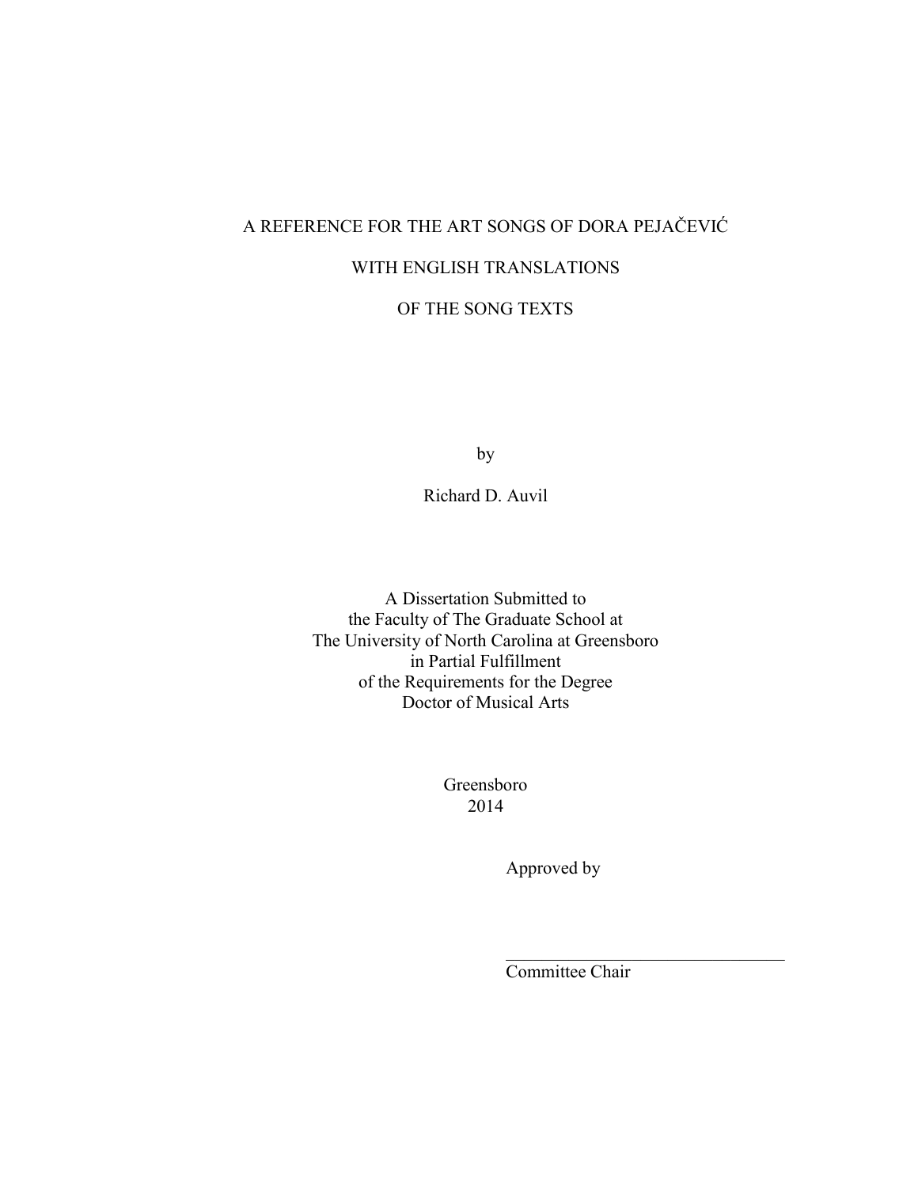# A REFERENCE FOR THE ART SONGS OF DORA PEJAČEVIĆ WITH ENGLISH TRANSLATIONS OF THE SONG TEXTS

by

Richard D. Auvil

A Dissertation Submitted to
the Faculty of The Graduate School at
The University of North Carolina at Greensboro
in Partial Fulfillment
of the Requirements for the Degree
Doctor of Musical Arts

Greensboro
2014

Approved by

_______________________________
Committee Chair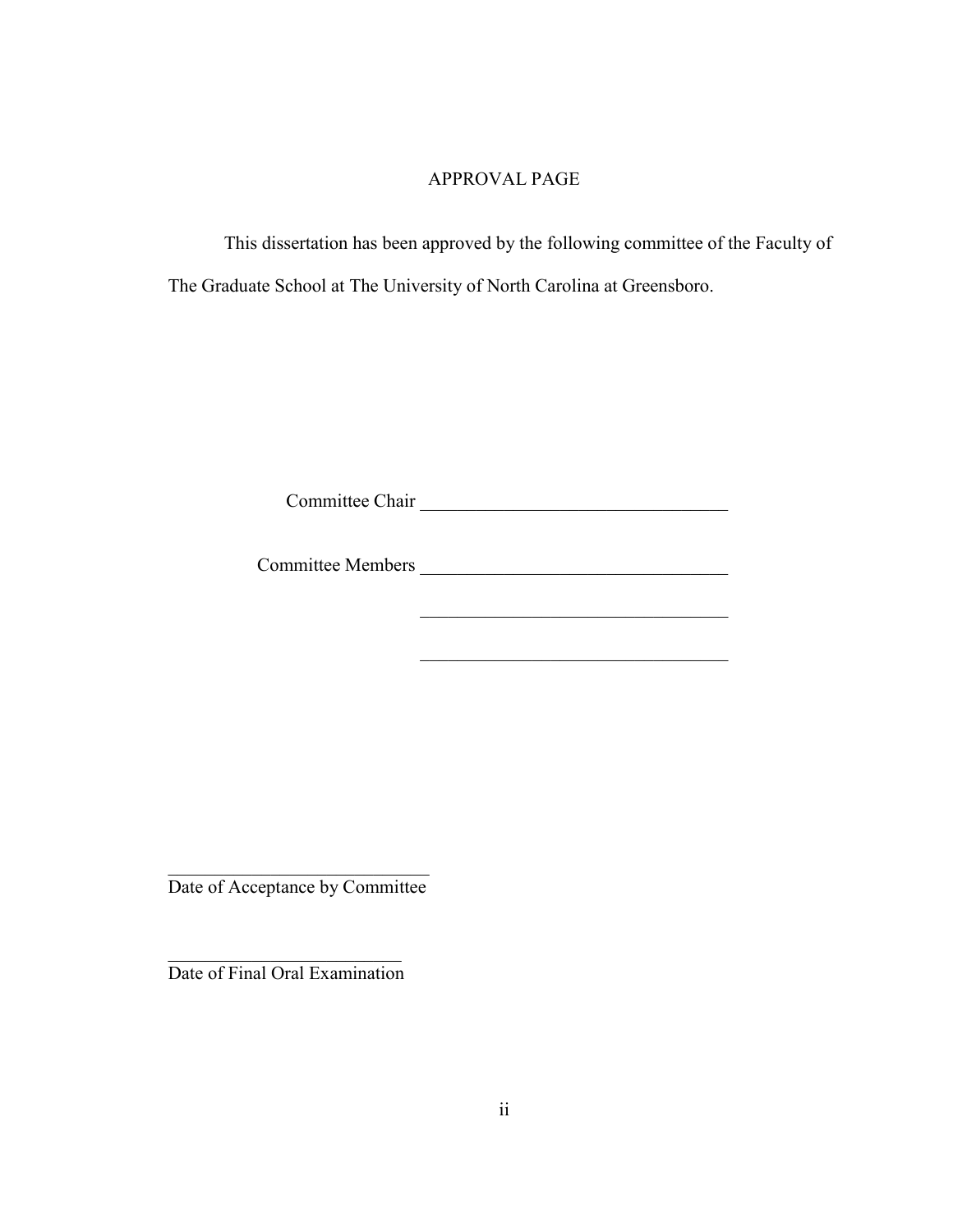# APPROVAL PAGE

This dissertation has been approved by the following committee of the Faculty of The Graduate School at The University of North Carolina at Greensboro.

Committee Chair ________________________________

Committee Members ________________________________

________________________________

________________________________

____________________________
Date of Acceptance by Committee

__________________________
Date of Final Oral Examination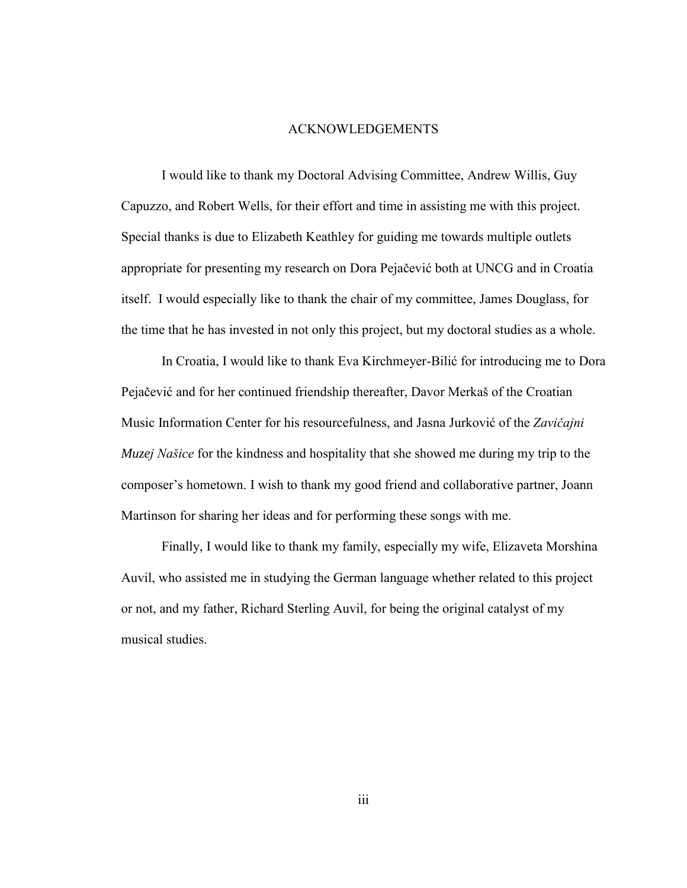# ACKNOWLEDGEMENTS

I would like to thank my Doctoral Advising Committee, Andrew Willis, Guy Capuzzo, and Robert Wells, for their effort and time in assisting me with this project. Special thanks is due to Elizabeth Keathley for guiding me towards multiple outlets appropriate for presenting my research on Dora Pejačević both at UNCG and in Croatia itself. I would especially like to thank the chair of my committee, James Douglass, for the time that he has invested in not only this project, but my doctoral studies as a whole.

In Croatia, I would like to thank Eva Kirchmeyer-Bilić for introducing me to Dora Pejačević and for her continued friendship thereafter, Davor Merkaš of the Croatian Music Information Center for his resourcefulness, and Jasna Jurković of the *Zavičajni Muzej Našice* for the kindness and hospitality that she showed me during my trip to the composer's hometown. I wish to thank my good friend and collaborative partner, Joann Martinson for sharing her ideas and for performing these songs with me.

Finally, I would like to thank my family, especially my wife, Elizaveta Morshina Auvil, who assisted me in studying the German language whether related to this project or not, and my father, Richard Sterling Auvil, for being the original catalyst of my musical studies.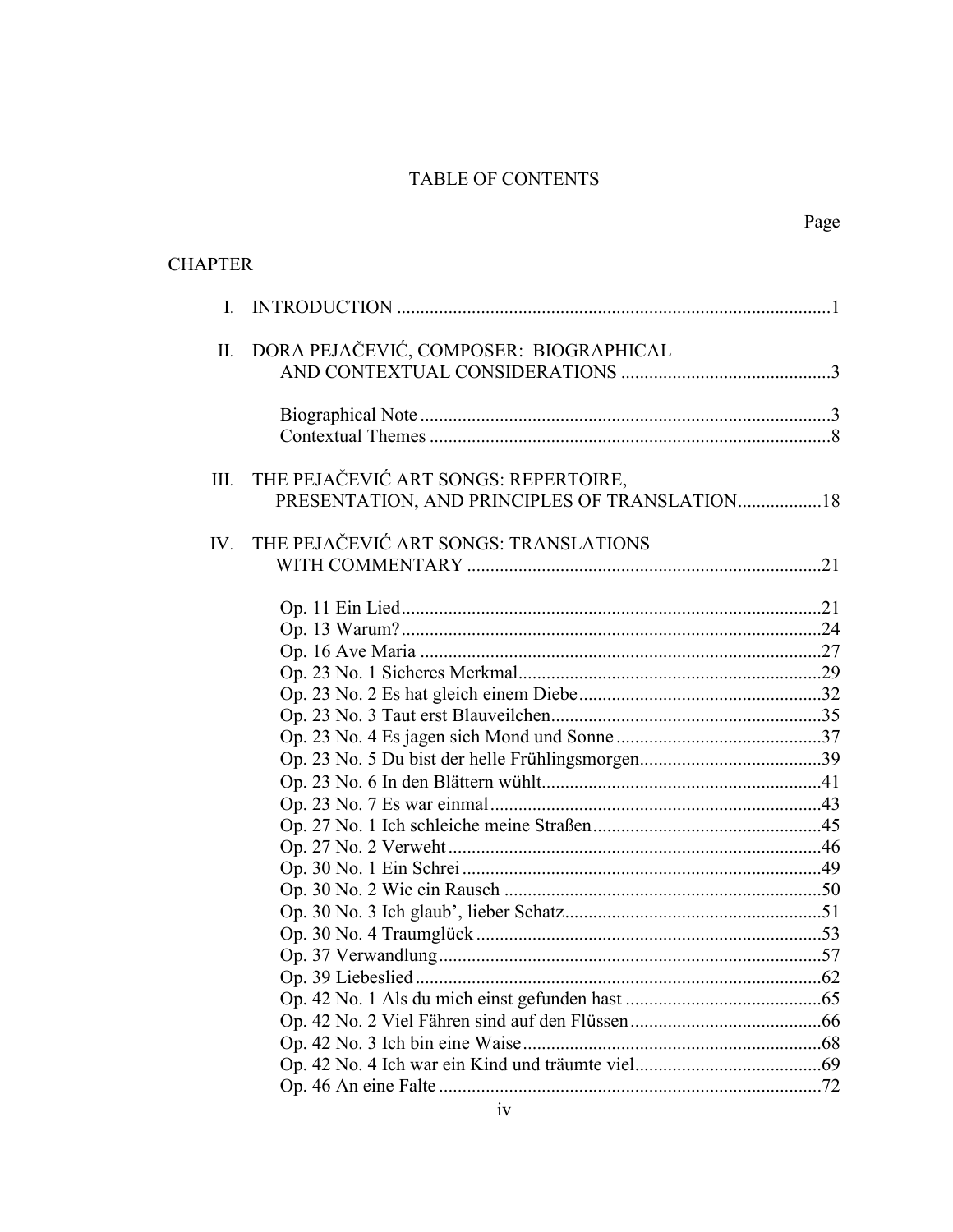# TABLE OF CONTENTS

Page

CHAPTER

I. INTRODUCTION ....................................................................................1

II. DORA PEJAČEVIĆ, COMPOSER: BIOGRAPHICAL AND CONTEXTUAL CONSIDERATIONS .............................................3

- Biographical Note .......................................................................................3
- Contextual Themes .....................................................................................8

III. THE PEJAČEVIĆ ART SONGS: REPERTOIRE, PRESENTATION, AND PRINCIPLES OF TRANSLATION..................18

IV. THE PEJAČEVIĆ ART SONGS: TRANSLATIONS WITH COMMENTARY ...........................................................................21

- Op. 11 Ein Lied.........................................................................................21
- Op. 13 Warum?.........................................................................................24
- Op. 16 Ave Maria ......................................................................................27
- Op. 23 No. 1 Sicheres Merkmal.................................................................29
- Op. 23 No. 2 Es hat gleich einem Diebe....................................................32
- Op. 23 No. 3 Taut erst Blauveilchen..........................................................35
- Op. 23 No. 4 Es jagen sich Mond und Sonne ............................................37
- Op. 23 No. 5 Du bist der helle Frühlingsmorgen.......................................39
- Op. 23 No. 6 In den Blättern wühlt...........................................................41
- Op. 23 No. 7 Es war einmal......................................................................43
- Op. 27 No. 1 Ich schleiche meine Straßen.................................................45
- Op. 27 No. 2 Verweht...............................................................................46
- Op. 30 No. 1 Ein Schrei ............................................................................49
- Op. 30 No. 2 Wie ein Rausch ....................................................................50
- Op. 30 No. 3 Ich glaub', lieber Schatz.......................................................51
- Op. 30 No. 4 Traumglück .........................................................................53
- Op. 37 Verwandlung.................................................................................57
- Op. 39 Liebeslied ......................................................................................62
- Op. 42 No. 1 Als du mich einst gefunden hast ..........................................65
- Op. 42 No. 2 Viel Fähren sind auf den Flüssen.........................................66
- Op. 42 No. 3 Ich bin eine Waise...............................................................68
- Op. 42 No. 4 Ich war ein Kind und träumte viel........................................69
- Op. 46 An eine Falte .................................................................................72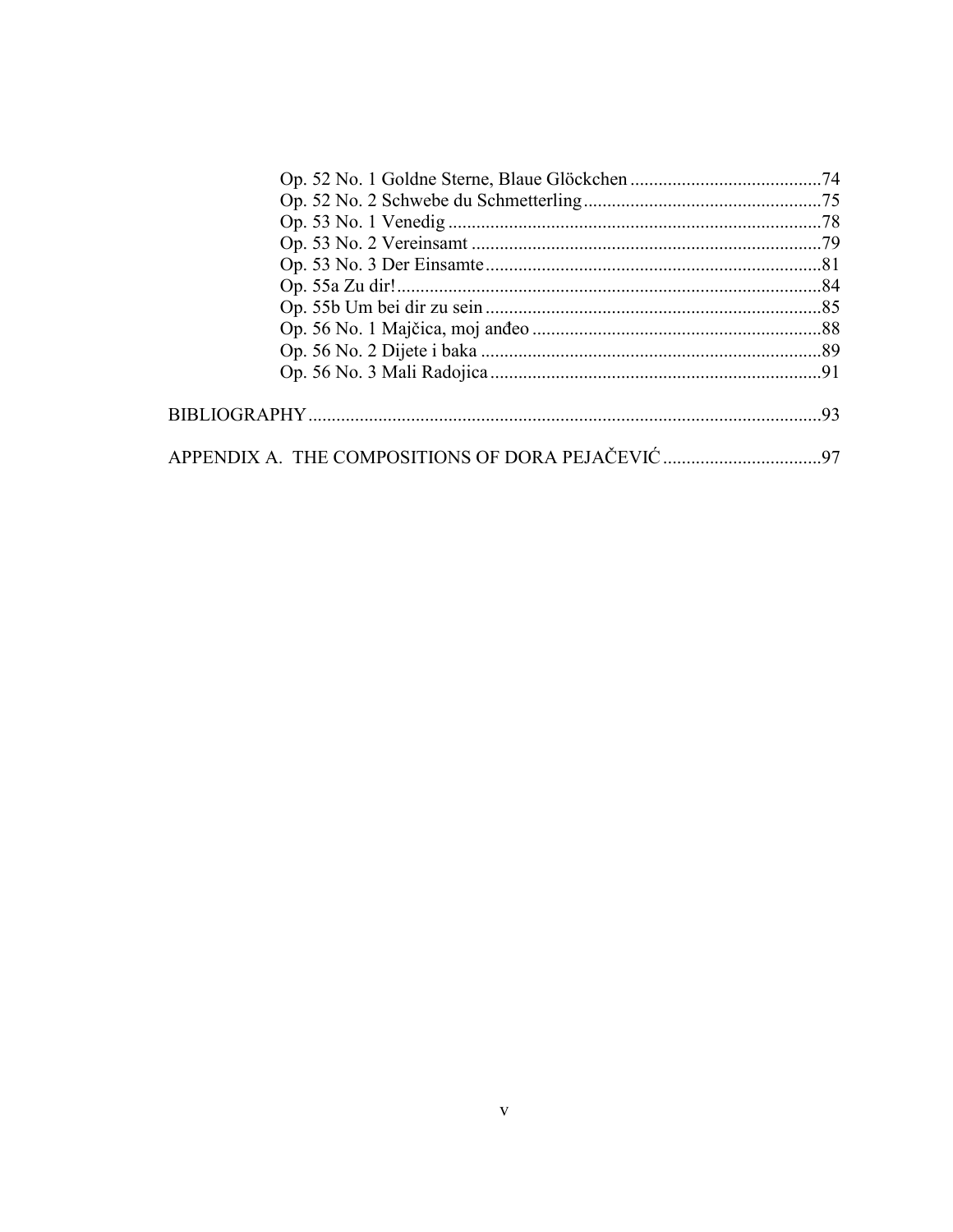Op. 52 No. 1 Goldne Sterne, Blaue Glöckchen .........................................74
Op. 52 No. 2 Schwebe du Schmetterling...................................................75
Op. 53 No. 1 Venedig ...............................................................................78
Op. 53 No. 2 Vereinsamt ..........................................................................79
Op. 53 No. 3 Der Einsamte.......................................................................81
Op. 55a Zu dir!..........................................................................................84
Op. 55b Um bei dir zu sein .......................................................................85
Op. 56 No. 1 Majčica, moj anđeo ..............................................................88
Op. 56 No. 2 Dijete i baka .........................................................................89
Op. 56 No. 3 Mali Radojica.......................................................................91

BIBLIOGRAPHY.............................................................................................................93

APPENDIX A. THE COMPOSITIONS OF DORA PEJAČEVIĆ .................................97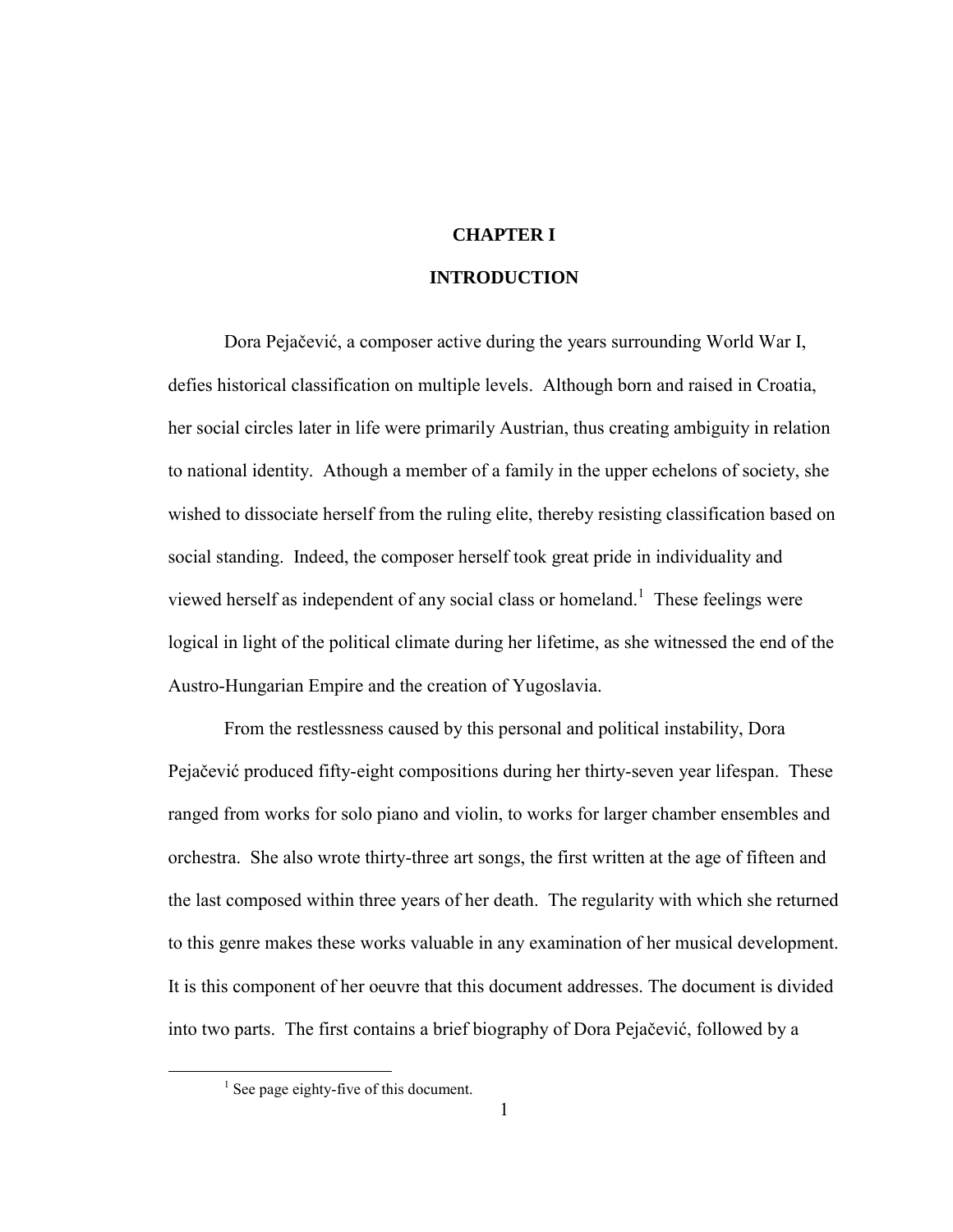# CHAPTER I

# INTRODUCTION

Dora Pejačević, a composer active during the years surrounding World War I, defies historical classification on multiple levels. Although born and raised in Croatia, her social circles later in life were primarily Austrian, thus creating ambiguity in relation to national identity. Athough a member of a family in the upper echelons of society, she wished to dissociate herself from the ruling elite, thereby resisting classification based on social standing. Indeed, the composer herself took great pride in individuality and viewed herself as independent of any social class or homeland.[1] These feelings were logical in light of the political climate during her lifetime, as she witnessed the end of the Austro-Hungarian Empire and the creation of Yugoslavia.

From the restlessness caused by this personal and political instability, Dora Pejačević produced fifty-eight compositions during her thirty-seven year lifespan. These ranged from works for solo piano and violin, to works for larger chamber ensembles and orchestra. She also wrote thirty-three art songs, the first written at the age of fifteen and the last composed within three years of her death. The regularity with which she returned to this genre makes these works valuable in any examination of her musical development. It is this component of her oeuvre that this document addresses. The document is divided into two parts. The first contains a brief biography of Dora Pejačević, followed by a

[1] See page eighty-five of this document.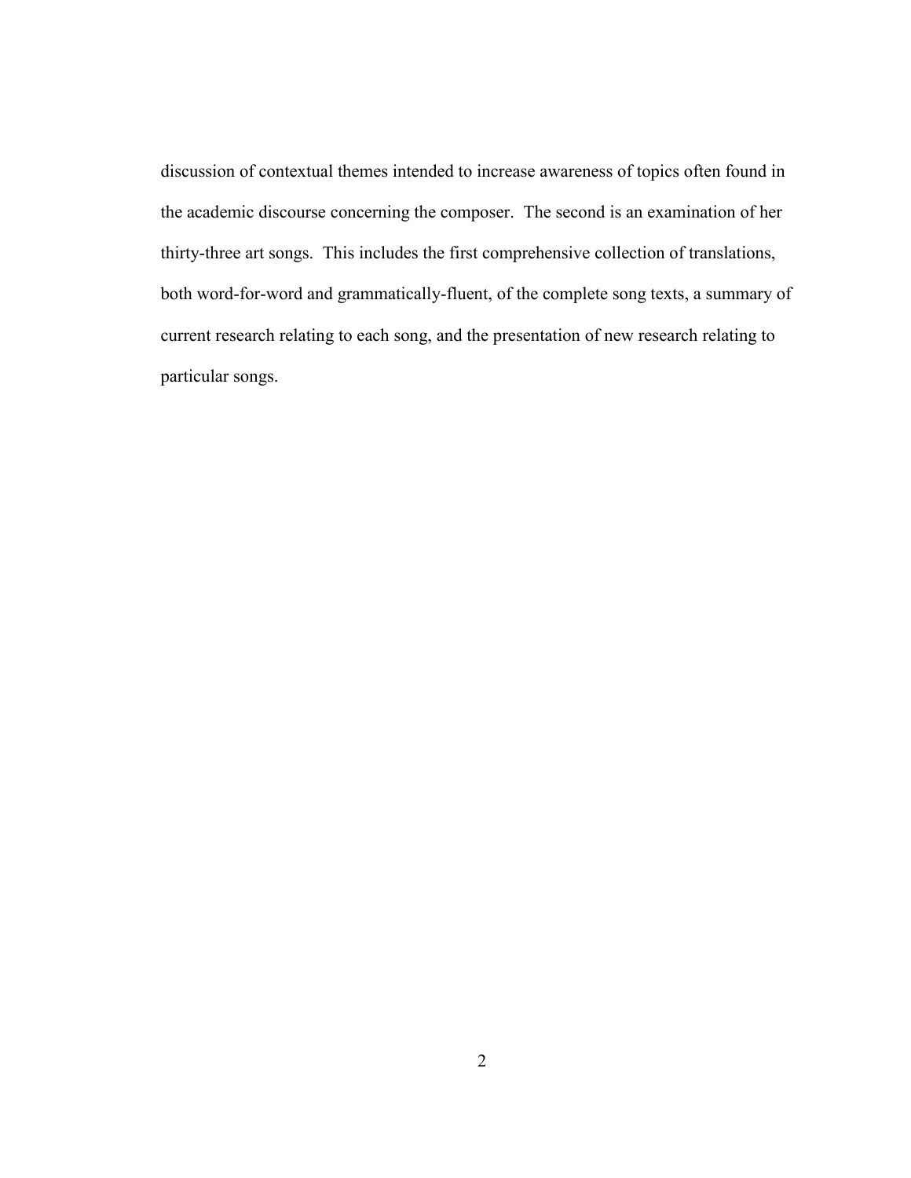discussion of contextual themes intended to increase awareness of topics often found in the academic discourse concerning the composer. The second is an examination of her thirty-three art songs. This includes the first comprehensive collection of translations, both word-for-word and grammatically-fluent, of the complete song texts, a summary of current research relating to each song, and the presentation of new research relating to particular songs.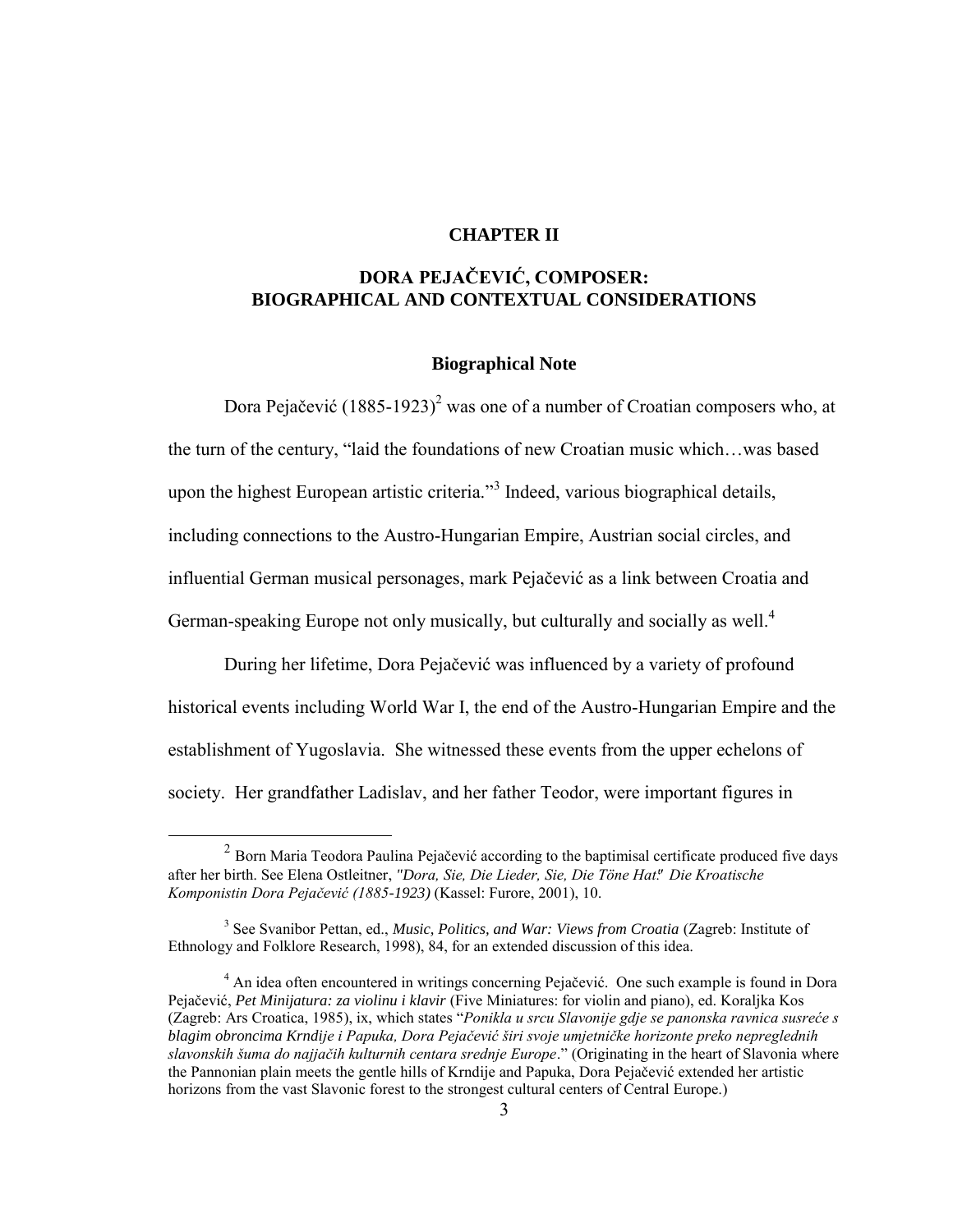# CHAPTER II

# DORA PEJAČEVIĆ, COMPOSER: BIOGRAPHICAL AND CONTEXTUAL CONSIDERATIONS

## Biographical Note

Dora Pejačević (1885-1923)[2] was one of a number of Croatian composers who, at the turn of the century, "laid the foundations of new Croatian music which…was based upon the highest European artistic criteria."[3] Indeed, various biographical details, including connections to the Austro-Hungarian Empire, Austrian social circles, and influential German musical personages, mark Pejačević as a link between Croatia and German-speaking Europe not only musically, but culturally and socially as well.[4]

During her lifetime, Dora Pejačević was influenced by a variety of profound historical events including World War I, the end of the Austro-Hungarian Empire and the establishment of Yugoslavia. She witnessed these events from the upper echelons of society. Her grandfather Ladislav, and her father Teodor, were important figures in

---

[2] Born Maria Teodora Paulina Pejačević according to the baptimisal certificate produced five days after her birth. See Elena Ostleitner, *"Dora, Sie, Die Lieder, Sie, Die Töne Hat!" Die Kroatische Komponistin Dora Pejačević (1885-1923)* (Kassel: Furore, 2001), 10.

[3] See Svanibor Pettan, ed., *Music, Politics, and War: Views from Croatia* (Zagreb: Institute of Ethnology and Folklore Research, 1998), 84, for an extended discussion of this idea.

[4] An idea often encountered in writings concerning Pejačević. One such example is found in Dora Pejačević, *Pet Minijatura: za violinu i klavir* (Five Miniatures: for violin and piano), ed. Koraljka Kos (Zagreb: Ars Croatica, 1985), ix, which states "*Ponikla u srcu Slavonije gdje se panonska ravnica susreće s blagim obroncima Krndije i Papuka, Dora Pejačević širi svoje umjetničke horizonte preko nepreglednih slavonskih šuma do najjačih kulturnih centara srednje Europe*." (Originating in the heart of Slavonia where the Pannonian plain meets the gentle hills of Krndije and Papuka, Dora Pejačević extended her artistic horizons from the vast Slavonic forest to the strongest cultural centers of Central Europe.)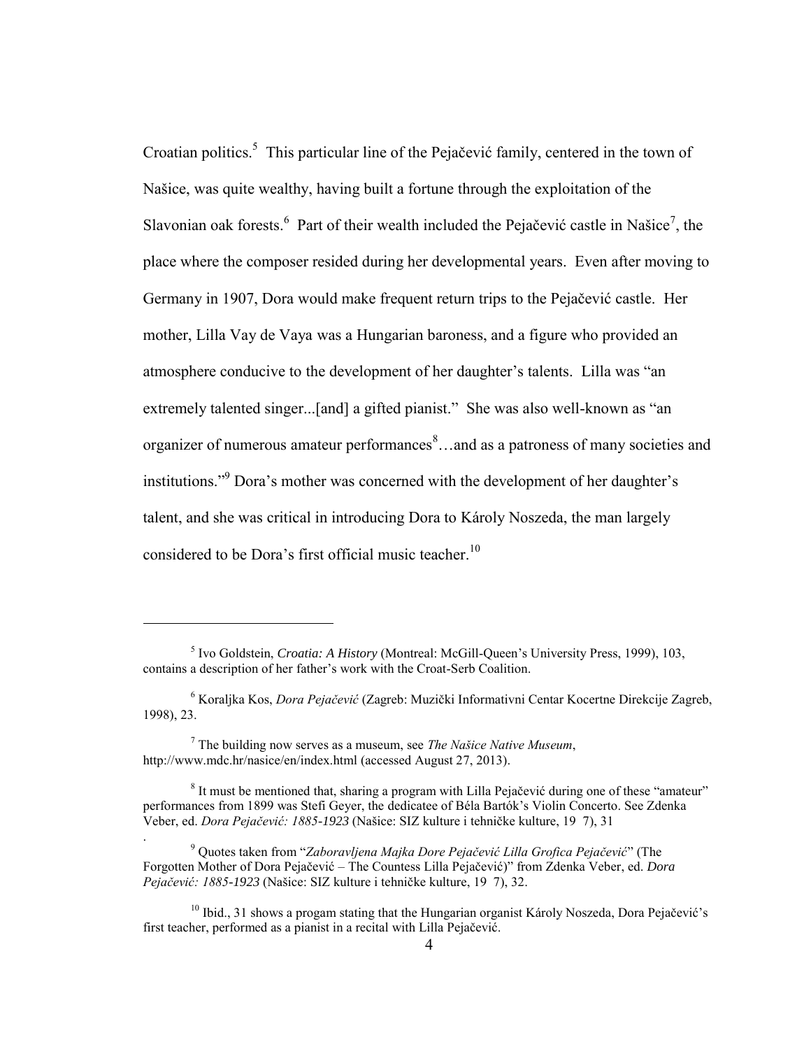Croatian politics.[5] This particular line of the Pejačević family, centered in the town of Našice, was quite wealthy, having built a fortune through the exploitation of the Slavonian oak forests.[6] Part of their wealth included the Pejačević castle in Našice[7], the place where the composer resided during her developmental years. Even after moving to Germany in 1907, Dora would make frequent return trips to the Pejačević castle. Her mother, Lilla Vay de Vaya was a Hungarian baroness, and a figure who provided an atmosphere conducive to the development of her daughter's talents. Lilla was "an extremely talented singer...[and] a gifted pianist." She was also well-known as "an organizer of numerous amateur performances[8]…and as a patroness of many societies and institutions."[9] Dora's mother was concerned with the development of her daughter's talent, and she was critical in introducing Dora to Károly Noszeda, the man largely considered to be Dora's first official music teacher.[10]

---

[5] Ivo Goldstein, *Croatia: A History* (Montreal: McGill-Queen's University Press, 1999), 103, contains a description of her father's work with the Croat-Serb Coalition.

[6] Koraljka Kos, *Dora Pejačević* (Zagreb: Muzički Informativni Centar Kocertne Direkcije Zagreb, 1998), 23.

[7] The building now serves as a museum, see *The Našice Native Museum*, http://www.mdc.hr/nasice/en/index.html (accessed August 27, 2013).

[8] It must be mentioned that, sharing a program with Lilla Pejačević during one of these "amateur" performances from 1899 was Stefi Geyer, the dedicatee of Béla Bartók's Violin Concerto. See Zdenka Veber, ed. *Dora Pejačević: 1885-1923* (Našice: SIZ kulture i tehničke kulture, 19 7), 31
.

[9] Quotes taken from "*Zaboravljena Majka Dore Pejačević Lilla Grofica Pejačević*" (The Forgotten Mother of Dora Pejačević – The Countess Lilla Pejačević)" from Zdenka Veber, ed. *Dora Pejačević: 1885-1923* (Našice: SIZ kulture i tehničke kulture, 19 7), 32.

[10] Ibid., 31 shows a progam stating that the Hungarian organist Károly Noszeda, Dora Pejačević's first teacher, performed as a pianist in a recital with Lilla Pejačević.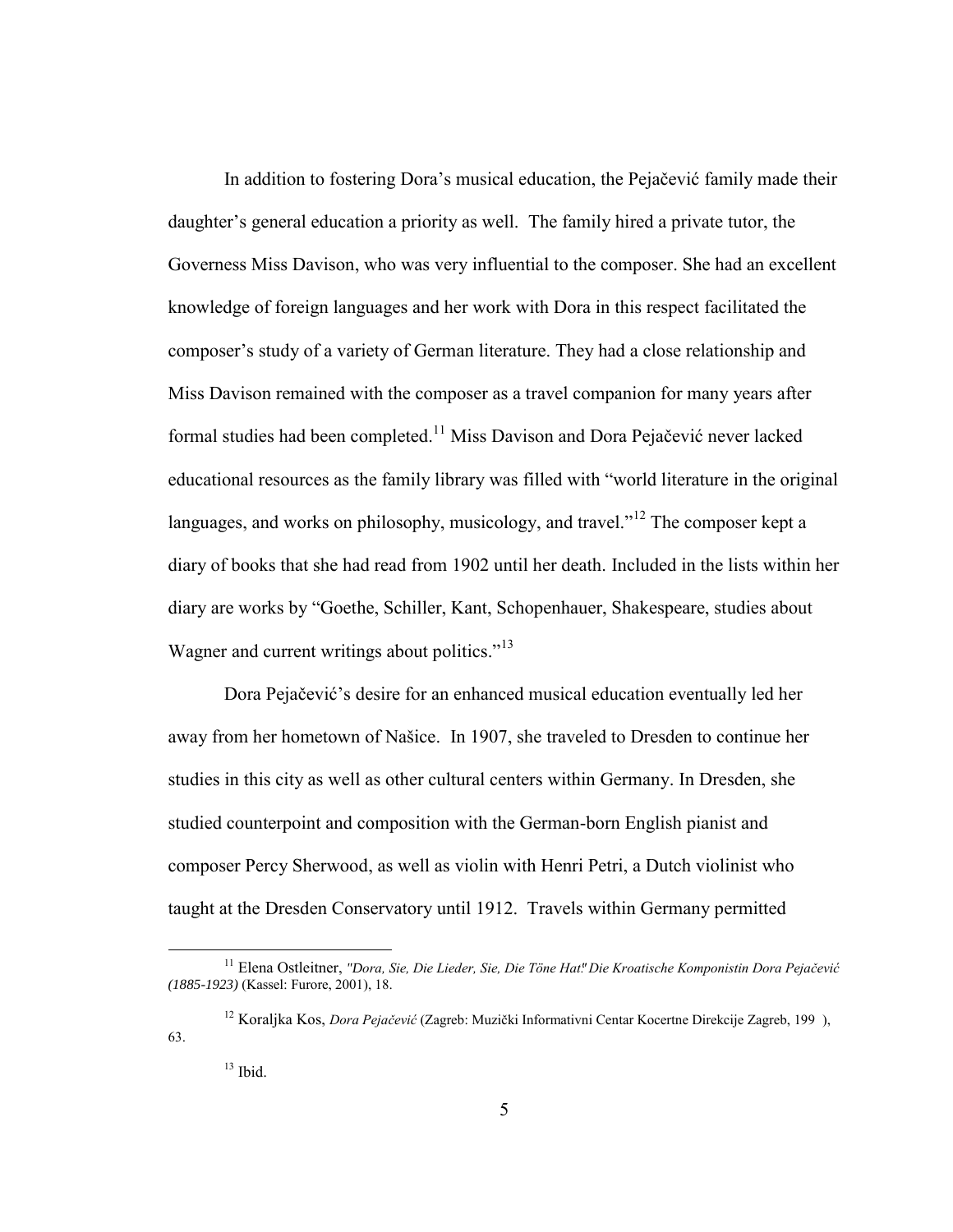In addition to fostering Dora's musical education, the Pejačević family made their daughter's general education a priority as well. The family hired a private tutor, the Governess Miss Davison, who was very influential to the composer. She had an excellent knowledge of foreign languages and her work with Dora in this respect facilitated the composer's study of a variety of German literature. They had a close relationship and Miss Davison remained with the composer as a travel companion for many years after formal studies had been completed.[11] Miss Davison and Dora Pejačević never lacked educational resources as the family library was filled with "world literature in the original languages, and works on philosophy, musicology, and travel."[12] The composer kept a diary of books that she had read from 1902 until her death. Included in the lists within her diary are works by "Goethe, Schiller, Kant, Schopenhauer, Shakespeare, studies about Wagner and current writings about politics."[13]

Dora Pejačević's desire for an enhanced musical education eventually led her away from her hometown of Našice. In 1907, she traveled to Dresden to continue her studies in this city as well as other cultural centers within Germany. In Dresden, she studied counterpoint and composition with the German-born English pianist and composer Percy Sherwood, as well as violin with Henri Petri, a Dutch violinist who taught at the Dresden Conservatory until 1912. Travels within Germany permitted

---

[11] Elena Ostleitner, *"Dora, Sie, Die Lieder, Sie, Die Töne Hat!" Die Kroatische Komponistin Dora Pejačević (1885-1923)* (Kassel: Furore, 2001), 18.

[12] Koraljka Kos, *Dora Pejačević* (Zagreb: Muzički Informativni Centar Kocertne Direkcije Zagreb, 199 ), 63.

[13] Ibid.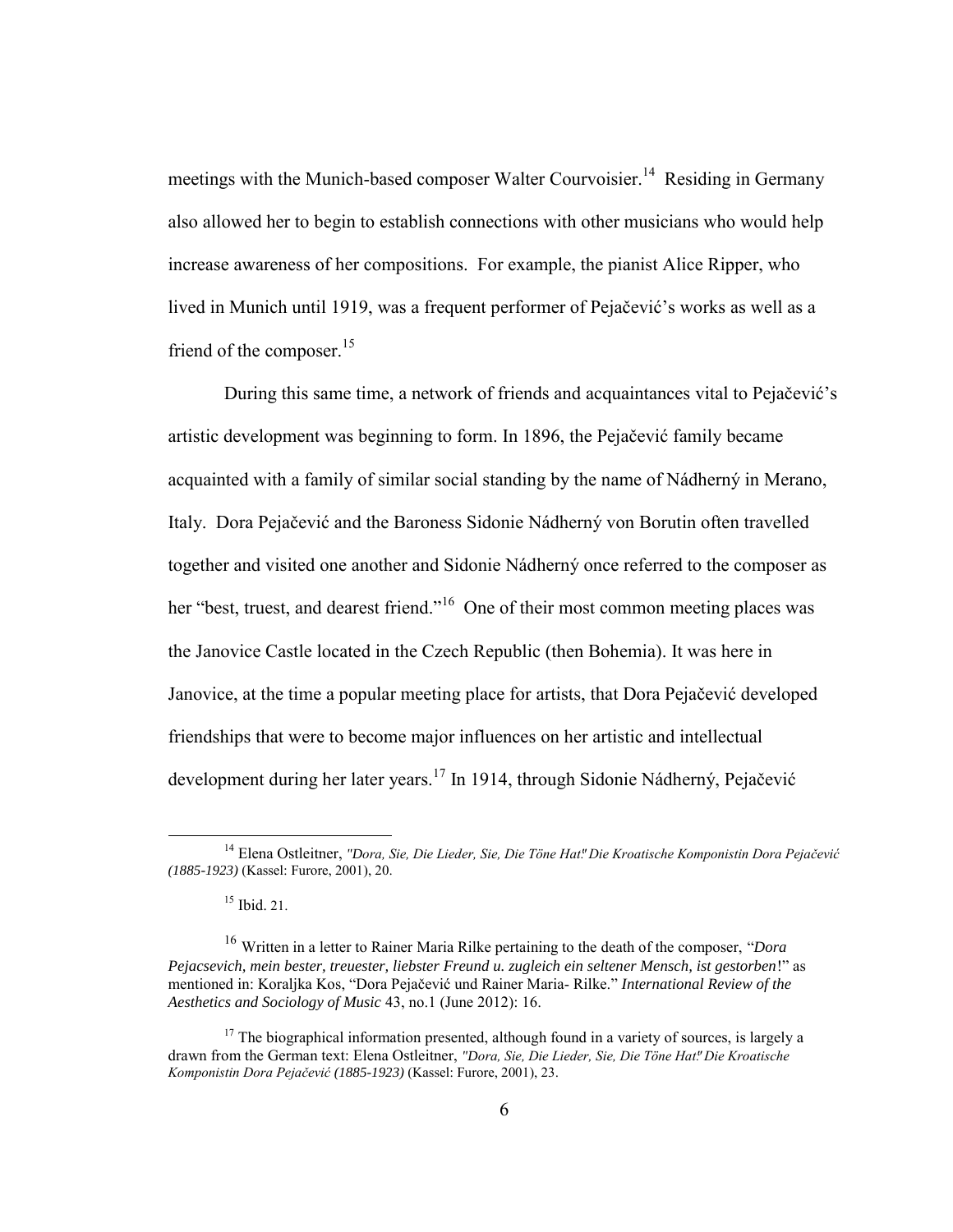meetings with the Munich-based composer Walter Courvoisier.[14] Residing in Germany also allowed her to begin to establish connections with other musicians who would help increase awareness of her compositions. For example, the pianist Alice Ripper, who lived in Munich until 1919, was a frequent performer of Pejačević's works as well as a friend of the composer.[15]

During this same time, a network of friends and acquaintances vital to Pejačević's artistic development was beginning to form. In 1896, the Pejačević family became acquainted with a family of similar social standing by the name of Nádherný in Merano, Italy. Dora Pejačević and the Baroness Sidonie Nádherný von Borutin often travelled together and visited one another and Sidonie Nádherný once referred to the composer as her "best, truest, and dearest friend."[16] One of their most common meeting places was the Janovice Castle located in the Czech Republic (then Bohemia). It was here in Janovice, at the time a popular meeting place for artists, that Dora Pejačević developed friendships that were to become major influences on her artistic and intellectual development during her later years.[17] In 1914, through Sidonie Nádherný, Pejačević

---

[14] Elena Ostleitner, *"Dora, Sie, Die Lieder, Sie, Die Töne Hat!" Die Kroatische Komponistin Dora Pejačević (1885-1923)* (Kassel: Furore, 2001), 20.

[15] Ibid. 21.

[16] Written in a letter to Rainer Maria Rilke pertaining to the death of the composer, "*Dora Pejacsevich, mein bester, treuester, liebster Freund u. zugleich ein seltener Mensch, ist gestorben*!" as mentioned in: Koraljka Kos, "Dora Pejačević und Rainer Maria- Rilke." *International Review of the Aesthetics and Sociology of Music* 43, no.1 (June 2012): 16.

[17] The biographical information presented, although found in a variety of sources, is largely a drawn from the German text: Elena Ostleitner, *"Dora, Sie, Die Lieder, Sie, Die Töne Hat!" Die Kroatische Komponistin Dora Pejačević (1885-1923)* (Kassel: Furore, 2001), 23.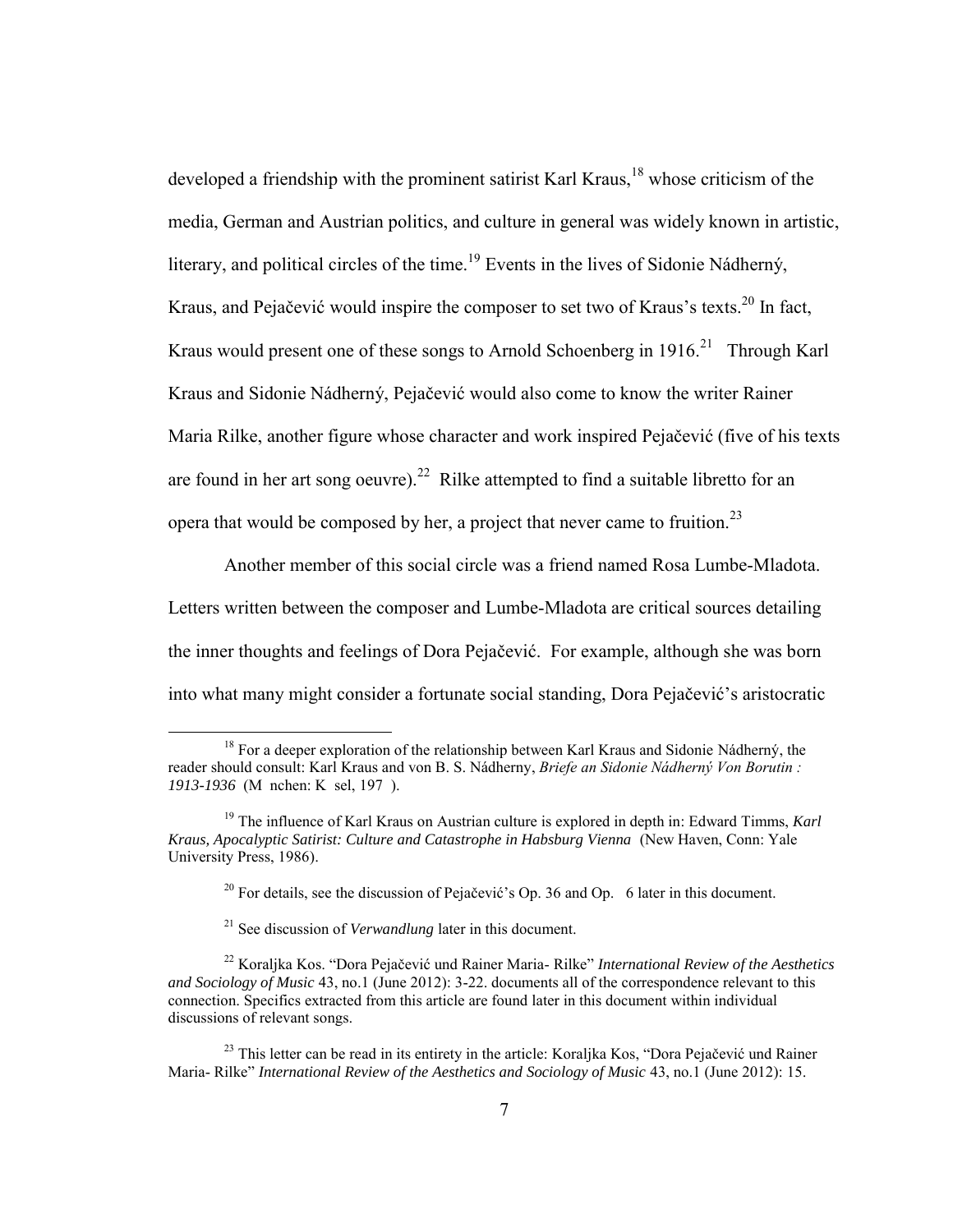developed a friendship with the prominent satirist Karl Kraus,[18] whose criticism of the media, German and Austrian politics, and culture in general was widely known in artistic, literary, and political circles of the time.[19] Events in the lives of Sidonie Nádherný, Kraus, and Pejačević would inspire the composer to set two of Kraus's texts.[20] In fact, Kraus would present one of these songs to Arnold Schoenberg in 1916.[21] Through Karl Kraus and Sidonie Nádherný, Pejačević would also come to know the writer Rainer Maria Rilke, another figure whose character and work inspired Pejačević (five of his texts are found in her art song oeuvre).[22] Rilke attempted to find a suitable libretto for an opera that would be composed by her, a project that never came to fruition.[23]

Another member of this social circle was a friend named Rosa Lumbe-Mladota. Letters written between the composer and Lumbe-Mladota are critical sources detailing the inner thoughts and feelings of Dora Pejačević. For example, although she was born into what many might consider a fortunate social standing, Dora Pejačević's aristocratic

---

[18] For a deeper exploration of the relationship between Karl Kraus and Sidonie Nádherný, the reader should consult: Karl Kraus and von B. S. Nádherny, *Briefe an Sidonie Nádherný Von Borutin : 1913-1936* (M nchen: K sel, 197 ).

[19] The influence of Karl Kraus on Austrian culture is explored in depth in: Edward Timms, *Karl Kraus, Apocalyptic Satirist: Culture and Catastrophe in Habsburg Vienna* (New Haven, Conn: Yale University Press, 1986).

[20] For details, see the discussion of Pejačević's Op. 36 and Op. 6 later in this document.

[21] See discussion of *Verwandlung* later in this document.

[22] Koraljka Kos. "Dora Pejačević und Rainer Maria- Rilke" *International Review of the Aesthetics and Sociology of Music* 43, no.1 (June 2012): 3-22. documents all of the correspondence relevant to this connection. Specifics extracted from this article are found later in this document within individual discussions of relevant songs.

[23] This letter can be read in its entirety in the article: Koraljka Kos, "Dora Pejačević und Rainer Maria- Rilke" *International Review of the Aesthetics and Sociology of Music* 43, no.1 (June 2012): 15.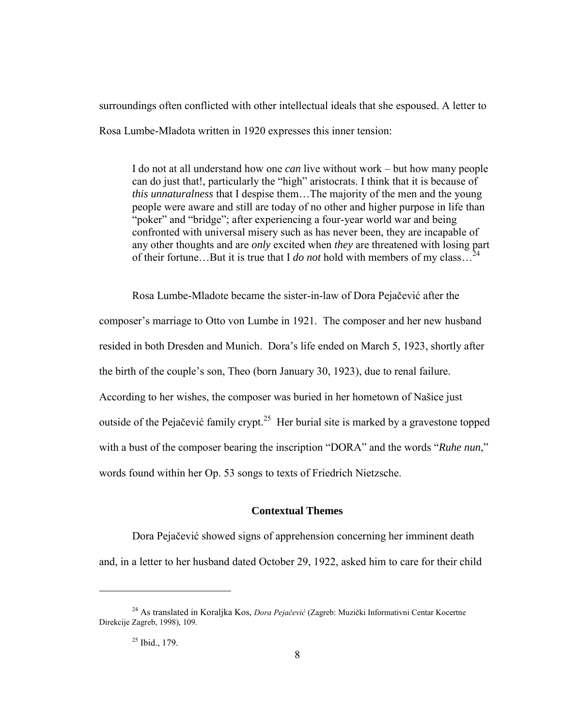surroundings often conflicted with other intellectual ideals that she espoused. A letter to Rosa Lumbe-Mladota written in 1920 expresses this inner tension:

> I do not at all understand how one *can* live without work – but how many people can do just that!, particularly the "high" aristocrats. I think that it is because of *this unnaturalness* that I despise them…The majority of the men and the young people were aware and still are today of no other and higher purpose in life than "poker" and "bridge"; after experiencing a four-year world war and being confronted with universal misery such as has never been, they are incapable of any other thoughts and are *only* excited when *they* are threatened with losing part of their fortune…But it is true that I *do not* hold with members of my class…[24]

Rosa Lumbe-Mladote became the sister-in-law of Dora Pejačević after the composer's marriage to Otto von Lumbe in 1921. The composer and her new husband resided in both Dresden and Munich. Dora's life ended on March 5, 1923, shortly after the birth of the couple's son, Theo (born January 30, 1923), due to renal failure. According to her wishes, the composer was buried in her hometown of Našice just outside of the Pejačević family crypt.[25] Her burial site is marked by a gravestone topped with a bust of the composer bearing the inscription "DORA" and the words "*Ruhe nun*," words found within her Op. 53 songs to texts of Friedrich Nietzsche.

## Contextual Themes

Dora Pejačević showed signs of apprehension concerning her imminent death and, in a letter to her husband dated October 29, 1922, asked him to care for their child

---

[24] As translated in Koraljka Kos, *Dora Pejačević* (Zagreb: Muzički Informativni Centar Kocertne Direkcije Zagreb, 1998), 109.

[25] Ibid., 179.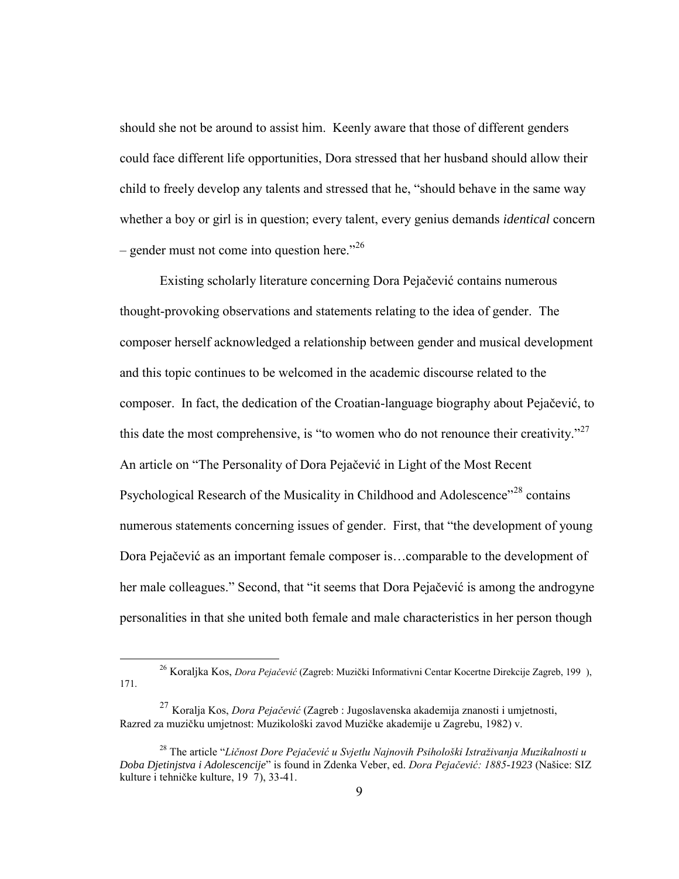should she not be around to assist him. Keenly aware that those of different genders could face different life opportunities, Dora stressed that her husband should allow their child to freely develop any talents and stressed that he, "should behave in the same way whether a boy or girl is in question; every talent, every genius demands *identical* concern – gender must not come into question here."[26]

Existing scholarly literature concerning Dora Pejačević contains numerous thought-provoking observations and statements relating to the idea of gender. The composer herself acknowledged a relationship between gender and musical development and this topic continues to be welcomed in the academic discourse related to the composer. In fact, the dedication of the Croatian-language biography about Pejačević, to this date the most comprehensive, is "to women who do not renounce their creativity."[27] An article on "The Personality of Dora Pejačević in Light of the Most Recent Psychological Research of the Musicality in Childhood and Adolescence"[28] contains numerous statements concerning issues of gender. First, that "the development of young Dora Pejačević as an important female composer is…comparable to the development of her male colleagues." Second, that "it seems that Dora Pejačević is among the androgyne personalities in that she united both female and male characteristics in her person though

---

[26] Koraljka Kos, *Dora Pejačević* (Zagreb: Muzički Informativni Centar Kocertne Direkcije Zagreb, 199 ), 171.

[27] Koralja Kos, *Dora Pejačević* (Zagreb : Jugoslavenska akademija znanosti i umjetnosti, Razred za muzičku umjetnost: Muzikološki zavod Muzičke akademije u Zagrebu, 1982) v.

[28] The article "*Ličnost Dore Pejačević u Svjetlu Najnovih Psihološki Istraživanja Muzikalnosti u Doba Djetinjstva i Adolescencije*" is found in Zdenka Veber, ed. *Dora Pejačević: 1885-1923* (Našice: SIZ kulture i tehničke kulture, 19 7), 33-41.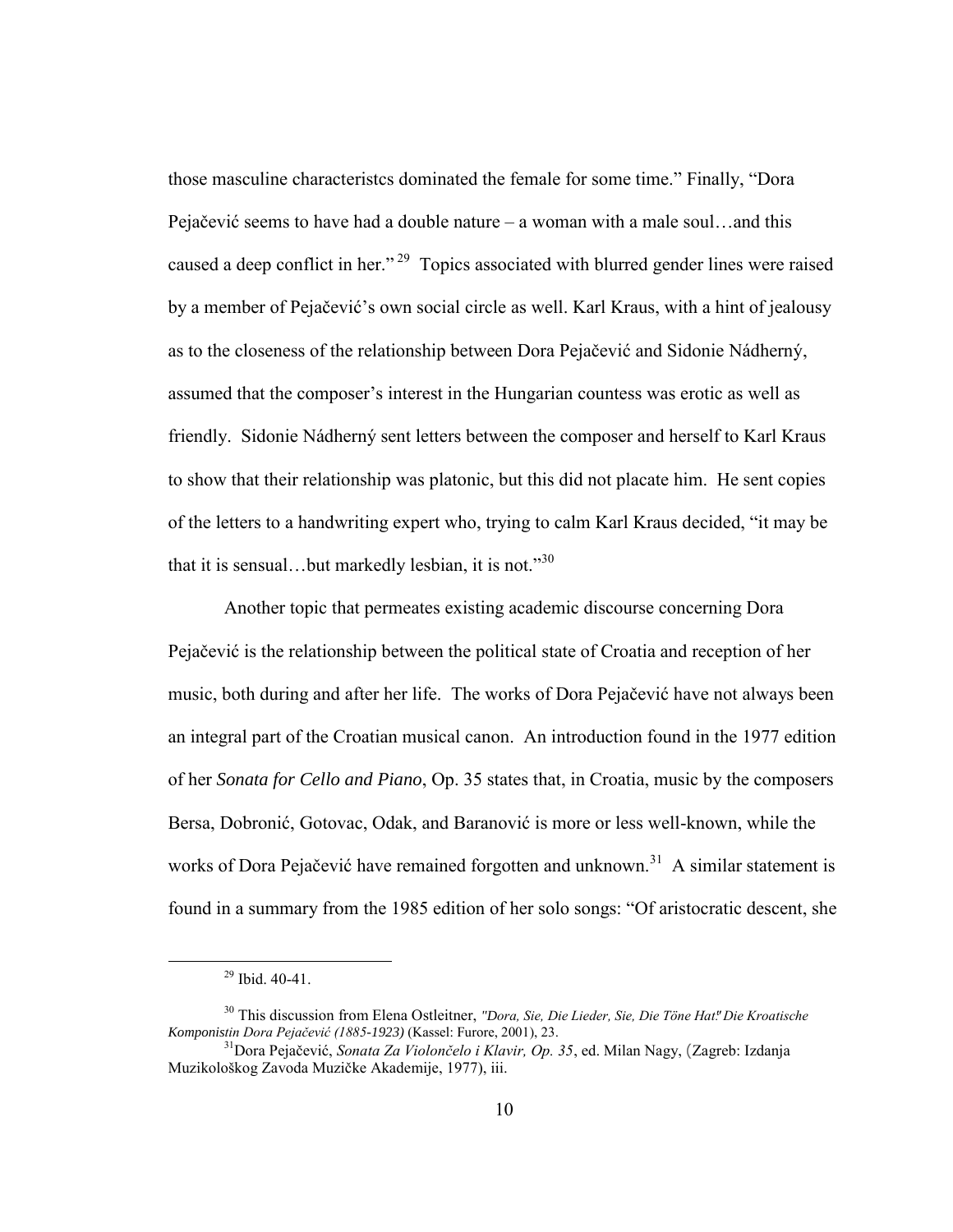those masculine characteristcs dominated the female for some time." Finally, "Dora Pejačević seems to have had a double nature – a woman with a male soul…and this caused a deep conflict in her."[29] Topics associated with blurred gender lines were raised by a member of Pejačević's own social circle as well. Karl Kraus, with a hint of jealousy as to the closeness of the relationship between Dora Pejačević and Sidonie Nádherný, assumed that the composer's interest in the Hungarian countess was erotic as well as friendly. Sidonie Nádherný sent letters between the composer and herself to Karl Kraus to show that their relationship was platonic, but this did not placate him. He sent copies of the letters to a handwriting expert who, trying to calm Karl Kraus decided, "it may be that it is sensual…but markedly lesbian, it is not."[30]

Another topic that permeates existing academic discourse concerning Dora Pejačević is the relationship between the political state of Croatia and reception of her music, both during and after her life. The works of Dora Pejačević have not always been an integral part of the Croatian musical canon. An introduction found in the 1977 edition of her *Sonata for Cello and Piano*, Op. 35 states that, in Croatia, music by the composers Bersa, Dobronić, Gotovac, Odak, and Baranović is more or less well-known, while the works of Dora Pejačević have remained forgotten and unknown.[31] A similar statement is found in a summary from the 1985 edition of her solo songs: "Of aristocratic descent, she

---

[29] Ibid. 40-41.

[30] This discussion from Elena Ostleitner, *"Dora, Sie, Die Lieder, Sie, Die Töne Hat!" Die Kroatische Komponistin Dora Pejačević (1885-1923)* (Kassel: Furore, 2001), 23.

[31] Dora Pejačević, *Sonata Za Violončelo i Klavir, Op. 35*, ed. Milan Nagy, (Zagreb: Izdanja Muzikološkog Zavoda Muzičke Akademije, 1977), iii.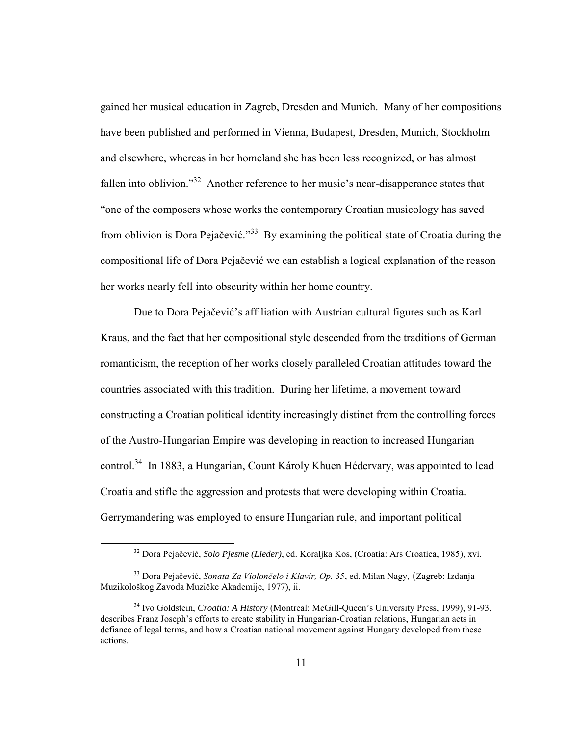gained her musical education in Zagreb, Dresden and Munich. Many of her compositions have been published and performed in Vienna, Budapest, Dresden, Munich, Stockholm and elsewhere, whereas in her homeland she has been less recognized, or has almost fallen into oblivion."[32] Another reference to her music's near-disapperance states that "one of the composers whose works the contemporary Croatian musicology has saved from oblivion is Dora Pejačević."[33] By examining the political state of Croatia during the compositional life of Dora Pejačević we can establish a logical explanation of the reason her works nearly fell into obscurity within her home country.

Due to Dora Pejačević's affiliation with Austrian cultural figures such as Karl Kraus, and the fact that her compositional style descended from the traditions of German romanticism, the reception of her works closely paralleled Croatian attitudes toward the countries associated with this tradition. During her lifetime, a movement toward constructing a Croatian political identity increasingly distinct from the controlling forces of the Austro-Hungarian Empire was developing in reaction to increased Hungarian control.[34] In 1883, a Hungarian, Count Károly Khuen Hédervary, was appointed to lead Croatia and stifle the aggression and protests that were developing within Croatia. Gerrymandering was employed to ensure Hungarian rule, and important political

---

[32] Dora Pejačević, *Solo Pjesme (Lieder)*, ed. Koraljka Kos, (Croatia: Ars Croatica, 1985), xvi.

[33] Dora Pejačević, *Sonata Za Violončelo i Klavir, Op. 35*, ed. Milan Nagy, (Zagreb: Izdanja Muzikološkog Zavoda Muzičke Akademije, 1977), ii.

[34] Ivo Goldstein, *Croatia: A History* (Montreal: McGill-Queen's University Press, 1999), 91-93, describes Franz Joseph's efforts to create stability in Hungarian-Croatian relations, Hungarian acts in defiance of legal terms, and how a Croatian national movement against Hungary developed from these actions.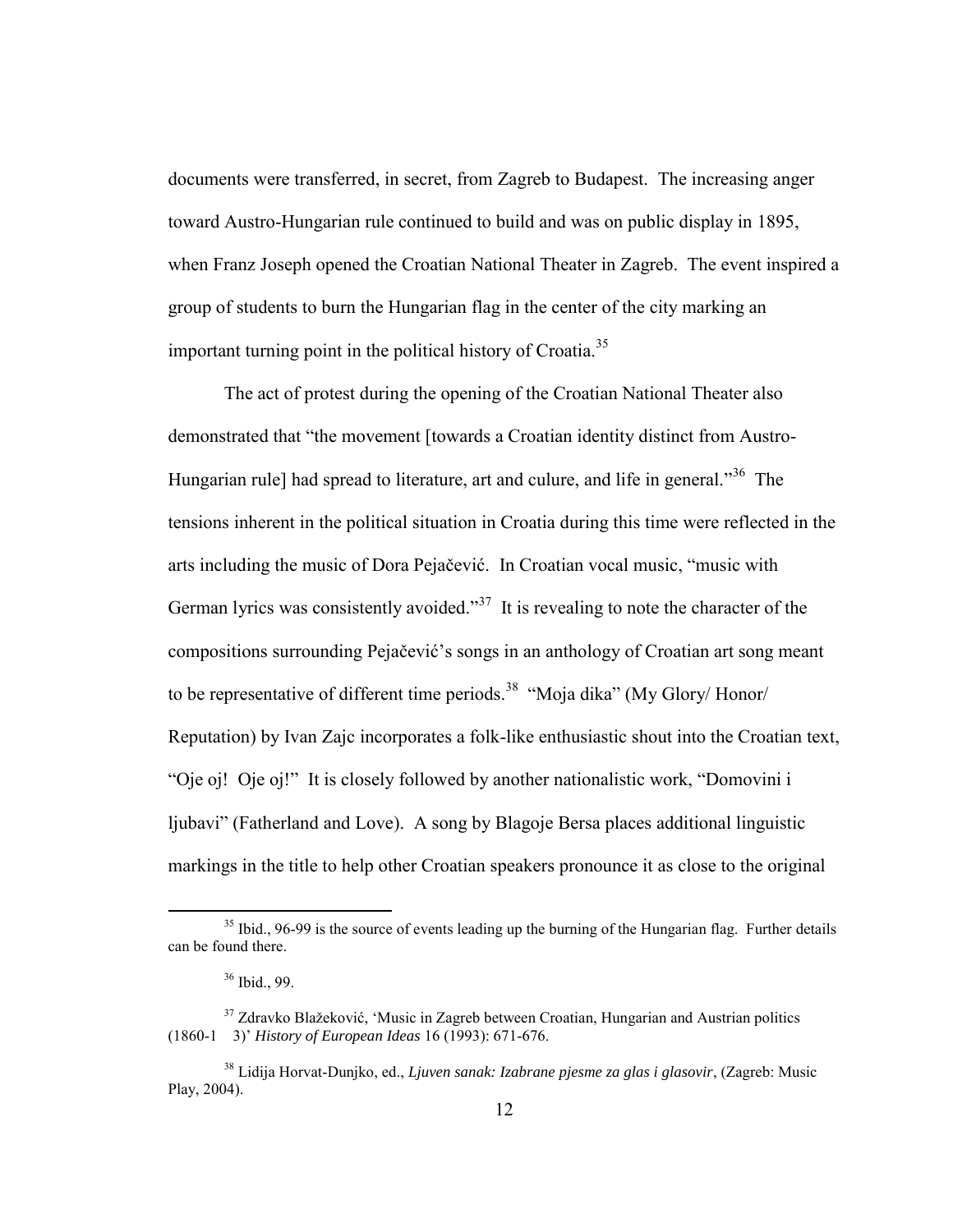documents were transferred, in secret, from Zagreb to Budapest. The increasing anger toward Austro-Hungarian rule continued to build and was on public display in 1895, when Franz Joseph opened the Croatian National Theater in Zagreb. The event inspired a group of students to burn the Hungarian flag in the center of the city marking an important turning point in the political history of Croatia.[35]

The act of protest during the opening of the Croatian National Theater also demonstrated that "the movement [towards a Croatian identity distinct from Austro-Hungarian rule] had spread to literature, art and culure, and life in general."[36] The tensions inherent in the political situation in Croatia during this time were reflected in the arts including the music of Dora Pejačević. In Croatian vocal music, "music with German lyrics was consistently avoided."[37] It is revealing to note the character of the compositions surrounding Pejačević's songs in an anthology of Croatian art song meant to be representative of different time periods.[38] "Moja dika" (My Glory/ Honor/ Reputation) by Ivan Zajc incorporates a folk-like enthusiastic shout into the Croatian text, "Oje oj! Oje oj!" It is closely followed by another nationalistic work, "Domovini i ljubavi" (Fatherland and Love). A song by Blagoje Bersa places additional linguistic markings in the title to help other Croatian speakers pronounce it as close to the original

---

[35] Ibid., 96-99 is the source of events leading up the burning of the Hungarian flag. Further details can be found there.

[36] Ibid., 99.

[37] Zdravko Blažeković, 'Music in Zagreb between Croatian, Hungarian and Austrian politics (1860-1 3)' *History of European Ideas* 16 (1993): 671-676.

[38] Lidija Horvat-Dunjko, ed., *Ljuven sanak: Izabrane pjesme za glas i glasovir*, (Zagreb: Music Play, 2004).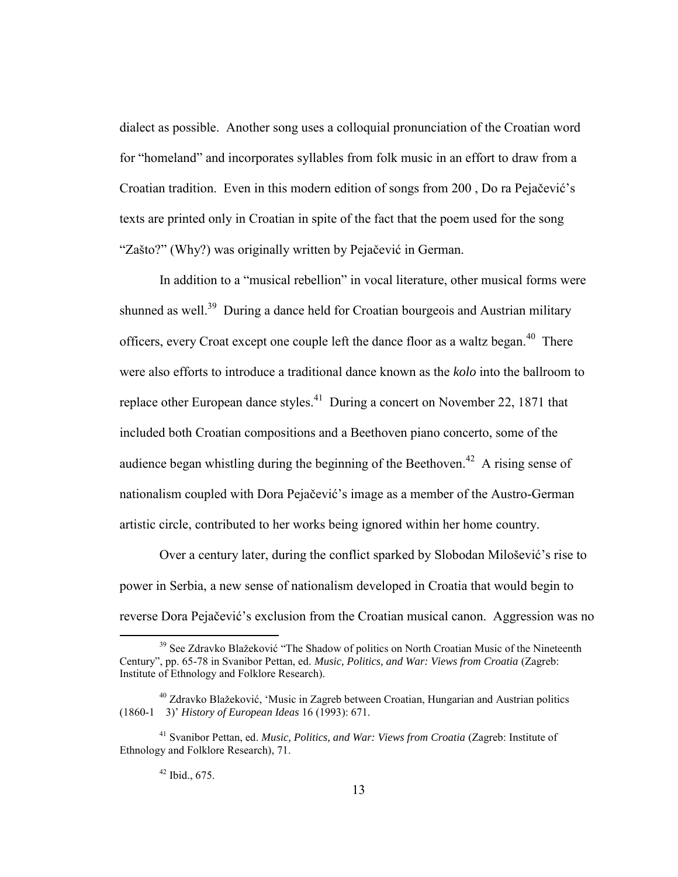dialect as possible. Another song uses a colloquial pronunciation of the Croatian word for "homeland" and incorporates syllables from folk music in an effort to draw from a Croatian tradition. Even in this modern edition of songs from 200 , Do ra Pejačević's texts are printed only in Croatian in spite of the fact that the poem used for the song "Zašto?" (Why?) was originally written by Pejačević in German.

In addition to a "musical rebellion" in vocal literature, other musical forms were shunned as well.[39] During a dance held for Croatian bourgeois and Austrian military officers, every Croat except one couple left the dance floor as a waltz began.[40] There were also efforts to introduce a traditional dance known as the *kolo* into the ballroom to replace other European dance styles.[41] During a concert on November 22, 1871 that included both Croatian compositions and a Beethoven piano concerto, some of the audience began whistling during the beginning of the Beethoven.[42] A rising sense of nationalism coupled with Dora Pejačević's image as a member of the Austro-German artistic circle, contributed to her works being ignored within her home country.

Over a century later, during the conflict sparked by Slobodan Milošević's rise to power in Serbia, a new sense of nationalism developed in Croatia that would begin to reverse Dora Pejačević's exclusion from the Croatian musical canon. Aggression was no

---

[39] See Zdravko Blažeković "The Shadow of politics on North Croatian Music of the Nineteenth Century", pp. 65-78 in Svanibor Pettan, ed. *Music, Politics, and War: Views from Croatia* (Zagreb: Institute of Ethnology and Folklore Research).

[40] Zdravko Blažeković, 'Music in Zagreb between Croatian, Hungarian and Austrian politics (1860-1 3)' *History of European Ideas* 16 (1993): 671.

[41] Svanibor Pettan, ed. *Music, Politics, and War: Views from Croatia* (Zagreb: Institute of Ethnology and Folklore Research), 71.

[42] Ibid., 675.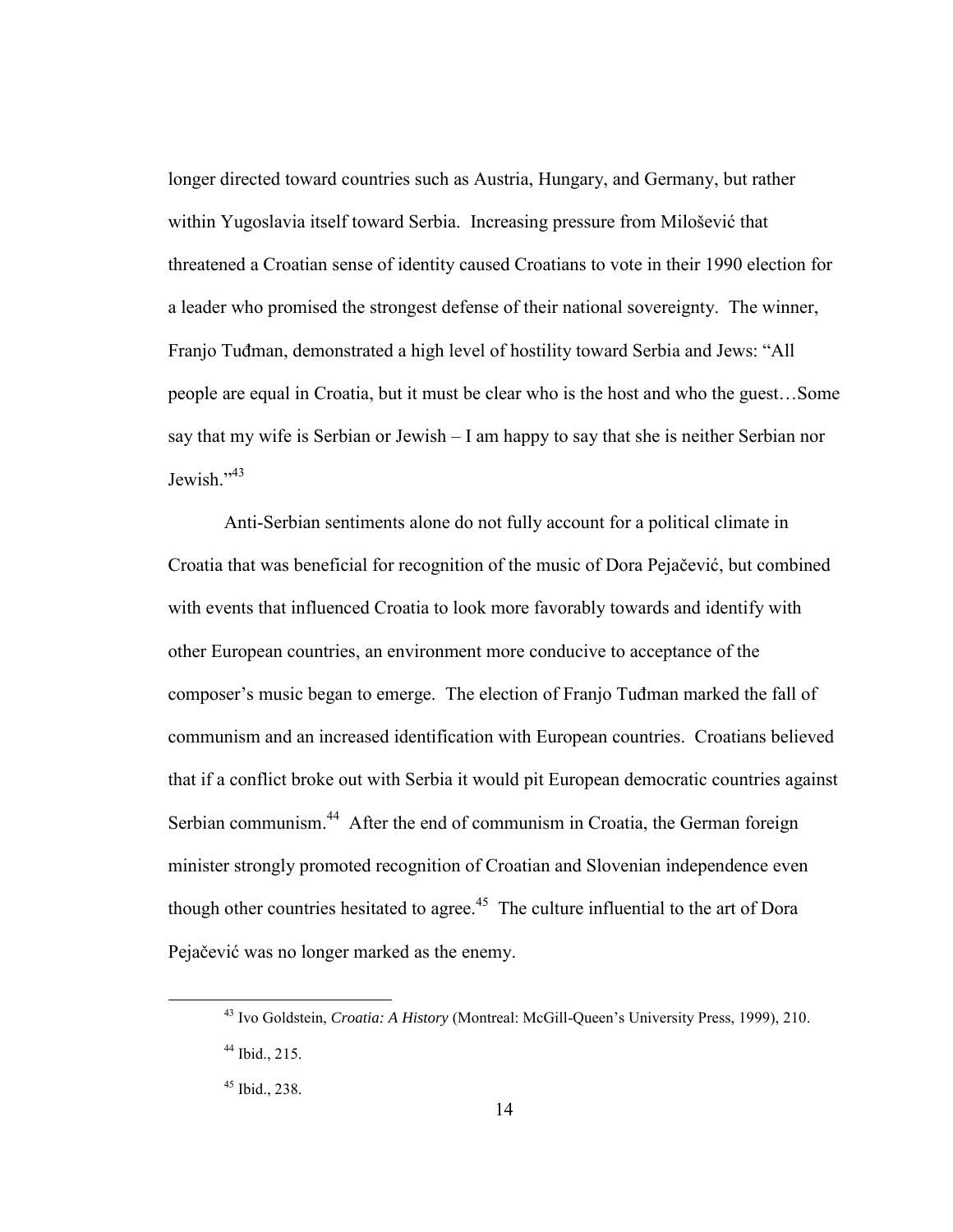longer directed toward countries such as Austria, Hungary, and Germany, but rather within Yugoslavia itself toward Serbia. Increasing pressure from Milošević that threatened a Croatian sense of identity caused Croatians to vote in their 1990 election for a leader who promised the strongest defense of their national sovereignty. The winner, Franjo Tuđman, demonstrated a high level of hostility toward Serbia and Jews: "All people are equal in Croatia, but it must be clear who is the host and who the guest…Some say that my wife is Serbian or Jewish – I am happy to say that she is neither Serbian nor Jewish."[43]

Anti-Serbian sentiments alone do not fully account for a political climate in Croatia that was beneficial for recognition of the music of Dora Pejačević, but combined with events that influenced Croatia to look more favorably towards and identify with other European countries, an environment more conducive to acceptance of the composer's music began to emerge. The election of Franjo Tuđman marked the fall of communism and an increased identification with European countries. Croatians believed that if a conflict broke out with Serbia it would pit European democratic countries against Serbian communism.[44] After the end of communism in Croatia, the German foreign minister strongly promoted recognition of Croatian and Slovenian independence even though other countries hesitated to agree.[45] The culture influential to the art of Dora Pejačević was no longer marked as the enemy.

---

[43] Ivo Goldstein, *Croatia: A History* (Montreal: McGill-Queen's University Press, 1999), 210.

[44] Ibid., 215.

[45] Ibid., 238.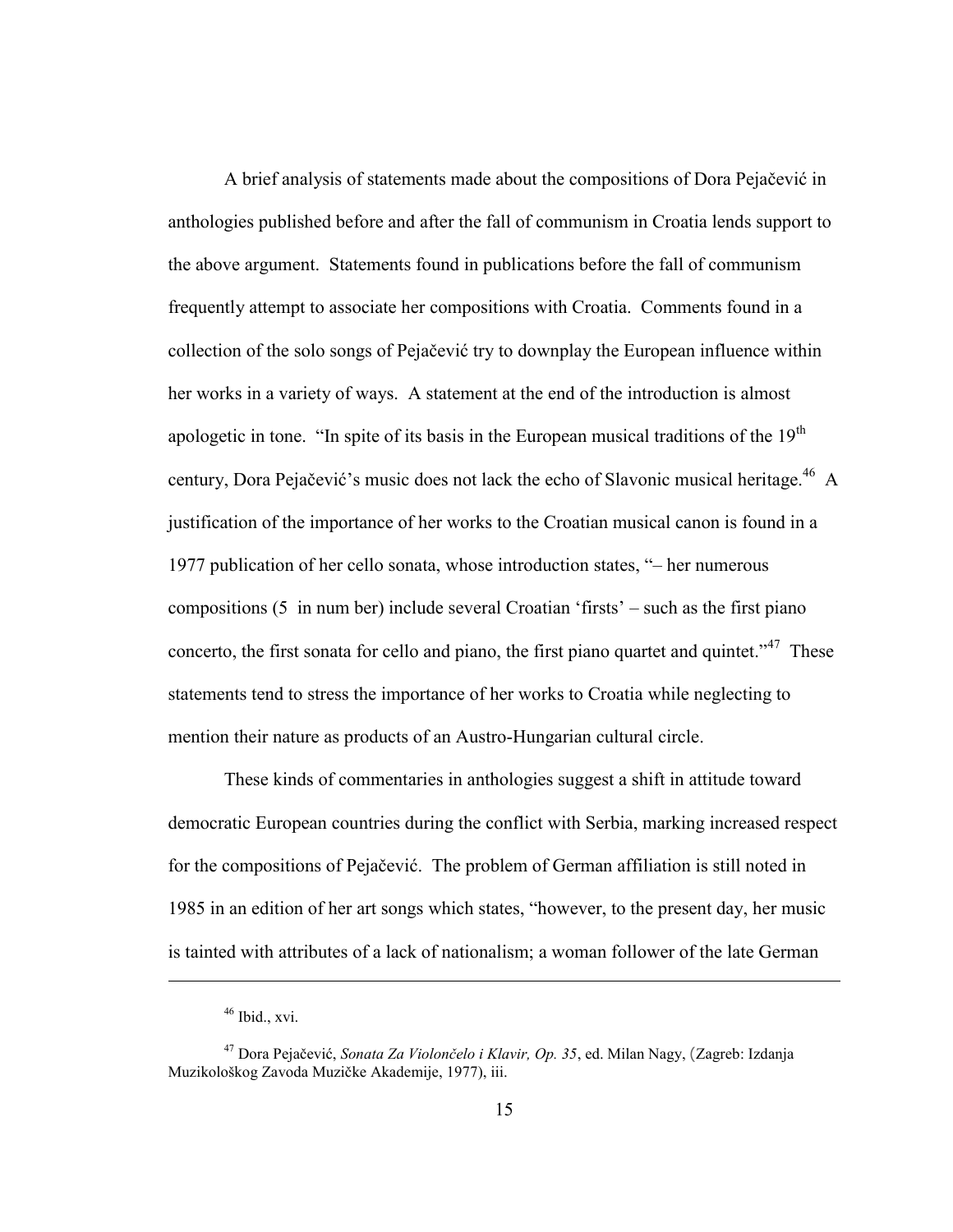A brief analysis of statements made about the compositions of Dora Pejačević in anthologies published before and after the fall of communism in Croatia lends support to the above argument. Statements found in publications before the fall of communism frequently attempt to associate her compositions with Croatia. Comments found in a collection of the solo songs of Pejačević try to downplay the European influence within her works in a variety of ways. A statement at the end of the introduction is almost apologetic in tone. "In spite of its basis in the European musical traditions of the 19th century, Dora Pejačević's music does not lack the echo of Slavonic musical heritage.[46] A justification of the importance of her works to the Croatian musical canon is found in a 1977 publication of her cello sonata, whose introduction states, "– her numerous compositions (5 in num ber) include several Croatian 'firsts' – such as the first piano concerto, the first sonata for cello and piano, the first piano quartet and quintet."[47] These statements tend to stress the importance of her works to Croatia while neglecting to mention their nature as products of an Austro-Hungarian cultural circle.

These kinds of commentaries in anthologies suggest a shift in attitude toward democratic European countries during the conflict with Serbia, marking increased respect for the compositions of Pejačević. The problem of German affiliation is still noted in 1985 in an edition of her art songs which states, "however, to the present day, her music is tainted with attributes of a lack of nationalism; a woman follower of the late German

---

[46] Ibid., xvi.

[47] Dora Pejačević, *Sonata Za Violončelo i Klavir, Op. 35*, ed. Milan Nagy, (Zagreb: Izdanja Muzikološkog Zavoda Muzičke Akademije, 1977), iii.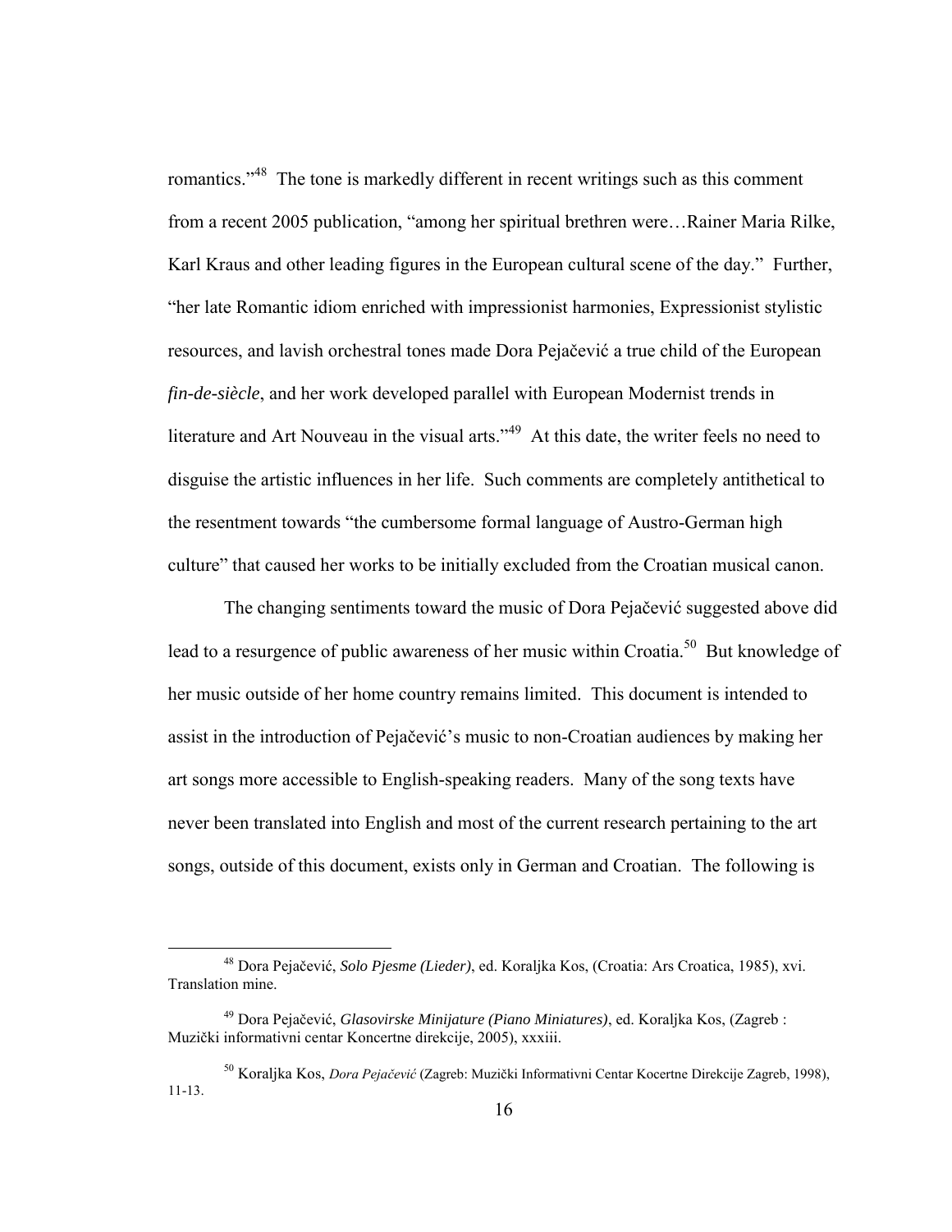romantics."[48] The tone is markedly different in recent writings such as this comment from a recent 2005 publication, "among her spiritual brethren were…Rainer Maria Rilke, Karl Kraus and other leading figures in the European cultural scene of the day." Further, "her late Romantic idiom enriched with impressionist harmonies, Expressionist stylistic resources, and lavish orchestral tones made Dora Pejačević a true child of the European *fin-de-siècle*, and her work developed parallel with European Modernist trends in literature and Art Nouveau in the visual arts."[49] At this date, the writer feels no need to disguise the artistic influences in her life. Such comments are completely antithetical to the resentment towards "the cumbersome formal language of Austro-German high culture" that caused her works to be initially excluded from the Croatian musical canon.

The changing sentiments toward the music of Dora Pejačević suggested above did lead to a resurgence of public awareness of her music within Croatia.[50] But knowledge of her music outside of her home country remains limited. This document is intended to assist in the introduction of Pejačević's music to non-Croatian audiences by making her art songs more accessible to English-speaking readers. Many of the song texts have never been translated into English and most of the current research pertaining to the art songs, outside of this document, exists only in German and Croatian. The following is

---

[48] Dora Pejačević, *Solo Pjesme (Lieder)*, ed. Koraljka Kos, (Croatia: Ars Croatica, 1985), xvi. Translation mine.

[49] Dora Pejačević, *Glasovirske Minijature (Piano Miniatures)*, ed. Koraljka Kos, (Zagreb : Muzički informativni centar Koncertne direkcije, 2005), xxxiii.

[50] Koraljka Kos, *Dora Pejačević* (Zagreb: Muzički Informativni Centar Kocertne Direkcije Zagreb, 1998), 11-13.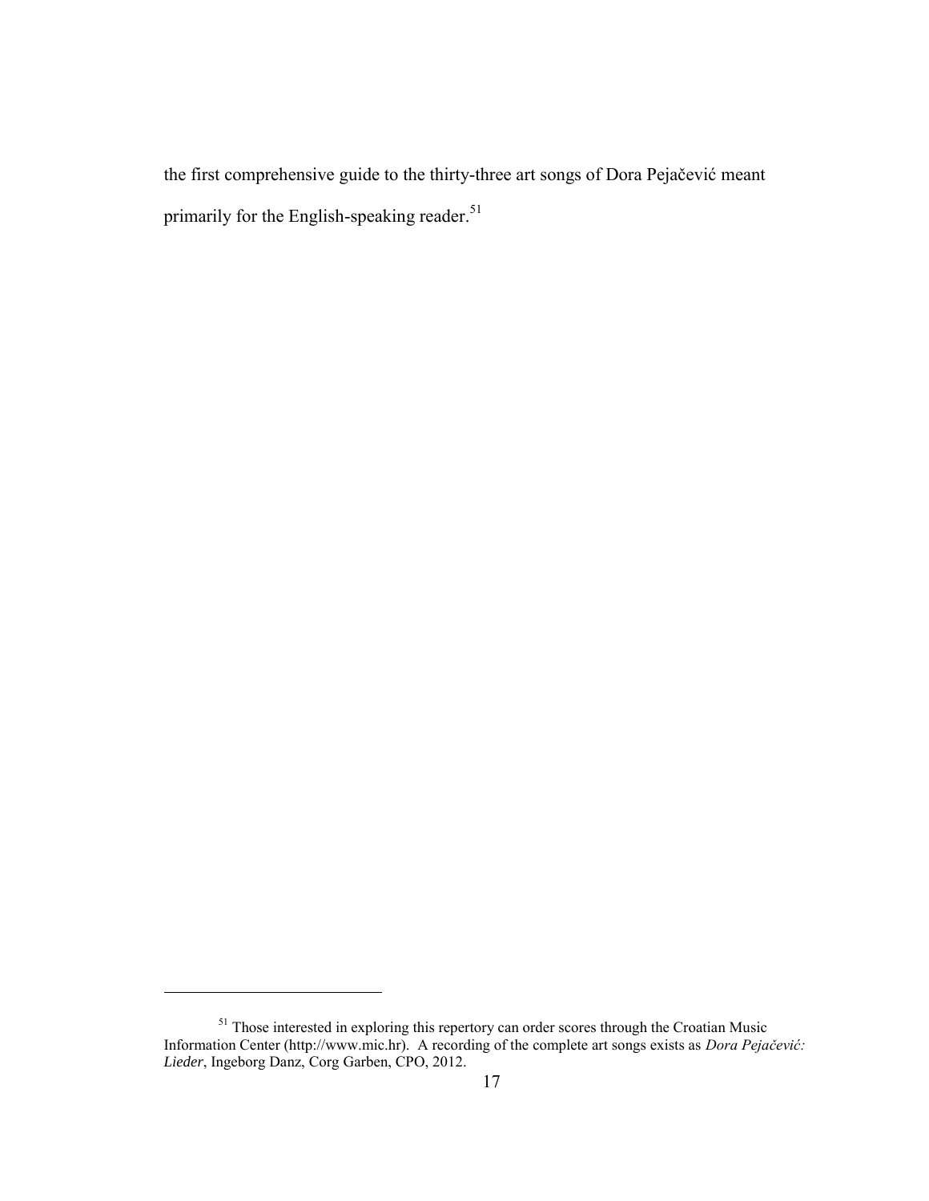the first comprehensive guide to the thirty-three art songs of Dora Pejačević meant primarily for the English-speaking reader.[51]

---

[51] Those interested in exploring this repertory can order scores through the Croatian Music Information Center (http://www.mic.hr). A recording of the complete art songs exists as *Dora Pejačević: Lieder*, Ingeborg Danz, Corg Garben, CPO, 2012.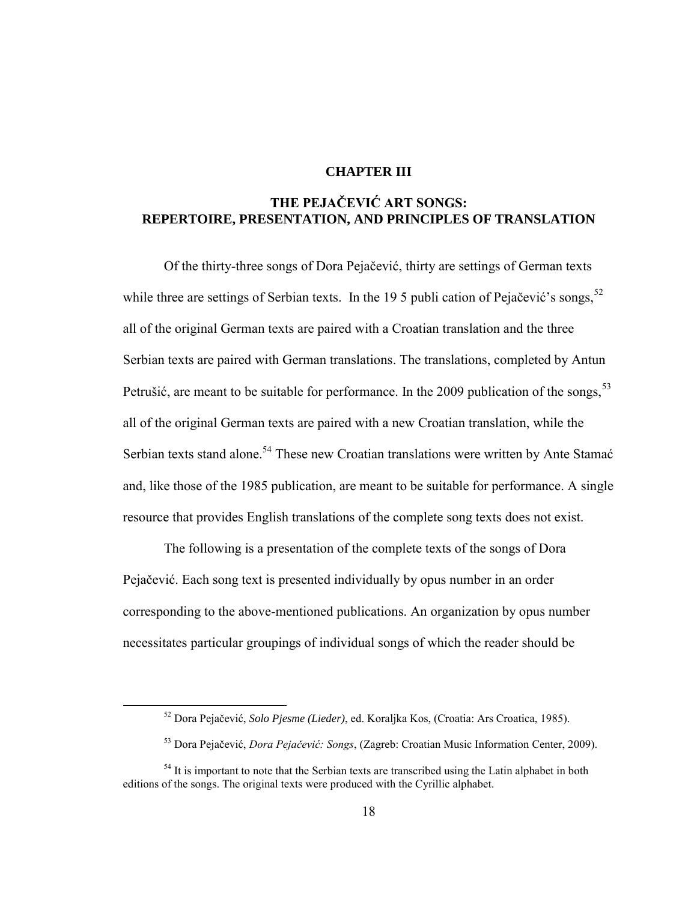# CHAPTER III

## THE PEJAČEVIĆ ART SONGS: REPERTOIRE, PRESENTATION, AND PRINCIPLES OF TRANSLATION

Of the thirty-three songs of Dora Pejačević, thirty are settings of German texts while three are settings of Serbian texts. In the 19 5 publi cation of Pejačević's songs,[52] all of the original German texts are paired with a Croatian translation and the three Serbian texts are paired with German translations. The translations, completed by Antun Petrušić, are meant to be suitable for performance. In the 2009 publication of the songs,[53] all of the original German texts are paired with a new Croatian translation, while the Serbian texts stand alone.[54] These new Croatian translations were written by Ante Stamać and, like those of the 1985 publication, are meant to be suitable for performance. A single resource that provides English translations of the complete song texts does not exist.

The following is a presentation of the complete texts of the songs of Dora Pejačević. Each song text is presented individually by opus number in an order corresponding to the above-mentioned publications. An organization by opus number necessitates particular groupings of individual songs of which the reader should be

---

[52] Dora Pejačević, *Solo Pjesme (Lieder)*, ed. Koraljka Kos, (Croatia: Ars Croatica, 1985).

[53] Dora Pejačević, *Dora Pejačević: Songs*, (Zagreb: Croatian Music Information Center, 2009).

[54] It is important to note that the Serbian texts are transcribed using the Latin alphabet in both editions of the songs. The original texts were produced with the Cyrillic alphabet.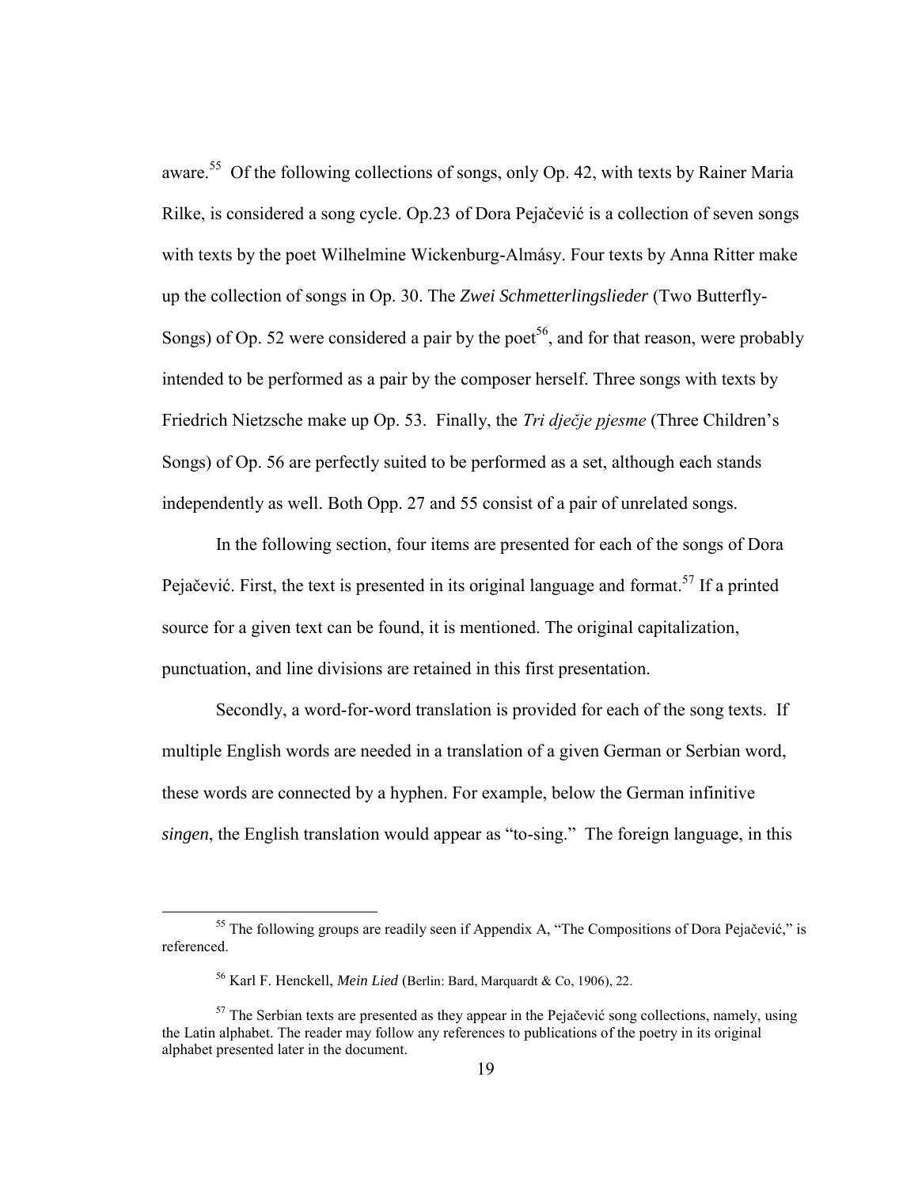aware.[55] Of the following collections of songs, only Op. 42, with texts by Rainer Maria Rilke, is considered a song cycle. Op.23 of Dora Pejačević is a collection of seven songs with texts by the poet Wilhelmine Wickenburg-Almásy. Four texts by Anna Ritter make up the collection of songs in Op. 30. The *Zwei Schmetterlingslieder* (Two Butterfly-Songs) of Op. 52 were considered a pair by the poet[56], and for that reason, were probably intended to be performed as a pair by the composer herself. Three songs with texts by Friedrich Nietzsche make up Op. 53. Finally, the *Tri dječje pjesme* (Three Children's Songs) of Op. 56 are perfectly suited to be performed as a set, although each stands independently as well. Both Opp. 27 and 55 consist of a pair of unrelated songs.

In the following section, four items are presented for each of the songs of Dora Pejačević. First, the text is presented in its original language and format.[57] If a printed source for a given text can be found, it is mentioned. The original capitalization, punctuation, and line divisions are retained in this first presentation.

Secondly, a word-for-word translation is provided for each of the song texts. If multiple English words are needed in a translation of a given German or Serbian word, these words are connected by a hyphen. For example, below the German infinitive *singen*, the English translation would appear as "to-sing." The foreign language, in this

---

[55] The following groups are readily seen if Appendix A, "The Compositions of Dora Pejačević," is referenced.

[56] Karl F. Henckell, *Mein Lied* (Berlin: Bard, Marquardt & Co, 1906), 22.

[57] The Serbian texts are presented as they appear in the Pejačević song collections, namely, using the Latin alphabet. The reader may follow any references to publications of the poetry in its original alphabet presented later in the document.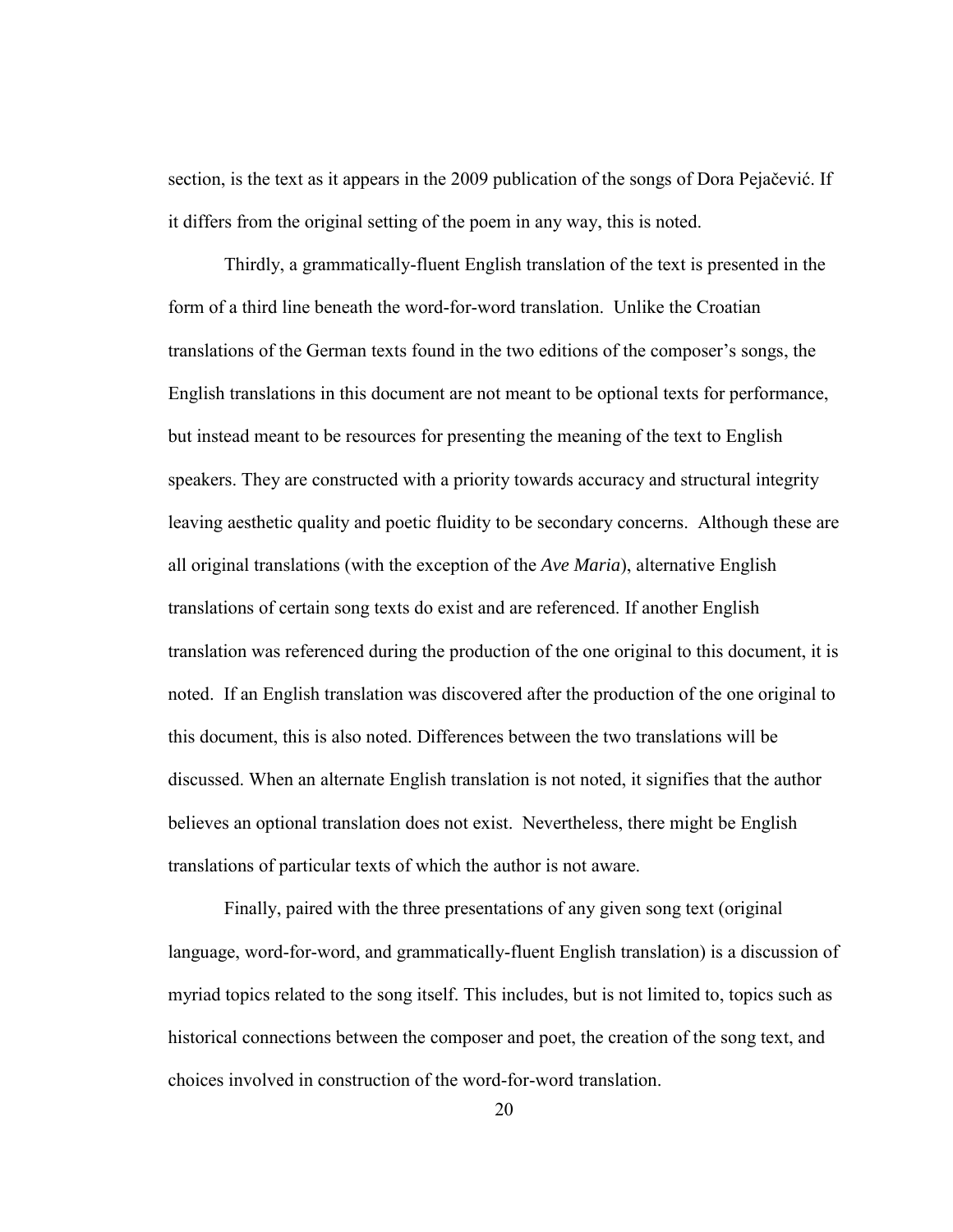section, is the text as it appears in the 2009 publication of the songs of Dora Pejačević. If it differs from the original setting of the poem in any way, this is noted.

Thirdly, a grammatically-fluent English translation of the text is presented in the form of a third line beneath the word-for-word translation. Unlike the Croatian translations of the German texts found in the two editions of the composer's songs, the English translations in this document are not meant to be optional texts for performance, but instead meant to be resources for presenting the meaning of the text to English speakers. They are constructed with a priority towards accuracy and structural integrity leaving aesthetic quality and poetic fluidity to be secondary concerns. Although these are all original translations (with the exception of the *Ave Maria*), alternative English translations of certain song texts do exist and are referenced. If another English translation was referenced during the production of the one original to this document, it is noted. If an English translation was discovered after the production of the one original to this document, this is also noted. Differences between the two translations will be discussed. When an alternate English translation is not noted, it signifies that the author believes an optional translation does not exist. Nevertheless, there might be English translations of particular texts of which the author is not aware.

Finally, paired with the three presentations of any given song text (original language, word-for-word, and grammatically-fluent English translation) is a discussion of myriad topics related to the song itself. This includes, but is not limited to, topics such as historical connections between the composer and poet, the creation of the song text, and choices involved in construction of the word-for-word translation.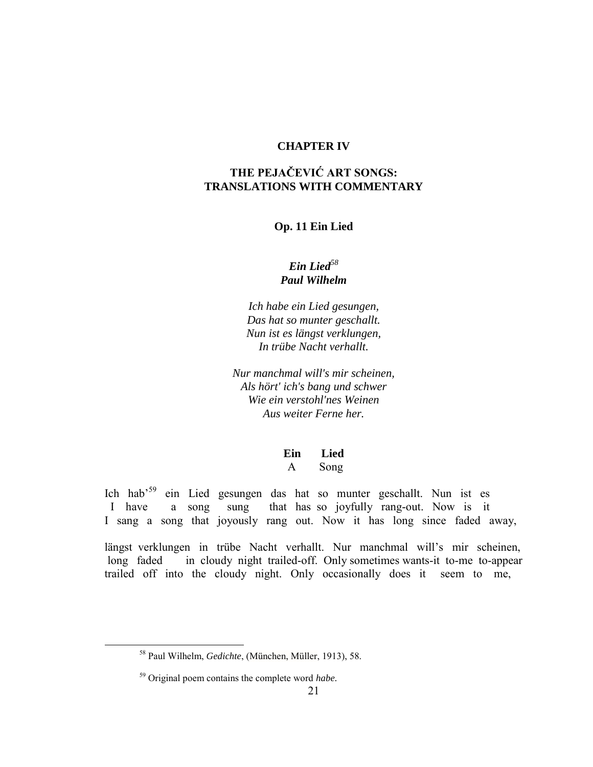# CHAPTER IV

## THE PEJAČEVIĆ ART SONGS: TRANSLATIONS WITH COMMENTARY

### Op. 11 Ein Lied

***Ein Lied***[58]
***Paul Wilhelm***

*Ich habe ein Lied gesungen,*
*Das hat so munter geschallt.*
*Nun ist es längst verklungen,*
*In trübe Nacht verhallt.*

*Nur manchmal will's mir scheinen,*
*Als hört' ich's bang und schwer*
*Wie ein verstohl'nes Weinen*
*Aus weiter Ferne her.*

**Ein Lied**
A Song

Ich hab'[59] ein Lied gesungen das hat so munter geschallt. Nun ist es
I have a song sung that has so joyfully rang-out. Now is it
I sang a song that joyously rang out. Now it has long since faded away,

längst verklungen in trübe Nacht verhallt. Nur manchmal will's mir scheinen,
long faded in cloudy night trailed-off. Only sometimes wants-it to-me to-appear
trailed off into the cloudy night. Only occasionally does it seem to me,

---

[58] Paul Wilhelm, *Gedichte*, (München, Müller, 1913), 58.

[59] Original poem contains the complete word *habe*.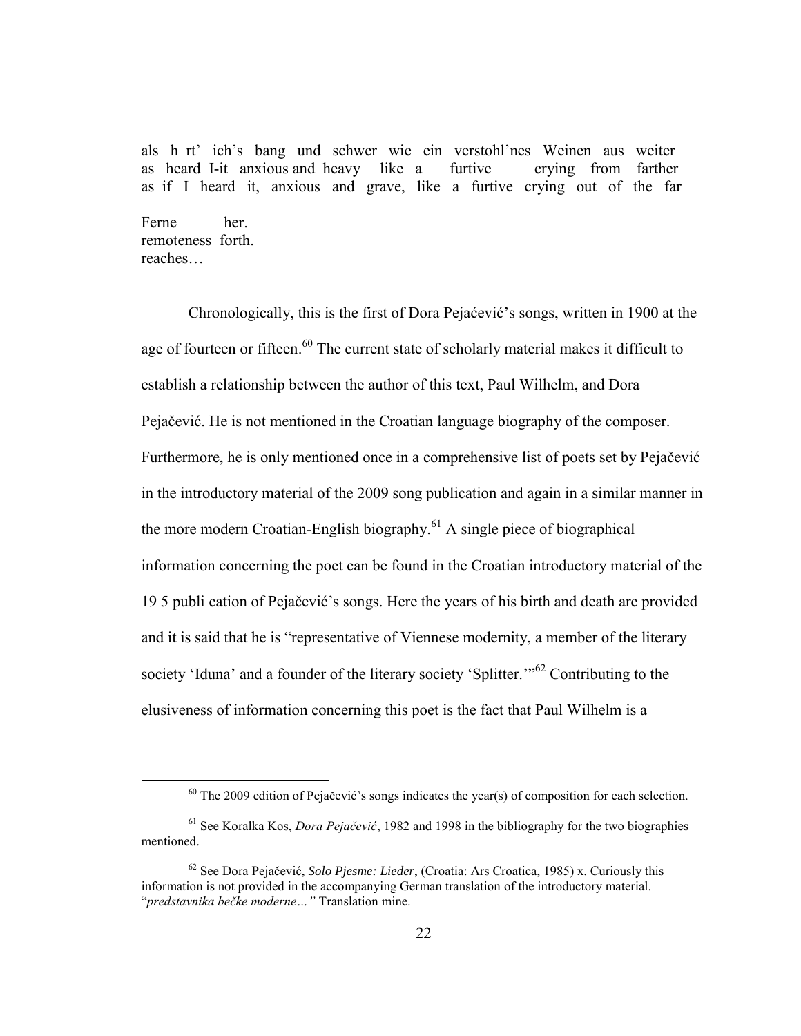als h rt' ich's bang und schwer wie ein verstohl'nes Weinen aus weiter
as heard I-it anxious and heavy like a furtive crying from farther
as if I heard it, anxious and grave, like a furtive crying out of the far

Ferne her.
remoteness forth.
reaches…

Chronologically, this is the first of Dora Pejaćević's songs, written in 1900 at the age of fourteen or fifteen.[60] The current state of scholarly material makes it difficult to establish a relationship between the author of this text, Paul Wilhelm, and Dora Pejačević. He is not mentioned in the Croatian language biography of the composer. Furthermore, he is only mentioned once in a comprehensive list of poets set by Pejačević in the introductory material of the 2009 song publication and again in a similar manner in the more modern Croatian-English biography.[61] A single piece of biographical information concerning the poet can be found in the Croatian introductory material of the 19 5 publi cation of Pejačević's songs. Here the years of his birth and death are provided and it is said that he is "representative of Viennese modernity, a member of the literary society 'Iduna' and a founder of the literary society 'Splitter.'"[62] Contributing to the elusiveness of information concerning this poet is the fact that Paul Wilhelm is a

---

[60] The 2009 edition of Pejačević's songs indicates the year(s) of composition for each selection.

[61] See Koralka Kos, *Dora Pejačević*, 1982 and 1998 in the bibliography for the two biographies mentioned.

[62] See Dora Pejačević, *Solo Pjesme: Lieder*, (Croatia: Ars Croatica, 1985) x. Curiously this information is not provided in the accompanying German translation of the introductory material. "*predstavnika bečke moderne…"* Translation mine.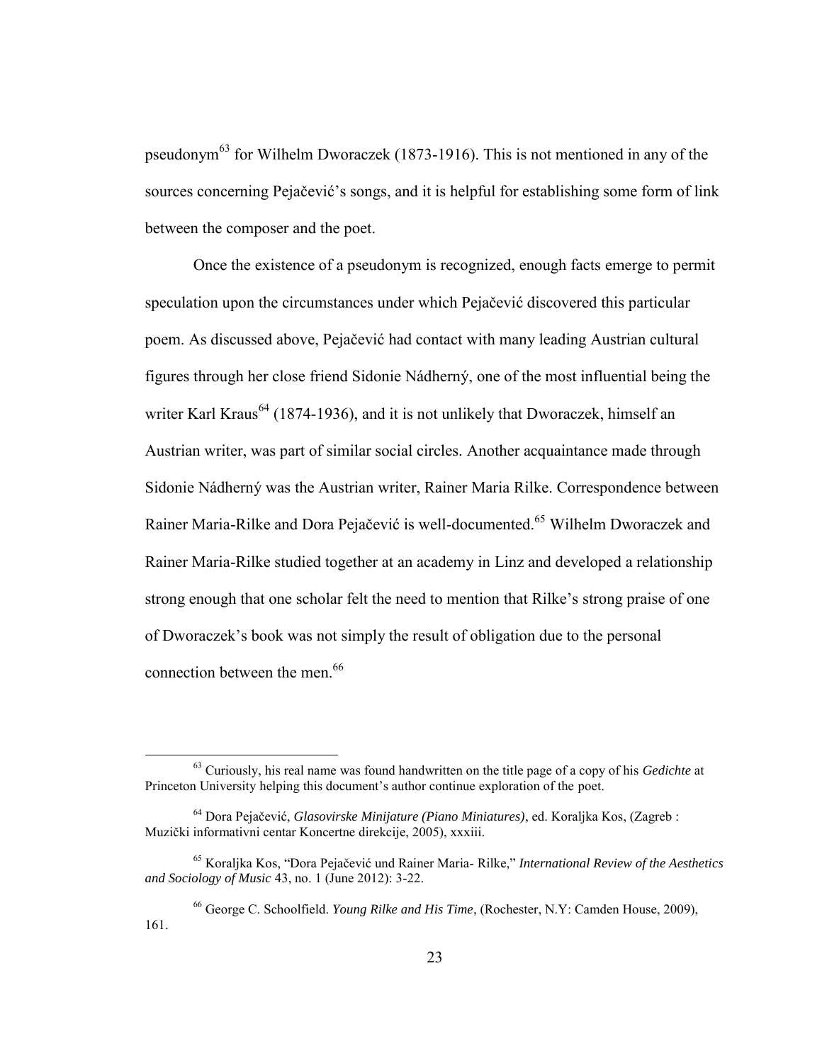pseudonym[63] for Wilhelm Dworaczek (1873-1916). This is not mentioned in any of the sources concerning Pejačević's songs, and it is helpful for establishing some form of link between the composer and the poet.

Once the existence of a pseudonym is recognized, enough facts emerge to permit speculation upon the circumstances under which Pejačević discovered this particular poem. As discussed above, Pejačević had contact with many leading Austrian cultural figures through her close friend Sidonie Nádherný, one of the most influential being the writer Karl Kraus[64] (1874-1936), and it is not unlikely that Dworaczek, himself an Austrian writer, was part of similar social circles. Another acquaintance made through Sidonie Nádherný was the Austrian writer, Rainer Maria Rilke. Correspondence between Rainer Maria-Rilke and Dora Pejačević is well-documented.[65] Wilhelm Dworaczek and Rainer Maria-Rilke studied together at an academy in Linz and developed a relationship strong enough that one scholar felt the need to mention that Rilke's strong praise of one of Dworaczek's book was not simply the result of obligation due to the personal connection between the men.[66]

---

[63] Curiously, his real name was found handwritten on the title page of a copy of his *Gedichte* at Princeton University helping this document's author continue exploration of the poet.

[64] Dora Pejačević, *Glasovirske Minijature (Piano Miniatures)*, ed. Koraljka Kos, (Zagreb : Muzički informativni centar Koncertne direkcije, 2005), xxxiii.

[65] Koraljka Kos, "Dora Pejačević und Rainer Maria- Rilke," *International Review of the Aesthetics and Sociology of Music* 43, no. 1 (June 2012): 3-22.

[66] George C. Schoolfield. *Young Rilke and His Time*, (Rochester, N.Y: Camden House, 2009), 161.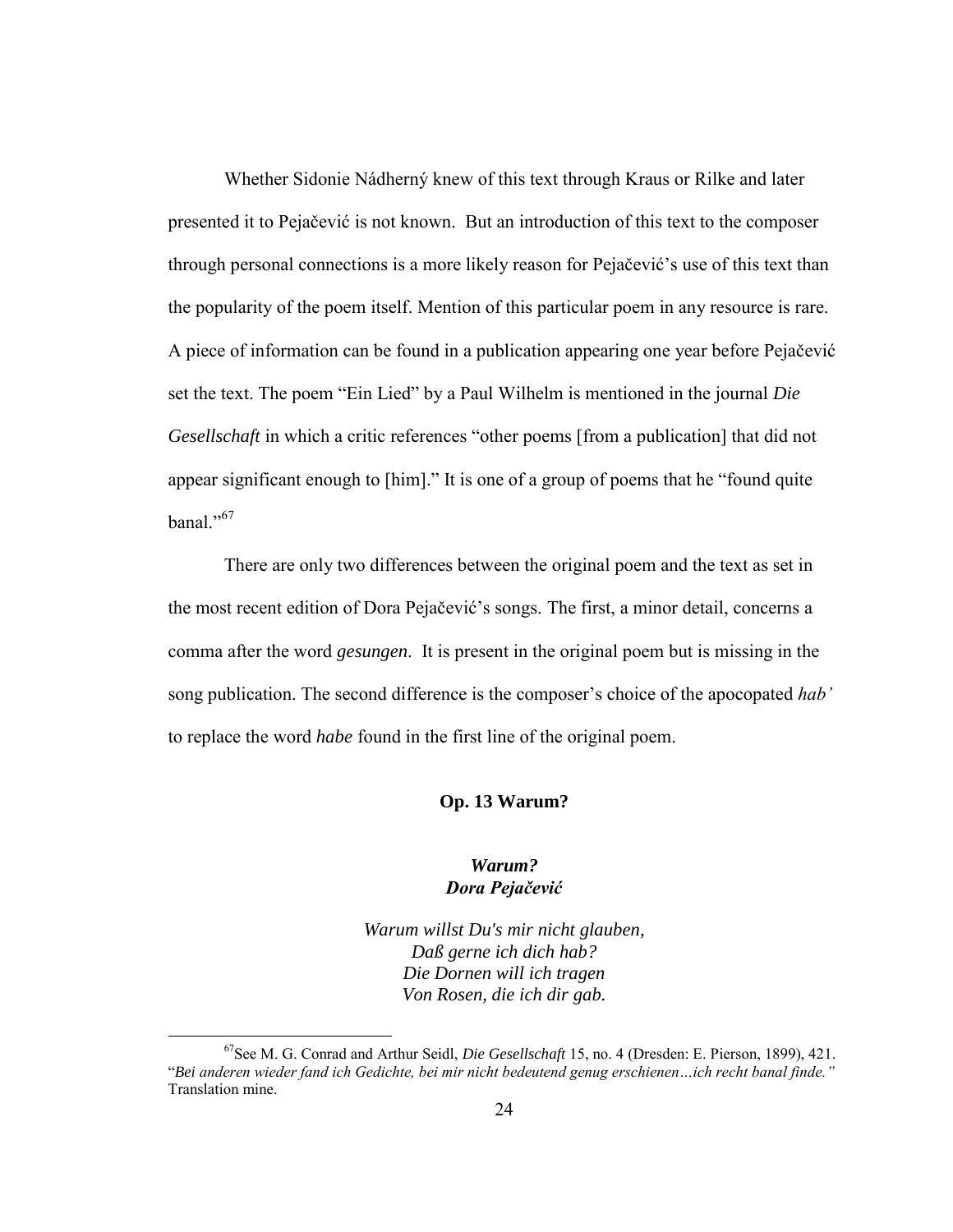Whether Sidonie Nádherný knew of this text through Kraus or Rilke and later presented it to Pejačević is not known. But an introduction of this text to the composer through personal connections is a more likely reason for Pejačević's use of this text than the popularity of the poem itself. Mention of this particular poem in any resource is rare. A piece of information can be found in a publication appearing one year before Pejačević set the text. The poem "Ein Lied" by a Paul Wilhelm is mentioned in the journal *Die Gesellschaft* in which a critic references "other poems [from a publication] that did not appear significant enough to [him]." It is one of a group of poems that he "found quite banal."[67]

There are only two differences between the original poem and the text as set in the most recent edition of Dora Pejačević's songs. The first, a minor detail, concerns a comma after the word *gesungen*. It is present in the original poem but is missing in the song publication. The second difference is the composer's choice of the apocopated *hab'* to replace the word *habe* found in the first line of the original poem.

### Op. 13 Warum?

***Warum?***
***Dora Pejačević***

*Warum willst Du's mir nicht glauben,*
*Daß gerne ich dich hab?*
*Die Dornen will ich tragen*
*Von Rosen, die ich dir gab.*

---

[67]See M. G. Conrad and Arthur Seidl, *Die Gesellschaft* 15, no. 4 (Dresden: E. Pierson, 1899), 421. "*Bei anderen wieder fand ich Gedichte, bei mir nicht bedeutend genug erschienen…ich recht banal finde."* Translation mine.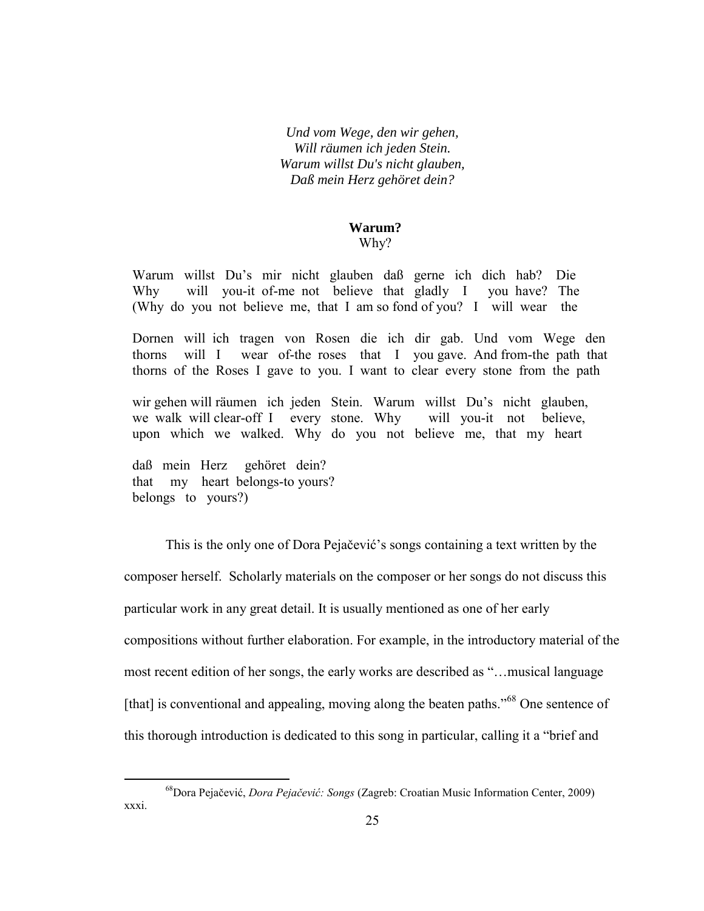*Und vom Wege, den wir gehen,*
*Will räumen ich jeden Stein.*
*Warum willst Du's nicht glauben,*
*Daß mein Herz gehöret dein?*

**Warum?**
Why?

Warum willst Du's mir nicht glauben daß gerne ich dich hab? Die
Why will you-it of-me not believe that gladly I you have? The
(Why do you not believe me, that I am so fond of you? I will wear the

Dornen will ich tragen von Rosen die ich dir gab. Und vom Wege den
thorns will I wear of-the roses that I you gave. And from-the path that
thorns of the Roses I gave to you. I want to clear every stone from the path

wir gehen will räumen ich jeden Stein. Warum willst Du's nicht glauben,
we walk will clear-off I every stone. Why will you-it not believe,
upon which we walked. Why do you not believe me, that my heart

daß mein Herz gehöret dein?
that my heart belongs-to yours?
belongs to yours?)

This is the only one of Dora Pejačević's songs containing a text written by the composer herself. Scholarly materials on the composer or her songs do not discuss this particular work in any great detail. It is usually mentioned as one of her early compositions without further elaboration. For example, in the introductory material of the most recent edition of her songs, the early works are described as "…musical language [that] is conventional and appealing, moving along the beaten paths."[68] One sentence of this thorough introduction is dedicated to this song in particular, calling it a "brief and

[68] Dora Pejačević, *Dora Pejačević: Songs* (Zagreb: Croatian Music Information Center, 2009) xxxi.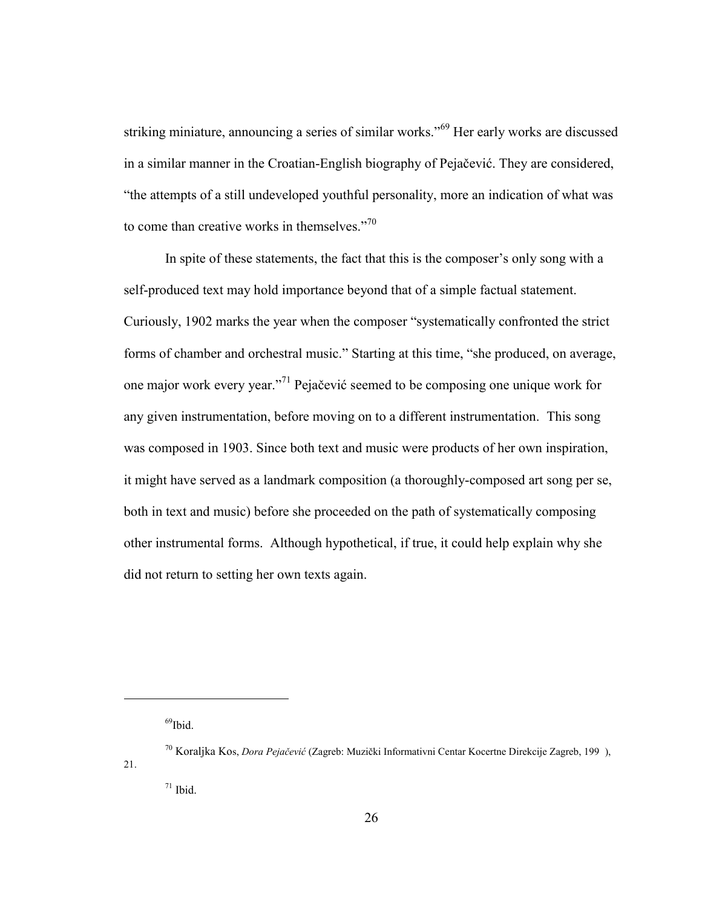striking miniature, announcing a series of similar works."[69] Her early works are discussed in a similar manner in the Croatian-English biography of Pejačević. They are considered, "the attempts of a still undeveloped youthful personality, more an indication of what was to come than creative works in themselves."[70]

In spite of these statements, the fact that this is the composer's only song with a self-produced text may hold importance beyond that of a simple factual statement. Curiously, 1902 marks the year when the composer "systematically confronted the strict forms of chamber and orchestral music." Starting at this time, "she produced, on average, one major work every year."[71] Pejačević seemed to be composing one unique work for any given instrumentation, before moving on to a different instrumentation. This song was composed in 1903. Since both text and music were products of her own inspiration, it might have served as a landmark composition (a thoroughly-composed art song per se, both in text and music) before she proceeded on the path of systematically composing other instrumental forms. Although hypothetical, if true, it could help explain why she did not return to setting her own texts again.

---

[69] Ibid.

[70] Koraljka Kos, *Dora Pejačević* (Zagreb: Muzički Informativni Centar Kocertne Direkcije Zagreb, 199 ), 21.

[71] Ibid.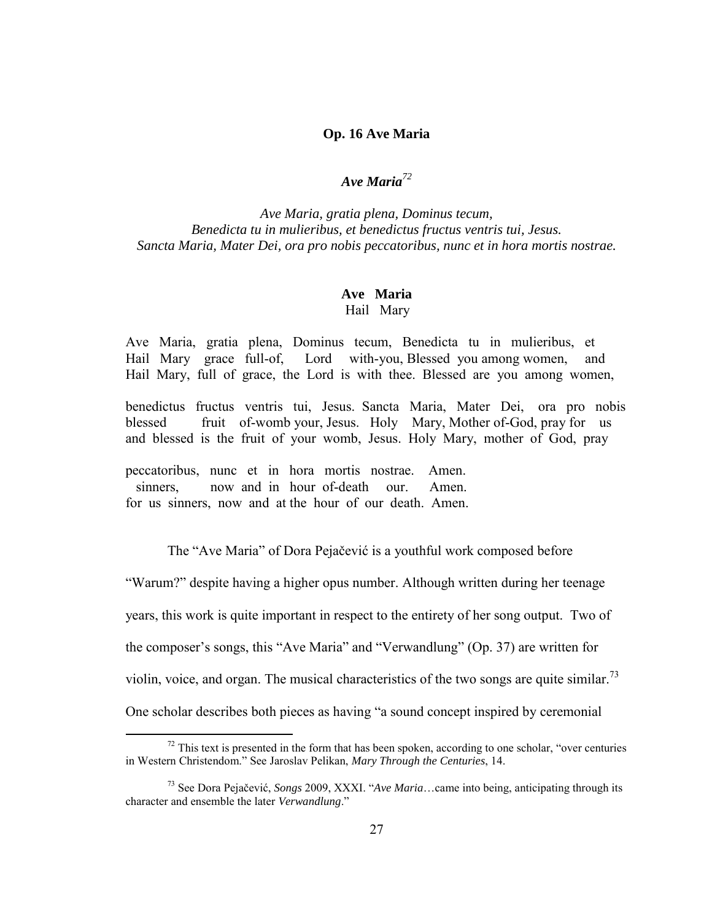**Op. 16 Ave Maria**

***Ave Maria*[72]**

*Ave Maria, gratia plena, Dominus tecum,*
*Benedicta tu in mulieribus, et benedictus fructus ventris tui, Jesus.*
*Sancta Maria, Mater Dei, ora pro nobis peccatoribus, nunc et in hora mortis nostrae.*

**Ave Maria**
Hail Mary

Ave Maria, gratia plena, Dominus tecum, Benedicta tu in mulieribus, et
Hail Mary grace full-of, Lord with-you, Blessed you among women, and
Hail Mary, full of grace, the Lord is with thee. Blessed are you among women,

benedictus fructus ventris tui, Jesus. Sancta Maria, Mater Dei, ora pro nobis
blessed fruit of-womb your, Jesus. Holy Mary, Mother of-God, pray for us
and blessed is the fruit of your womb, Jesus. Holy Mary, mother of God, pray

peccatoribus, nunc et in hora mortis nostrae. Amen.
sinners, now and in hour of-death our. Amen.
for us sinners, now and at the hour of our death. Amen.

The "Ave Maria" of Dora Pejačević is a youthful work composed before "Warum?" despite having a higher opus number. Although written during her teenage years, this work is quite important in respect to the entirety of her song output. Two of the composer's songs, this "Ave Maria" and "Verwandlung" (Op. 37) are written for violin, voice, and organ. The musical characteristics of the two songs are quite similar.[73] One scholar describes both pieces as having "a sound concept inspired by ceremonial

---

[72] This text is presented in the form that has been spoken, according to one scholar, "over centuries in Western Christendom." See Jaroslav Pelikan, *Mary Through the Centuries*, 14.

[73] See Dora Pejačević, *Songs* 2009, XXXI. "*Ave Maria*…came into being, anticipating through its character and ensemble the later *Verwandlung*."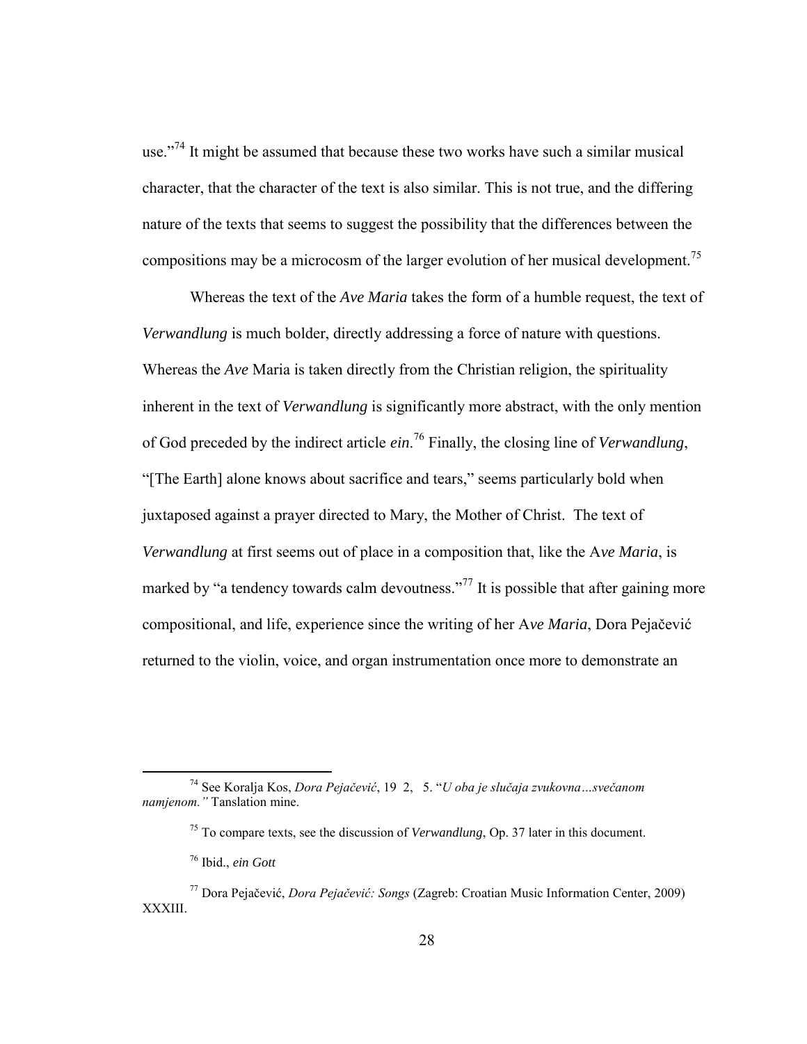use."[74] It might be assumed that because these two works have such a similar musical character, that the character of the text is also similar. This is not true, and the differing nature of the texts that seems to suggest the possibility that the differences between the compositions may be a microcosm of the larger evolution of her musical development.[75]

Whereas the text of the *Ave Maria* takes the form of a humble request, the text of *Verwandlung* is much bolder, directly addressing a force of nature with questions. Whereas the *Ave* Maria is taken directly from the Christian religion, the spirituality inherent in the text of *Verwandlung* is significantly more abstract, with the only mention of God preceded by the indirect article *ein*.[76] Finally, the closing line of *Verwandlung*, "[The Earth] alone knows about sacrifice and tears," seems particularly bold when juxtaposed against a prayer directed to Mary, the Mother of Christ. The text of *Verwandlung* at first seems out of place in a composition that, like the A*ve Maria*, is marked by "a tendency towards calm devoutness."[77] It is possible that after gaining more compositional, and life, experience since the writing of her A*ve Maria*, Dora Pejačević returned to the violin, voice, and organ instrumentation once more to demonstrate an

---

[74] See Koralja Kos, *Dora Pejačević*, 19 2, 5. "*U oba je slučaja zvukovna…svečanom namjenom."* Tanslation mine.

[75] To compare texts, see the discussion of *Verwandlung*, Op. 37 later in this document.

[76] Ibid., *ein Gott*

[77] Dora Pejačević, *Dora Pejačević: Songs* (Zagreb: Croatian Music Information Center, 2009) XXXIII.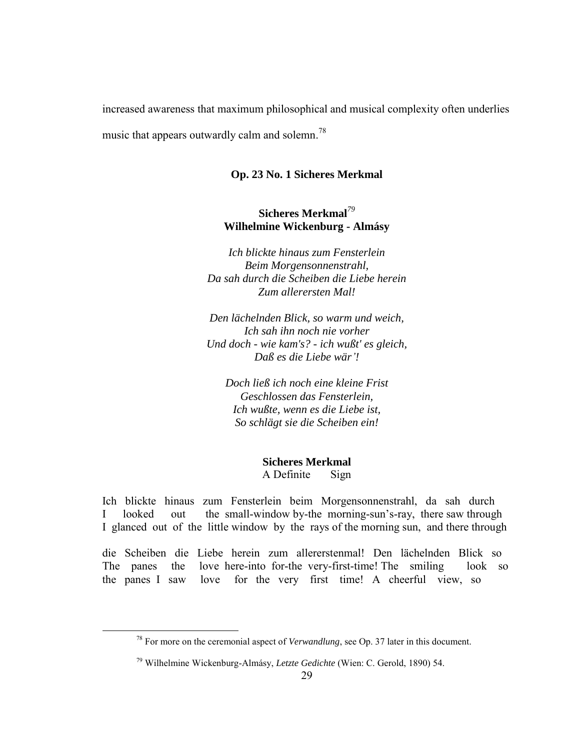increased awareness that maximum philosophical and musical complexity often underlies music that appears outwardly calm and solemn.[78]

### Op. 23 No. 1 Sicheres Merkmal

**Sicheres Merkmal**[79]
**Wilhelmine Wickenburg - Almásy**

*Ich blickte hinaus zum Fensterlein*
*Beim Morgensonnenstrahl,*
*Da sah durch die Scheiben die Liebe herein*
*Zum allerersten Mal!*

*Den lächelnden Blick, so warm und weich,*
*Ich sah ihn noch nie vorher*
*Und doch - wie kam's? - ich wußt' es gleich,*
*Daß es die Liebe wär'!*

*Doch ließ ich noch eine kleine Frist*
*Geschlossen das Fensterlein,*
*Ich wußte, wenn es die Liebe ist,*
*So schlägt sie die Scheiben ein!*

**Sicheres Merkmal**
A Definite Sign

Ich blickte hinaus zum Fensterlein beim Morgensonnenstrahl, da sah durch
I looked out the small-window by-the morning-sun's-ray, there saw through
I glanced out of the little window by the rays of the morning sun, and there through

die Scheiben die Liebe herein zum allererstenmal! Den lächelnden Blick so
The panes the love here-into for-the very-first-time! The smiling look so
the panes I saw love for the very first time! A cheerful view, so

[78] For more on the ceremonial aspect of *Verwandlung*, see Op. 37 later in this document.

[79] Wilhelmine Wickenburg-Almásy, *Letzte Gedichte* (Wien: C. Gerold, 1890) 54.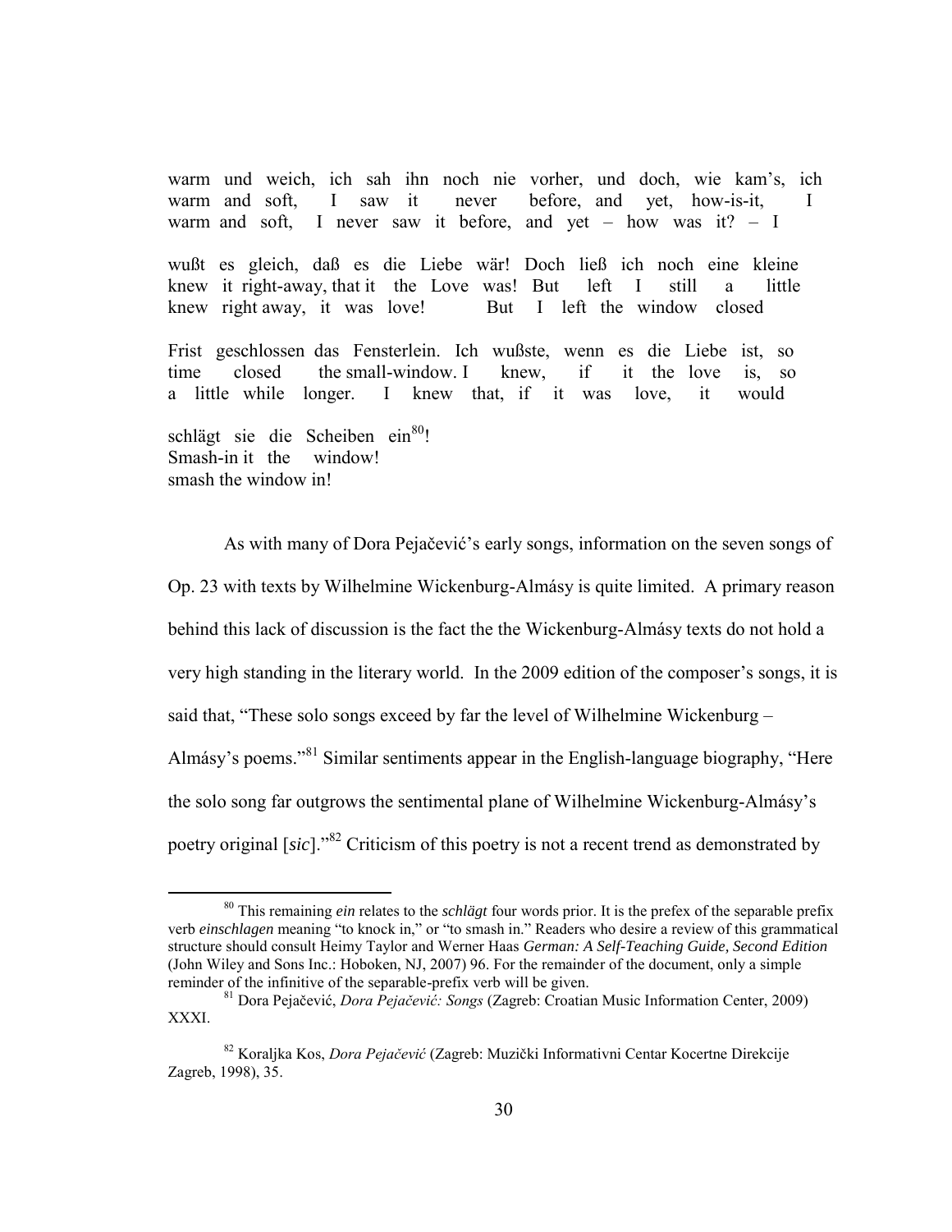warm und weich, ich sah ihn noch nie vorher, und doch, wie kam's, ich
warm and soft, I saw it never before, and yet, how-is-it, I
warm and soft, I never saw it before, and yet – how was it? – I

wußt es gleich, daß es die Liebe wär! Doch ließ ich noch eine kleine
knew it right-away, that it the Love was! But left I still a little
knew right away, it was love! But I left the window closed

Frist geschlossen das Fensterlein. Ich wußste, wenn es die Liebe ist, so
time closed the small-window. I knew, if it the love is, so
a little while longer. I knew that, if it was love, it would

schlägt sie die Scheiben ein[80]!
Smash-in it the window!
smash the window in!

As with many of Dora Pejačević's early songs, information on the seven songs of Op. 23 with texts by Wilhelmine Wickenburg-Almásy is quite limited. A primary reason behind this lack of discussion is the fact the the Wickenburg-Almásy texts do not hold a very high standing in the literary world. In the 2009 edition of the composer's songs, it is said that, "These solo songs exceed by far the level of Wilhelmine Wickenburg – Almásy's poems."[81] Similar sentiments appear in the English-language biography, "Here the solo song far outgrows the sentimental plane of Wilhelmine Wickenburg-Almásy's poetry original [*sic*]."[82] Criticism of this poetry is not a recent trend as demonstrated by

---

[80] This remaining *ein* relates to the *schlägt* four words prior. It is the prefix of the separable prefix verb *einschlagen* meaning "to knock in," or "to smash in." Readers who desire a review of this grammatical structure should consult Heimy Taylor and Werner Haas *German: A Self-Teaching Guide, Second Edition* (John Wiley and Sons Inc.: Hoboken, NJ, 2007) 96. For the remainder of the document, only a simple reminder of the infinitive of the separable-prefix verb will be given.

[81] Dora Pejačević, *Dora Pejačević: Songs* (Zagreb: Croatian Music Information Center, 2009) XXXI.

[82] Koraljka Kos, *Dora Pejačević* (Zagreb: Muzički Informativni Centar Kocertne Direkcije Zagreb, 1998), 35.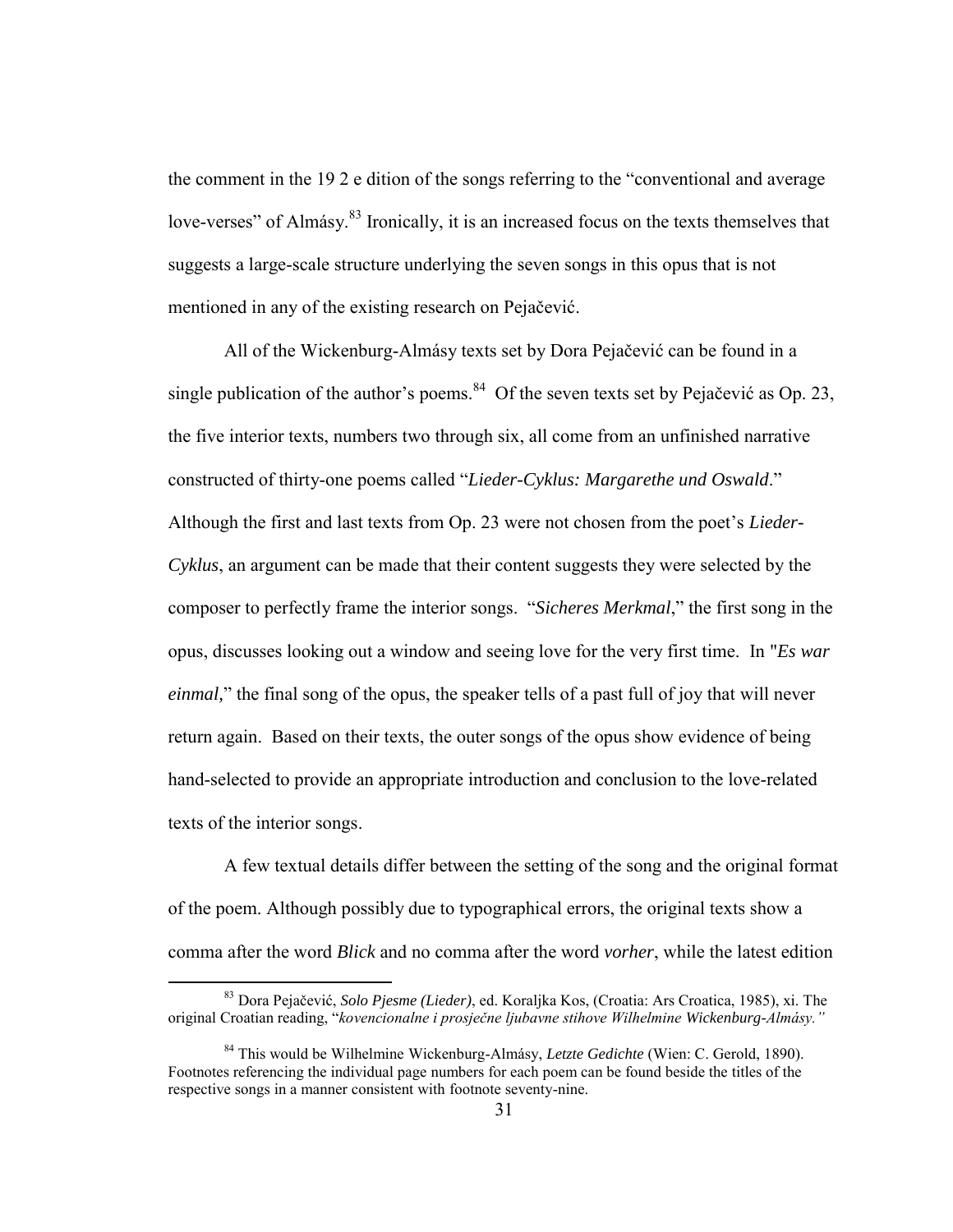the comment in the 19 2 e dition of the songs referring to the "conventional and average love-verses" of Almásy.[83] Ironically, it is an increased focus on the texts themselves that suggests a large-scale structure underlying the seven songs in this opus that is not mentioned in any of the existing research on Pejačević.

All of the Wickenburg-Almásy texts set by Dora Pejačević can be found in a single publication of the author's poems.[84] Of the seven texts set by Pejačević as Op. 23, the five interior texts, numbers two through six, all come from an unfinished narrative constructed of thirty-one poems called "*Lieder-Cyklus: Margarethe und Oswald*." Although the first and last texts from Op. 23 were not chosen from the poet's *Lieder-Cyklus*, an argument can be made that their content suggests they were selected by the composer to perfectly frame the interior songs. "*Sicheres Merkmal*," the first song in the opus, discusses looking out a window and seeing love for the very first time. In "*Es war einmal*," the final song of the opus, the speaker tells of a past full of joy that will never return again. Based on their texts, the outer songs of the opus show evidence of being hand-selected to provide an appropriate introduction and conclusion to the love-related texts of the interior songs.

A few textual details differ between the setting of the song and the original format of the poem. Although possibly due to typographical errors, the original texts show a comma after the word *Blick* and no comma after the word *vorher*, while the latest edition

---

[83] Dora Pejačević, *Solo Pjesme (Lieder)*, ed. Koraljka Kos, (Croatia: Ars Croatica, 1985), xi. The original Croatian reading, "*kovencionalne i prosječne ljubavne stihove Wilhelmine Wickenburg-Almásy.*"

[84] This would be Wilhelmine Wickenburg-Almásy, *Letzte Gedichte* (Wien: C. Gerold, 1890). Footnotes referencing the individual page numbers for each poem can be found beside the titles of the respective songs in a manner consistent with footnote seventy-nine.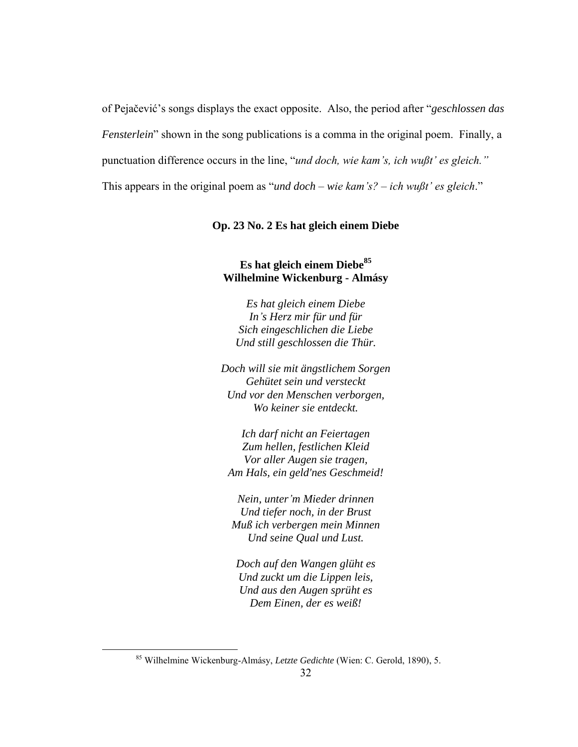of Pejačević's songs displays the exact opposite. Also, the period after "*geschlossen das Fensterlein*" shown in the song publications is a comma in the original poem. Finally, a punctuation difference occurs in the line, "*und doch, wie kam's, ich wußt' es gleich."* This appears in the original poem as "*und doch – wie kam's? – ich wußt' es gleich*."

**Op. 23 No. 2 Es hat gleich einem Diebe**

**Es hat gleich einem Diebe[85]**
**Wilhelmine Wickenburg - Almásy**

*Es hat gleich einem Diebe*
*In's Herz mir für und für*
*Sich eingeschlichen die Liebe*
*Und still geschlossen die Thür.*

*Doch will sie mit ängstlichem Sorgen*
*Gehütet sein und versteckt*
*Und vor den Menschen verborgen,*
*Wo keiner sie entdeckt.*

*Ich darf nicht an Feiertagen*
*Zum hellen, festlichen Kleid*
*Vor aller Augen sie tragen,*
*Am Hals, ein geld'nes Geschmeid!*

*Nein, unter'm Mieder drinnen*
*Und tiefer noch, in der Brust*
*Muß ich verbergen mein Minnen*
*Und seine Qual und Lust.*

*Doch auf den Wangen glüht es*
*Und zuckt um die Lippen leis,*
*Und aus den Augen sprüht es*
*Dem Einen, der es weiß!*

---

[85] Wilhelmine Wickenburg-Almásy, *Letzte Gedichte* (Wien: C. Gerold, 1890), 5.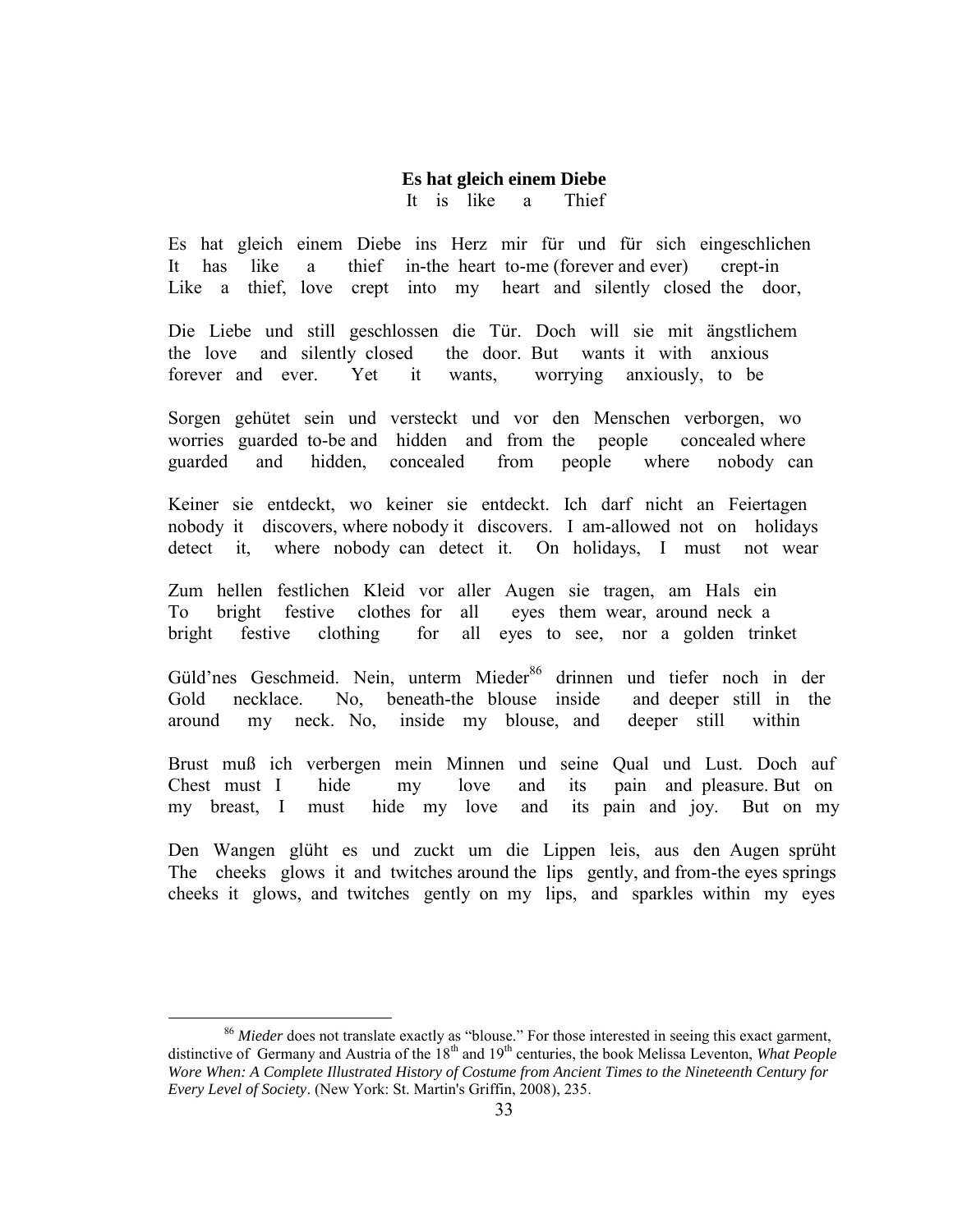**Es hat gleich einem Diebe**
It is like a Thief

Es hat gleich einem Diebe ins Herz mir für und für sich eingeschlichen
It has like a thief in-the heart to-me (forever and ever) crept-in
Like a thief, love crept into my heart and silently closed the door,

Die Liebe und still geschlossen die Tür. Doch will sie mit ängstlichem
the love and silently closed the door. But wants it with anxious
forever and ever. Yet it wants, worrying anxiously, to be

Sorgen gehütet sein und versteckt und vor den Menschen verborgen, wo
worries guarded to-be and hidden and from the people concealed where
guarded and hidden, concealed from people where nobody can

Keiner sie entdeckt, wo keiner sie entdeckt. Ich darf nicht an Feiertagen
nobody it discovers, where nobody it discovers. I am-allowed not on holidays
detect it, where nobody can detect it. On holidays, I must not wear

Zum hellen festlichen Kleid vor aller Augen sie tragen, am Hals ein
To bright festive clothes for all eyes them wear, around neck a
bright festive clothing for all eyes to see, nor a golden trinket

Güld'nes Geschmeid. Nein, unterm Mieder[86] drinnen und tiefer noch in der
Gold necklace. No, beneath-the blouse inside and deeper still in the
around my neck. No, inside my blouse, and deeper still within

Brust muß ich verbergen mein Minnen und seine Qual und Lust. Doch auf
Chest must I hide my love and its pain and pleasure. But on
my breast, I must hide my love and its pain and joy. But on my

Den Wangen glüht es und zuckt um die Lippen leis, aus den Augen sprüht
The cheeks glows it and twitches around the lips gently, and from-the eyes springs
cheeks it glows, and twitches gently on my lips, and sparkles within my eyes

---

[86] *Mieder* does not translate exactly as "blouse." For those interested in seeing this exact garment, distinctive of Germany and Austria of the 18th and 19th centuries, the book Melissa Leventon, *What People Wore When: A Complete Illustrated History of Costume from Ancient Times to the Nineteenth Century for Every Level of Society*. (New York: St. Martin's Griffin, 2008), 235.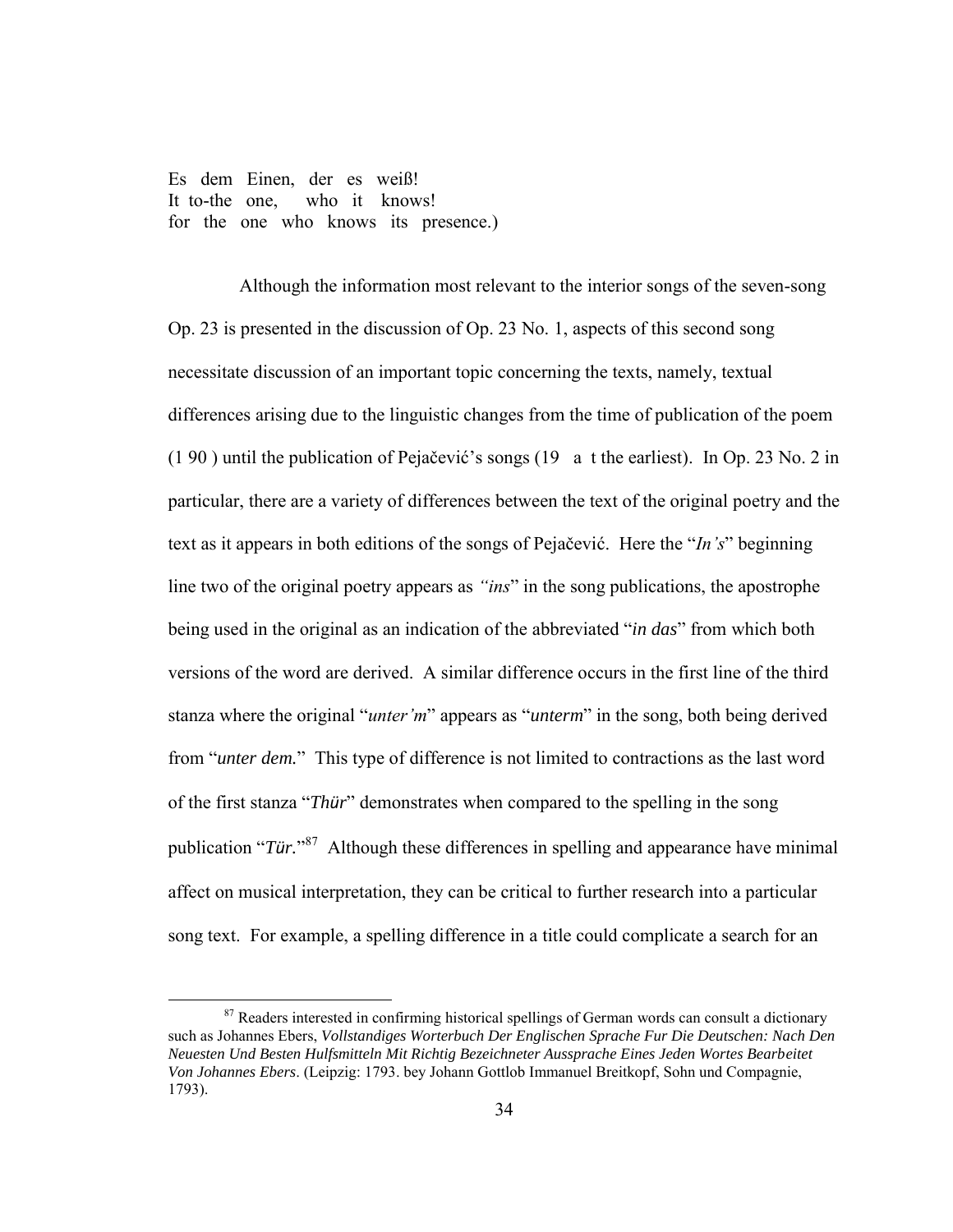Es dem Einen, der es weiß!
It to-the one, who it knows!
for the one who knows its presence.)

Although the information most relevant to the interior songs of the seven-song Op. 23 is presented in the discussion of Op. 23 No. 1, aspects of this second song necessitate discussion of an important topic concerning the texts, namely, textual differences arising due to the linguistic changes from the time of publication of the poem (1 90 ) until the publication of Pejačević's songs (19 a t the earliest). In Op. 23 No. 2 in particular, there are a variety of differences between the text of the original poetry and the text as it appears in both editions of the songs of Pejačević. Here the "*In's*" beginning line two of the original poetry appears as *"ins*" in the song publications, the apostrophe being used in the original as an indication of the abbreviated "*in das*" from which both versions of the word are derived. A similar difference occurs in the first line of the third stanza where the original "*unter'm*" appears as "*unterm*" in the song, both being derived from "*unter dem.*" This type of difference is not limited to contractions as the last word of the first stanza "*Thür*" demonstrates when compared to the spelling in the song publication "*Tür.*"[87] Although these differences in spelling and appearance have minimal affect on musical interpretation, they can be critical to further research into a particular song text. For example, a spelling difference in a title could complicate a search for an

[87] Readers interested in confirming historical spellings of German words can consult a dictionary such as Johannes Ebers, *Vollstandiges Worterbuch Der Englischen Sprache Fur Die Deutschen: Nach Den Neuesten Und Besten Hulfsmitteln Mit Richtig Bezeichneter Aussprache Eines Jeden Wortes Bearbeitet Von Johannes Ebers*. (Leipzig: 1793. bey Johann Gottlob Immanuel Breitkopf, Sohn und Compagnie, 1793).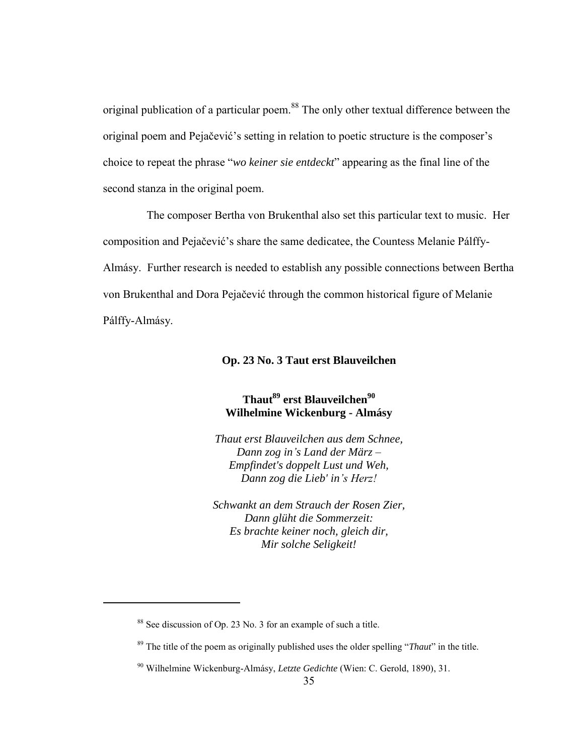original publication of a particular poem.[88] The only other textual difference between the original poem and Pejačević's setting in relation to poetic structure is the composer's choice to repeat the phrase "*wo keiner sie entdeckt*" appearing as the final line of the second stanza in the original poem.

The composer Bertha von Brukenthal also set this particular text to music. Her composition and Pejačević's share the same dedicatee, the Countess Melanie Pálffy-Almásy. Further research is needed to establish any possible connections between Bertha von Brukenthal and Dora Pejačević through the common historical figure of Melanie Pálffy-Almásy.

### Op. 23 No. 3 Taut erst Blauveilchen

**Thaut[89] erst Blauveilchen[90]**
**Wilhelmine Wickenburg - Almásy**

*Thaut erst Blauveilchen aus dem Schnee,*
*Dann zog in's Land der März –*
*Empfindet's doppelt Lust und Weh,*
*Dann zog die Lieb' in's Herz!*

*Schwankt an dem Strauch der Rosen Zier,*
*Dann glüht die Sommerzeit:*
*Es brachte keiner noch, gleich dir,*
*Mir solche Seligkeit!*

---

[88] See discussion of Op. 23 No. 3 for an example of such a title.

[89] The title of the poem as originally published uses the older spelling "*Thaut*" in the title.

[90] Wilhelmine Wickenburg-Almásy, *Letzte Gedichte* (Wien: C. Gerold, 1890), 31.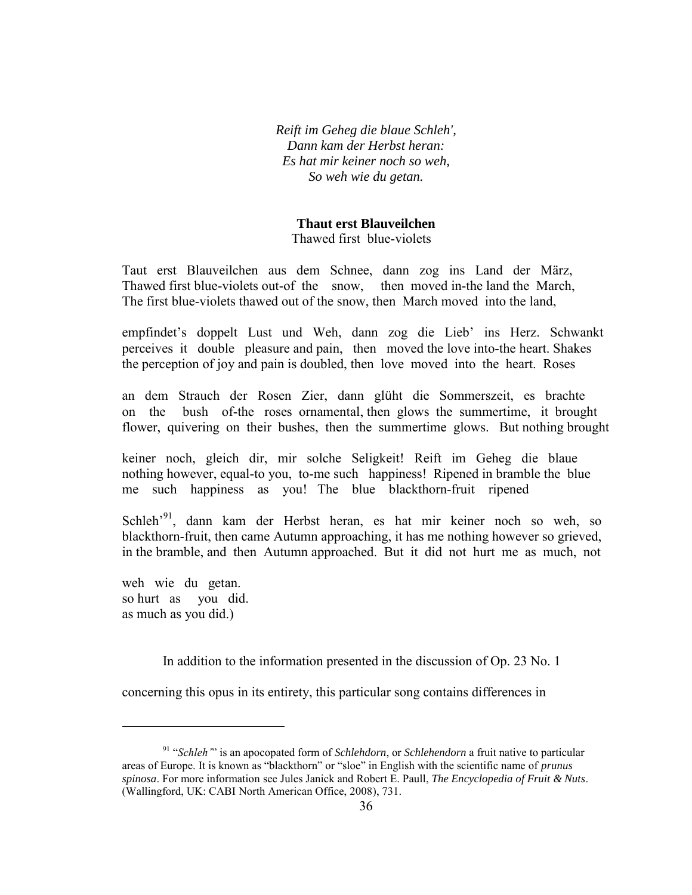*Reift im Geheg die blaue Schleh',*
*Dann kam der Herbst heran:*
*Es hat mir keiner noch so weh,*
*So weh wie du getan.*

**Thaut erst Blauveilchen**
Thawed first blue-violets

Taut erst Blauveilchen aus dem Schnee, dann zog ins Land der März,
Thawed first blue-violets out-of the snow, then moved in-the land the March,
The first blue-violets thawed out of the snow, then March moved into the land,

empfindet's doppelt Lust und Weh, dann zog die Lieb' ins Herz. Schwankt
perceives it double pleasure and pain, then moved the love into-the heart. Shakes
the perception of joy and pain is doubled, then love moved into the heart. Roses

an dem Strauch der Rosen Zier, dann glüht die Sommerszeit, es brachte
on the bush of-the roses ornamental, then glows the summertime, it brought
flower, quivering on their bushes, then the summertime glows. But nothing brought

keiner noch, gleich dir, mir solche Seligkeit! Reift im Geheg die blaue
nothing however, equal-to you, to-me such happiness! Ripened in bramble the blue
me such happiness as you! The blue blackthorn-fruit ripened

Schleh'[91], dann kam der Herbst heran, es hat mir keiner noch so weh, so
blackthorn-fruit, then came Autumn approaching, it has me nothing however so grieved,
in the bramble, and then Autumn approached. But it did not hurt me as much, not

weh wie du getan.
so hurt as you did.
as much as you did.)

In addition to the information presented in the discussion of Op. 23 No. 1 concerning this opus in its entirety, this particular song contains differences in

---

[91] "*Schleh'*" is an apocopated form of *Schlehdorn*, or *Schlehendorn* a fruit native to particular areas of Europe. It is known as "blackthorn" or "sloe" in English with the scientific name of *prunus spinosa*. For more information see Jules Janick and Robert E. Paull, *The Encyclopedia of Fruit & Nuts*. (Wallingford, UK: CABI North American Office, 2008), 731.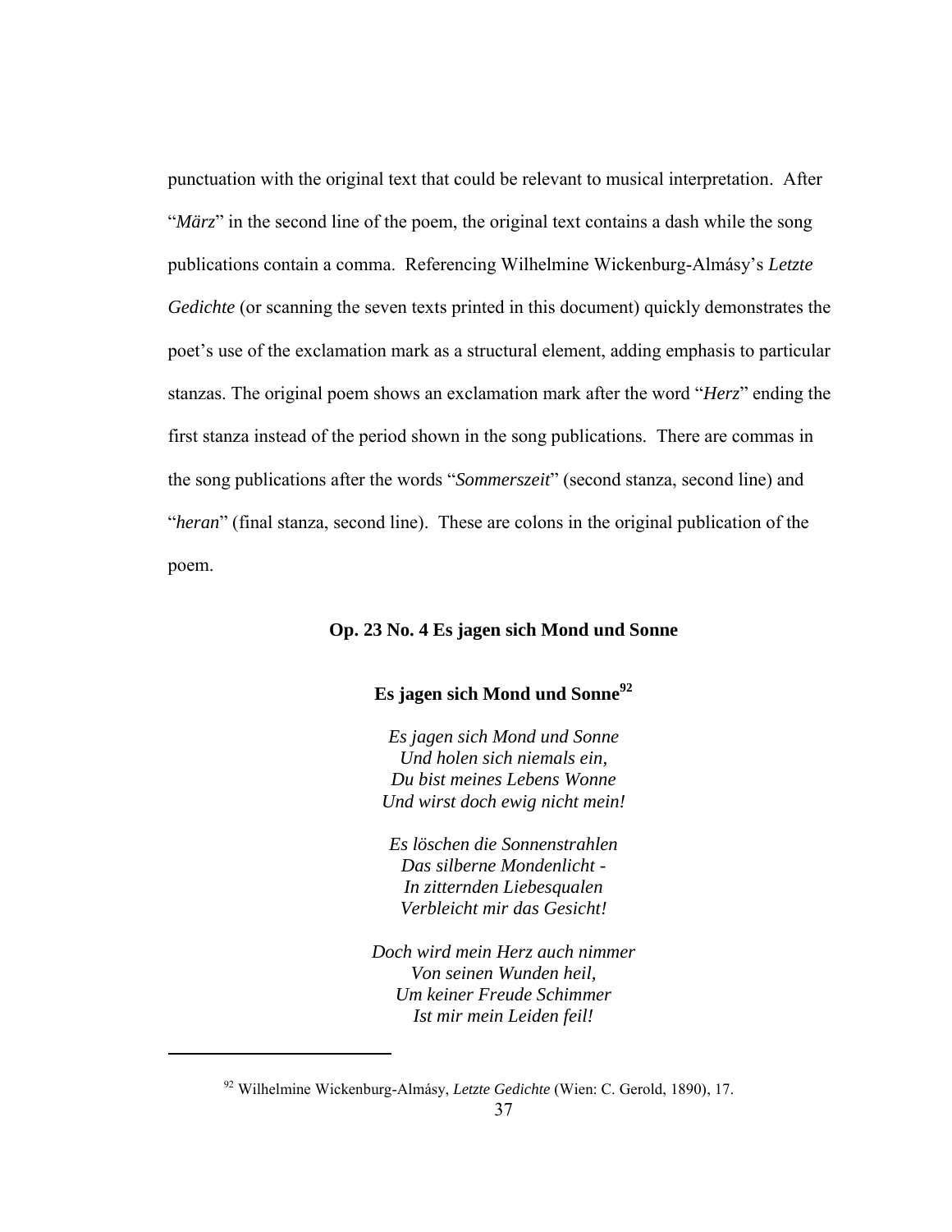punctuation with the original text that could be relevant to musical interpretation. After "*März*" in the second line of the poem, the original text contains a dash while the song publications contain a comma. Referencing Wilhelmine Wickenburg-Almásy's *Letzte Gedichte* (or scanning the seven texts printed in this document) quickly demonstrates the poet's use of the exclamation mark as a structural element, adding emphasis to particular stanzas. The original poem shows an exclamation mark after the word "*Herz*" ending the first stanza instead of the period shown in the song publications. There are commas in the song publications after the words "*Sommerszeit*" (second stanza, second line) and "*heran*" (final stanza, second line). These are colons in the original publication of the poem.

### Op. 23 No. 4 Es jagen sich Mond und Sonne

**Es jagen sich Mond und Sonne**[92]

*Es jagen sich Mond und Sonne*
*Und holen sich niemals ein,*
*Du bist meines Lebens Wonne*
*Und wirst doch ewig nicht mein!*

*Es löschen die Sonnenstrahlen*
*Das silberne Mondenlicht -*
*In zitternden Liebesqualen*
*Verbleicht mir das Gesicht!*

*Doch wird mein Herz auch nimmer*
*Von seinen Wunden heil,*
*Um keiner Freude Schimmer*
*Ist mir mein Leiden feil!*

---

[92] Wilhelmine Wickenburg-Almásy, *Letzte Gedichte* (Wien: C. Gerold, 1890), 17.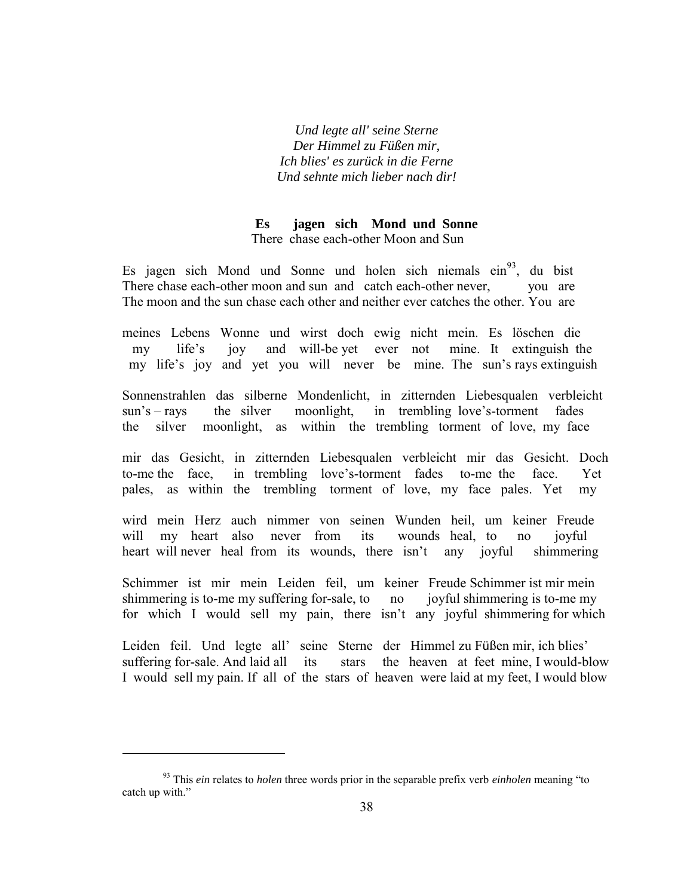*Und legte all' seine Sterne*
*Der Himmel zu Füßen mir,*
*Ich blies' es zurück in die Ferne*
*Und sehnte mich lieber nach dir!*

**Es jagen sich Mond und Sonne**
There chase each-other Moon and Sun

Es jagen sich Mond und Sonne und holen sich niemals ein[93], du bist
There chase each-other moon and sun and catch each-other never, you are
The moon and the sun chase each other and neither ever catches the other. You are

meines Lebens Wonne und wirst doch ewig nicht mein. Es löschen die
my life's joy and will-be yet ever not mine. It extinguish the
my life's joy and yet you will never be mine. The sun's rays extinguish

Sonnenstrahlen das silberne Mondenlicht, in zitternden Liebesqualen verbleicht
sun's – rays the silver moonlight, in trembling love's-torment fades
the silver moonlight, as within the trembling torment of love, my face

mir das Gesicht, in zitternden Liebesqualen verbleicht mir das Gesicht. Doch
to-me the face, in trembling love's-torment fades to-me the face. Yet
pales, as within the trembling torment of love, my face pales. Yet my

wird mein Herz auch nimmer von seinen Wunden heil, um keiner Freude
will my heart also never from its wounds heal, to no joyful
heart will never heal from its wounds, there isn't any joyful shimmering

Schimmer ist mir mein Leiden feil, um keiner Freude Schimmer ist mir mein
shimmering is to-me my suffering for-sale, to no joyful shimmering is to-me my
for which I would sell my pain, there isn't any joyful shimmering for which

Leiden feil. Und legte all' seine Sterne der Himmel zu Füßen mir, ich blies'
suffering for-sale. And laid all its stars the heaven at feet mine, I would-blow
I would sell my pain. If all of the stars of heaven were laid at my feet, I would blow

---

[93] This *ein* relates to *holen* three words prior in the separable prefix verb *einholen* meaning "to catch up with."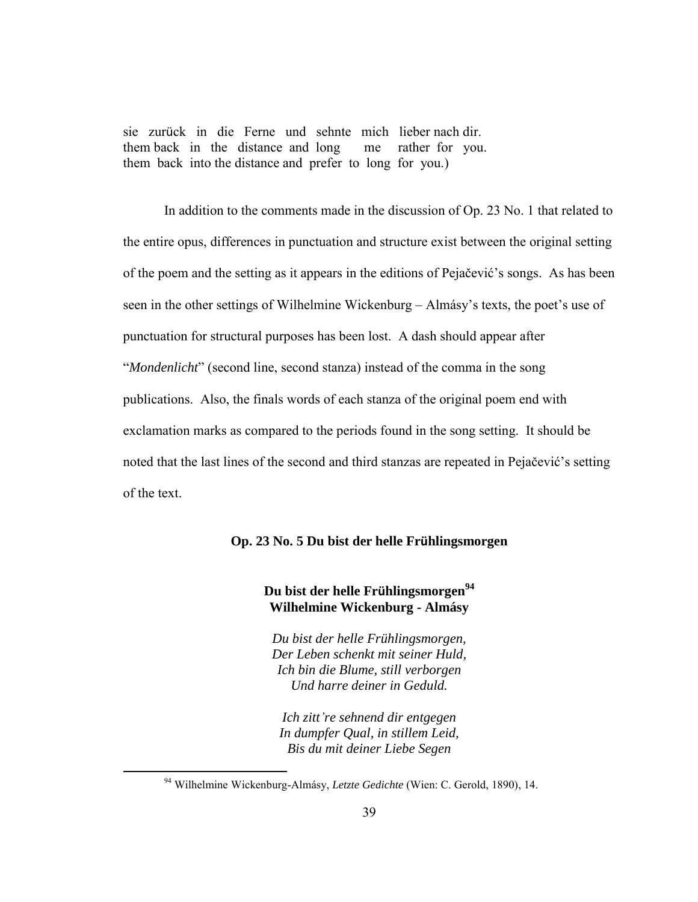sie zurück in die Ferne und sehnte mich lieber nach dir.
them back in the distance and long me rather for you.
them back into the distance and prefer to long for you.)

In addition to the comments made in the discussion of Op. 23 No. 1 that related to the entire opus, differences in punctuation and structure exist between the original setting of the poem and the setting as it appears in the editions of Pejačević's songs. As has been seen in the other settings of Wilhelmine Wickenburg – Almásy's texts, the poet's use of punctuation for structural purposes has been lost. A dash should appear after "*Mondenlicht*" (second line, second stanza) instead of the comma in the song publications. Also, the finals words of each stanza of the original poem end with exclamation marks as compared to the periods found in the song setting. It should be noted that the last lines of the second and third stanzas are repeated in Pejačević's setting of the text.

### Op. 23 No. 5 Du bist der helle Frühlingsmorgen

**Du bist der helle Frühlingsmorgen[94]**
**Wilhelmine Wickenburg - Almásy**

*Du bist der helle Frühlingsmorgen,*
*Der Leben schenkt mit seiner Huld,*
*Ich bin die Blume, still verborgen*
*Und harre deiner in Geduld.*

*Ich zitt're sehnend dir entgegen*
*In dumpfer Qual, in stillem Leid,*
*Bis du mit deiner Liebe Segen*

[94] Wilhelmine Wickenburg-Almásy, *Letzte Gedichte* (Wien: C. Gerold, 1890), 14.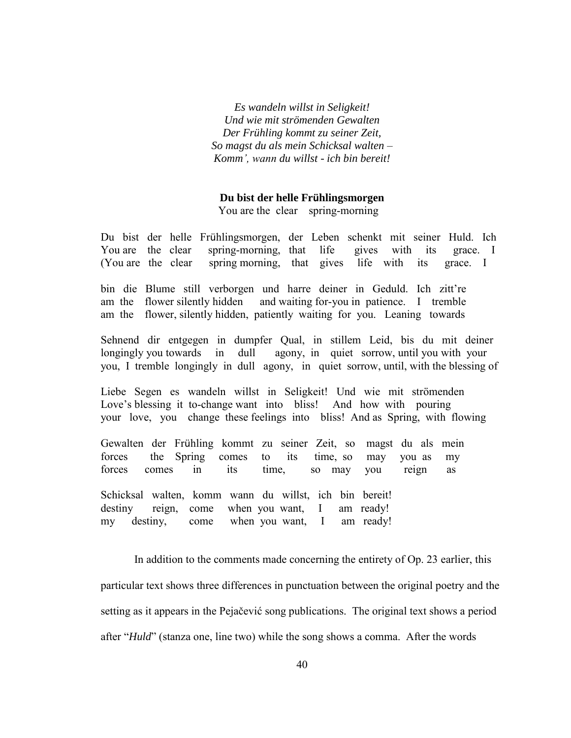*Es wandeln willst in Seligkeit!*
*Und wie mit strömenden Gewalten*
*Der Frühling kommt zu seiner Zeit,*
*So magst du als mein Schicksal walten –*
*Komm', wann du willst - ich bin bereit!*

**Du bist der helle Frühlingsmorgen**
You are the clear spring-morning

Du bist der helle Frühlingsmorgen, der Leben schenkt mit seiner Huld. Ich
You are the clear spring-morning, that life gives with its grace. I
(You are the clear spring morning, that gives life with its grace. I

bin die Blume still verborgen und harre deiner in Geduld. Ich zitt're
am the flower silently hidden and waiting for-you in patience. I tremble
am the flower, silently hidden, patiently waiting for you. Leaning towards

Sehnend dir entgegen in dumpfer Qual, in stillem Leid, bis du mit deiner
longingly you towards in dull agony, in quiet sorrow, until you with your
you, I tremble longingly in dull agony, in quiet sorrow, until, with the blessing of

Liebe Segen es wandeln willst in Seligkeit! Und wie mit strömenden
Love's blessing it to-change want into bliss! And how with pouring
your love, you change these feelings into bliss! And as Spring, with flowing

Gewalten der Frühling kommt zu seiner Zeit, so magst du als mein
forces the Spring comes to its time, so may you as my
forces comes in its time, so may you reign as

Schicksal walten, komm wann du willst, ich bin bereit!
destiny reign, come when you want, I am ready!
my destiny, come when you want, I am ready!

In addition to the comments made concerning the entirety of Op. 23 earlier, this particular text shows three differences in punctuation between the original poetry and the setting as it appears in the Pejačević song publications. The original text shows a period after "*Huld*" (stanza one, line two) while the song shows a comma. After the words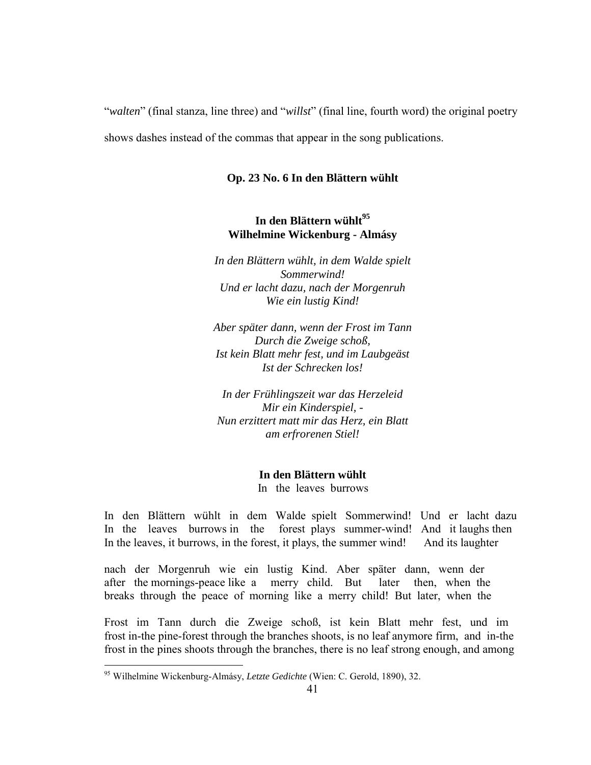"*walten*" (final stanza, line three) and "*willst*" (final line, fourth word) the original poetry shows dashes instead of the commas that appear in the song publications.

### Op. 23 No. 6 In den Blättern wühlt

**In den Blättern wühlt[95]**
**Wilhelmine Wickenburg - Almásy**

*In den Blättern wühlt, in dem Walde spielt*
*Sommerwind!*
*Und er lacht dazu, nach der Morgenruh*
*Wie ein lustig Kind!*

*Aber später dann, wenn der Frost im Tann*
*Durch die Zweige schoß,*
*Ist kein Blatt mehr fest, und im Laubgeäst*
*Ist der Schrecken los!*

*In der Frühlingszeit war das Herzeleid*
*Mir ein Kinderspiel, -*
*Nun erzittert matt mir das Herz, ein Blatt*
*am erfrorenen Stiel!*

**In den Blättern wühlt**
In the leaves burrows

In den Blättern wühlt in dem Walde spielt Sommerwind! Und er lacht dazu
In the leaves burrows in the forest plays summer-wind! And it laughs then
In the leaves, it burrows, in the forest, it plays, the summer wind! And its laughter

nach der Morgenruh wie ein lustig Kind. Aber später dann, wenn der
after the mornings-peace like a merry child. But later then, when the
breaks through the peace of morning like a merry child! But later, when the

Frost im Tann durch die Zweige schoß, ist kein Blatt mehr fest, und im
frost in-the pine-forest through the branches shoots, is no leaf anymore firm, and in-the
frost in the pines shoots through the branches, there is no leaf strong enough, and among

[95] Wilhelmine Wickenburg-Almásy, *Letzte Gedichte* (Wien: C. Gerold, 1890), 32.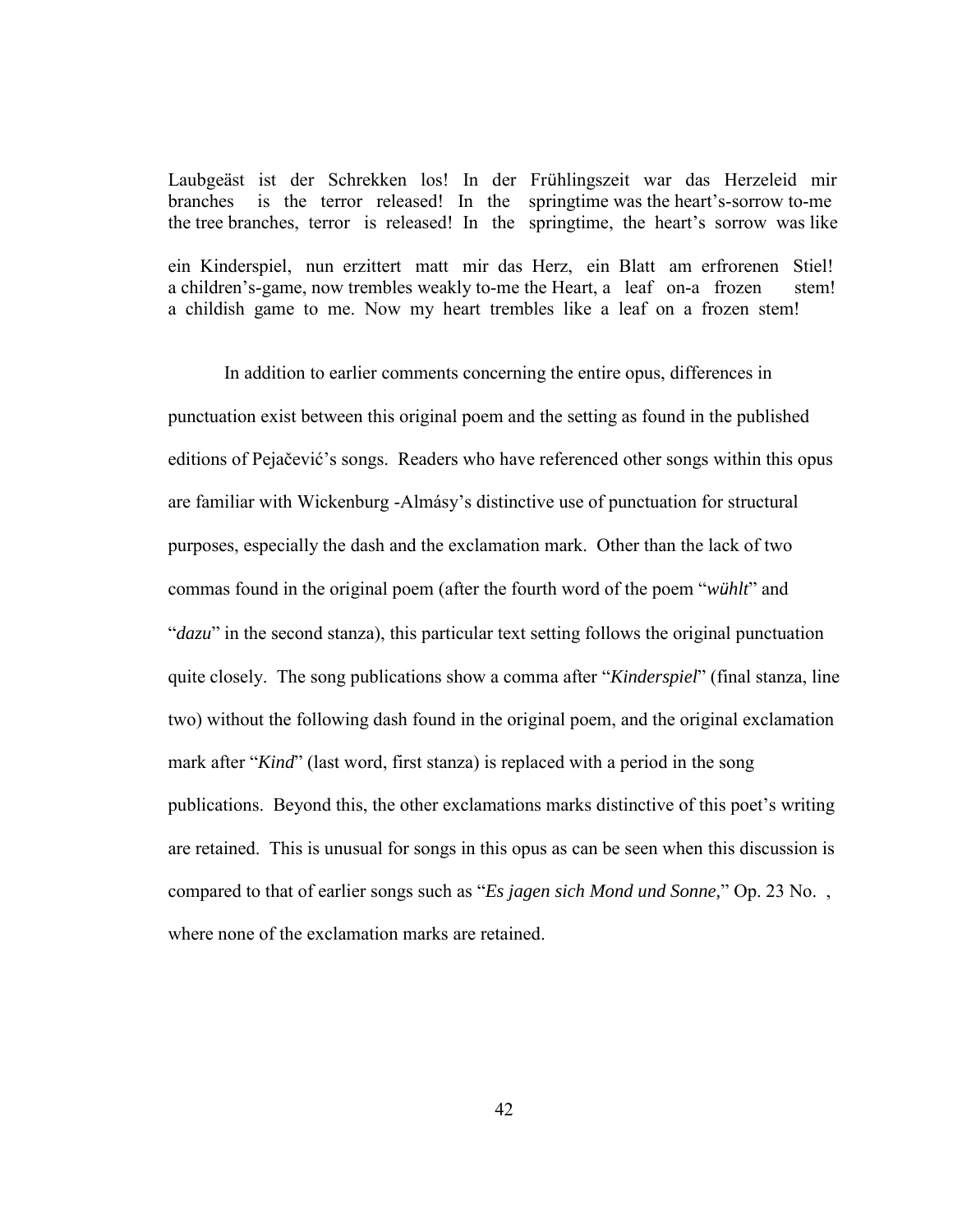Laubgeäst ist der Schrekken los! In der Frühlingszeit war das Herzeleid mir
branches is the terror released! In the springtime was the heart's-sorrow to-me
the tree branches, terror is released! In the springtime, the heart's sorrow was like

ein Kinderspiel, nun erzittert matt mir das Herz, ein Blatt am erfrorenen Stiel!
a children's-game, now trembles weakly to-me the Heart, a leaf on-a frozen stem!
a childish game to me. Now my heart trembles like a leaf on a frozen stem!

In addition to earlier comments concerning the entire opus, differences in punctuation exist between this original poem and the setting as found in the published editions of Pejačević's songs. Readers who have referenced other songs within this opus are familiar with Wickenburg -Almásy's distinctive use of punctuation for structural purposes, especially the dash and the exclamation mark. Other than the lack of two commas found in the original poem (after the fourth word of the poem "*wühlt*" and "*dazu*" in the second stanza), this particular text setting follows the original punctuation quite closely. The song publications show a comma after "*Kinderspiel*" (final stanza, line two) without the following dash found in the original poem, and the original exclamation mark after "*Kind*" (last word, first stanza) is replaced with a period in the song publications. Beyond this, the other exclamations marks distinctive of this poet's writing are retained. This is unusual for songs in this opus as can be seen when this discussion is compared to that of earlier songs such as "*Es jagen sich Mond und Sonne,*" Op. 23 No. , where none of the exclamation marks are retained.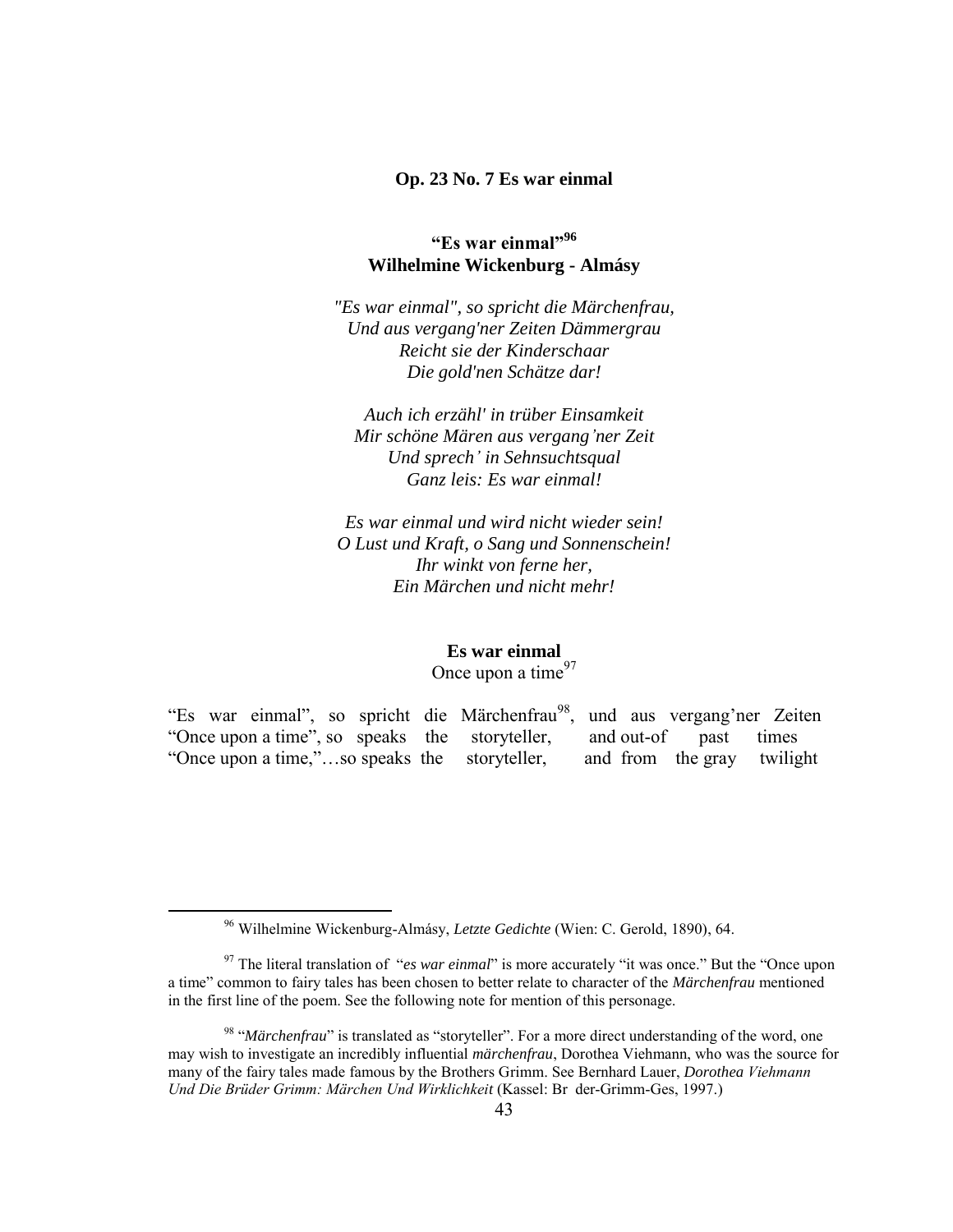**Op. 23 No. 7 Es war einmal**

**"Es war einmal"[96]**
**Wilhelmine Wickenburg - Almásy**

*"Es war einmal", so spricht die Märchenfrau,*
*Und aus vergang'ner Zeiten Dämmergrau*
*Reicht sie der Kinderschaar*
*Die gold'nen Schätze dar!*

*Auch ich erzähl' in trüber Einsamkeit*
*Mir schöne Mären aus vergang'ner Zeit*
*Und sprech' in Sehnsuchtsqual*
*Ganz leis: Es war einmal!*

*Es war einmal und wird nicht wieder sein!*
*O Lust und Kraft, o Sang und Sonnenschein!*
*Ihr winkt von ferne her,*
*Ein Märchen und nicht mehr!*

**Es war einmal**
Once upon a time[97]

"Es war einmal", so spricht die Märchenfrau[98], und aus vergang'ner Zeiten
"Once upon a time", so speaks the storyteller, and out-of past times
"Once upon a time,"…so speaks the storyteller, and from the gray twilight

---

[96] Wilhelmine Wickenburg-Almásy, *Letzte Gedichte* (Wien: C. Gerold, 1890), 64.

[97] The literal translation of "*es war einmal*" is more accurately "it was once." But the "Once upon a time" common to fairy tales has been chosen to better relate to character of the *Märchenfrau* mentioned in the first line of the poem. See the following note for mention of this personage.

[98] "*Märchenfrau*" is translated as "storyteller". For a more direct understanding of the word, one may wish to investigate an incredibly influential *märchenfrau*, Dorothea Viehmann, who was the source for many of the fairy tales made famous by the Brothers Grimm. See Bernhard Lauer, *Dorothea Viehmann Und Die Brüder Grimm: Märchen Und Wirklichkeit* (Kassel: Br der-Grimm-Ges, 1997.)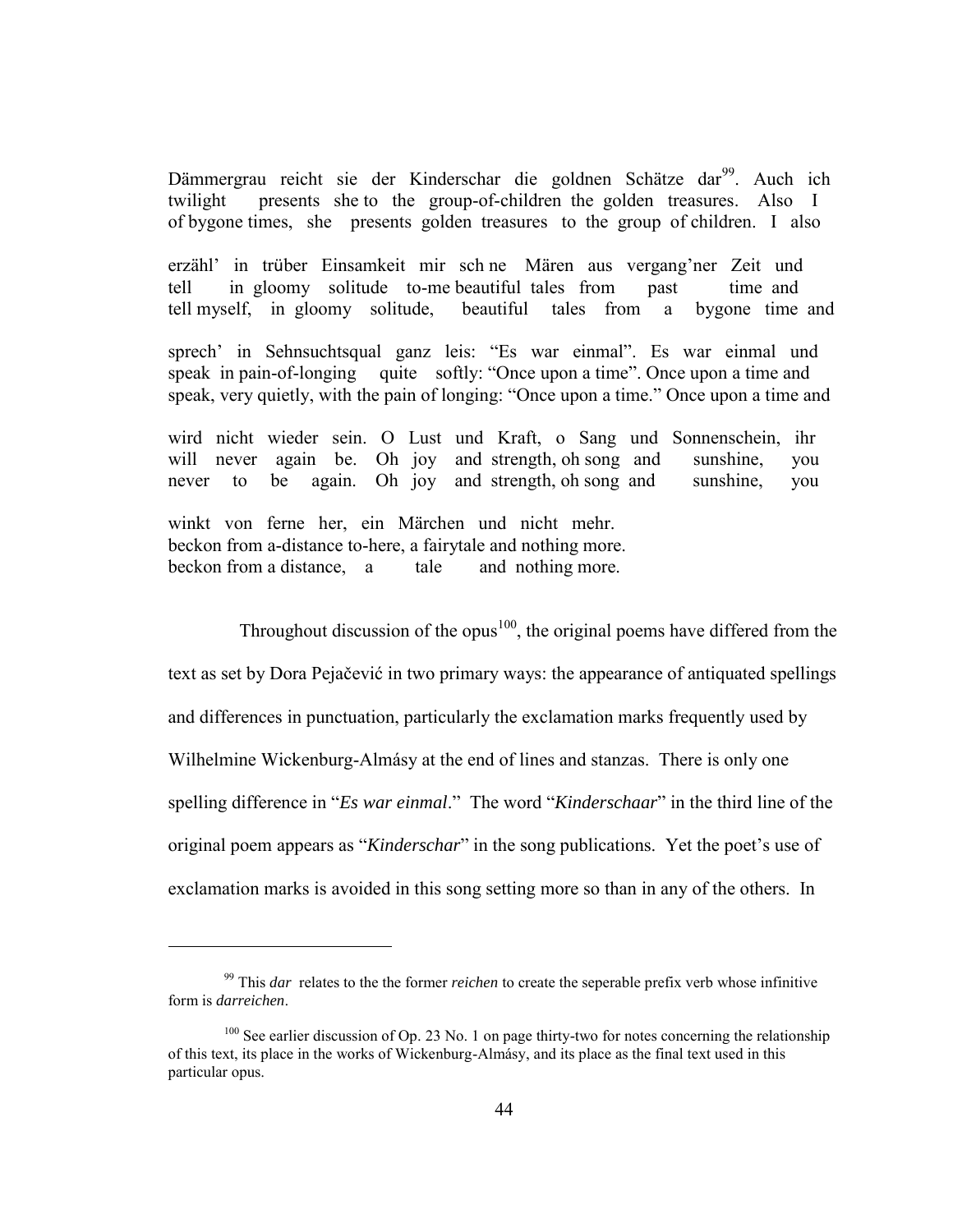Dämmergrau reicht sie der Kinderschar die goldnen Schätze dar[99]. Auch ich
twilight presents she to the group-of-children the golden treasures. Also I
of bygone times, she presents golden treasures to the group of children. I also

erzähl' in trüber Einsamkeit mir sch ne Mären aus vergang'ner Zeit und
tell in gloomy solitude to-me beautiful tales from past time and
tell myself, in gloomy solitude, beautiful tales from a bygone time and

sprech' in Sehnsuchtsqual ganz leis: "Es war einmal". Es war einmal und
speak in pain-of-longing quite softly: "Once upon a time". Once upon a time and
speak, very quietly, with the pain of longing: "Once upon a time." Once upon a time and

wird nicht wieder sein. O Lust und Kraft, o Sang und Sonnenschein, ihr
will never again be. Oh joy and strength, oh song and sunshine, you
never to be again. Oh joy and strength, oh song and sunshine, you

winkt von ferne her, ein Märchen und nicht mehr.
beckon from a-distance to-here, a fairytale and nothing more.
beckon from a distance, a tale and nothing more.

Throughout discussion of the opus[100], the original poems have differed from the text as set by Dora Pejačević in two primary ways: the appearance of antiquated spellings and differences in punctuation, particularly the exclamation marks frequently used by Wilhelmine Wickenburg-Almásy at the end of lines and stanzas. There is only one spelling difference in "*Es war einmal*." The word "*Kinderschaar*" in the third line of the original poem appears as "*Kinderschar*" in the song publications. Yet the poet's use of exclamation marks is avoided in this song setting more so than in any of the others. In

---

[99] This *dar* relates to the the former *reichen* to create the seperable prefix verb whose infinitive form is *darreichen*.

[100] See earlier discussion of Op. 23 No. 1 on page thirty-two for notes concerning the relationship of this text, its place in the works of Wickenburg-Almásy, and its place as the final text used in this particular opus.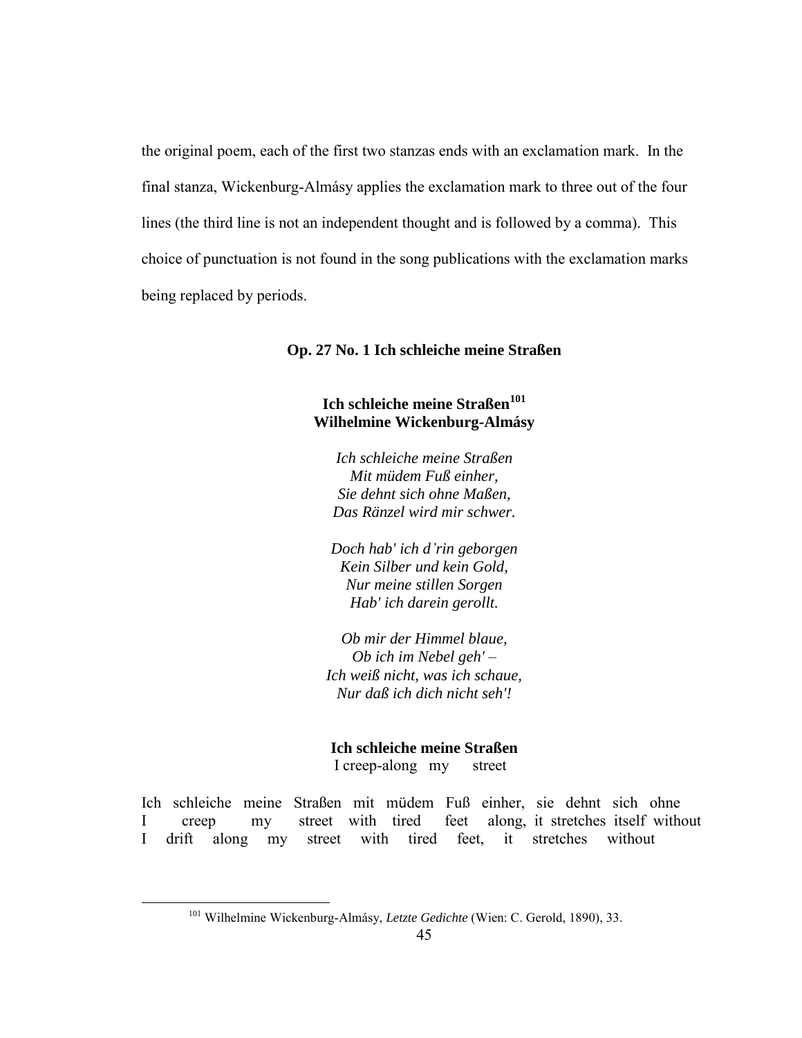the original poem, each of the first two stanzas ends with an exclamation mark. In the final stanza, Wickenburg-Almásy applies the exclamation mark to three out of the four lines (the third line is not an independent thought and is followed by a comma). This choice of punctuation is not found in the song publications with the exclamation marks being replaced by periods.

### Op. 27 No. 1 Ich schleiche meine Straßen

**Ich schleiche meine Straßen[101]**
**Wilhelmine Wickenburg-Almásy**

*Ich schleiche meine Straßen*
*Mit müdem Fuß einher,*
*Sie dehnt sich ohne Maßen,*
*Das Ränzel wird mir schwer.*

*Doch hab' ich d'rin geborgen*
*Kein Silber und kein Gold,*
*Nur meine stillen Sorgen*
*Hab' ich darein gerollt.*

*Ob mir der Himmel blaue,*
*Ob ich im Nebel geh' –*
*Ich weiß nicht, was ich schaue,*
*Nur daß ich dich nicht seh'!*

**Ich schleiche meine Straßen**
I creep-along my street

Ich schleiche meine Straßen mit müdem Fuß einher, sie dehnt sich ohne
I creep my street with tired feet along, it stretches itself without
I drift along my street with tired feet, it stretches without

[101] Wilhelmine Wickenburg-Almásy, *Letzte Gedichte* (Wien: C. Gerold, 1890), 33.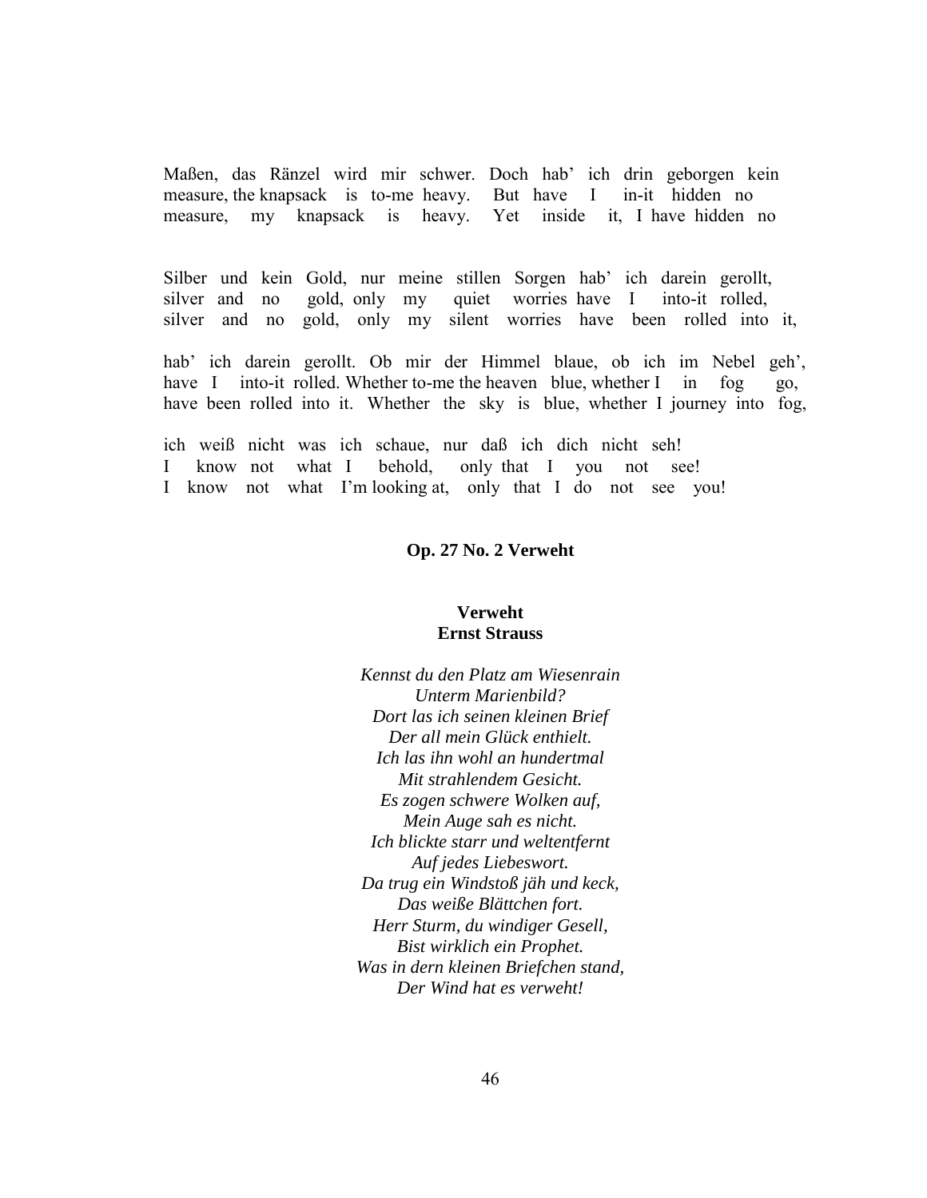Maßen, das Ränzel wird mir schwer. Doch hab' ich drin geborgen kein
measure, the knapsack is to-me heavy. But have I in-it hidden no
measure, my knapsack is heavy. Yet inside it, I have hidden no

Silber und kein Gold, nur meine stillen Sorgen hab' ich darein gerollt,
silver and no gold, only my quiet worries have I into-it rolled,
silver and no gold, only my silent worries have been rolled into it,

hab' ich darein gerollt. Ob mir der Himmel blaue, ob ich im Nebel geh',
have I into-it rolled. Whether to-me the heaven blue, whether I in fog go,
have been rolled into it. Whether the sky is blue, whether I journey into fog,

ich weiß nicht was ich schaue, nur daß ich dich nicht seh!
I know not what I behold, only that I you not see!
I know not what I'm looking at, only that I do not see you!

**Op. 27 No. 2 Verweht**

**Verweht**
**Ernst Strauss**

*Kennst du den Platz am Wiesenrain*
*Unterm Marienbild?*
*Dort las ich seinen kleinen Brief*
*Der all mein Glück enthielt.*
*Ich las ihn wohl an hundertmal*
*Mit strahlendem Gesicht.*
*Es zogen schwere Wolken auf,*
*Mein Auge sah es nicht.*
*Ich blickte starr und weltentfernt*
*Auf jedes Liebeswort.*
*Da trug ein Windstoß jäh und keck,*
*Das weiße Blättchen fort.*
*Herr Sturm, du windiger Gesell,*
*Bist wirklich ein Prophet.*
*Was in dern kleinen Briefchen stand,*
*Der Wind hat es verweht!*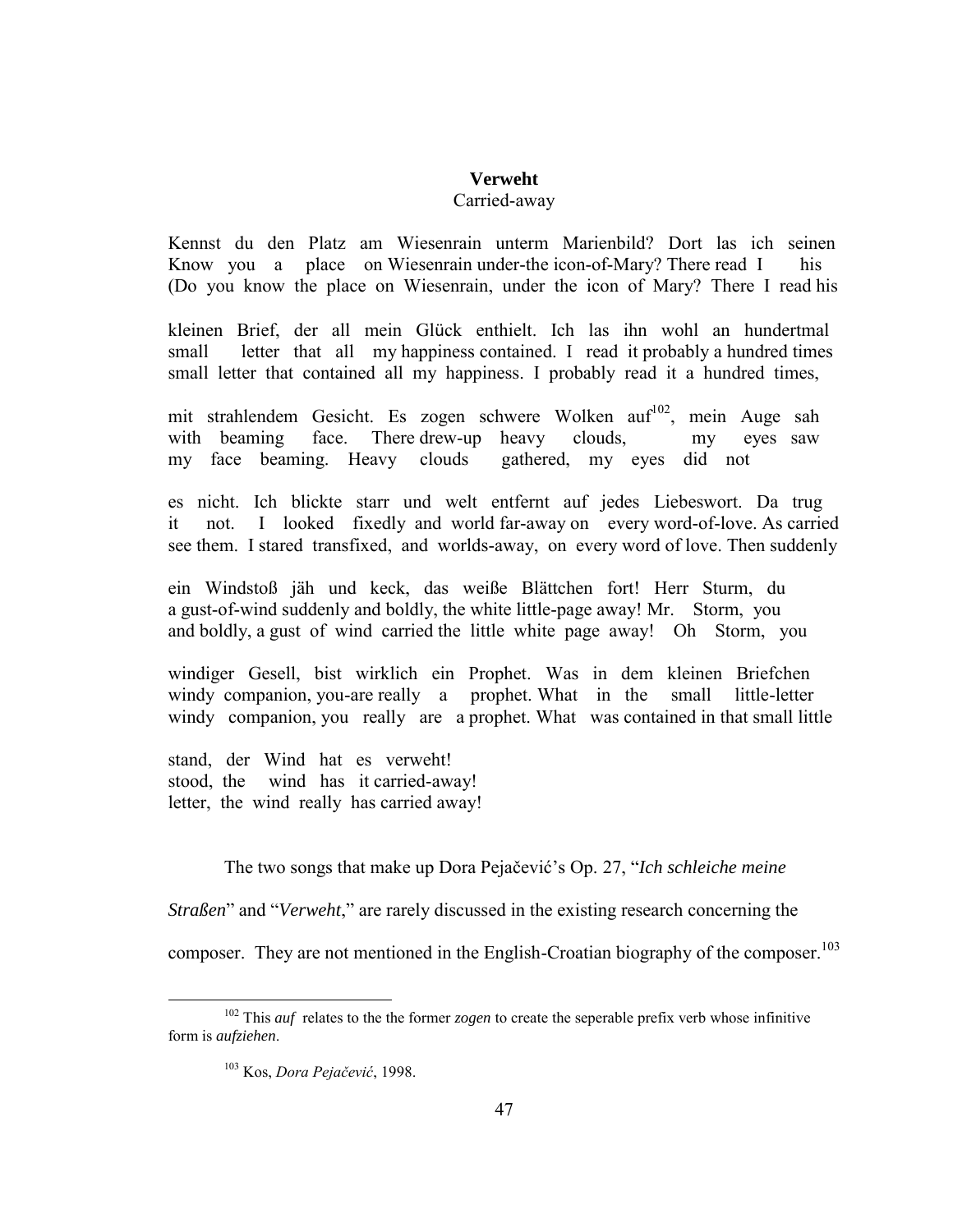**Verweht**

Carried-away

Kennst du den Platz am Wiesenrain unterm Marienbild? Dort las ich seinen
Know you a place on Wiesenrain under-the icon-of-Mary? There read I his
(Do you know the place on Wiesenrain, under the icon of Mary? There I read his

kleinen Brief, der all mein Glück enthielt. Ich las ihn wohl an hundertmal
small letter that all my happiness contained. I read it probably a hundred times
small letter that contained all my happiness. I probably read it a hundred times,

mit strahlendem Gesicht. Es zogen schwere Wolken auf[102], mein Auge sah
with beaming face. There drew-up heavy clouds, my eyes saw
my face beaming. Heavy clouds gathered, my eyes did not

es nicht. Ich blickte starr und welt entfernt auf jedes Liebeswort. Da trug
it not. I looked fixedly and world far-away on every word-of-love. As carried
see them. I stared transfixed, and worlds-away, on every word of love. Then suddenly

ein Windstoß jäh und keck, das weiße Blättchen fort! Herr Sturm, du
a gust-of-wind suddenly and boldly, the white little-page away! Mr. Storm, you
and boldly, a gust of wind carried the little white page away! Oh Storm, you

windiger Gesell, bist wirklich ein Prophet. Was in dem kleinen Briefchen
windy companion, you-are really a prophet. What in the small little-letter
windy companion, you really are a prophet. What was contained in that small little

stand, der Wind hat es verweht!
stood, the wind has it carried-away!
letter, the wind really has carried away!

The two songs that make up Dora Pejačević's Op. 27, "*Ich schleiche meine Straßen*" and "*Verweht*," are rarely discussed in the existing research concerning the composer. They are not mentioned in the English-Croatian biography of the composer.[103]

---

[102] This *auf* relates to the the former *zogen* to create the seperable prefix verb whose infinitive form is *aufziehen*.

[103] Kos, *Dora Pejačević*, 1998.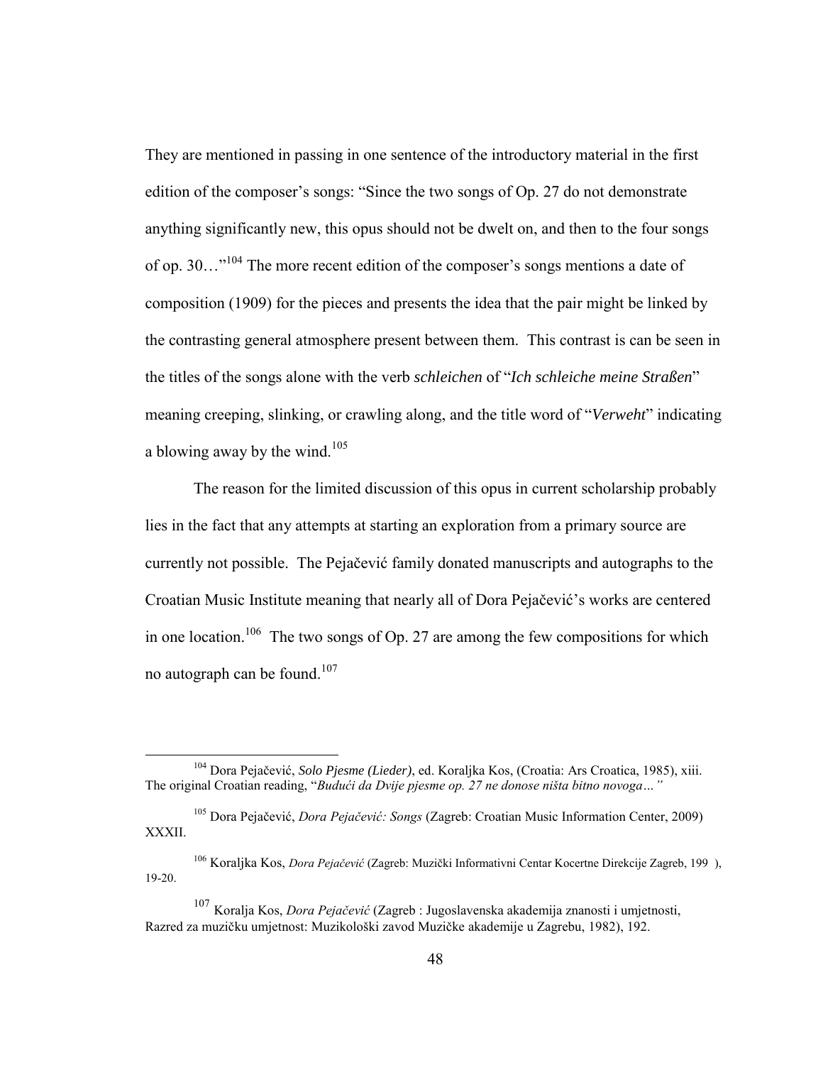They are mentioned in passing in one sentence of the introductory material in the first edition of the composer's songs: "Since the two songs of Op. 27 do not demonstrate anything significantly new, this opus should not be dwelt on, and then to the four songs of op. 30…"[104] The more recent edition of the composer's songs mentions a date of composition (1909) for the pieces and presents the idea that the pair might be linked by the contrasting general atmosphere present between them. This contrast is can be seen in the titles of the songs alone with the verb *schleichen* of "*Ich schleiche meine Straßen*" meaning creeping, slinking, or crawling along, and the title word of "*Verweht*" indicating a blowing away by the wind.[105]

The reason for the limited discussion of this opus in current scholarship probably lies in the fact that any attempts at starting an exploration from a primary source are currently not possible. The Pejačević family donated manuscripts and autographs to the Croatian Music Institute meaning that nearly all of Dora Pejačević's works are centered in one location.[106] The two songs of Op. 27 are among the few compositions for which no autograph can be found.[107]

---

[104] Dora Pejačević, *Solo Pjesme (Lieder)*, ed. Koraljka Kos, (Croatia: Ars Croatica, 1985), xiii. The original Croatian reading, "*Budući da Dvije pjesme op. 27 ne donose ništa bitno novoga…"*

[105] Dora Pejačević, *Dora Pejačević: Songs* (Zagreb: Croatian Music Information Center, 2009) XXXII.

[106] Koraljka Kos, *Dora Pejačević* (Zagreb: Muzički Informativni Centar Kocertne Direkcije Zagreb, 199 ), 19-20.

[107] Koralja Kos, *Dora Pejačević* (Zagreb : Jugoslavenska akademija znanosti i umjetnosti, Razred za muzičku umjetnost: Muzikološki zavod Muzičke akademije u Zagrebu, 1982), 192.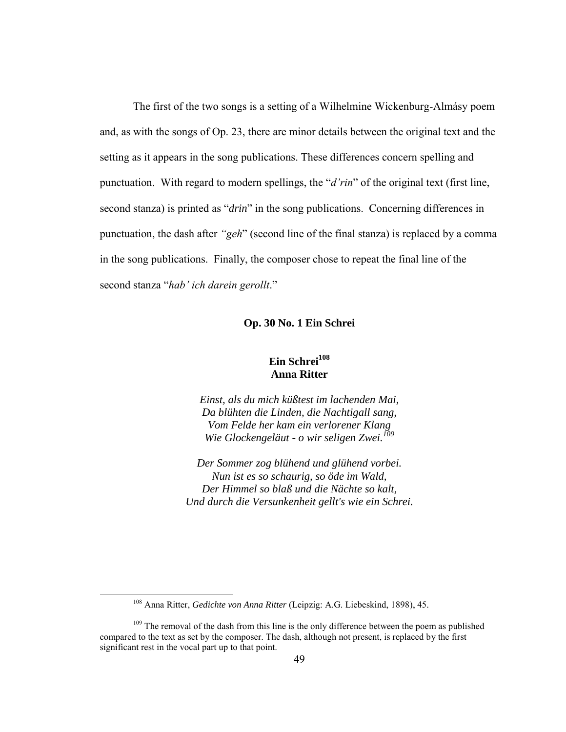The first of the two songs is a setting of a Wilhelmine Wickenburg-Almásy poem and, as with the songs of Op. 23, there are minor details between the original text and the setting as it appears in the song publications. These differences concern spelling and punctuation. With regard to modern spellings, the "*d'rin*" of the original text (first line, second stanza) is printed as "*drin*" in the song publications. Concerning differences in punctuation, the dash after *"geh*" (second line of the final stanza) is replaced by a comma in the song publications. Finally, the composer chose to repeat the final line of the second stanza "*hab' ich darein gerollt*."

### Op. 30 No. 1 Ein Schrei

**Ein Schrei[108]**
**Anna Ritter**

*Einst, als du mich küßtest im lachenden Mai,*
*Da blühten die Linden, die Nachtigall sang,*
*Vom Felde her kam ein verlorener Klang*
*Wie Glockengeläut - o wir seligen Zwei.[109]*

*Der Sommer zog blühend und glühend vorbei.*
*Nun ist es so schaurig, so öde im Wald,*
*Der Himmel so blaß und die Nächte so kalt,*
*Und durch die Versunkenheit gellt's wie ein Schrei.*

---

[108] Anna Ritter, *Gedichte von Anna Ritter* (Leipzig: A.G. Liebeskind, 1898), 45.

[109] The removal of the dash from this line is the only difference between the poem as published compared to the text as set by the composer. The dash, although not present, is replaced by the first significant rest in the vocal part up to that point.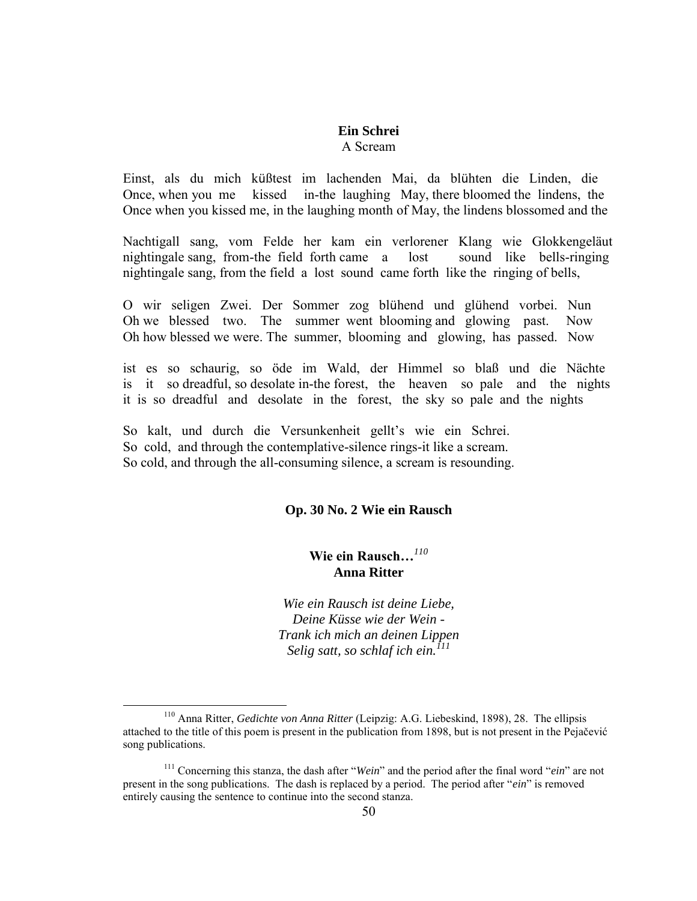**Ein Schrei**
A Scream

Einst, als du mich küßtest im lachenden Mai, da blühten die Linden, die
Once, when you me kissed in-the laughing May, there bloomed the lindens, the
Once when you kissed me, in the laughing month of May, the lindens blossomed and the

Nachtigall sang, vom Felde her kam ein verlorener Klang wie Glokkengeläut
nightingale sang, from-the field forth came a lost sound like bells-ringing
nightingale sang, from the field a lost sound came forth like the ringing of bells,

O wir seligen Zwei. Der Sommer zog blühend und glühend vorbei. Nun
Oh we blessed two. The summer went blooming and glowing past. Now
Oh how blessed we were. The summer, blooming and glowing, has passed. Now

ist es so schaurig, so öde im Wald, der Himmel so blaß und die Nächte
is it so dreadful, so desolate in-the forest, the heaven so pale and the nights
it is so dreadful and desolate in the forest, the sky so pale and the nights

So kalt, und durch die Versunkenheit gellt's wie ein Schrei.
So cold, and through the contemplative-silence rings-it like a scream.
So cold, and through the all-consuming silence, a scream is resounding.

### Op. 30 No. 2 Wie ein Rausch

**Wie ein Rausch…**[110]
**Anna Ritter**

*Wie ein Rausch ist deine Liebe,*
*Deine Küsse wie der Wein -*
*Trank ich mich an deinen Lippen*
*Selig satt, so schlaf ich ein.*[111]

---

[110] Anna Ritter, *Gedichte von Anna Ritter* (Leipzig: A.G. Liebeskind, 1898), 28. The ellipsis attached to the title of this poem is present in the publication from 1898, but is not present in the Pejačević song publications.

[111] Concerning this stanza, the dash after "*Wein*" and the period after the final word "*ein*" are not present in the song publications. The dash is replaced by a period. The period after "*ein*" is removed entirely causing the sentence to continue into the second stanza.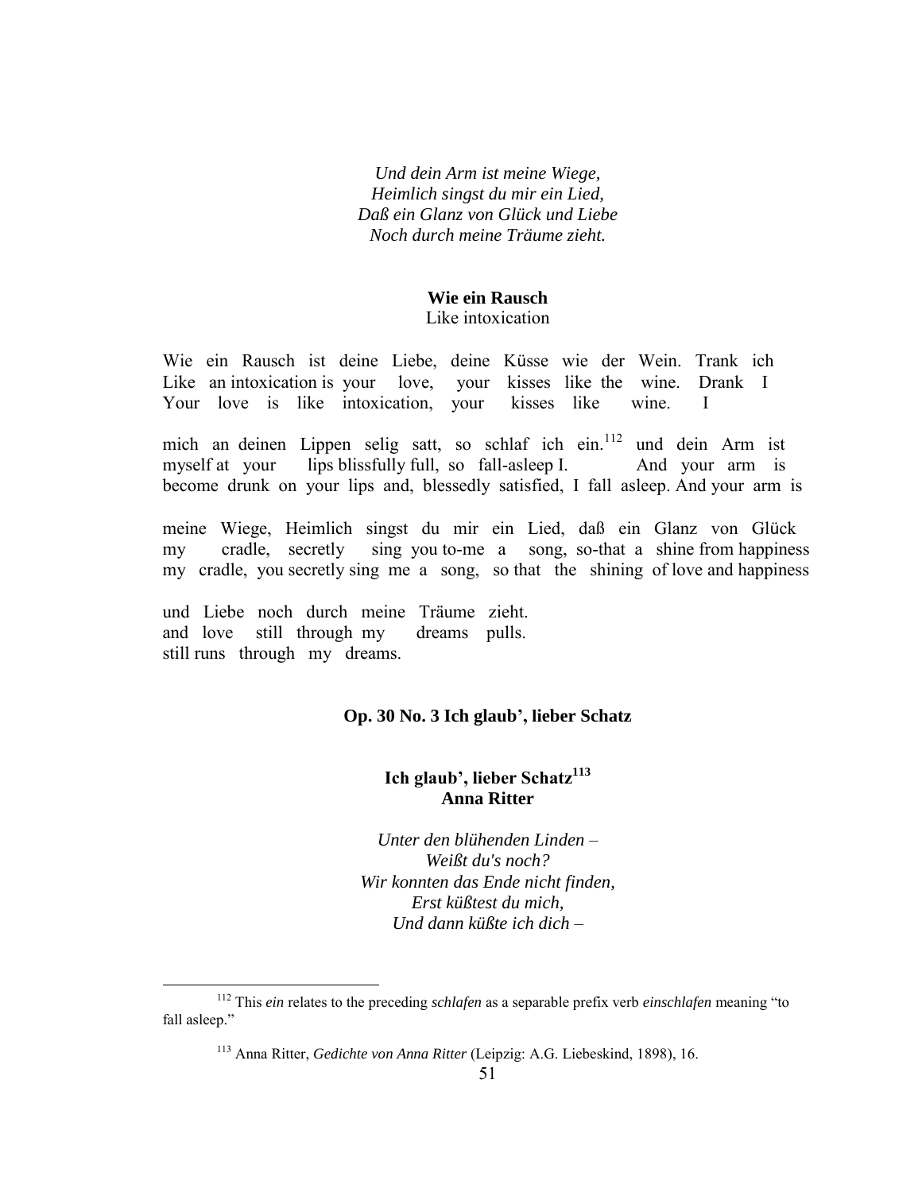*Und dein Arm ist meine Wiege,*
*Heimlich singst du mir ein Lied,*
*Daß ein Glanz von Glück und Liebe*
*Noch durch meine Träume zieht.*

**Wie ein Rausch**
Like intoxication

Wie ein Rausch ist deine Liebe, deine Küsse wie der Wein. Trank ich
Like an intoxication is your love, your kisses like the wine. Drank I
Your love is like intoxication, your kisses like wine. I

mich an deinen Lippen selig satt, so schlaf ich ein.[112] und dein Arm ist
myself at your lips blissfully full, so fall-asleep I. And your arm is
become drunk on your lips and, blessedly satisfied, I fall asleep. And your arm is

meine Wiege, Heimlich singst du mir ein Lied, daß ein Glanz von Glück
my cradle, secretly sing you to-me a song, so-that a shine from happiness
my cradle, you secretly sing me a song, so that the shining of love and happiness

und Liebe noch durch meine Träume zieht.
and love still through my dreams pulls.
still runs through my dreams.

**Op. 30 No. 3 Ich glaub', lieber Schatz**

**Ich glaub', lieber Schatz[113]**
**Anna Ritter**

*Unter den blühenden Linden –*
*Weißt du's noch?*
*Wir konnten das Ende nicht finden,*
*Erst küßtest du mich,*
*Und dann küßte ich dich –*

[112] This *ein* relates to the preceding *schlafen* as a separable prefix verb *einschlafen* meaning "to fall asleep."

[113] Anna Ritter, *Gedichte von Anna Ritter* (Leipzig: A.G. Liebeskind, 1898), 16.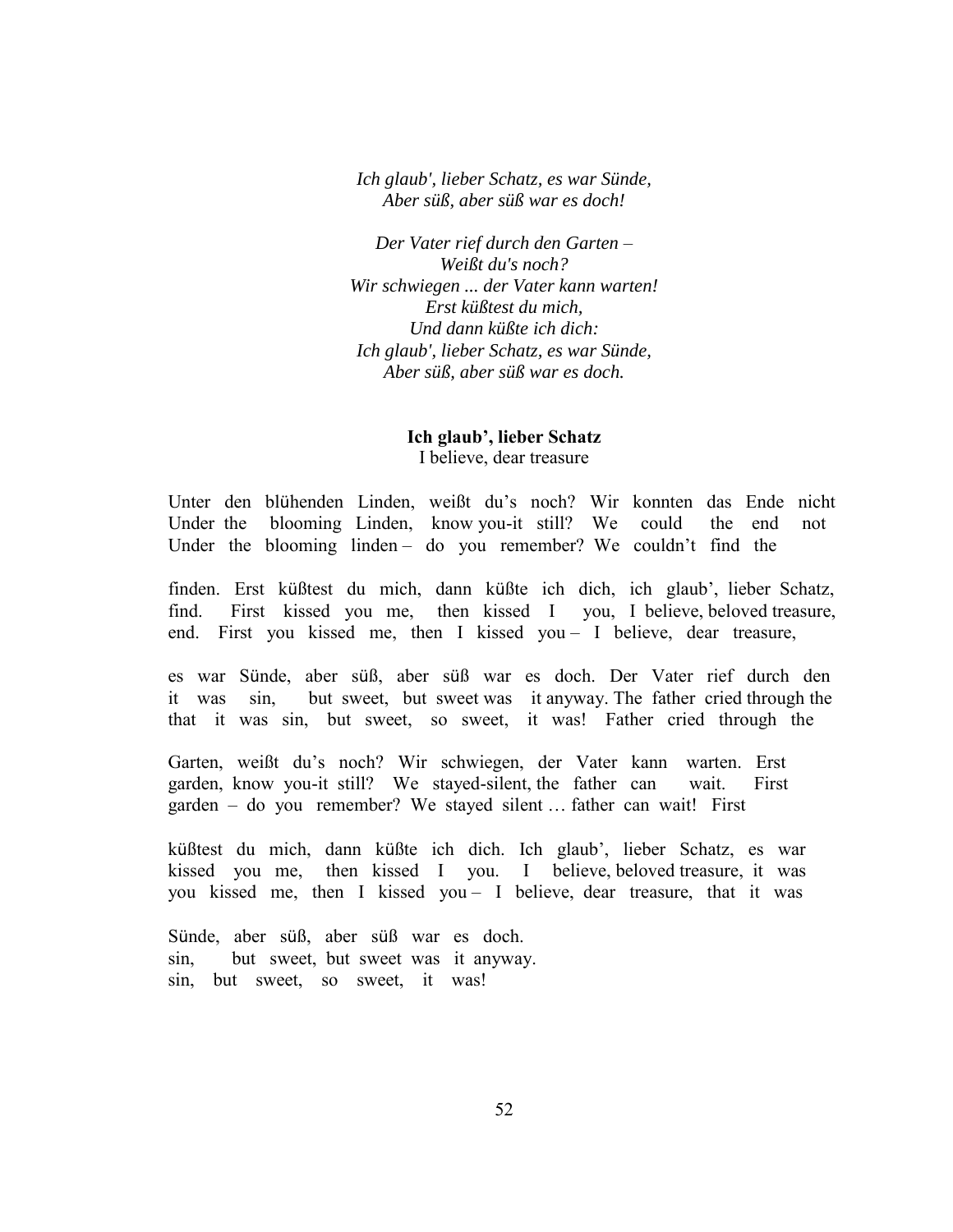*Ich glaub', lieber Schatz, es war Sünde,*  
*Aber süß, aber süß war es doch!*

*Der Vater rief durch den Garten –*  
*Weißt du's noch?*  
*Wir schwiegen ... der Vater kann warten!*  
*Erst küßtest du mich,*  
*Und dann küßte ich dich:*  
*Ich glaub', lieber Schatz, es war Sünde,*  
*Aber süß, aber süß war es doch.*

**Ich glaub', lieber Schatz**  
I believe, dear treasure

Unter den blühenden Linden, weißt du's noch? Wir konnten das Ende nicht  
Under the blooming Linden, know you-it still? We could the end not  
Under the blooming linden – do you remember? We couldn't find the

finden. Erst küßtest du mich, dann küßte ich dich, ich glaub', lieber Schatz,  
find. First kissed you me, then kissed I you, I believe, beloved treasure,  
end. First you kissed me, then I kissed you – I believe, dear treasure,

es war Sünde, aber süß, aber süß war es doch. Der Vater rief durch den  
it was sin, but sweet, but sweet was it anyway. The father cried through the  
that it was sin, but sweet, so sweet, it was! Father cried through the

Garten, weißt du's noch? Wir schwiegen, der Vater kann warten. Erst  
garden, know you-it still? We stayed-silent, the father can wait. First  
garden – do you remember? We stayed silent … father can wait! First

küßtest du mich, dann küßte ich dich. Ich glaub', lieber Schatz, es war  
kissed you me, then kissed I you. I believe, beloved treasure, it was  
you kissed me, then I kissed you – I believe, dear treasure, that it was

Sünde, aber süß, aber süß war es doch.  
sin, but sweet, but sweet was it anyway.  
sin, but sweet, so sweet, it was!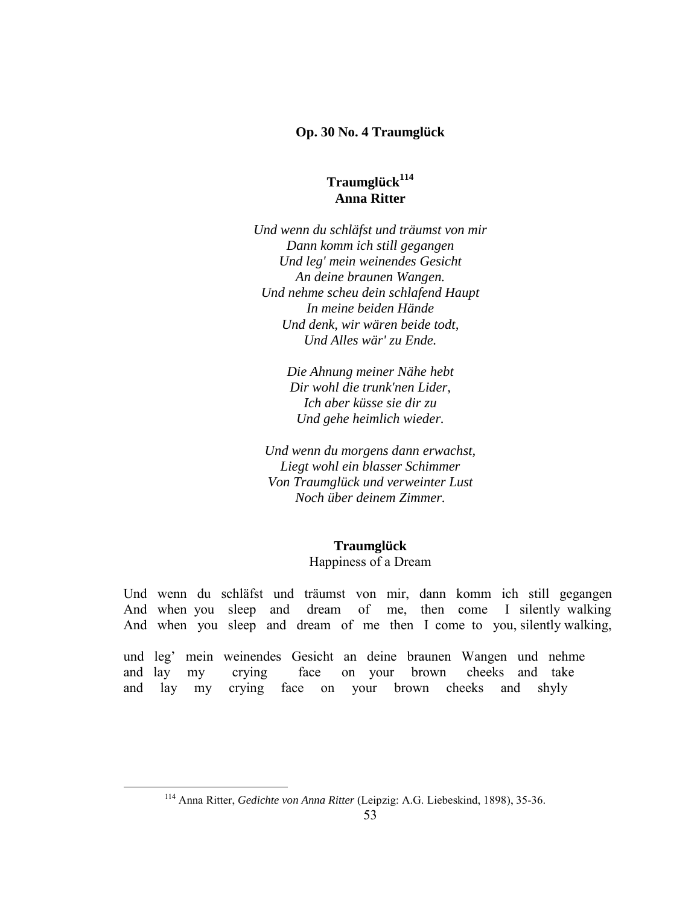### Op. 30 No. 4 Traumglück

**Traumglück[114]**
**Anna Ritter**

*Und wenn du schläfst und träumst von mir*
*Dann komm ich still gegangen*
*Und leg' mein weinendes Gesicht*
*An deine braunen Wangen.*
*Und nehme scheu dein schlafend Haupt*
*In meine beiden Hände*
*Und denk, wir wären beide todt,*
*Und Alles wär' zu Ende.*

*Die Ahnung meiner Nähe hebt*
*Dir wohl die trunk'nen Lider,*
*Ich aber küsse sie dir zu*
*Und gehe heimlich wieder.*

*Und wenn du morgens dann erwachst,*
*Liegt wohl ein blasser Schimmer*
*Von Traumglück und verweinter Lust*
*Noch über deinem Zimmer.*

**Traumglück**
Happiness of a Dream

Und wenn du schläfst und träumst von mir, dann komm ich still gegangen
And when you sleep and dream of me, then come I silently walking
And when you sleep and dream of me then I come to you, silently walking,

und leg' mein weinendes Gesicht an deine braunen Wangen und nehme
and lay my crying face on your brown cheeks and take
and lay my crying face on your brown cheeks and shyly

[114] Anna Ritter, *Gedichte von Anna Ritter* (Leipzig: A.G. Liebeskind, 1898), 35-36.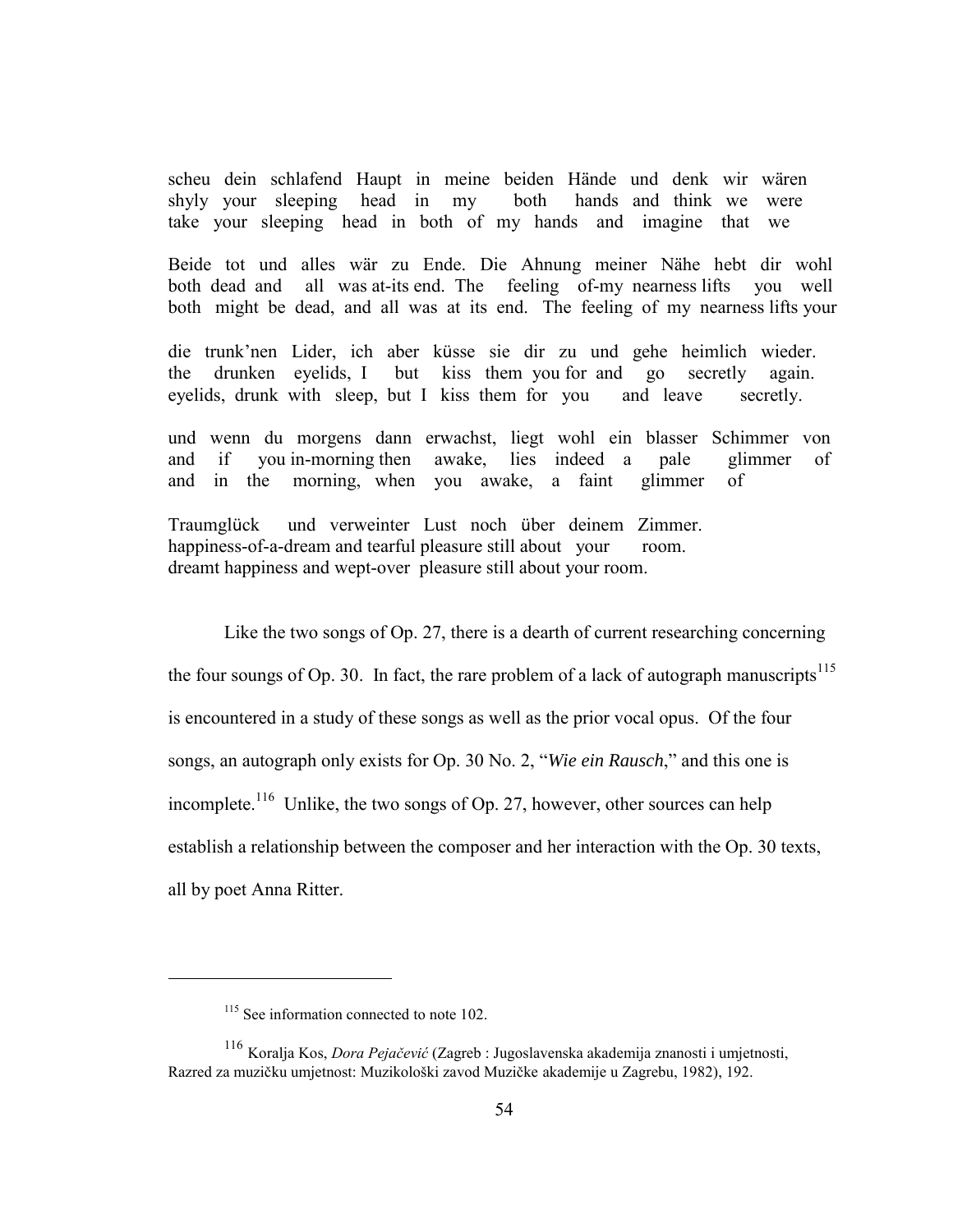scheu dein schlafend Haupt in meine beiden Hände und denk wir wären
shyly your sleeping head in my both hands and think we were
take your sleeping head in both of my hands and imagine that we

Beide tot und alles wär zu Ende. Die Ahnung meiner Nähe hebt dir wohl
both dead and all was at-its end. The feeling of-my nearness lifts you well
both might be dead, and all was at its end. The feeling of my nearness lifts your

die trunk'nen Lider, ich aber küsse sie dir zu und gehe heimlich wieder.
the drunken eyelids, I but kiss them you for and go secretly again.
eyelids, drunk with sleep, but I kiss them for you and leave secretly.

und wenn du morgens dann erwachst, liegt wohl ein blasser Schimmer von
and if you in-morning then awake, lies indeed a pale glimmer of
and in the morning, when you awake, a faint glimmer of

Traumglück und verweinter Lust noch über deinem Zimmer.
happiness-of-a-dream and tearful pleasure still about your room.
dreamt happiness and wept-over pleasure still about your room.

Like the two songs of Op. 27, there is a dearth of current researching concerning the four soungs of Op. 30. In fact, the rare problem of a lack of autograph manuscripts[115] is encountered in a study of these songs as well as the prior vocal opus. Of the four songs, an autograph only exists for Op. 30 No. 2, "*Wie ein Rausch*," and this one is incomplete.[116] Unlike, the two songs of Op. 27, however, other sources can help establish a relationship between the composer and her interaction with the Op. 30 texts, all by poet Anna Ritter.

---

[115] See information connected to note 102.

[116] Koralja Kos, *Dora Pejačević* (Zagreb : Jugoslavenska akademija znanosti i umjetnosti, Razred za muzičku umjetnost: Muzikološki zavod Muzičke akademije u Zagrebu, 1982), 192.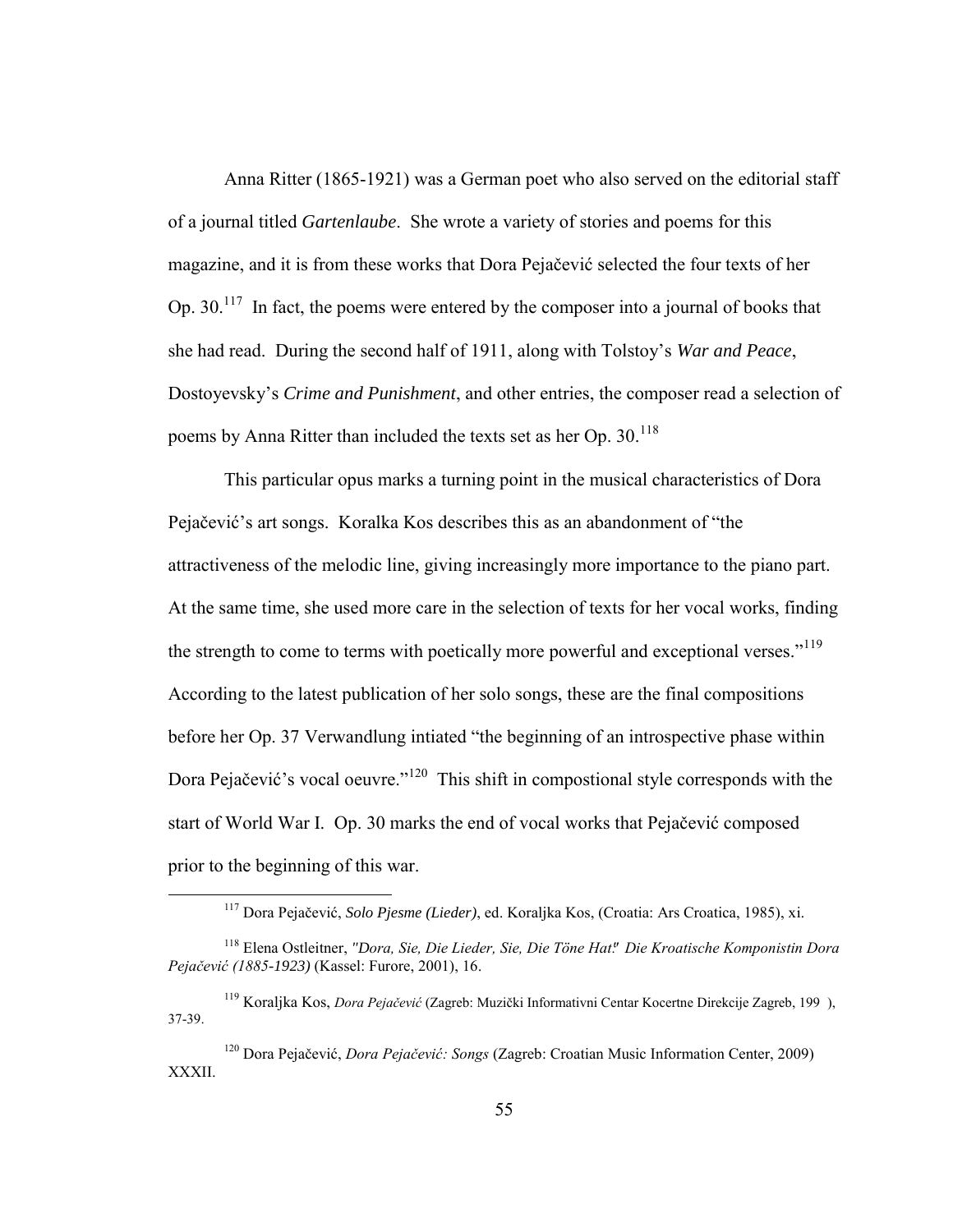Anna Ritter (1865-1921) was a German poet who also served on the editorial staff of a journal titled *Gartenlaube*. She wrote a variety of stories and poems for this magazine, and it is from these works that Dora Pejačević selected the four texts of her Op. 30.[117] In fact, the poems were entered by the composer into a journal of books that she had read. During the second half of 1911, along with Tolstoy's *War and Peace*, Dostoyevsky's *Crime and Punishment*, and other entries, the composer read a selection of poems by Anna Ritter than included the texts set as her Op. 30.[118]

This particular opus marks a turning point in the musical characteristics of Dora Pejačević's art songs. Koralka Kos describes this as an abandonment of "the attractiveness of the melodic line, giving increasingly more importance to the piano part. At the same time, she used more care in the selection of texts for her vocal works, finding the strength to come to terms with poetically more powerful and exceptional verses."[119] According to the latest publication of her solo songs, these are the final compositions before her Op. 37 Verwandlung intiated "the beginning of an introspective phase within Dora Pejačević's vocal oeuvre."[120] This shift in compostional style corresponds with the start of World War I. Op. 30 marks the end of vocal works that Pejačević composed prior to the beginning of this war.

---

[117] Dora Pejačević, *Solo Pjesme (Lieder)*, ed. Koraljka Kos, (Croatia: Ars Croatica, 1985), xi.

[118] Elena Ostleitner, *"Dora, Sie, Die Lieder, Sie, Die Töne Hat." Die Kroatische Komponistin Dora Pejačević (1885-1923)* (Kassel: Furore, 2001), 16.

[119] Koraljka Kos, *Dora Pejačević* (Zagreb: Muzički Informativni Centar Kocertne Direkcije Zagreb, 199 ), 37-39.

[120] Dora Pejačević, *Dora Pejačević: Songs* (Zagreb: Croatian Music Information Center, 2009) XXXII.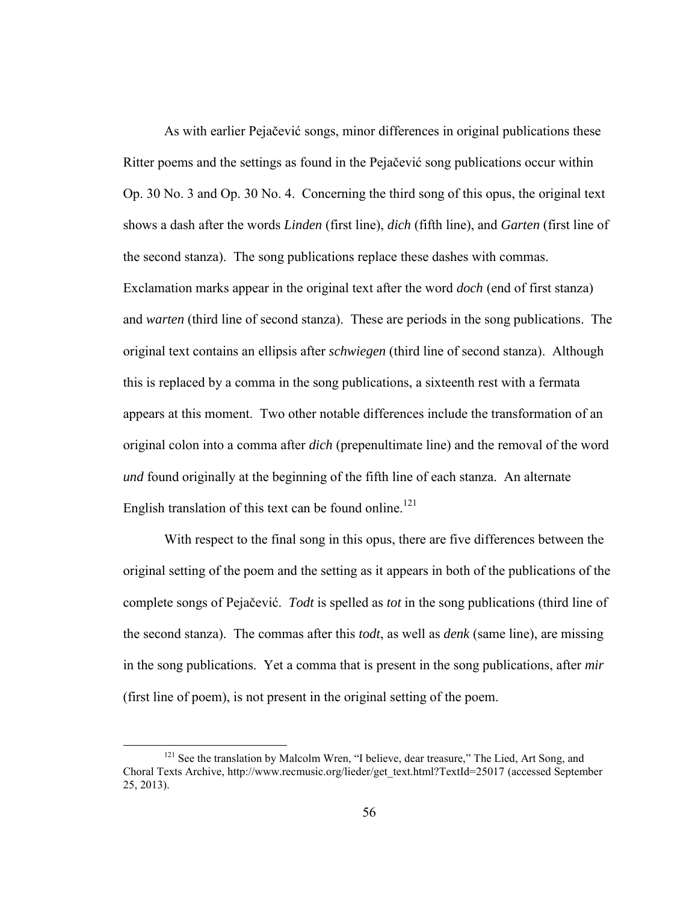As with earlier Pejačević songs, minor differences in original publications these Ritter poems and the settings as found in the Pejačević song publications occur within Op. 30 No. 3 and Op. 30 No. 4. Concerning the third song of this opus, the original text shows a dash after the words *Linden* (first line), *dich* (fifth line), and *Garten* (first line of the second stanza). The song publications replace these dashes with commas. Exclamation marks appear in the original text after the word *doch* (end of first stanza) and *warten* (third line of second stanza). These are periods in the song publications. The original text contains an ellipsis after *schwiegen* (third line of second stanza). Although this is replaced by a comma in the song publications, a sixteenth rest with a fermata appears at this moment. Two other notable differences include the transformation of an original colon into a comma after *dich* (prepenultimate line) and the removal of the word *und* found originally at the beginning of the fifth line of each stanza. An alternate English translation of this text can be found online.[121]

With respect to the final song in this opus, there are five differences between the original setting of the poem and the setting as it appears in both of the publications of the complete songs of Pejačević. *Todt* is spelled as *tot* in the song publications (third line of the second stanza). The commas after this *todt*, as well as *denk* (same line), are missing in the song publications. Yet a comma that is present in the song publications, after *mir* (first line of poem), is not present in the original setting of the poem.

---

[121] See the translation by Malcolm Wren, "I believe, dear treasure," The Lied, Art Song, and Choral Texts Archive, http://www.recmusic.org/lieder/get_text.html?TextId=25017 (accessed September 25, 2013).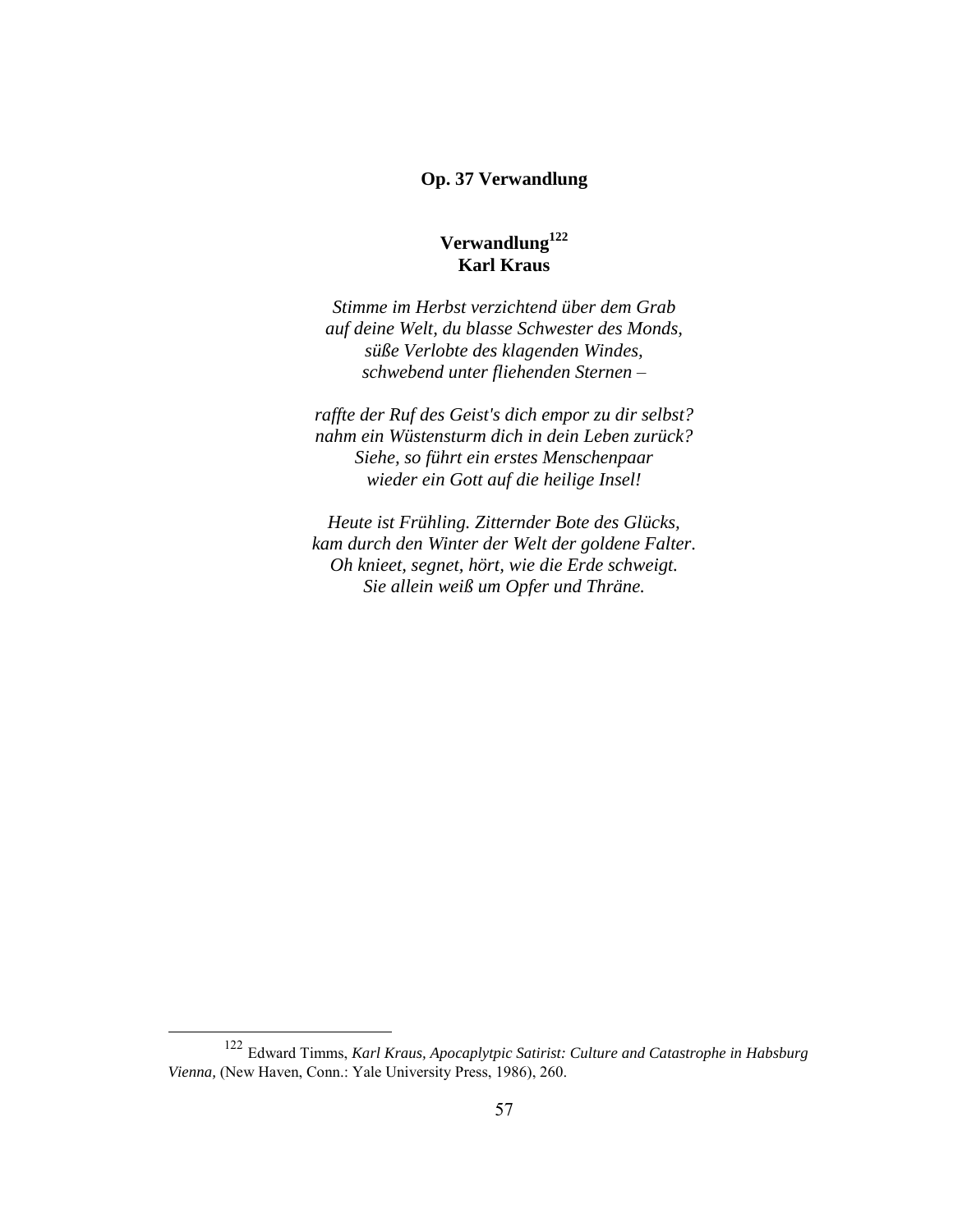## Op. 37 Verwandlung

### Verwandlung[122]
### Karl Kraus

*Stimme im Herbst verzichtend über dem Grab*
*auf deine Welt, du blasse Schwester des Monds,*
*süße Verlobte des klagenden Windes,*
*schwebend unter fliehenden Sternen –*

*raffte der Ruf des Geist's dich empor zu dir selbst?*
*nahm ein Wüstensturm dich in dein Leben zurück?*
*Siehe, so führt ein erstes Menschenpaar*
*wieder ein Gott auf die heilige Insel!*

*Heute ist Frühling. Zitternder Bote des Glücks,*
*kam durch den Winter der Welt der goldene Falter.*
*Oh knieet, segnet, hört, wie die Erde schweigt.*
*Sie allein weiß um Opfer und Thräne.*

---

[122] Edward Timms, *Karl Kraus, Apocaplytpic Satirist: Culture and Catastrophe in Habsburg Vienna*, (New Haven, Conn.: Yale University Press, 1986), 260.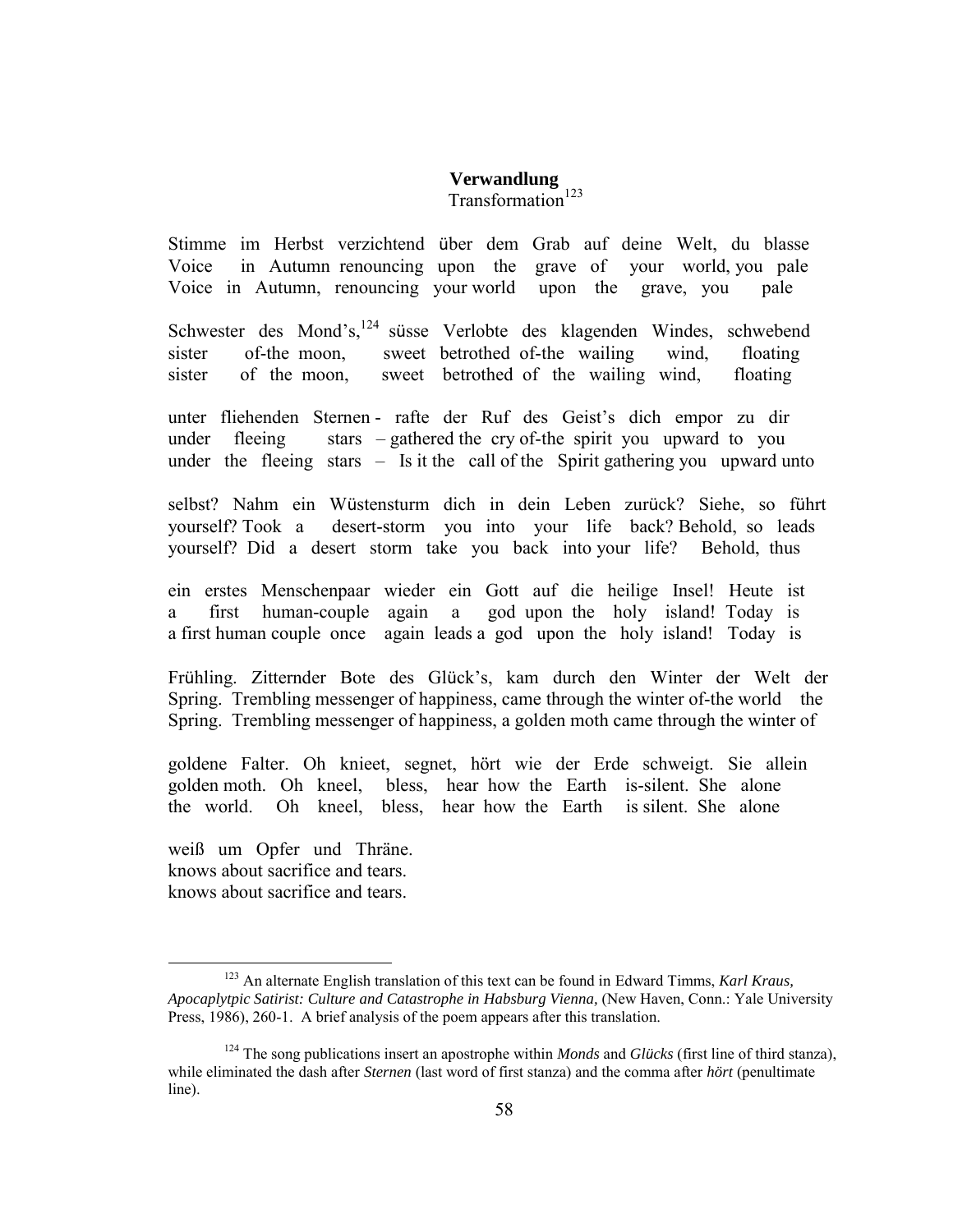**Verwandlung**

Transformation[123]

Stimme im Herbst verzichtend über dem Grab auf deine Welt, du blasse
Voice in Autumn renouncing upon the grave of your world, you pale
Voice in Autumn, renouncing your world upon the grave, you pale

Schwester des Mond's,[124] süsse Verlobte des klagenden Windes, schwebend
sister of-the moon, sweet betrothed of-the wailing wind, floating
sister of the moon, sweet betrothed of the wailing wind, floating

unter fliehenden Sternen - rafte der Ruf des Geist's dich empor zu dir
under fleeing stars – gathered the cry of-the spirit you upward to you
under the fleeing stars – Is it the call of the Spirit gathering you upward unto

selbst? Nahm ein Wüstensturm dich in dein Leben zurück? Siehe, so führt
yourself? Took a desert-storm you into your life back? Behold, so leads
yourself? Did a desert storm take you back into your life? Behold, thus

ein erstes Menschenpaar wieder ein Gott auf die heilige Insel! Heute ist
a first human-couple again a god upon the holy island! Today is
a first human couple once again leads a god upon the holy island! Today is

Frühling. Zitternder Bote des Glück's, kam durch den Winter der Welt der
Spring. Trembling messenger of happiness, came through the winter of-the world the
Spring. Trembling messenger of happiness, a golden moth came through the winter of

goldene Falter. Oh knieet, segnet, hört wie der Erde schweigt. Sie allein
golden moth. Oh kneel, bless, hear how the Earth is-silent. She alone
the world. Oh kneel, bless, hear how the Earth is silent. She alone

weiß um Opfer und Thräne.
knows about sacrifice and tears.
knows about sacrifice and tears.

---

[123] An alternate English translation of this text can be found in Edward Timms, *Karl Kraus, Apocaplytpic Satirist: Culture and Catastrophe in Habsburg Vienna,* (New Haven, Conn.: Yale University Press, 1986), 260-1. A brief analysis of the poem appears after this translation.

[124] The song publications insert an apostrophe within *Monds* and *Glücks* (first line of third stanza), while eliminated the dash after *Sternen* (last word of first stanza) and the comma after *hört* (penultimate line).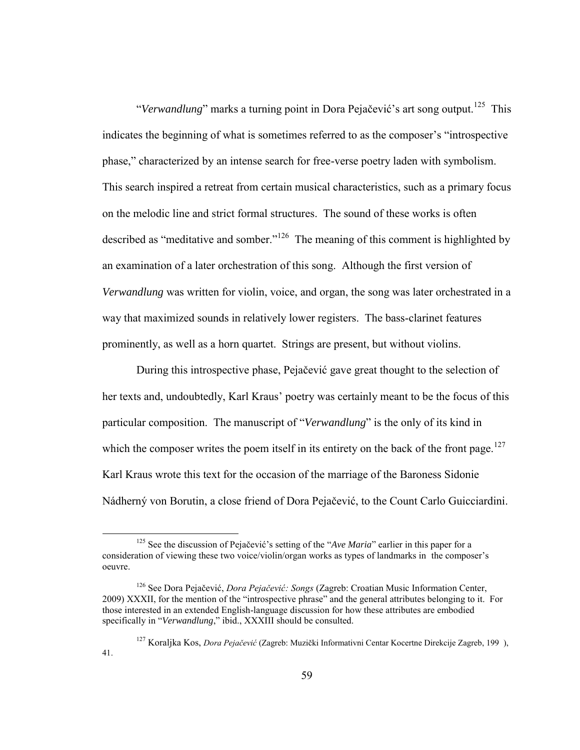"*Verwandlung*" marks a turning point in Dora Pejačević's art song output.[125] This indicates the beginning of what is sometimes referred to as the composer's "introspective phase," characterized by an intense search for free-verse poetry laden with symbolism. This search inspired a retreat from certain musical characteristics, such as a primary focus on the melodic line and strict formal structures. The sound of these works is often described as "meditative and somber."[126] The meaning of this comment is highlighted by an examination of a later orchestration of this song. Although the first version of *Verwandlung* was written for violin, voice, and organ, the song was later orchestrated in a way that maximized sounds in relatively lower registers. The bass-clarinet features prominently, as well as a horn quartet. Strings are present, but without violins.

During this introspective phase, Pejačević gave great thought to the selection of her texts and, undoubtedly, Karl Kraus' poetry was certainly meant to be the focus of this particular composition. The manuscript of "*Verwandlung*" is the only of its kind in which the composer writes the poem itself in its entirety on the back of the front page.[127] Karl Kraus wrote this text for the occasion of the marriage of the Baroness Sidonie Nádherný von Borutin, a close friend of Dora Pejačević, to the Count Carlo Guicciardini.

---

[125] See the discussion of Pejačević's setting of the "*Ave Maria*" earlier in this paper for a consideration of viewing these two voice/violin/organ works as types of landmarks in the composer's oeuvre.

[126] See Dora Pejačević, *Dora Pejačević: Songs* (Zagreb: Croatian Music Information Center, 2009) XXXII, for the mention of the "introspective phrase" and the general attributes belonging to it. For those interested in an extended English-language discussion for how these attributes are embodied specifically in "*Verwandlung*," ibid., XXXIII should be consulted.

[127] Koraljka Kos, *Dora Pejačević* (Zagreb: Muzički Informativni Centar Kocertne Direkcije Zagreb, 199 ), 41.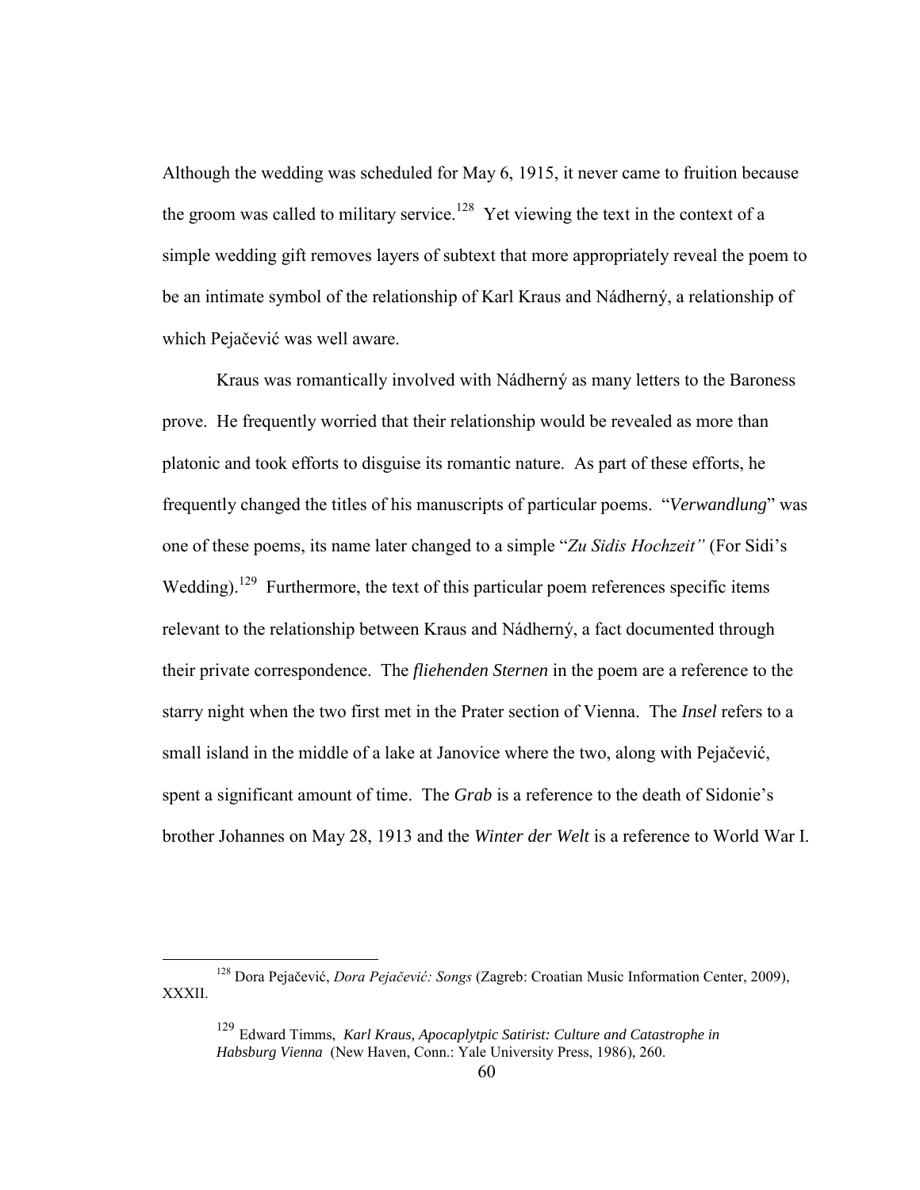Although the wedding was scheduled for May 6, 1915, it never came to fruition because the groom was called to military service.[128] Yet viewing the text in the context of a simple wedding gift removes layers of subtext that more appropriately reveal the poem to be an intimate symbol of the relationship of Karl Kraus and Nádherný, a relationship of which Pejačević was well aware.

Kraus was romantically involved with Nádherný as many letters to the Baroness prove. He frequently worried that their relationship would be revealed as more than platonic and took efforts to disguise its romantic nature. As part of these efforts, he frequently changed the titles of his manuscripts of particular poems. "*Verwandlung*" was one of these poems, its name later changed to a simple "*Zu Sidis Hochzeit"* (For Sidi's Wedding).[129] Furthermore, the text of this particular poem references specific items relevant to the relationship between Kraus and Nádherný, a fact documented through their private correspondence. The *fliehenden Sternen* in the poem are a reference to the starry night when the two first met in the Prater section of Vienna. The *Insel* refers to a small island in the middle of a lake at Janovice where the two, along with Pejačević, spent a significant amount of time. The *Grab* is a reference to the death of Sidonie's brother Johannes on May 28, 1913 and the *Winter der Welt* is a reference to World War I.

---

[128] Dora Pejačević, *Dora Pejačević: Songs* (Zagreb: Croatian Music Information Center, 2009), XXXII.

[129] Edward Timms, *Karl Kraus, Apocaplytpic Satirist: Culture and Catastrophe in Habsburg Vienna* (New Haven, Conn.: Yale University Press, 1986), 260.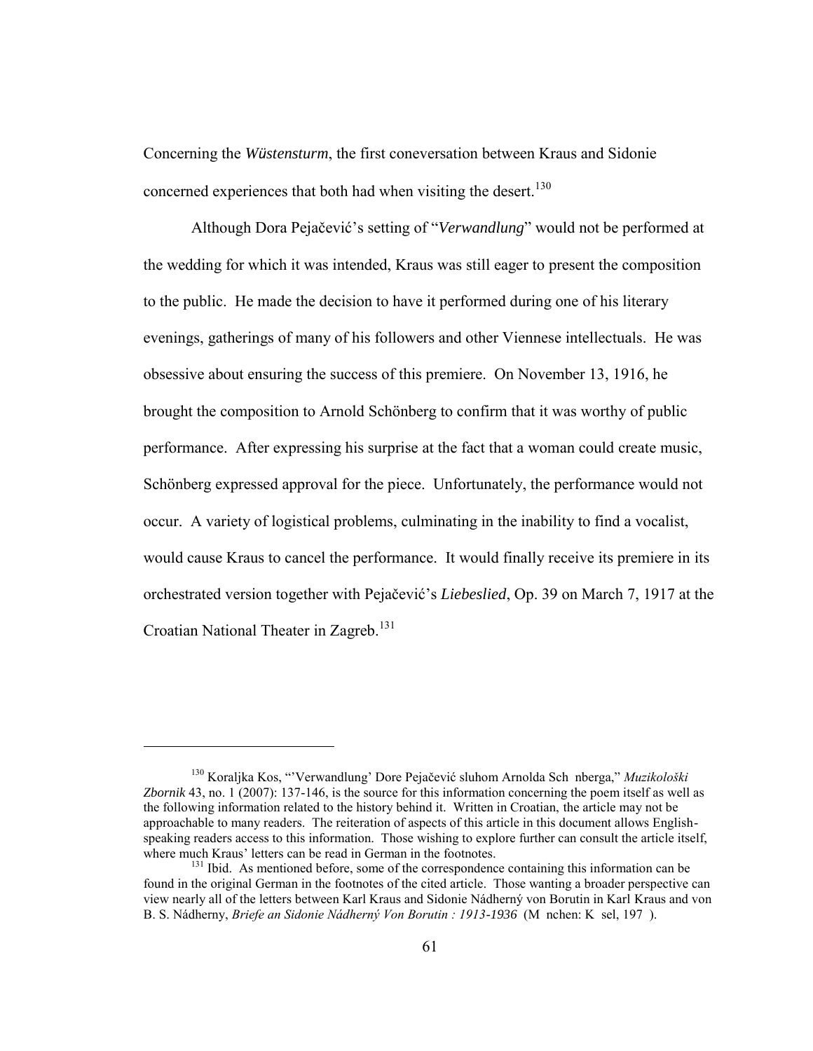Concerning the *Wüstensturm*, the first coneversation between Kraus and Sidonie concerned experiences that both had when visiting the desert.[130]

Although Dora Pejačević's setting of "*Verwandlung*" would not be performed at the wedding for which it was intended, Kraus was still eager to present the composition to the public. He made the decision to have it performed during one of his literary evenings, gatherings of many of his followers and other Viennese intellectuals. He was obsessive about ensuring the success of this premiere. On November 13, 1916, he brought the composition to Arnold Schönberg to confirm that it was worthy of public performance. After expressing his surprise at the fact that a woman could create music, Schönberg expressed approval for the piece. Unfortunately, the performance would not occur. A variety of logistical problems, culminating in the inability to find a vocalist, would cause Kraus to cancel the performance. It would finally receive its premiere in its orchestrated version together with Pejačević's *Liebeslied*, Op. 39 on March 7, 1917 at the Croatian National Theater in Zagreb.[131]

---

[130] Koraljka Kos, "'Verwandlung' Dore Pejačević sluhom Arnolda Sch nberga," *Muzikološki Zbornik* 43, no. 1 (2007): 137-146, is the source for this information concerning the poem itself as well as the following information related to the history behind it. Written in Croatian, the article may not be approachable to many readers. The reiteration of aspects of this article in this document allows English-speaking readers access to this information. Those wishing to explore further can consult the article itself, where much Kraus' letters can be read in German in the footnotes.

[131] Ibid. As mentioned before, some of the correspondence containing this information can be found in the original German in the footnotes of the cited article. Those wanting a broader perspective can view nearly all of the letters between Karl Kraus and Sidonie Nádherný von Borutin in Karl Kraus and von B. S. Nådherny, *Briefe an Sidonie Nádherný Von Borutin : 1913-1936* (M nchen: K sel, 197 ).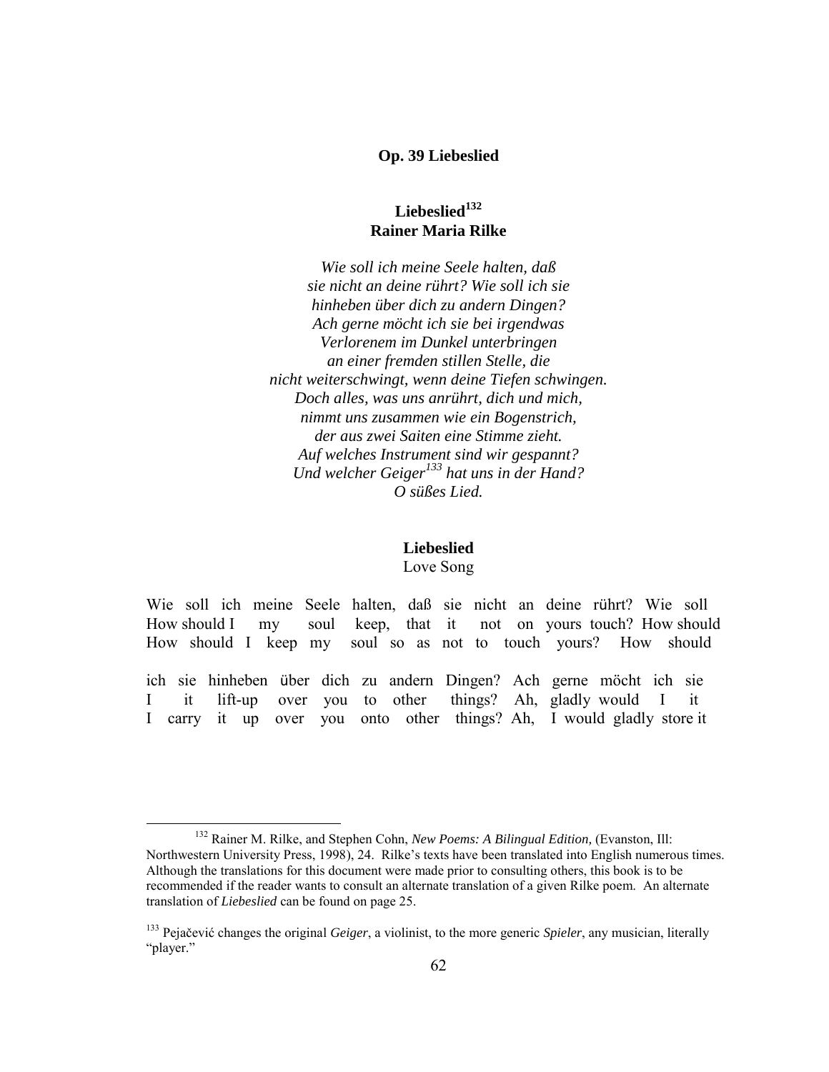**Op. 39 Liebeslied**

**Liebeslied[132]**
**Rainer Maria Rilke**

*Wie soll ich meine Seele halten, daß*
*sie nicht an deine rührt? Wie soll ich sie*
*hinheben über dich zu andern Dingen?*
*Ach gerne möcht ich sie bei irgendwas*
*Verlorenem im Dunkel unterbringen*
*an einer fremden stillen Stelle, die*
*nicht weiterschwingt, wenn deine Tiefen schwingen.*
*Doch alles, was uns anrührt, dich und mich,*
*nimmt uns zusammen wie ein Bogenstrich,*
*der aus zwei Saiten eine Stimme zieht.*
*Auf welches Instrument sind wir gespannt?*
*Und welcher Geiger[133] hat uns in der Hand?*
*O süßes Lied.*

**Liebeslied**
Love Song

Wie soll ich meine Seele halten, daß sie nicht an deine rührt? Wie soll
How should I my soul keep, that it not on yours touch? How should
How should I keep my soul so as not to touch yours? How should

ich sie hinheben über dich zu andern Dingen? Ach gerne möcht ich sie
I it lift-up over you to other things? Ah, gladly would I it
I carry it up over you onto other things? Ah, I would gladly store it

---

[132] Rainer M. Rilke, and Stephen Cohn, *New Poems: A Bilingual Edition,* (Evanston, Ill: Northwestern University Press, 1998), 24. Rilke's texts have been translated into English numerous times. Although the translations for this document were made prior to consulting others, this book is to be recommended if the reader wants to consult an alternate translation of a given Rilke poem. An alternate translation of *Liebeslied* can be found on page 25.

[133] Pejačević changes the original *Geiger*, a violinist, to the more generic *Spieler*, any musician, literally "player."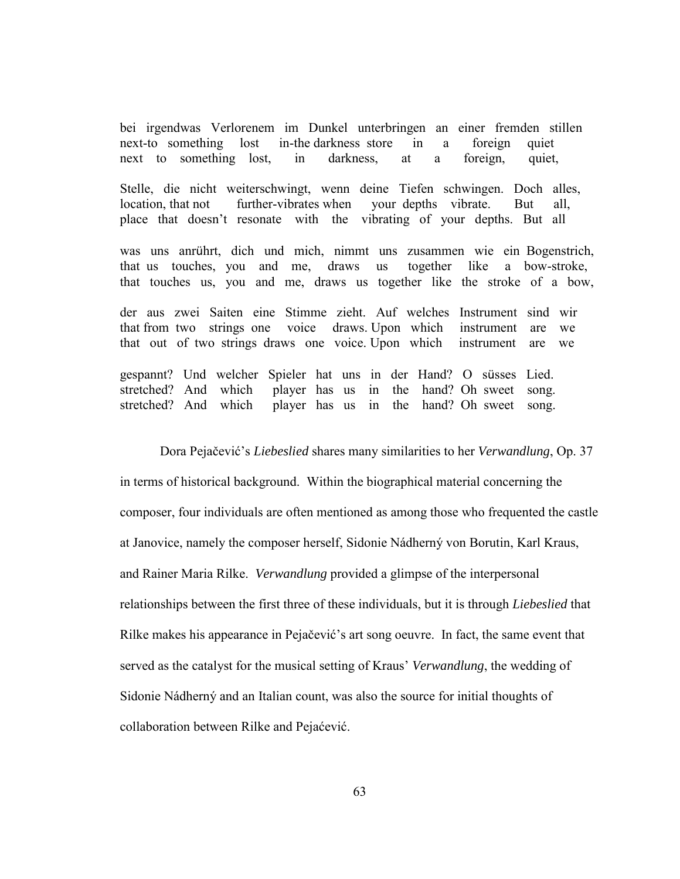bei irgendwas Verlorenem im Dunkel unterbringen an einer fremden stillen
next-to something lost in-the darkness store in a foreign quiet
next to something lost, in darkness, at a foreign, quiet,

Stelle, die nicht weiterschwingt, wenn deine Tiefen schwingen. Doch alles,
location, that not further-vibrates when your depths vibrate. But all,
place that doesn't resonate with the vibrating of your depths. But all

was uns anrührt, dich und mich, nimmt uns zusammen wie ein Bogenstrich,
that us touches, you and me, draws us together like a bow-stroke,
that touches us, you and me, draws us together like the stroke of a bow,

der aus zwei Saiten eine Stimme zieht. Auf welches Instrument sind wir
that from two strings one voice draws. Upon which instrument are we
that out of two strings draws one voice. Upon which instrument are we

gespannt? Und welcher Spieler hat uns in der Hand? O süsses Lied.
stretched? And which player has us in the hand? Oh sweet song.
stretched? And which player has us in the hand? Oh sweet song.

Dora Pejačević's *Liebeslied* shares many similarities to her *Verwandlung*, Op. 37 in terms of historical background. Within the biographical material concerning the composer, four individuals are often mentioned as among those who frequented the castle at Janovice, namely the composer herself, Sidonie Nádherný von Borutin, Karl Kraus, and Rainer Maria Rilke. *Verwandlung* provided a glimpse of the interpersonal relationships between the first three of these individuals, but it is through *Liebeslied* that Rilke makes his appearance in Pejačević's art song oeuvre. In fact, the same event that served as the catalyst for the musical setting of Kraus' *Verwandlung*, the wedding of Sidonie Nádherný and an Italian count, was also the source for initial thoughts of collaboration between Rilke and Pejaćević.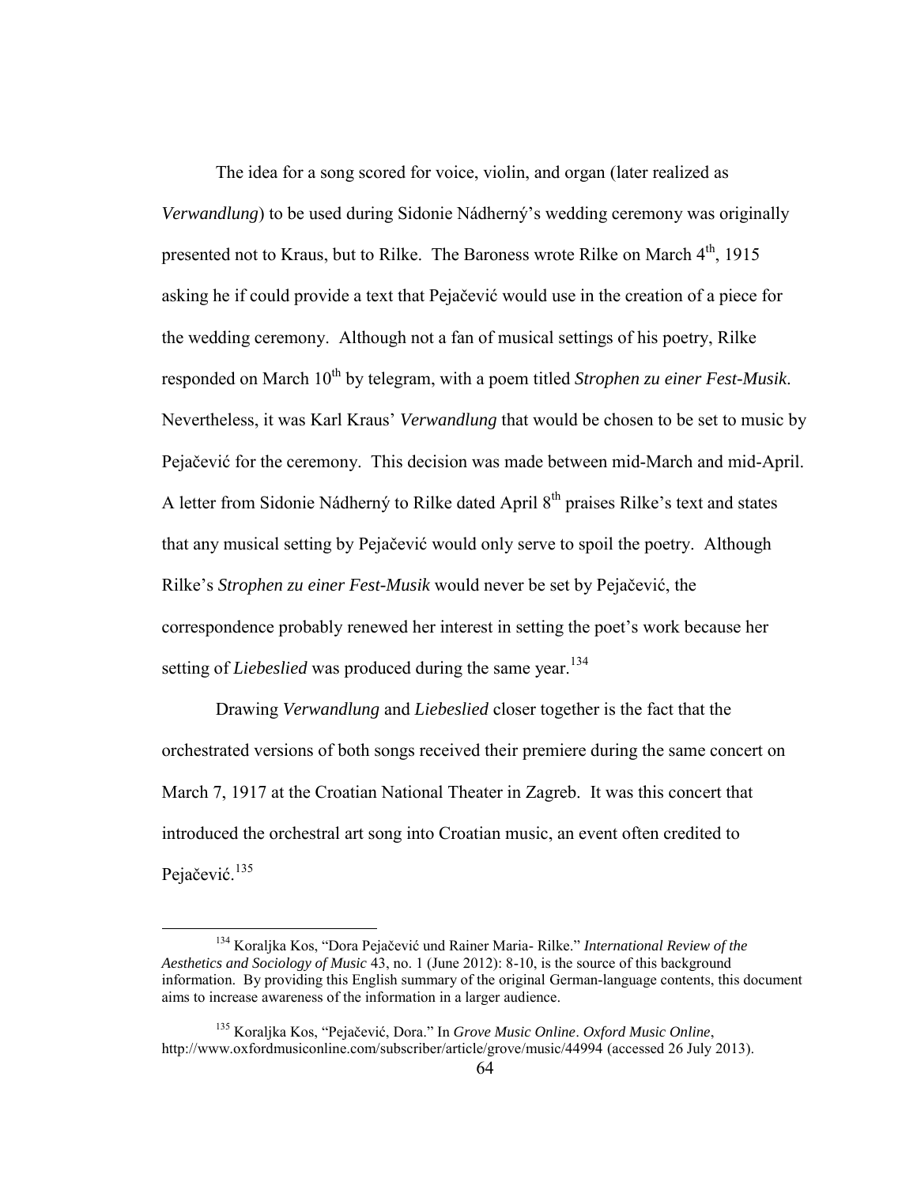The idea for a song scored for voice, violin, and organ (later realized as *Verwandlung*) to be used during Sidonie Nádherný's wedding ceremony was originally presented not to Kraus, but to Rilke. The Baroness wrote Rilke on March 4th, 1915 asking he if could provide a text that Pejačević would use in the creation of a piece for the wedding ceremony. Although not a fan of musical settings of his poetry, Rilke responded on March 10th by telegram, with a poem titled *Strophen zu einer Fest-Musik*. Nevertheless, it was Karl Kraus' *Verwandlung* that would be chosen to be set to music by Pejačević for the ceremony. This decision was made between mid-March and mid-April. A letter from Sidonie Nádherný to Rilke dated April 8th praises Rilke's text and states that any musical setting by Pejačević would only serve to spoil the poetry. Although Rilke's *Strophen zu einer Fest-Musik* would never be set by Pejačević, the correspondence probably renewed her interest in setting the poet's work because her setting of *Liebeslied* was produced during the same year.[134]

Drawing *Verwandlung* and *Liebeslied* closer together is the fact that the orchestrated versions of both songs received their premiere during the same concert on March 7, 1917 at the Croatian National Theater in Zagreb. It was this concert that introduced the orchestral art song into Croatian music, an event often credited to Pejačević.[135]

---

[134] Koraljka Kos, "Dora Pejačević und Rainer Maria- Rilke." *International Review of the Aesthetics and Sociology of Music* 43, no. 1 (June 2012): 8-10, is the source of this background information. By providing this English summary of the original German-language contents, this document aims to increase awareness of the information in a larger audience.

[135] Koraljka Kos, "Pejačević, Dora." In *Grove Music Online*. *Oxford Music Online*, http://www.oxfordmusiconline.com/subscriber/article/grove/music/44994 (accessed 26 July 2013).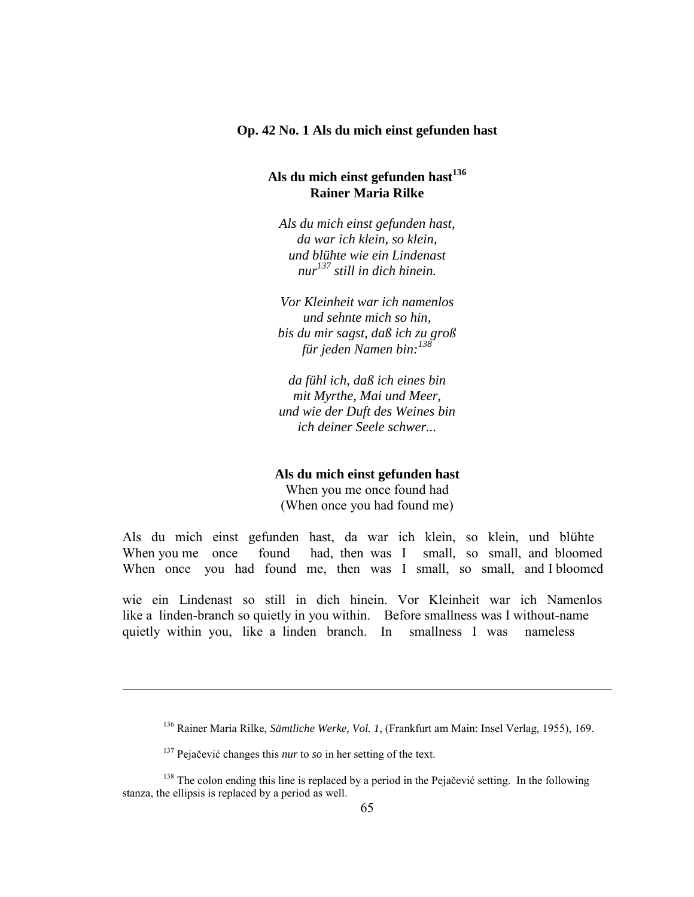### Op. 42 No. 1 Als du mich einst gefunden hast

**Als du mich einst gefunden hast[136]**
**Rainer Maria Rilke**

*Als du mich einst gefunden hast,*
*da war ich klein, so klein,*
*und blühte wie ein Lindenast*
*nur[137] still in dich hinein.*

*Vor Kleinheit war ich namenlos*
*und sehnte mich so hin,*
*bis du mir sagst, daß ich zu groß*
*für jeden Namen bin:[138]*

*da fühl ich, daß ich eines bin*
*mit Myrthe, Mai und Meer,*
*und wie der Duft des Weines bin*
*ich deiner Seele schwer...*

**Als du mich einst gefunden hast**
When you me once found had
(When once you had found me)

Als du mich einst gefunden hast, da war ich klein, so klein, und blühte
When you me once found had, then was I small, so small, and bloomed
When once you had found me, then was I small, so small, and I bloomed

wie ein Lindenast so still in dich hinein. Vor Kleinheit war ich Namenlos
like a linden-branch so quietly in you within. Before smallness was I without-name
quietly within you, like a linden branch. In smallness I was nameless

---

[136] Rainer Maria Rilke, *Sämtliche Werke, Vol. 1*, (Frankfurt am Main: Insel Verlag, 1955), 169.

[137] Pejačević changes this *nur* to *so* in her setting of the text.

[138] The colon ending this line is replaced by a period in the Pejačević setting. In the following stanza, the ellipsis is replaced by a period as well.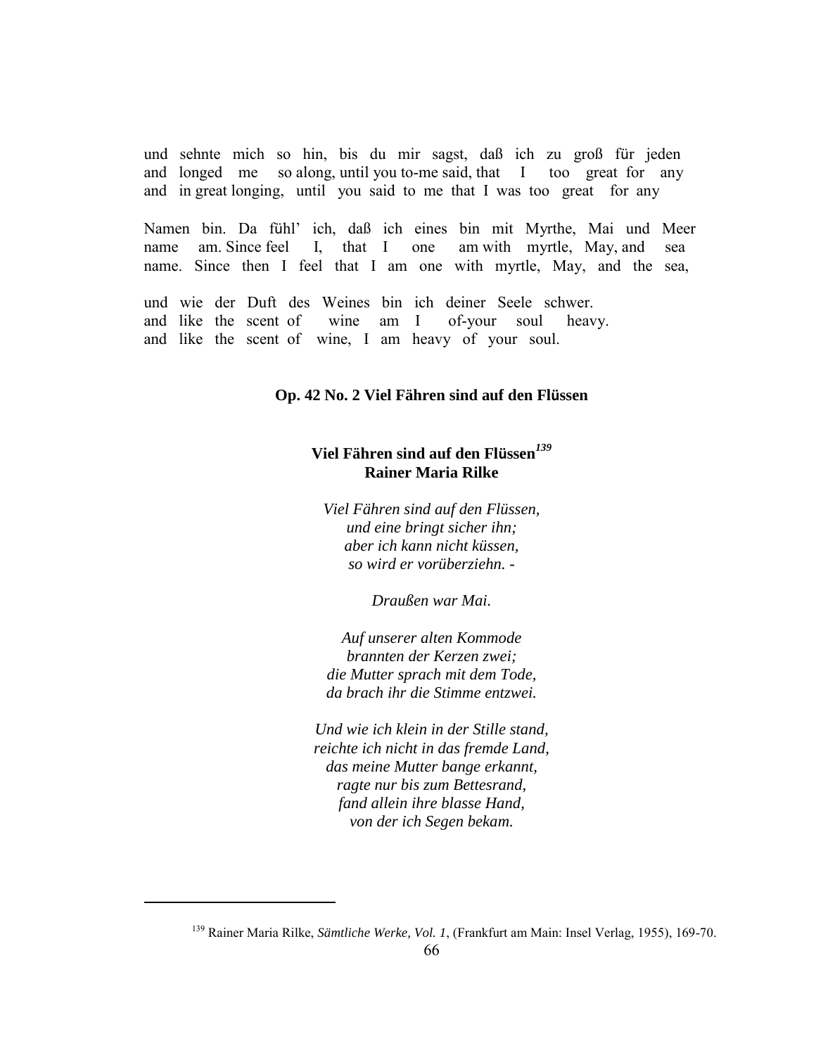und sehnte mich so hin, bis du mir sagst, daß ich zu groß für jeden
and longed me so along, until you to-me said, that I too great for any
and in great longing, until you said to me that I was too great for any

Namen bin. Da fühl' ich, daß ich eines bin mit Myrthe, Mai und Meer
name am. Since feel I, that I one am with myrtle, May, and sea
name. Since then I feel that I am one with myrtle, May, and the sea,

und wie der Duft des Weines bin ich deiner Seele schwer.
and like the scent of wine am I of-your soul heavy.
and like the scent of wine, I am heavy of your soul.

### Op. 42 No. 2 Viel Fähren sind auf den Flüssen

**Viel Fähren sind auf den Flüssen[139]**
**Rainer Maria Rilke**

*Viel Fähren sind auf den Flüssen,*
*und eine bringt sicher ihn;*
*aber ich kann nicht küssen,*
*so wird er vorüberziehn. -*

*Draußen war Mai.*

*Auf unserer alten Kommode*
*brannten der Kerzen zwei;*
*die Mutter sprach mit dem Tode,*
*da brach ihr die Stimme entzwei.*

*Und wie ich klein in der Stille stand,*
*reichte ich nicht in das fremde Land,*
*das meine Mutter bange erkannt,*
*ragte nur bis zum Bettesrand,*
*fand allein ihre blasse Hand,*
*von der ich Segen bekam.*

---

[139] Rainer Maria Rilke, *Sämtliche Werke, Vol. 1*, (Frankfurt am Main: Insel Verlag, 1955), 169-70.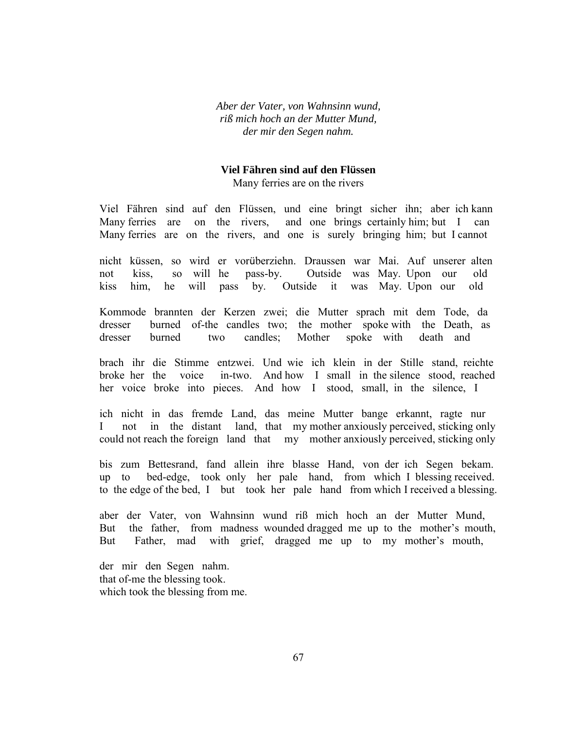*Aber der Vater, von Wahnsinn wund,*
*riß mich hoch an der Mutter Mund,*
*der mir den Segen nahm.*

**Viel Fähren sind auf den Flüssen**

Many ferries are on the rivers

Viel Fähren sind auf den Flüssen, und eine bringt sicher ihn; aber ich kann
Many ferries are on the rivers, and one brings certainly him; but I can
Many ferries are on the rivers, and one is surely bringing him; but I cannot

nicht küssen, so wird er vorüberziehn. Draussen war Mai. Auf unserer alten
not kiss, so will he pass-by. Outside was May. Upon our old
kiss him, he will pass by. Outside it was May. Upon our old

Kommode brannten der Kerzen zwei; die Mutter sprach mit dem Tode, da
dresser burned of-the candles two; the mother spoke with the Death, as
dresser burned two candles; Mother spoke with death and

brach ihr die Stimme entzwei. Und wie ich klein in der Stille stand, reichte
broke her the voice in-two. And how I small in the silence stood, reached
her voice broke into pieces. And how I stood, small, in the silence, I

ich nicht in das fremde Land, das meine Mutter bange erkannt, ragte nur
I not in the distant land, that my mother anxiously perceived, sticking only
could not reach the foreign land that my mother anxiously perceived, sticking only

bis zum Bettesrand, fand allein ihre blasse Hand, von der ich Segen bekam.
up to bed-edge, took only her pale hand, from which I blessing received.
to the edge of the bed, I but took her pale hand from which I received a blessing.

aber der Vater, von Wahnsinn wund riß mich hoch an der Mutter Mund,
But the father, from madness wounded dragged me up to the mother's mouth,
But Father, mad with grief, dragged me up to my mother's mouth,

der mir den Segen nahm.
that of-me the blessing took.
which took the blessing from me.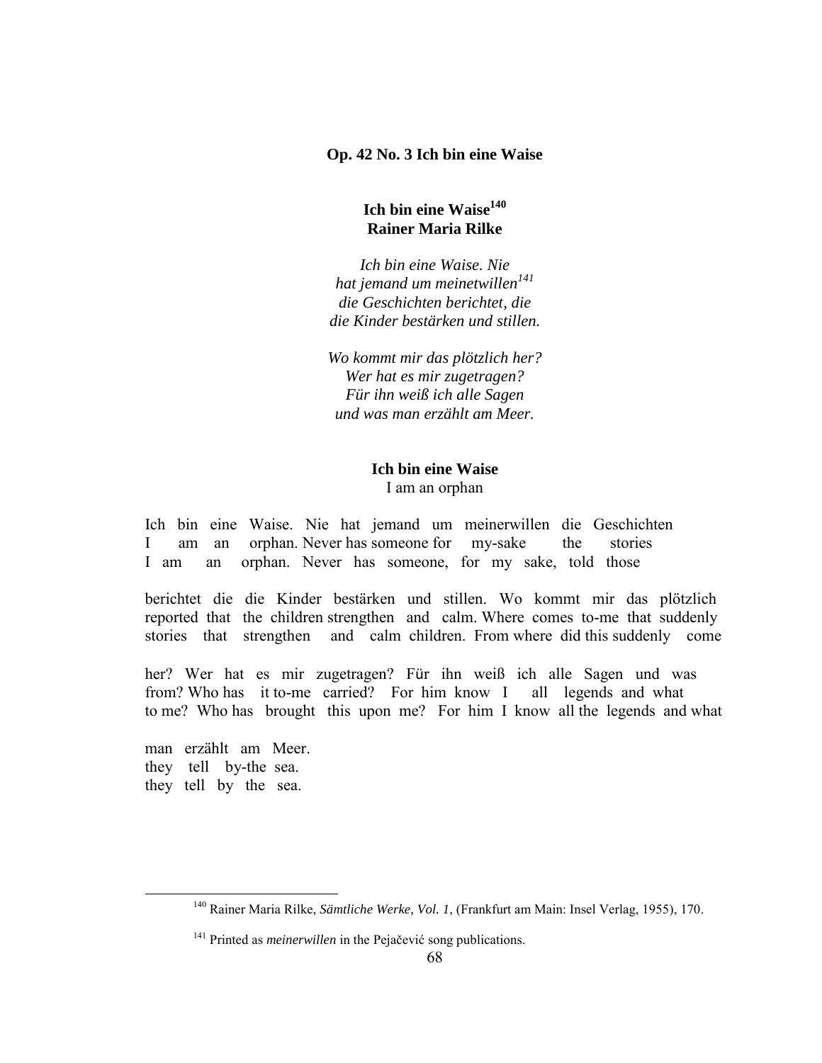**Op. 42 No. 3 Ich bin eine Waise**

**Ich bin eine Waise[140]**
**Rainer Maria Rilke**

*Ich bin eine Waise. Nie*
*hat jemand um meinetwillen[141]*
*die Geschichten berichtet, die*
*die Kinder bestärken und stillen.*

*Wo kommt mir das plötzlich her?*
*Wer hat es mir zugetragen?*
*Für ihn weiß ich alle Sagen*
*und was man erzählt am Meer.*

**Ich bin eine Waise**
I am an orphan

Ich bin eine Waise. Nie hat jemand um meinerwillen die Geschichten
I am an orphan. Never has someone for my-sake the stories
I am an orphan. Never has someone, for my sake, told those

berichtet die die Kinder bestärken und stillen. Wo kommt mir das plötzlich
reported that the children strengthen and calm. Where comes to-me that suddenly
stories that strengthen and calm children. From where did this suddenly come

her? Wer hat es mir zugetragen? Für ihn weiß ich alle Sagen und was
from? Who has it to-me carried? For him know I all legends and what
to me? Who has brought this upon me? For him I know all the legends and what

man erzählt am Meer.
they tell by-the sea.
they tell by the sea.

---

[140] Rainer Maria Rilke, *Sämtliche Werke, Vol. 1*, (Frankfurt am Main: Insel Verlag, 1955), 170.

[141] Printed as *meinerwillen* in the Pejačević song publications.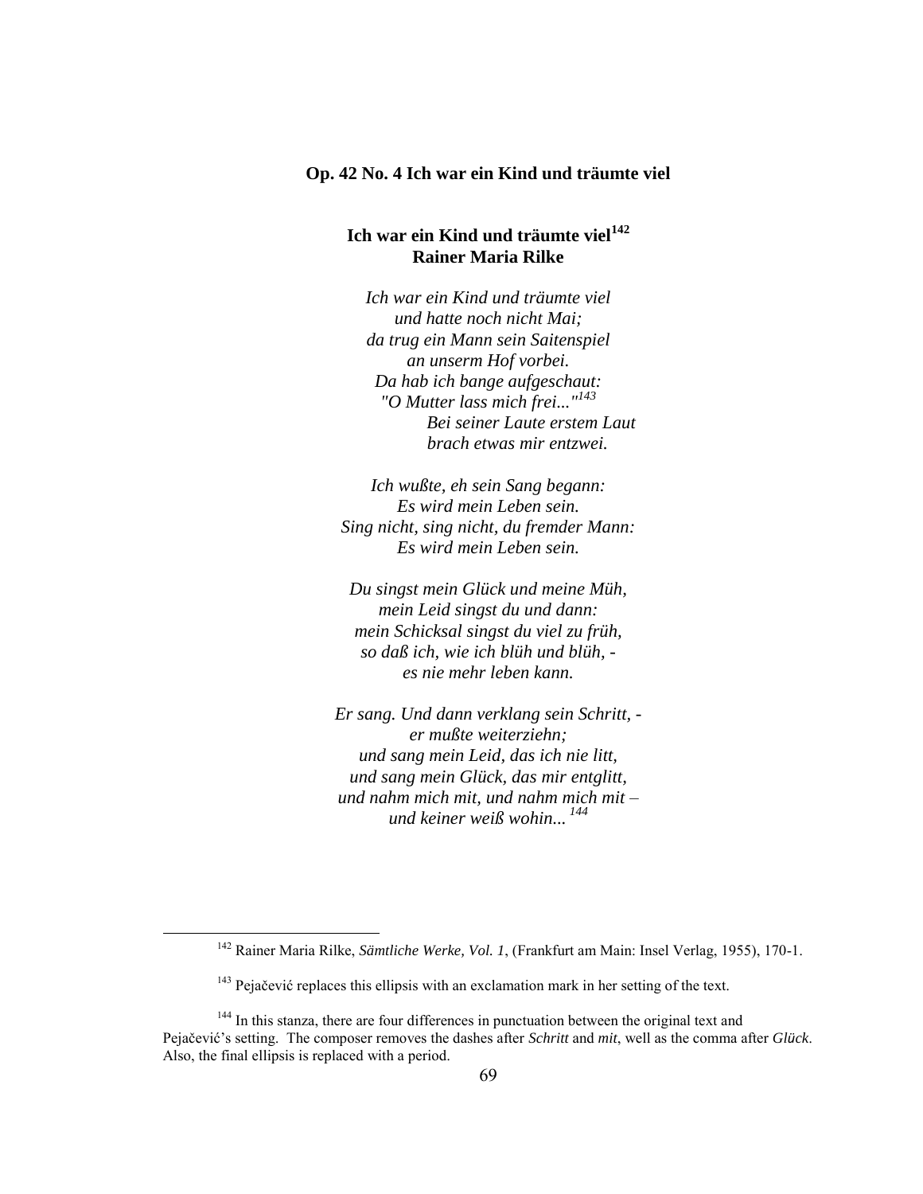**Op. 42 No. 4 Ich war ein Kind und träumte viel**

**Ich war ein Kind und träumte viel**[142]
**Rainer Maria Rilke**

*Ich war ein Kind und träumte viel*
*und hatte noch nicht Mai;*
*da trug ein Mann sein Saitenspiel*
*an unserm Hof vorbei.*
*Da hab ich bange aufgeschaut:*
*"O Mutter lass mich frei..."*[143]
*Bei seiner Laute erstem Laut*
*brach etwas mir entzwei.*

*Ich wußte, eh sein Sang begann:*
*Es wird mein Leben sein.*
*Sing nicht, sing nicht, du fremder Mann:*
*Es wird mein Leben sein.*

*Du singst mein Glück und meine Müh,*
*mein Leid singst du und dann:*
*mein Schicksal singst du viel zu früh,*
*so daß ich, wie ich blüh und blüh, -*
*es nie mehr leben kann.*

*Er sang. Und dann verklang sein Schritt, -*
*er mußte weiterziehn;*
*und sang mein Leid, das ich nie litt,*
*und sang mein Glück, das mir entglitt,*
*und nahm mich mit, und nahm mich mit –*
*und keiner weiß wohin...* [144]

---

[142] Rainer Maria Rilke, *Sämtliche Werke, Vol. 1*, (Frankfurt am Main: Insel Verlag, 1955), 170-1.

[143] Pejačević replaces this ellipsis with an exclamation mark in her setting of the text.

[144] In this stanza, there are four differences in punctuation between the original text and Pejačević's setting. The composer removes the dashes after *Schritt* and *mit*, as well as the comma after *Glück*. Also, the final ellipsis is replaced with a period.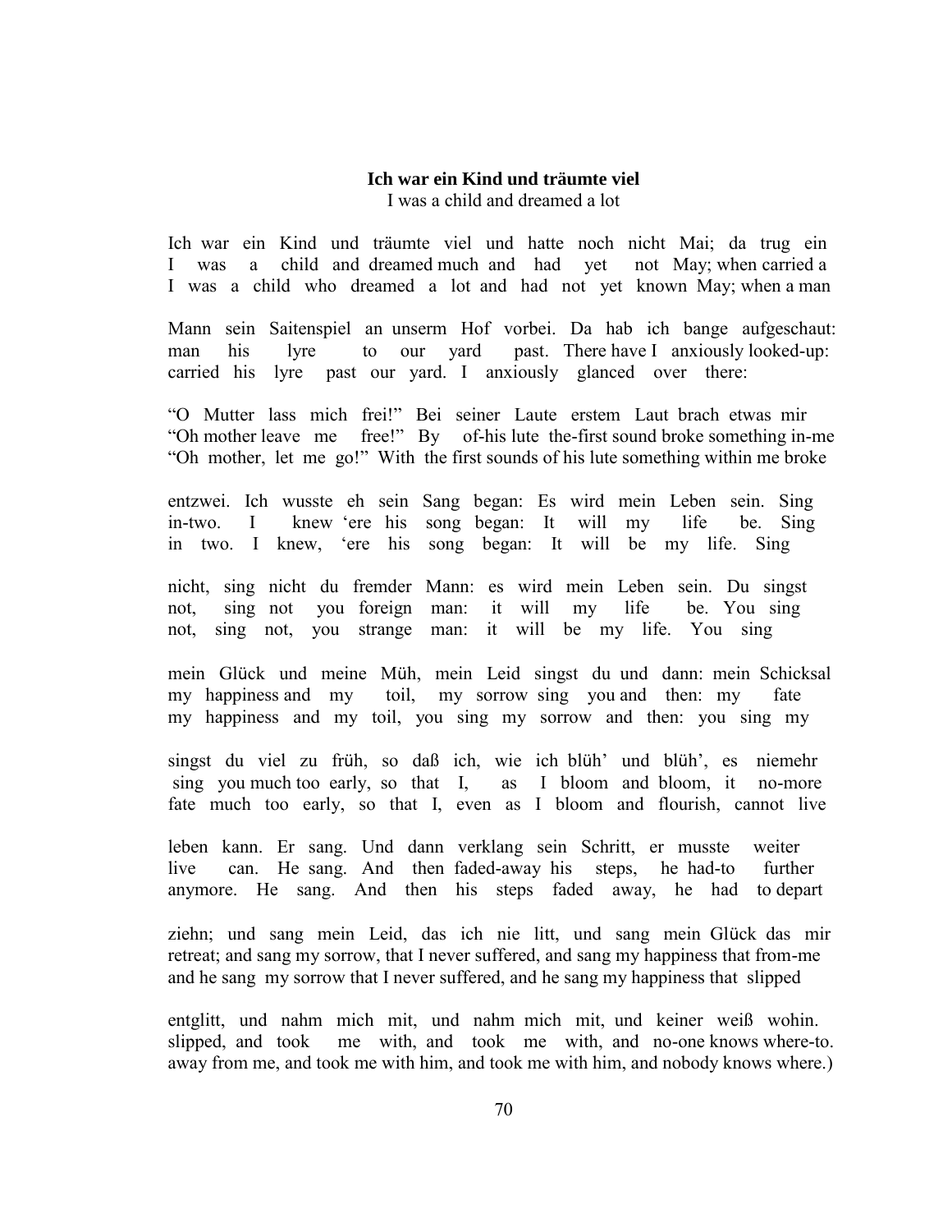**Ich war ein Kind und träumte viel**

I was a child and dreamed a lot

Ich war ein Kind und träumte viel und hatte noch nicht Mai; da trug ein
I was a child and dreamed much and had yet not May; when carried a
I was a child who dreamed a lot and had not yet known May; when a man

Mann sein Saitenspiel an unserm Hof vorbei. Da hab ich bange aufgeschaut:
man his lyre to our yard past. There have I anxiously looked-up:
carried his lyre past our yard. I anxiously glanced over there:

"O Mutter lass mich frei!" Bei seiner Laute erstem Laut brach etwas mir
"Oh mother leave me free!" By of-his lute the-first sound broke something in-me
"Oh mother, let me go!" With the first sounds of his lute something within me broke

entzwei. Ich wusste eh sein Sang begann: Es wird mein Leben sein. Sing
in-two. I knew 'ere his song began: It will my life be. Sing
in two. I knew, 'ere his song began: It will be my life. Sing

nicht, sing nicht du fremder Mann: es wird mein Leben sein. Du singst
not, sing not you foreign man: it will my life be. You sing
not, sing not, you strange man: it will be my life. You sing

mein Glück und meine Müh, mein Leid singst du und dann: mein Schicksal
my happiness and my toil, my sorrow sing you and then: my fate
my happiness and my toil, you sing my sorrow and then: you sing my

singst du viel zu früh, so daß ich, wie ich blüh' und blüh', es niemehr
sing you much too early, so that I, as I bloom and bloom, it no-more
fate much too early, so that I, even as I bloom and flourish, cannot live

leben kann. Er sang. Und dann verklang sein Schritt, er musste weiter
live can. He sang. And then faded-away his steps, he had-to further
anymore. He sang. And then his steps faded away, he had to depart

ziehn; und sang mein Leid, das ich nie litt, und sang mein Glück das mir
retreat; and sang my sorrow, that I never suffered, and sang my happiness that from-me
and he sang my sorrow that I never suffered, and he sang my happiness that slipped

entglitt, und nahm mich mit, und nahm mich mit, und keiner weiß wohin.
slipped, and took me with, and took me with, and no-one knows where-to.
away from me, and took me with him, and took me with him, and nobody knows where.)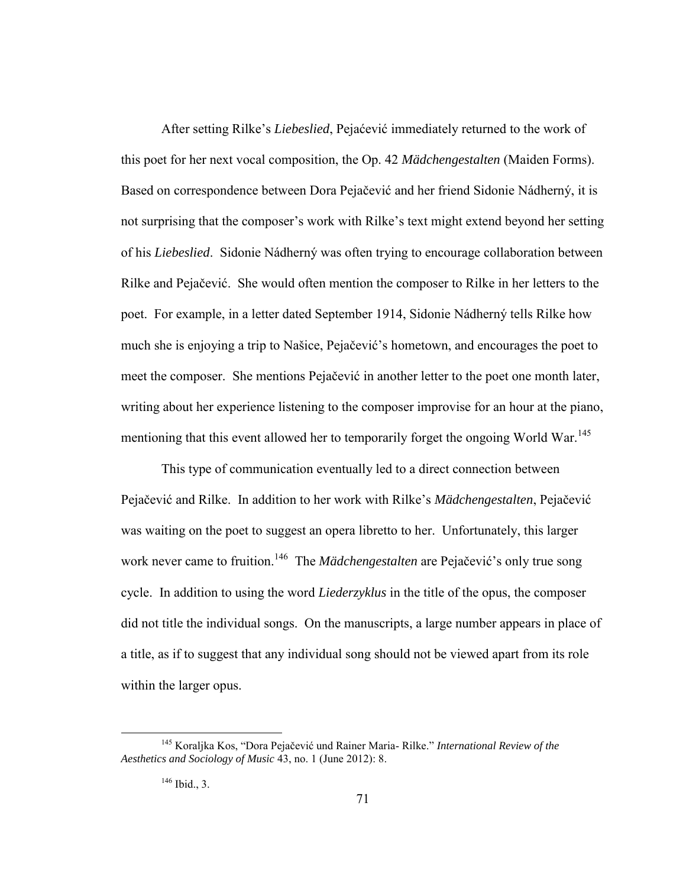After setting Rilke's *Liebeslied*, Pejaćević immediately returned to the work of this poet for her next vocal composition, the Op. 42 *Mädchengestalten* (Maiden Forms). Based on correspondence between Dora Pejačević and her friend Sidonie Nádherný, it is not surprising that the composer's work with Rilke's text might extend beyond her setting of his *Liebeslied*. Sidonie Nádherný was often trying to encourage collaboration between Rilke and Pejačević. She would often mention the composer to Rilke in her letters to the poet. For example, in a letter dated September 1914, Sidonie Nádherný tells Rilke how much she is enjoying a trip to Našice, Pejačević's hometown, and encourages the poet to meet the composer. She mentions Pejačević in another letter to the poet one month later, writing about her experience listening to the composer improvise for an hour at the piano, mentioning that this event allowed her to temporarily forget the ongoing World War.[145]

This type of communication eventually led to a direct connection between Pejačević and Rilke. In addition to her work with Rilke's *Mädchengestalten*, Pejačević was waiting on the poet to suggest an opera libretto to her. Unfortunately, this larger work never came to fruition.[146] The *Mädchengestalten* are Pejačević's only true song cycle. In addition to using the word *Liederzyklus* in the title of the opus, the composer did not title the individual songs. On the manuscripts, a large number appears in place of a title, as if to suggest that any individual song should not be viewed apart from its role within the larger opus.

---

[145] Koraljka Kos, "Dora Pejačević und Rainer Maria- Rilke." *International Review of the Aesthetics and Sociology of Music* 43, no. 1 (June 2012): 8.

[146] Ibid., 3.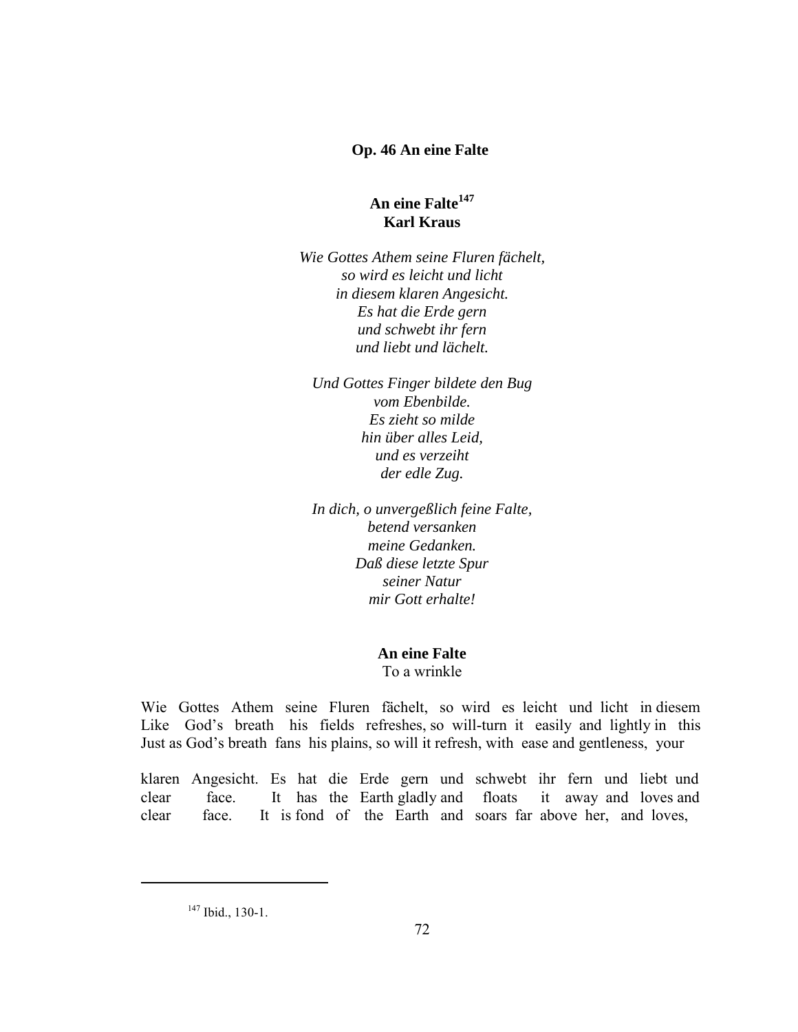**Op. 46 An eine Falte**

**An eine Falte**[147]
**Karl Kraus**

*Wie Gottes Athem seine Fluren fächelt,*
*so wird es leicht und licht*
*in diesem klaren Angesicht.*
*Es hat die Erde gern*
*und schwebt ihr fern*
*und liebt und lächelt.*

*Und Gottes Finger bildete den Bug*
*vom Ebenbilde.*
*Es zieht so milde*
*hin über alles Leid,*
*und es verzeiht*
*der edle Zug.*

*In dich, o unvergeßlich feine Falte,*
*betend versanken*
*meine Gedanken.*
*Daß diese letzte Spur*
*seiner Natur*
*mir Gott erhalte!*

**An eine Falte**
To a wrinkle

Wie Gottes Athem seine Fluren fächelt, so wird es leicht und licht in diesem
Like God's breath his fields refreshes, so will-turn it easily and lightly in this
Just as God's breath fans his plains, so will it refresh, with ease and gentleness, your

klaren Angesicht. Es hat die Erde gern und schwebt ihr fern und liebt und
clear face. It has the Earth gladly and floats it away and loves and
clear face. It is fond of the Earth and soars far above her, and loves,

[147] Ibid., 130-1.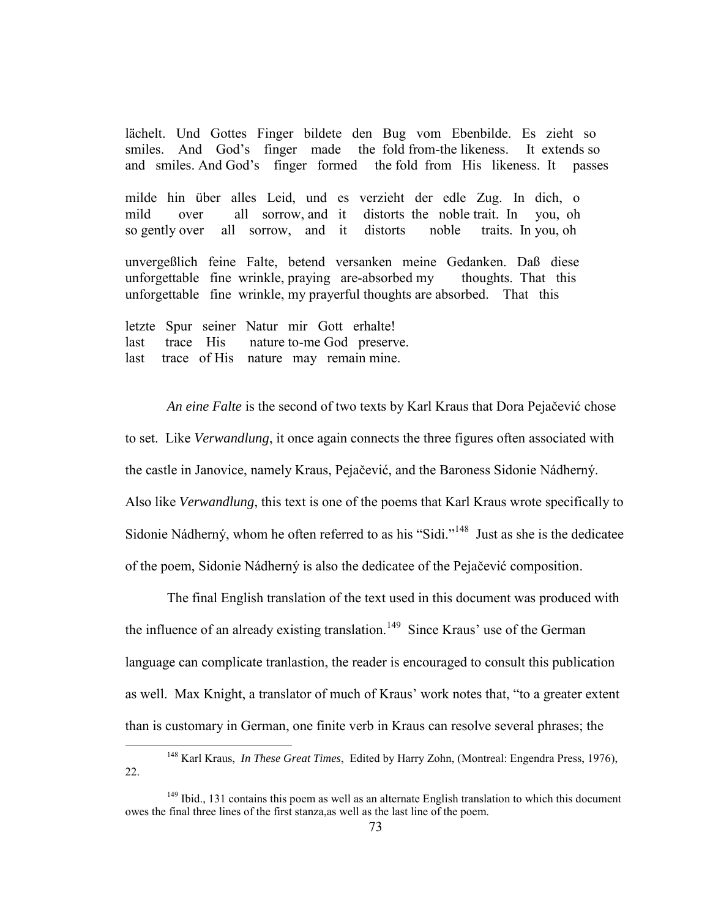lächelt. Und Gottes Finger bildete den Bug vom Ebenbilde. Es zieht so
smiles. And God's finger made the fold from-the likeness. It extends so
and smiles. And God's finger formed the fold from His likeness. It passes

milde hin über alles Leid, und es verzieht der edle Zug. In dich, o
mild over all sorrow, and it distorts the noble trait. In you, oh
so gently over all sorrow, and it distorts noble traits. In you, oh

unvergeßlich feine Falte, betend versanken meine Gedanken. Daß diese
unforgettable fine wrinkle, praying are-absorbed my thoughts. That this
unforgettable fine wrinkle, my prayerful thoughts are absorbed. That this

letzte Spur seiner Natur mir Gott erhalte!
last trace His nature to-me God preserve.
last trace of His nature may remain mine.

*An eine Falte* is the second of two texts by Karl Kraus that Dora Pejačević chose to set. Like *Verwandlung*, it once again connects the three figures often associated with the castle in Janovice, namely Kraus, Pejačević, and the Baroness Sidonie Nádherný. Also like *Verwandlung*, this text is one of the poems that Karl Kraus wrote specifically to Sidonie Nádherný, whom he often referred to as his "Sidi."[148] Just as she is the dedicatee of the poem, Sidonie Nádherný is also the dedicatee of the Pejačević composition.

The final English translation of the text used in this document was produced with the influence of an already existing translation.[149] Since Kraus' use of the German language can complicate tranlastion, the reader is encouraged to consult this publication as well. Max Knight, a translator of much of Kraus' work notes that, "to a greater extent than is customary in German, one finite verb in Kraus can resolve several phrases; the

[148] Karl Kraus, *In These Great Times*, Edited by Harry Zohn, (Montreal: Engendra Press, 1976), 22.

[149] Ibid., 131 contains this poem as well as an alternate English translation to which this document owes the final three lines of the first stanza,as well as the last line of the poem.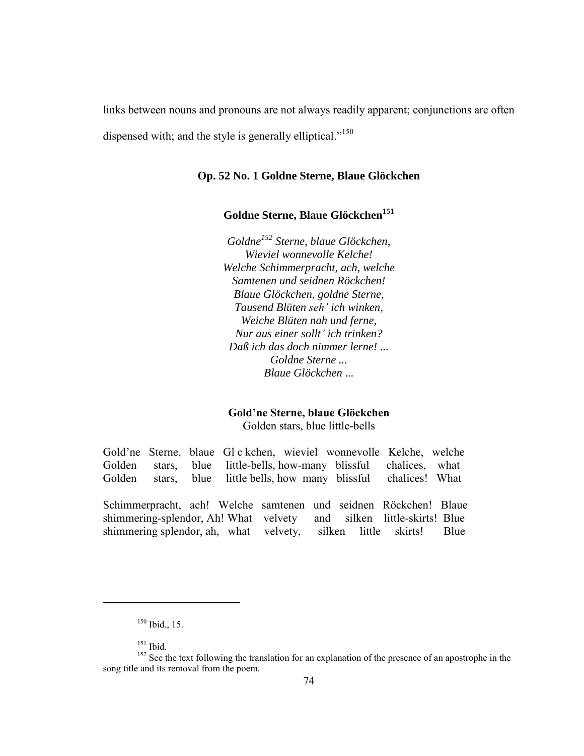links between nouns and pronouns are not always readily apparent; conjunctions are often dispensed with; and the style is generally elliptical."[150]

### Op. 52 No. 1 Goldne Sterne, Blaue Glöckchen

**Goldne Sterne, Blaue Glöckchen[151]**

*Goldne[152] Sterne, blaue Glöckchen,*
*Wieviel wonnevolle Kelche!*
*Welche Schimmerpracht, ach, welche*
*Samtenen und seidnen Röckchen!*
*Blaue Glöckchen, goldne Sterne,*
*Tausend Blüten seh' ich winken,*
*Weiche Blüten nah und ferne,*
*Nur aus einer sollt' ich trinken?*
*Daß ich das doch nimmer lerne! ...*
*Goldne Sterne ...*
*Blaue Glöckchen ...*

**Gold'ne Sterne, blaue Glöckchen**
Golden stars, blue little-bells

Gold'ne Sterne, blaue Gl c kchen, wieviel wonnevolle Kelche, welche
Golden stars, blue little-bells, how-many blissful chalices, what
Golden stars, blue little bells, how many blissful chalices! What

Schimmerpracht, ach! Welche samtenen und seidnen Röckchen! Blaue
shimmering-splendor, Ah! What velvety and silken little-skirts! Blue
shimmering splendor, ah, what velvety, silken little skirts! Blue

[150] Ibid., 15.

[151] Ibid.

[152] See the text following the translation for an explanation of the presence of an apostrophe in the song title and its removal from the poem.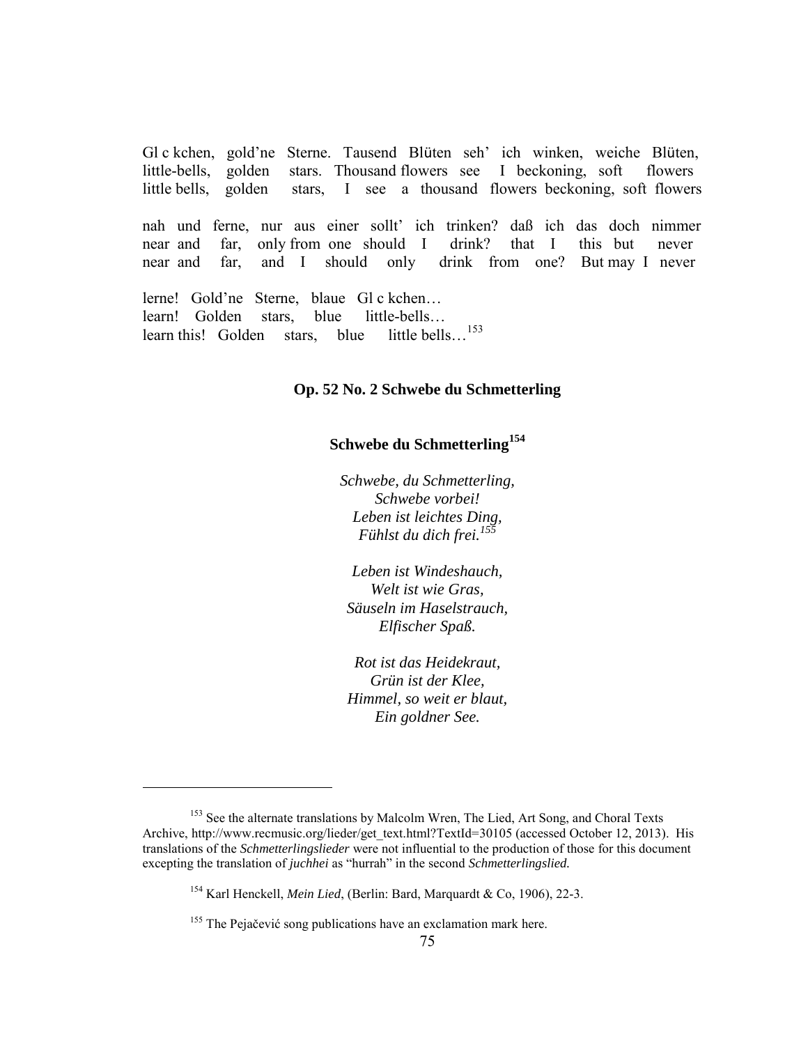Gl c kchen, gold'ne Sterne. Tausend Blüten seh' ich winken, weiche Blüten,
little-bells, golden stars. Thousand flowers see I beckoning, soft flowers
little bells, golden stars, I see a thousand flowers beckoning, soft flowers

nah und ferne, nur aus einer sollt' ich trinken? daß ich das doch nimmer
near and far, only from one should I drink? that I this but never
near and far, and I should only drink from one? But may I never

lerne! Gold'ne Sterne, blaue Gl c kchen…
learn! Golden stars, blue little-bells…
learn this! Golden stars, blue little bells…[153]

### Op. 52 No. 2 Schwebe du Schmetterling

#### Schwebe du Schmetterling[154]

*Schwebe, du Schmetterling,*
*Schwebe vorbei!*
*Leben ist leichtes Ding,*
*Fühlst du dich frei.*[155]

*Leben ist Windeshauch,*
*Welt ist wie Gras,*
*Säuseln im Haselstrauch,*
*Elfischer Spaß.*

*Rot ist das Heidekraut,*
*Grün ist der Klee,*
*Himmel, so weit er blaut,*
*Ein goldner See.*

---

[153] See the alternate translations by Malcolm Wren, The Lied, Art Song, and Choral Texts Archive, http://www.recmusic.org/lieder/get_text.html?TextId=30105 (accessed October 12, 2013). His translations of the *Schmetterlingslieder* were not influential to the production of those for this document excepting the translation of *juchhei* as "hurrah" in the second *Schmetterlingslied.*

[154] Karl Henckell, *Mein Lied*, (Berlin: Bard, Marquardt & Co, 1906), 22-3.

[155] The Pejačević song publications have an exclamation mark here.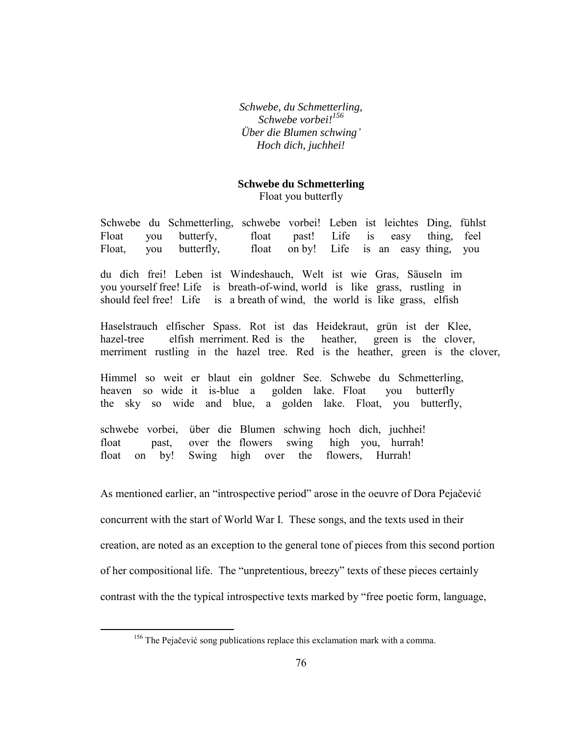*Schwebe, du Schmetterling,*
*Schwebe vorbei![156]*
*Über die Blumen schwing'*
*Hoch dich, juchhei!*

**Schwebe du Schmetterling**
Float you butterfly

Schwebe du Schmetterling, schwebe vorbei! Leben ist leichtes Ding, fühlst
Float you butterfy, float past! Life is easy thing, feel
Float, you butterfly, float on by! Life is an easy thing, you

du dich frei! Leben ist Windeshauch, Welt ist wie Gras, Säuseln im
you yourself free! Life is breath-of-wind, world is like grass, rustling in
should feel free! Life is a breath of wind, the world is like grass, elfish

Haselstrauch elfischer Spass. Rot ist das Heidekraut, grün ist der Klee,
hazel-tree elfish merriment. Red is the heather, green is the clover,
merriment rustling in the hazel tree. Red is the heather, green is the clover,

Himmel so weit er blaut ein goldner See. Schwebe du Schmetterling,
heaven so wide it is-blue a golden lake. Float you butterfly
the sky so wide and blue, a golden lake. Float, you butterfly,

schwebe vorbei, über die Blumen schwing hoch dich, juchhei!
float past, over the flowers swing high you, hurrah!
float on by! Swing high over the flowers, Hurrah!

As mentioned earlier, an "introspective period" arose in the oeuvre of Dora Pejačević concurrent with the start of World War I. These songs, and the texts used in their creation, are noted as an exception to the general tone of pieces from this second portion of her compositional life. The "unpretentious, breezy" texts of these pieces certainly contrast with the the typical introspective texts marked by "free poetic form, language,

[156] The Pejačević song publications replace this exclamation mark with a comma.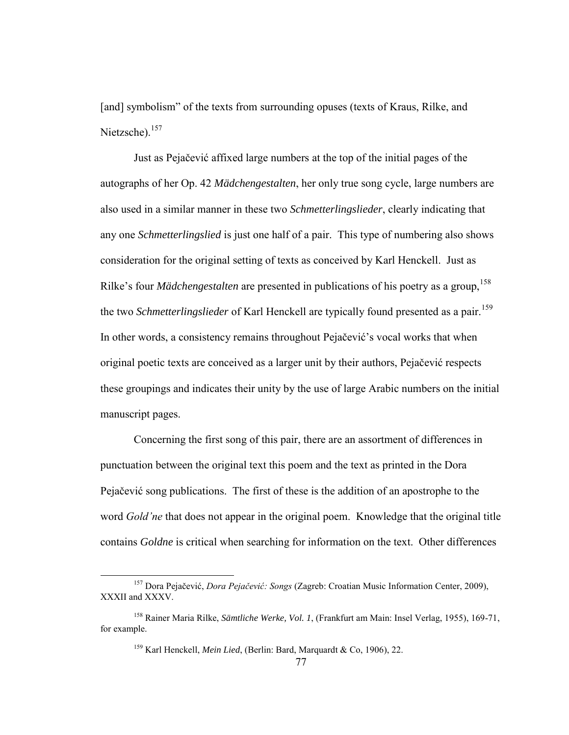[and] symbolism" of the texts from surrounding opuses (texts of Kraus, Rilke, and Nietzsche).[157]

Just as Pejačević affixed large numbers at the top of the initial pages of the autographs of her Op. 42 *Mädchengestalten*, her only true song cycle, large numbers are also used in a similar manner in these two *Schmetterlingslieder*, clearly indicating that any one *Schmetterlingslied* is just one half of a pair. This type of numbering also shows consideration for the original setting of texts as conceived by Karl Henckell. Just as Rilke's four *Mädchengestalten* are presented in publications of his poetry as a group,[158] the two *Schmetterlingslieder* of Karl Henckell are typically found presented as a pair.[159] In other words, a consistency remains throughout Pejačević's vocal works that when original poetic texts are conceived as a larger unit by their authors, Pejačević respects these groupings and indicates their unity by the use of large Arabic numbers on the initial manuscript pages.

Concerning the first song of this pair, there are an assortment of differences in punctuation between the original text this poem and the text as printed in the Dora Pejačević song publications. The first of these is the addition of an apostrophe to the word *Gold'ne* that does not appear in the original poem. Knowledge that the original title contains *Goldne* is critical when searching for information on the text. Other differences

---

[157] Dora Pejačević, *Dora Pejačević: Songs* (Zagreb: Croatian Music Information Center, 2009), XXXII and XXXV.

[158] Rainer Maria Rilke, *Sämtliche Werke, Vol. 1*, (Frankfurt am Main: Insel Verlag, 1955), 169-71, for example.

[159] Karl Henckell, *Mein Lied*, (Berlin: Bard, Marquardt & Co, 1906), 22.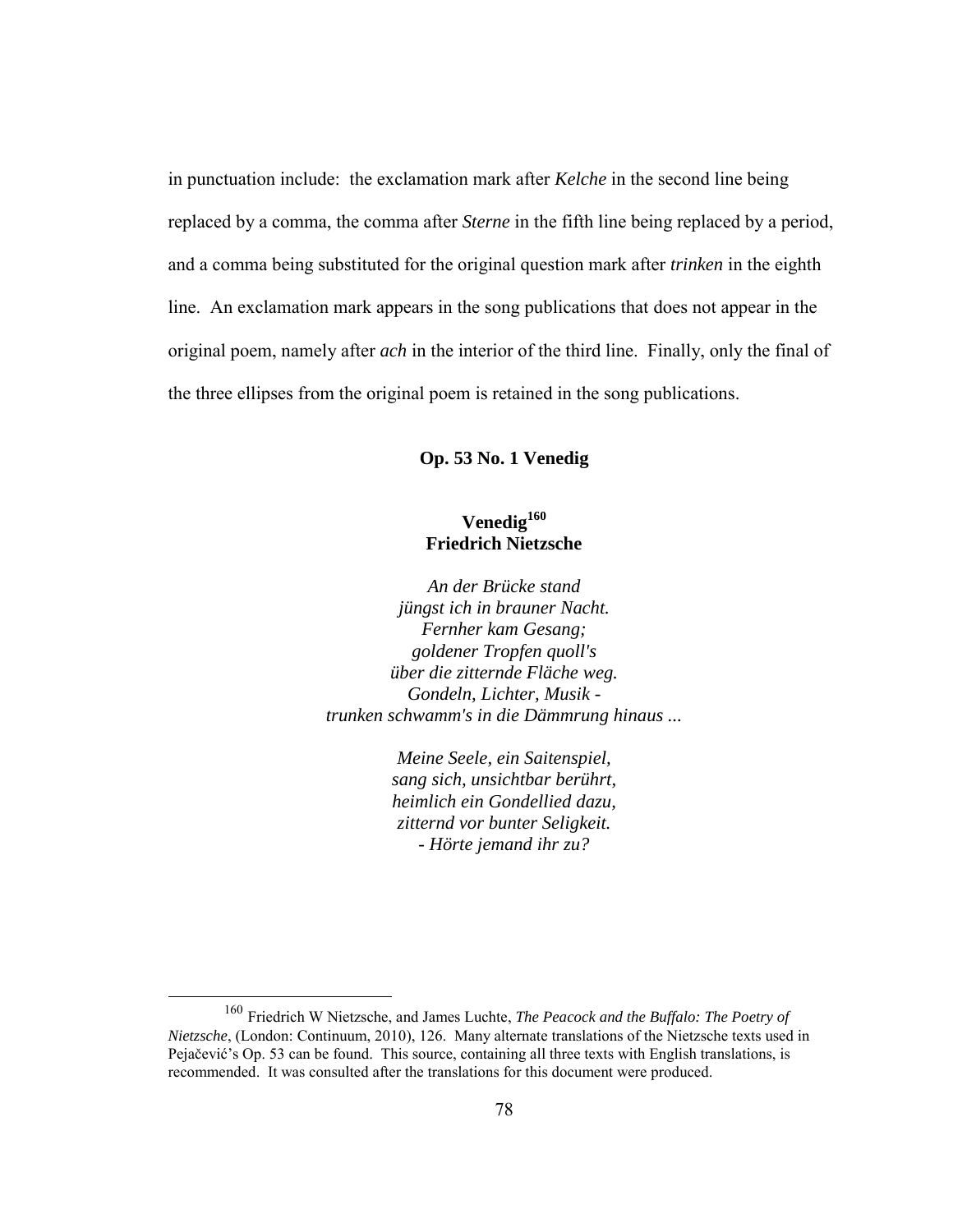in punctuation include: the exclamation mark after *Kelche* in the second line being replaced by a comma, the comma after *Sterne* in the fifth line being replaced by a period, and a comma being substituted for the original question mark after *trinken* in the eighth line. An exclamation mark appears in the song publications that does not appear in the original poem, namely after *ach* in the interior of the third line. Finally, only the final of the three ellipses from the original poem is retained in the song publications.

### Op. 53 No. 1 Venedig

**Venedig[160]**
**Friedrich Nietzsche**

*An der Brücke stand*
*jüngst ich in brauner Nacht.*
*Fernher kam Gesang;*
*goldener Tropfen quoll's*
*über die zitternde Fläche weg.*
*Gondeln, Lichter, Musik -*
*trunken schwamm's in die Dämmrung hinaus ...*

*Meine Seele, ein Saitenspiel,*
*sang sich, unsichtbar berührt,*
*heimlich ein Gondellied dazu,*
*zitternd vor bunter Seligkeit.*
*- Hörte jemand ihr zu?*

---

[160] Friedrich W Nietzsche, and James Luchte, *The Peacock and the Buffalo: The Poetry of Nietzsche*, (London: Continuum, 2010), 126. Many alternate translations of the Nietzsche texts used in Pejačević's Op. 53 can be found. This source, containing all three texts with English translations, is recommended. It was consulted after the translations for this document were produced.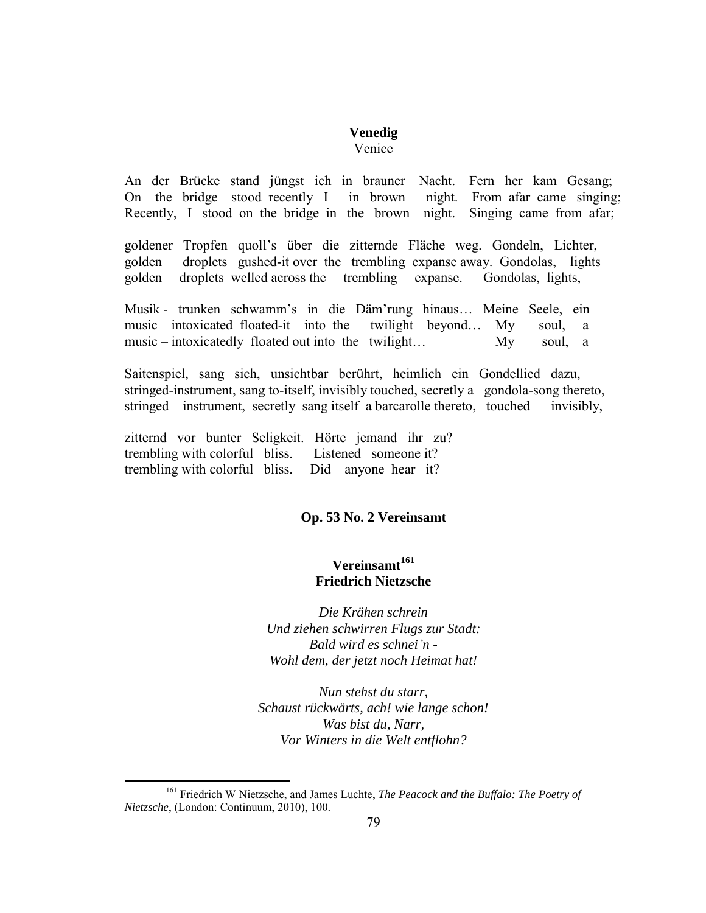**Venedig**
Venice

An der Brücke stand jüngst ich in brauner Nacht. Fern her kam Gesang;
On the bridge stood recently I in brown night. From afar came singing;
Recently, I stood on the bridge in the brown night. Singing came from afar;

goldener Tropfen quoll's über die zitternde Fläche weg. Gondeln, Lichter,
golden droplets gushed-it over the trembling expanse away. Gondolas, lights
golden droplets welled across the trembling expanse. Gondolas, lights,

Musik - trunken schwamm's in die Däm'rung hinaus… Meine Seele, ein
music – intoxicated floated-it into the twilight beyond… My soul, a
music – intoxicatedly floated out into the twilight… My soul, a

Saitenspiel, sang sich, unsichtbar berührt, heimlich ein Gondellied dazu,
stringed-instrument, sang to-itself, invisibly touched, secretly a gondola-song thereto,
stringed instrument, secretly sang itself a barcarolle thereto, touched invisibly,

zitternd vor bunter Seligkeit. Hörte jemand ihr zu?
trembling with colorful bliss. Listened someone it?
trembling with colorful bliss. Did anyone hear it?

### Op. 53 No. 2 Vereinsamt

**Vereinsamt[161]**
**Friedrich Nietzsche**

*Die Krähen schrein*
*Und ziehen schwirren Flugs zur Stadt:*
*Bald wird es schnei'n -*
*Wohl dem, der jetzt noch Heimat hat!*

*Nun stehst du starr,*
*Schaust rückwärts, ach! wie lange schon!*
*Was bist du, Narr,*
*Vor Winters in die Welt entflohn?*

---

[161] Friedrich W Nietzsche, and James Luchte, *The Peacock and the Buffalo: The Poetry of Nietzsche*, (London: Continuum, 2010), 100.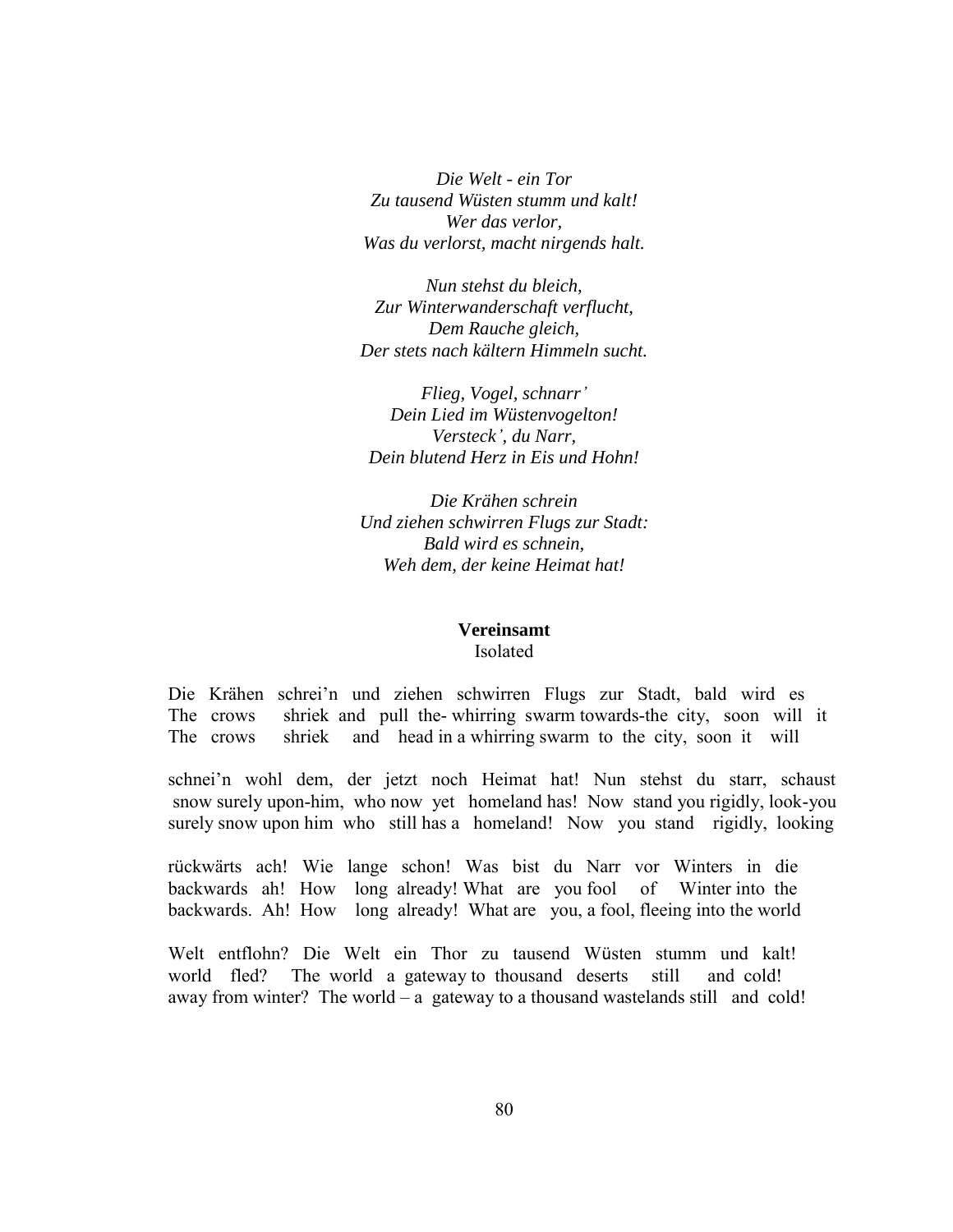*Die Welt - ein Tor*  
*Zu tausend Wüsten stumm und kalt!*  
*Wer das verlor,*  
*Was du verlorst, macht nirgends halt.*

*Nun stehst du bleich,*  
*Zur Winterwanderschaft verflucht,*  
*Dem Rauche gleich,*  
*Der stets nach kältern Himmeln sucht.*

*Flieg, Vogel, schnarr'*  
*Dein Lied im Wüstenvogelton!*  
*Versteck', du Narr,*  
*Dein blutend Herz in Eis und Hohn!*

*Die Krähen schrein*  
*Und ziehen schwirren Flugs zur Stadt:*  
*Bald wird es schnein,*  
*Weh dem, der keine Heimat hat!*

**Vereinsamt**

Isolated

Die Krähen schrei'n und ziehen schwirren Flugs zur Stadt, bald wird es  
The crows shriek and pull the- whirring swarm towards-the city, soon will it  
The crows shriek and head in a whirring swarm to the city, soon it will

schnei'n wohl dem, der jetzt noch Heimat hat! Nun stehst du starr, schaust  
snow surely upon-him, who now yet homeland has! Now stand you rigidly, look-you  
surely snow upon him who still has a homeland! Now you stand rigidly, looking

rückwärts ach! Wie lange schon! Was bist du Narr vor Winters in die  
backwards ah! How long already! What are you fool of Winter into the  
backwards. Ah! How long already! What are you, a fool, fleeing into the world

Welt entflohn? Die Welt ein Thor zu tausend Wüsten stumm und kalt!  
world fled? The world a gateway to thousand deserts still and cold!  
away from winter? The world – a gateway to a thousand wastelands still and cold!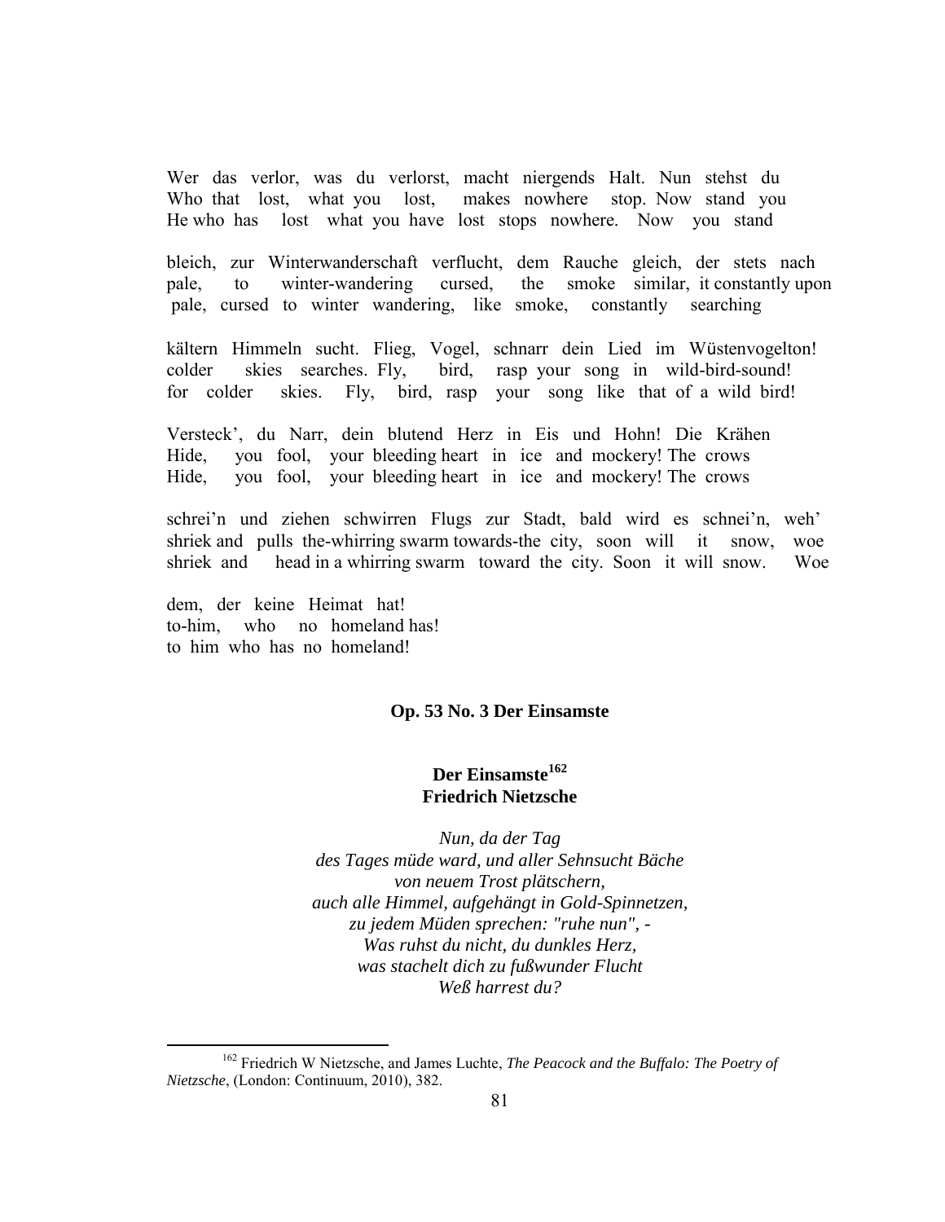Wer das verlor, was du verlorst, macht niergends Halt. Nun stehst du
Who that lost, what you lost, makes nowhere stop. Now stand you
He who has lost what you have lost stops nowhere. Now you stand

bleich, zur Winterwanderschaft verflucht, dem Rauche gleich, der stets nach
pale, to winter-wandering cursed, the smoke similar, it constantly upon
pale, cursed to winter wandering, like smoke, constantly searching

kältern Himmeln sucht. Flieg, Vogel, schnarr dein Lied im Wüstenvogelton!
colder skies searches. Fly, bird, rasp your song in wild-bird-sound!
for colder skies. Fly, bird, rasp your song like that of a wild bird!

Versteck', du Narr, dein blutend Herz in Eis und Hohn! Die Krähen
Hide, you fool, your bleeding heart in ice and mockery! The crows
Hide, you fool, your bleeding heart in ice and mockery! The crows

schrei'n und ziehen schwirren Flugs zur Stadt, bald wird es schnei'n, weh'
shriek and pulls the-whirring swarm towards-the city, soon will it snow, woe
shriek and head in a whirring swarm toward the city. Soon it will snow. Woe

dem, der keine Heimat hat!
to-him, who no homeland has!
to him who has no homeland!

### Op. 53 No. 3 Der Einsamste

**Der Einsamste**[162]
**Friedrich Nietzsche**

*Nun, da der Tag*
*des Tages müde ward, und aller Sehnsucht Bäche*
*von neuem Trost plätschern,*
*auch alle Himmel, aufgehängt in Gold-Spinnetzen,*
*zu jedem Müden sprechen: "ruhe nun", -*
*Was ruhst du nicht, du dunkles Herz,*
*was stachelt dich zu fußwunder Flucht*
*Weß harrest du?*

[162] Friedrich W Nietzsche, and James Luchte, *The Peacock and the Buffalo: The Poetry of Nietzsche*, (London: Continuum, 2010), 382.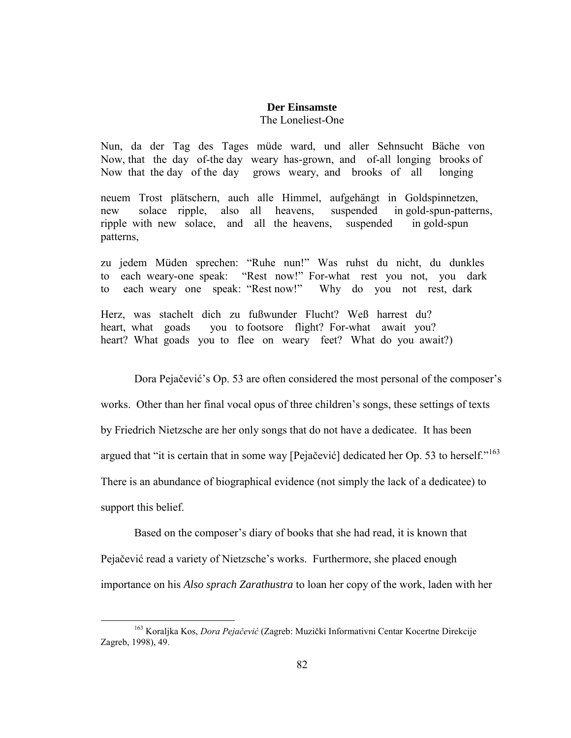**Der Einsamste**

The Loneliest-One

Nun, da der Tag des Tages müde ward, und aller Sehnsucht Bäche von
Now, that the day of-the day weary has-grown, and of-all longing brooks of
Now that the day of the day grows weary, and brooks of all longing

neuem Trost plätschern, auch alle Himmel, aufgehängt in Goldspinnetzen,
new solace ripple, also all heavens, suspended in gold-spun-patterns,
ripple with new solace, and all the heavens, suspended in gold-spun patterns,

zu jedem Müden sprechen: "Ruhe nun!" Was ruhst du nicht, du dunkles
to each weary-one speak: "Rest now!" For-what rest you not, you dark
to each weary one speak: "Rest now!" Why do you not rest, dark

Herz, was stachelt dich zu fußwunder Flucht? Weß harrest du?
heart, what goads you to footsore flight? For-what await you?
heart? What goads you to flee on weary feet? What do you await?)

Dora Pejačević's Op. 53 are often considered the most personal of the composer's works. Other than her final vocal opus of three children's songs, these settings of texts by Friedrich Nietzsche are her only songs that do not have a dedicatee. It has been argued that "it is certain that in some way [Pejačević] dedicated her Op. 53 to herself."[163] There is an abundance of biographical evidence (not simply the lack of a dedicatee) to support this belief.

Based on the composer's diary of books that she had read, it is known that Pejačević read a variety of Nietzsche's works. Furthermore, she placed enough importance on his *Also sprach Zarathustra* to loan her copy of the work, laden with her

[163] Koraljka Kos, *Dora Pejačević* (Zagreb: Muzički Informativni Centar Kocertne Direkcije Zagreb, 1998), 49.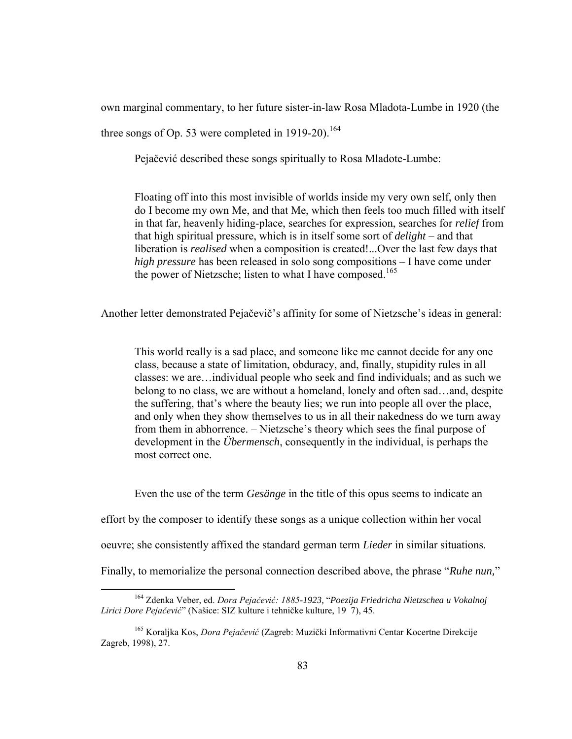own marginal commentary, to her future sister-in-law Rosa Mladota-Lumbe in 1920 (the three songs of Op. 53 were completed in 1919-20).[164]

Pejačević described these songs spiritually to Rosa Mladote-Lumbe:

> Floating off into this most invisible of worlds inside my very own self, only then do I become my own Me, and that Me, which then feels too much filled with itself in that far, heavenly hiding-place, searches for expression, searches for *relief* from that high spiritual pressure, which is in itself some sort of *delight* – and that liberation is *realised* when a composition is created!...Over the last few days that *high pressure* has been released in solo song compositions – I have come under the power of Nietzsche; listen to what I have composed.[165]

Another letter demonstrated Pejačevič's affinity for some of Nietzsche's ideas in general:

> This world really is a sad place, and someone like me cannot decide for any one class, because a state of limitation, obduracy, and, finally, stupidity rules in all classes: we are…individual people who seek and find individuals; and as such we belong to no class, we are without a homeland, lonely and often sad…and, despite the suffering, that's where the beauty lies; we run into people all over the place, and only when they show themselves to us in all their nakedness do we turn away from them in abhorrence. – Nietzsche's theory which sees the final purpose of development in the *Übermensch*, consequently in the individual, is perhaps the most correct one.

Even the use of the term *Gesänge* in the title of this opus seems to indicate an effort by the composer to identify these songs as a unique collection within her vocal oeuvre; she consistently affixed the standard german term *Lieder* in similar situations. Finally, to memorialize the personal connection described above, the phrase "*Ruhe nun,*"

---

[164] Zdenka Veber, ed. *Dora Pejačević: 1885-1923,* "*Poezija Friedricha Nietzschea u Vokalnoj Lirici Dore Pejačević*" (Našice: SIZ kulture i tehničke kulture, 19 7), 45.

[165] Koraljka Kos, *Dora Pejačević* (Zagreb: Muzički Informativni Centar Kocertne Direkcije Zagreb, 1998), 27.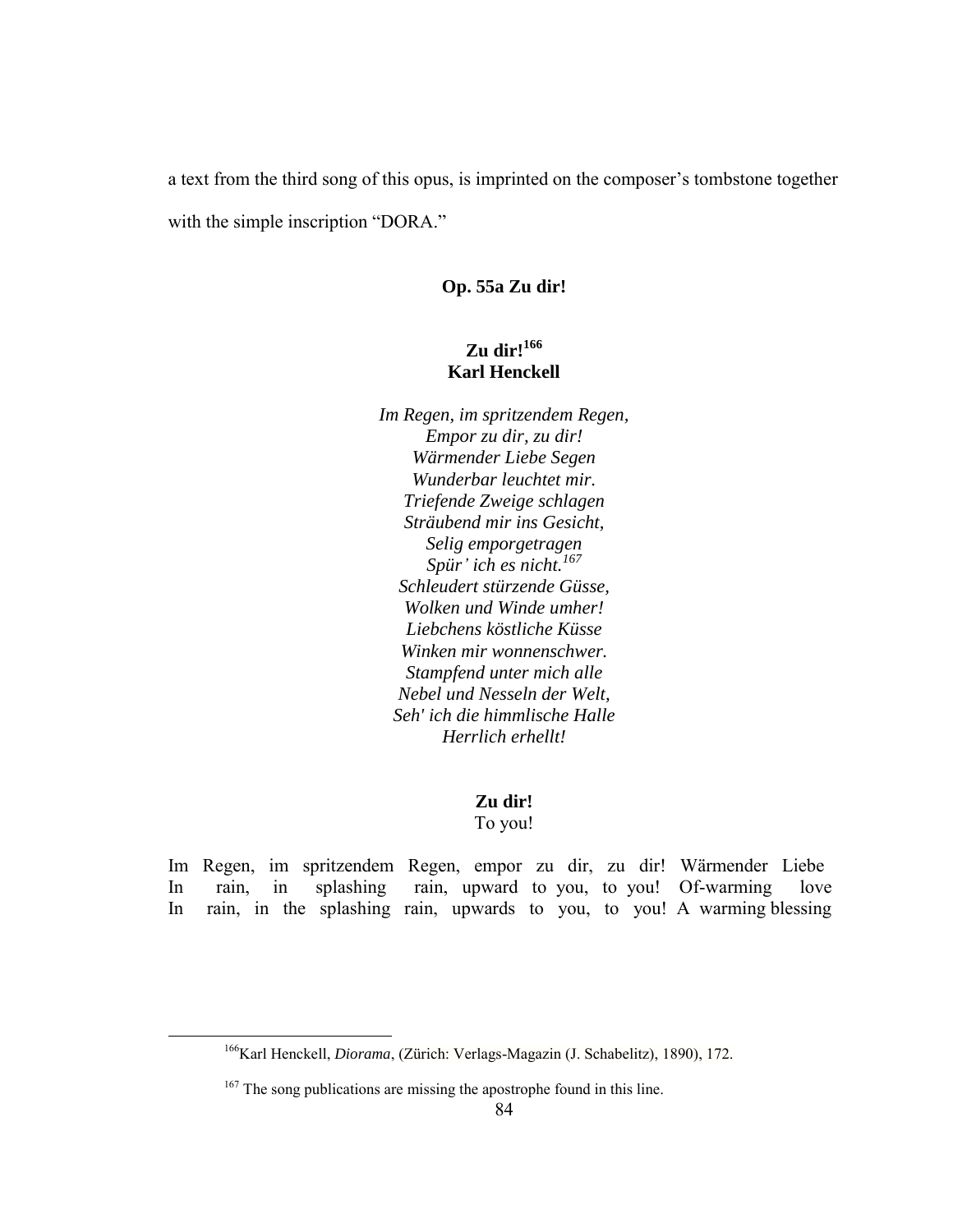a text from the third song of this opus, is imprinted on the composer's tombstone together with the simple inscription "DORA."

### Op. 55a Zu dir!

**Zu dir![166]**
**Karl Henckell**

*Im Regen, im spritzendem Regen,*
*Empor zu dir, zu dir!*
*Wärmender Liebe Segen*
*Wunderbar leuchtet mir.*
*Triefende Zweige schlagen*
*Sträubend mir ins Gesicht,*
*Selig emporgetragen*
*Spür' ich es nicht.[167]*
*Schleudert stürzende Güsse,*
*Wolken und Winde umher!*
*Liebchens köstliche Küsse*
*Winken mir wonnenschwer.*
*Stampfend unter mich alle*
*Nebel und Nesseln der Welt,*
*Seh' ich die himmlische Halle*
*Herrlich erhellt!*

**Zu dir!**
To you!

Im Regen, im spritzendem Regen, empor zu dir, zu dir! Wärmender Liebe
In rain, in splashing rain, upward to you, to you! Of-warming love
In rain, in the splashing rain, upwards to you, to you! A warming blessing

[166] Karl Henckell, *Diorama*, (Zürich: Verlags-Magazin (J. Schabelitz), 1890), 172.

[167] The song publications are missing the apostrophe found in this line.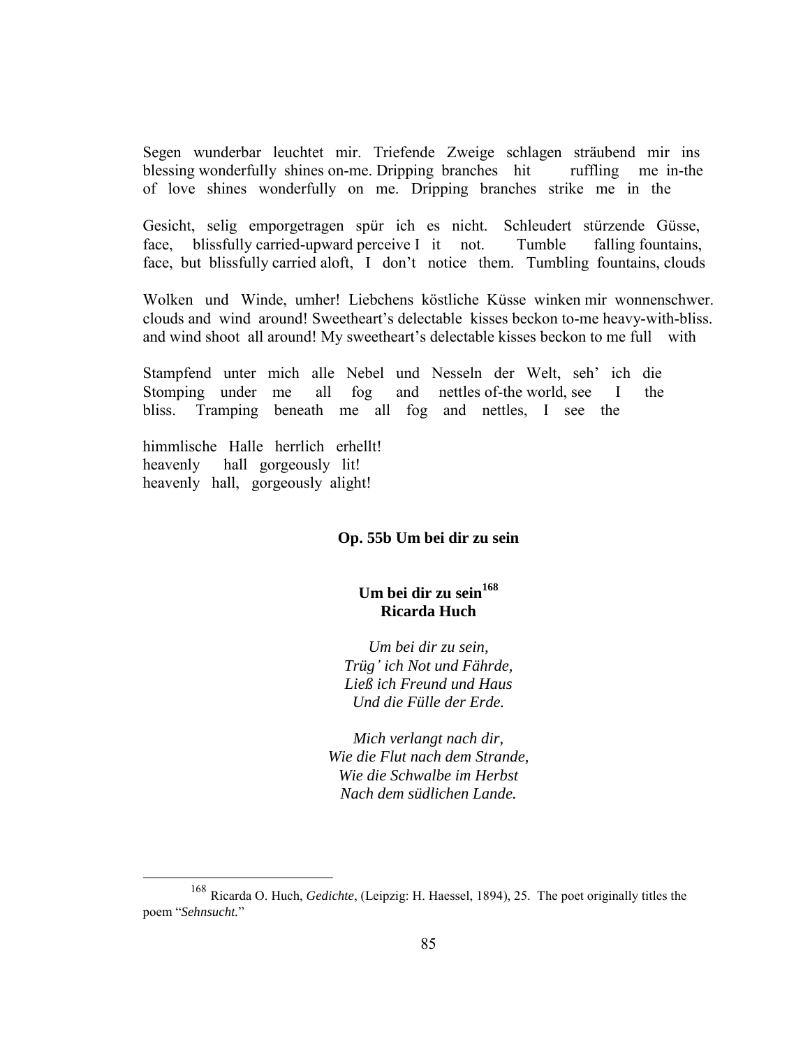Segen wunderbar leuchtet mir. Triefende Zweige schlagen sträubend mir ins
blessing wonderfully shines on-me. Dripping branches hit ruffling me in-the
of love shines wonderfully on me. Dripping branches strike me in the

Gesicht, selig emporgetragen spür ich es nicht. Schleudert stürzende Güsse,
face, blissfully carried-upward perceive I it not. Tumble falling fountains,
face, but blissfully carried aloft, I don't notice them. Tumbling fountains, clouds

Wolken und Winde, umher! Liebchens köstliche Küsse winken mir wonnenschwer.
clouds and wind around! Sweetheart's delectable kisses beckon to-me heavy-with-bliss.
and wind shoot all around! My sweetheart's delectable kisses beckon to me full with

Stampfend unter mich alle Nebel und Nesseln der Welt, seh' ich die
Stomping under me all fog and nettles of-the world, see I the
bliss. Tramping beneath me all fog and nettles, I see the

himmlische Halle herrlich erhellt!
heavenly hall gorgeously lit!
heavenly hall, gorgeously alight!

### Op. 55b Um bei dir zu sein

**Um bei dir zu sein[168]**
**Ricarda Huch**

*Um bei dir zu sein,*
*Trüg' ich Not und Fährde,*
*Ließ ich Freund und Haus*
*Und die Fülle der Erde.*

*Mich verlangt nach dir,*
*Wie die Flut nach dem Strande,*
*Wie die Schwalbe im Herbst*
*Nach dem südlichen Lande.*

---

[168] Ricarda O. Huch, *Gedichte*, (Leipzig: H. Haessel, 1894), 25. The poet originally titles the poem "*Sehnsucht.*"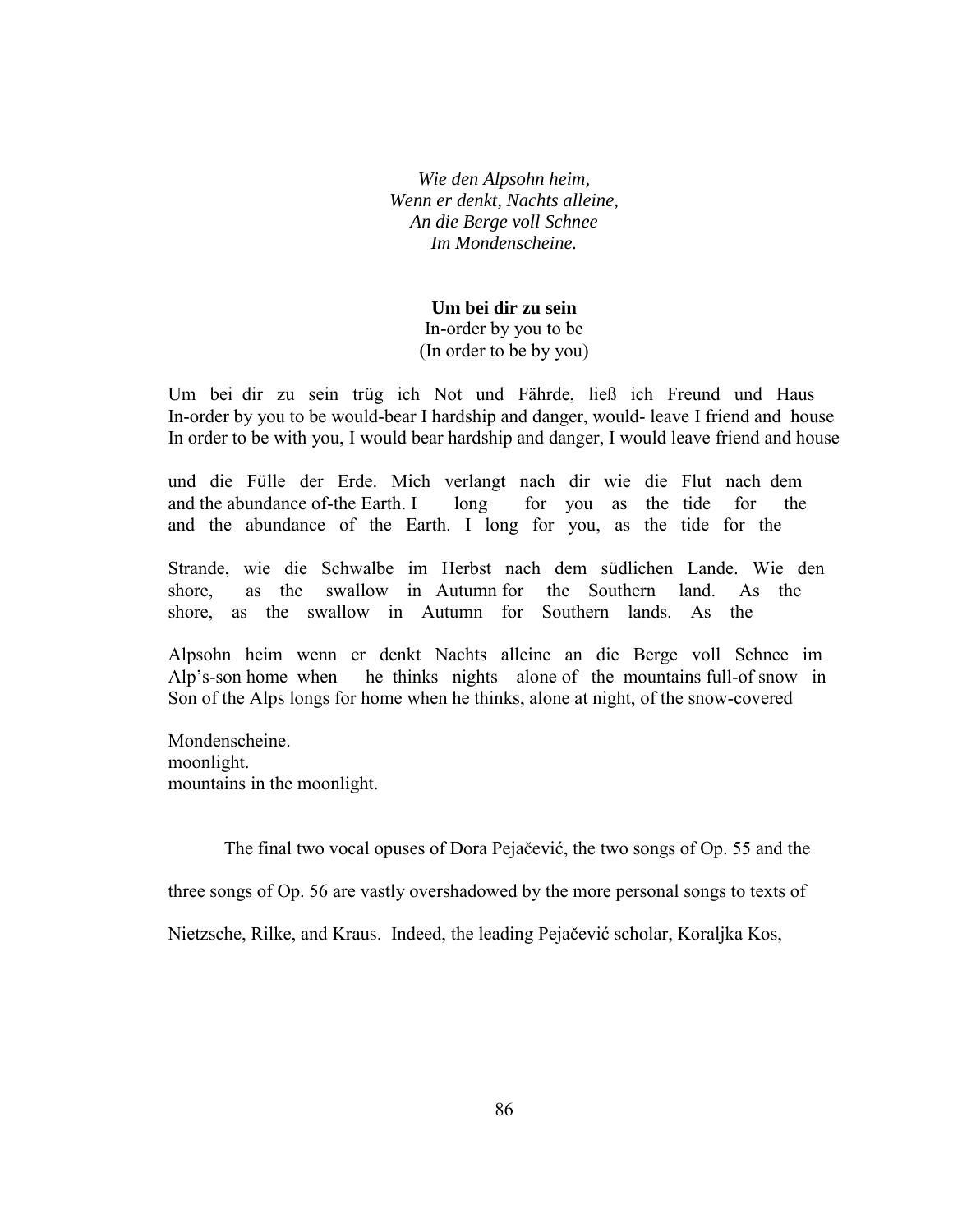*Wie den Alpsohn heim,*
*Wenn er denkt, Nachts alleine,*
*An die Berge voll Schnee*
*Im Mondenscheine.*

**Um bei dir zu sein**
In-order by you to be
(In order to be by you)

Um bei dir zu sein trüg ich Not und Fährde, ließ ich Freund und Haus
In-order by you to be would-bear I hardship and danger, would- leave I friend and house
In order to be with you, I would bear hardship and danger, I would leave friend and house

und die Fülle der Erde. Mich verlangt nach dir wie die Flut nach dem
and the abundance of-the Earth. I long for you as the tide for the
and the abundance of the Earth. I long for you, as the tide for the

Strande, wie die Schwalbe im Herbst nach dem südlichen Lande. Wie den
shore, as the swallow in Autumn for the Southern land. As the
shore, as the swallow in Autumn for Southern lands. As the

Alpsohn heim wenn er denkt Nachts alleine an die Berge voll Schnee im
Alp's-son home when he thinks nights alone of the mountains full-of snow in
Son of the Alps longs for home when he thinks, alone at night, of the snow-covered

Mondenscheine.
moonlight.
mountains in the moonlight.

The final two vocal opuses of Dora Pejačević, the two songs of Op. 55 and the three songs of Op. 56 are vastly overshadowed by the more personal songs to texts of Nietzsche, Rilke, and Kraus. Indeed, the leading Pejačević scholar, Koraljka Kos,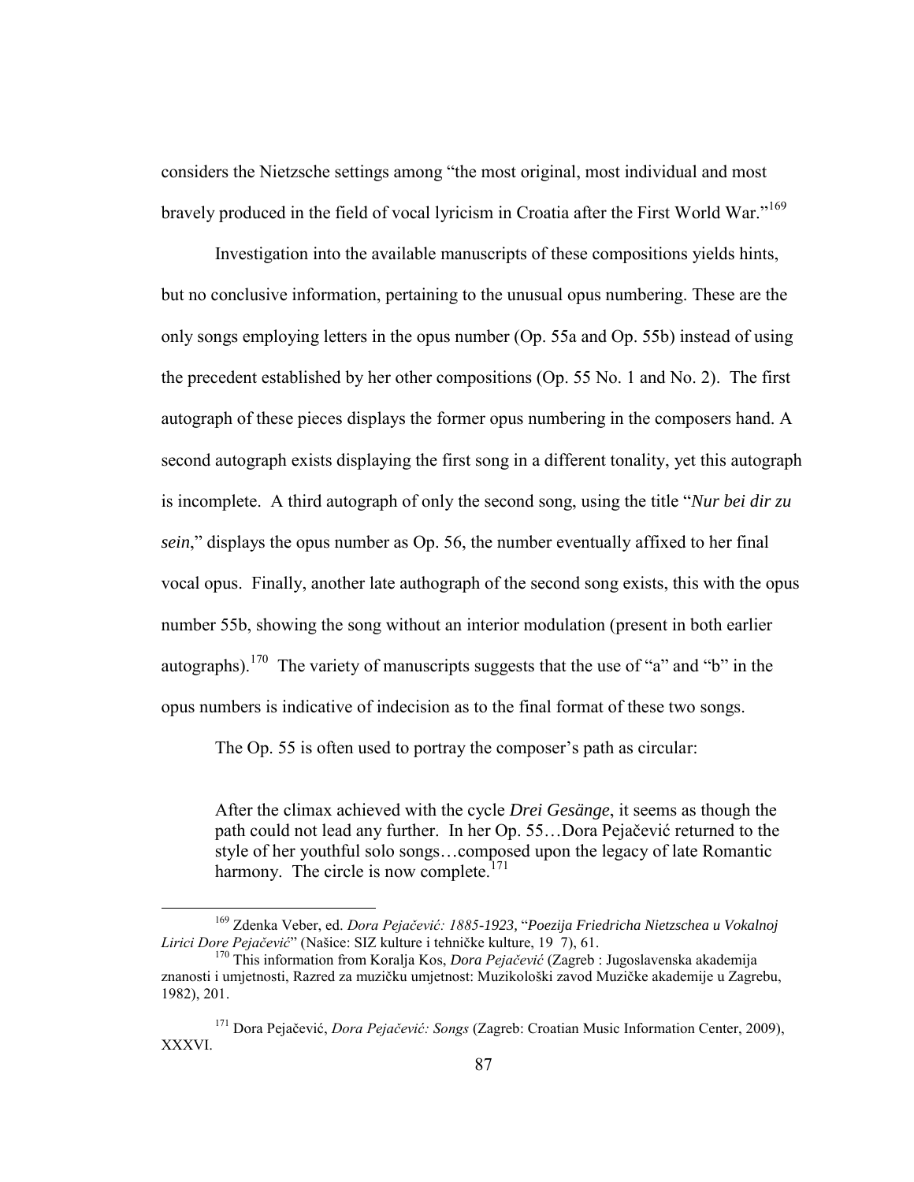considers the Nietzsche settings among "the most original, most individual and most bravely produced in the field of vocal lyricism in Croatia after the First World War."[169]

Investigation into the available manuscripts of these compositions yields hints, but no conclusive information, pertaining to the unusual opus numbering. These are the only songs employing letters in the opus number (Op. 55a and Op. 55b) instead of using the precedent established by her other compositions (Op. 55 No. 1 and No. 2). The first autograph of these pieces displays the former opus numbering in the composers hand. A second autograph exists displaying the first song in a different tonality, yet this autograph is incomplete. A third autograph of only the second song, using the title "*Nur bei dir zu sein*," displays the opus number as Op. 56, the number eventually affixed to her final vocal opus. Finally, another late authograph of the second song exists, this with the opus number 55b, showing the song without an interior modulation (present in both earlier autographs).[170] The variety of manuscripts suggests that the use of "a" and "b" in the opus numbers is indicative of indecision as to the final format of these two songs.

The Op. 55 is often used to portray the composer's path as circular:

> After the climax achieved with the cycle *Drei Gesänge*, it seems as though the path could not lead any further. In her Op. 55…Dora Pejačević returned to the style of her youthful solo songs…composed upon the legacy of late Romantic harmony. The circle is now complete.[171]

---

[169] Zdenka Veber, ed. *Dora Pejačević: 1885-1923,* "*Poezija Friedricha Nietzschea u Vokalnoj Lirici Dore Pejačević*" (Našice: SIZ kulture i tehničke kulture, 19 7), 61.

[170] This information from Koralja Kos, *Dora Pejačević* (Zagreb : Jugoslavenska akademija znanosti i umjetnosti, Razred za muzičku umjetnost: Muzikološki zavod Muzičke akademije u Zagrebu, 1982), 201.

[171] Dora Pejačević, *Dora Pejačević: Songs* (Zagreb: Croatian Music Information Center, 2009), XXXVI.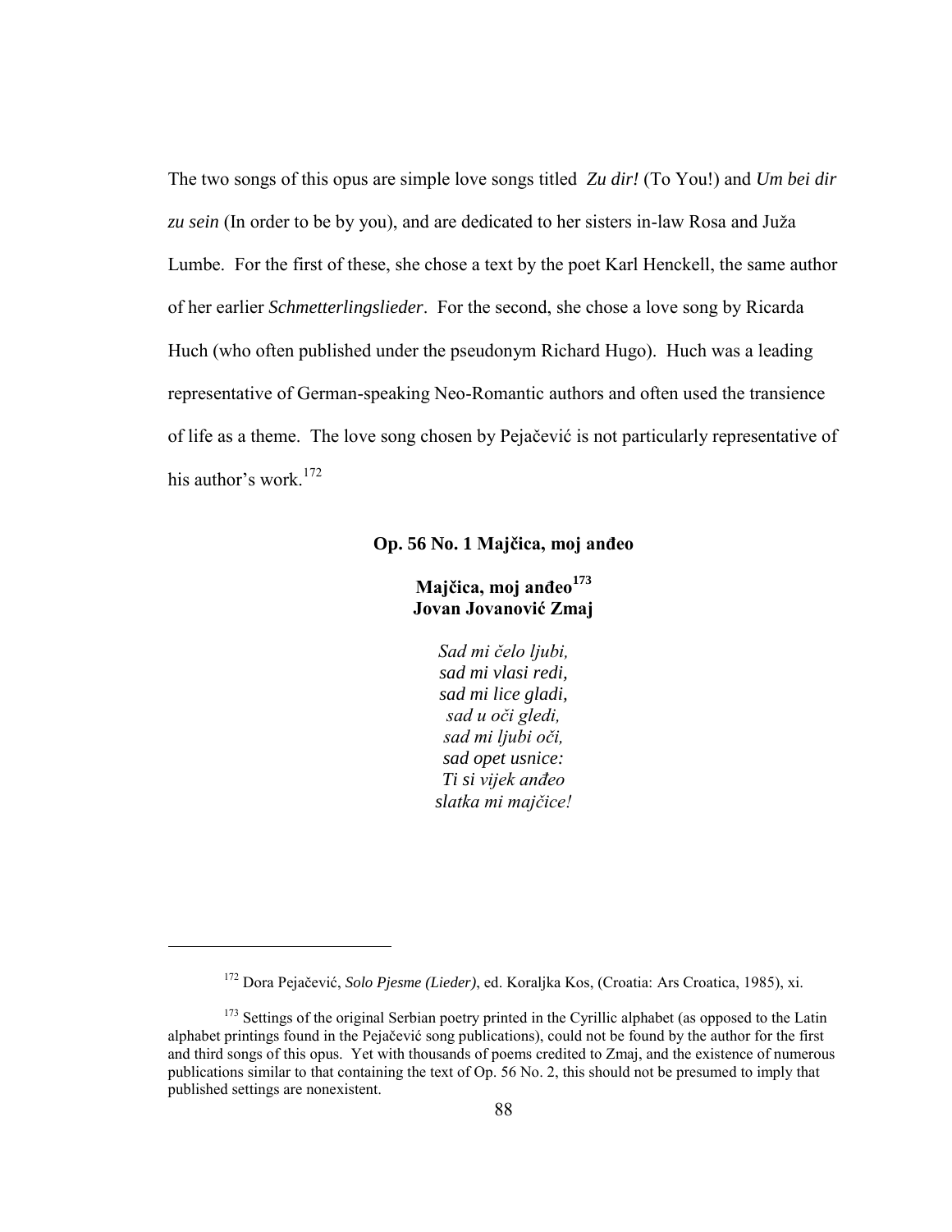The two songs of this opus are simple love songs titled *Zu dir!* (To You!) and *Um bei dir zu sein* (In order to be by you), and are dedicated to her sisters in-law Rosa and Juža Lumbe. For the first of these, she chose a text by the poet Karl Henckell, the same author of her earlier *Schmetterlingslieder*. For the second, she chose a love song by Ricarda Huch (who often published under the pseudonym Richard Hugo). Huch was a leading representative of German-speaking Neo-Romantic authors and often used the transience of life as a theme. The love song chosen by Pejačević is not particularly representative of his author's work.[172]

### Op. 56 No. 1 Majčica, moj anđeo

**Majčica, moj anđeo[173]**
**Jovan Jovanović Zmaj**

*Sad mi čelo ljubi,*
*sad mi vlasi redi,*
*sad mi lice gladi,*
*sad u oči gledi,*
*sad mi ljubi oči,*
*sad opet usnice:*
*Ti si vijek anđeo*
*slatka mi majčice!*

---

[172] Dora Pejačević, *Solo Pjesme (Lieder)*, ed. Koraljka Kos, (Croatia: Ars Croatica, 1985), xi.

[173] Settings of the original Serbian poetry printed in the Cyrillic alphabet (as opposed to the Latin alphabet printings found in the Pejačević song publications), could not be found by the author for the first and third songs of this opus. Yet with thousands of poems credited to Zmaj, and the existence of numerous publications similar to that containing the text of Op. 56 No. 2, this should not be presumed to imply that published settings are nonexistent.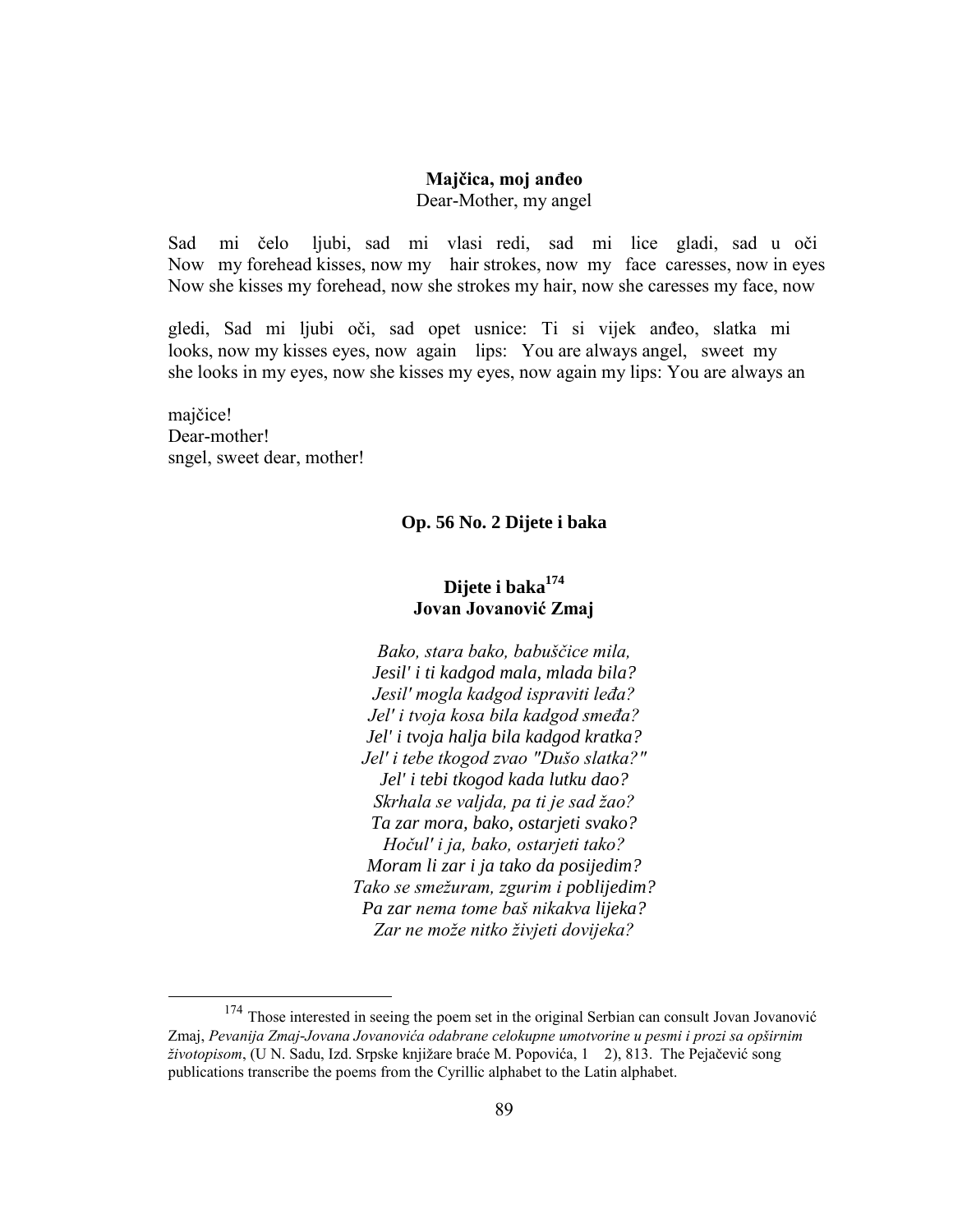**Majčica, moj anđeo**

Dear-Mother, my angel

Sad mi čelo ljubi, sad mi vlasi redi, sad mi lice gladi, sad u oči
Now my forehead kisses, now my hair strokes, now my face caresses, now in eyes
Now she kisses my forehead, now she strokes my hair, now she caresses my face, now

gledi, Sad mi ljubi oči, sad opet usnice: Ti si vijek anđeo, slatka mi
looks, now my kisses eyes, now again lips: You are always angel, sweet my
she looks in my eyes, now she kisses my eyes, now again my lips: You are always an

majčice!
Dear-mother!
sngel, sweet dear, mother!

## Op. 56 No. 2 Dijete i baka

### Dijete i baka[174]
### Jovan Jovanović Zmaj

*Bako, stara bako, babuščice mila,*
*Jesil' i ti kadgod mala, mlada bila?*
*Jesil' mogla kadgod ispraviti leđa?*
*Jel' i tvoja kosa bila kadgod smeđa?*
*Jel' i tvoja halja bila kadgod kratka?*
*Jel' i tebe tkogod zvao "Dušo slatka?"*
*Jel' i tebi tkogod kada lutku dao?*
*Skrhala se valjda, pa ti je sad žao?*
*Ta zar mora, bako, ostarjeti svako?*
*Hočul' i ja, bako, ostarjeti tako?*
*Moram li zar i ja tako da posijedim?*
*Tako se smežuram, zgurim i poblijedim?*
*Pa zar nema tome baš nikakva lijeka?*
*Zar ne može nitko živjeti dovijeka?*

[174] Those interested in seeing the poem set in the original Serbian can consult Jovan Jovanović Zmaj, *Pevanija Zmaj-Jovana Jovanovića odabrane celokupne umotvorine u pesmi i prozi sa opširnim životopisom*, (U N. Sadu, Izd. Srpske knjižare braće M. Popovića, 1 2), 813. The Pejačević song publications transcribe the poems from the Cyrillic alphabet to the Latin alphabet.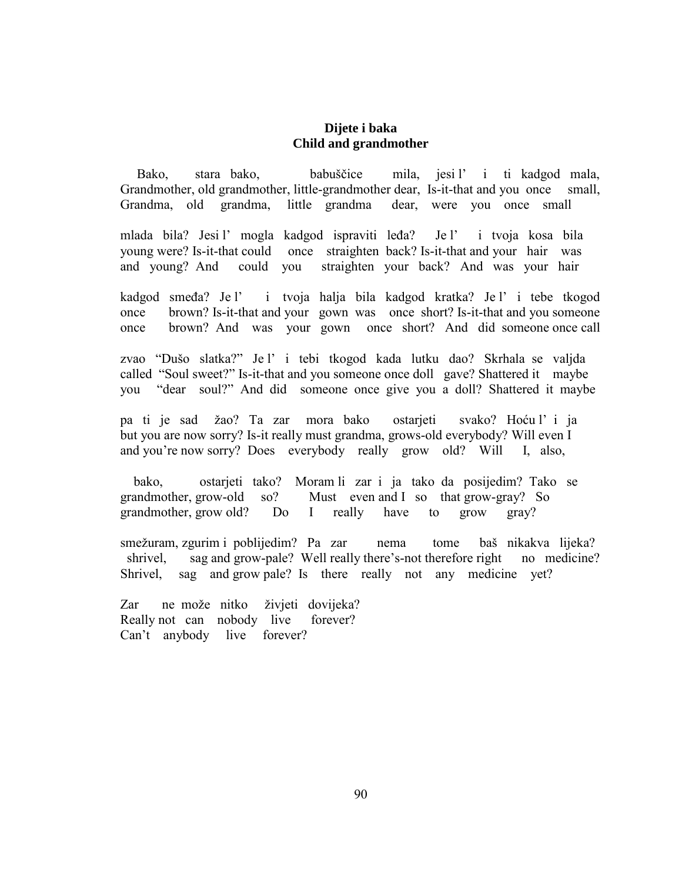**Dijete i baka**
**Child and grandmother**

Bako, stara bako, babuščice mila, jesi l' i ti kadgod mala,
Grandmother, old grandmother, little-grandmother dear, Is-it-that and you once small,
Grandma, old grandma, little grandma dear, were you once small

mlada bila? Jesi l' mogla kadgod ispraviti leđa? Je l' i tvoja kosa bila
young were? Is-it-that could once straighten back? Is-it-that and your hair was
and young? And could you straighten your back? And was your hair

kadgod smeđa? Je l' i tvoja halja bila kadgod kratka? Je l' i tebe tkogod
once brown? Is-it-that and your gown was once short? Is-it-that and you someone
once brown? And was your gown once short? And did someone once call

zvao "Dušo slatka?" Je l' i tebi tkogod kada lutku dao? Skrhala se valjda
called "Soul sweet?" Is-it-that and you someone once doll gave? Shattered it maybe
you "dear soul?" And did someone once give you a doll? Shattered it maybe

pa ti je sad žao? Ta zar mora bako ostarjeti svako? Hoću l' i ja
but you are now sorry? Is-it really must grandma, grows-old everybody? Will even I
and you're now sorry? Does everybody really grow old? Will I, also,

bako, ostarjeti tako? Moram li zar i ja tako da posijedim? Tako se
grandmother, grow-old so? Must even and I so that grow-gray? So
grandmother, grow old? Do I really have to grow gray?

smežuram, zgurim i poblijedim? Pa zar nema tome baš nikakva lijeka?
shrivel, sag and grow-pale? Well really there's-not therefore right no medicine?
Shrivel, sag and grow pale? Is there really not any medicine yet?

Zar ne može nitko živjeti dovijeka?
Really not can nobody live forever?
Can't anybody live forever?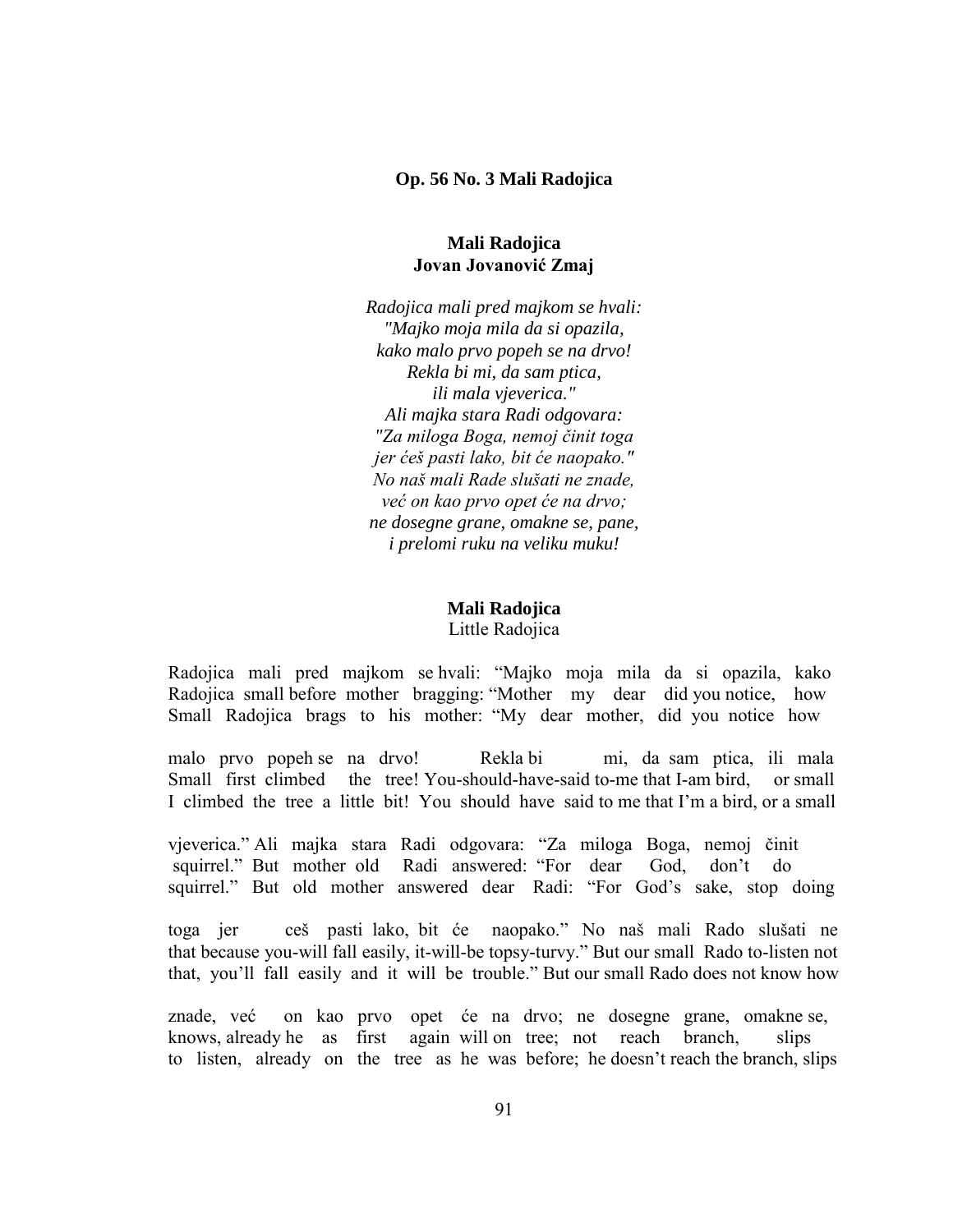**Op. 56 No. 3 Mali Radojica**

**Mali Radojica**
**Jovan Jovanović Zmaj**

*Radojica mali pred majkom se hvali:*
*"Majko moja mila da si opazila,*
*kako malo prvo popeh se na drvo!*
*Rekla bi mi, da sam ptica,*
*ili mala vjeverica."*
*Ali majka stara Radi odgovara:*
*"Za miloga Boga, nemoj činit toga*
*jer ćeš pasti lako, bit će naopako."*
*No naš mali Rade slušati ne znade,*
*već on kao prvo opet će na drvo;*
*ne dosegne grane, omakne se, pane,*
*i prelomi ruku na veliku muku!*

**Mali Radojica**
Little Radojica

Radojica mali pred majkom se hvali: "Majko moja mila da si opazila, kako
Radojica small before mother bragging: "Mother my dear did you notice, how
Small Radojica brags to his mother: "My dear mother, did you notice how

malo prvo popeh se na drvo! Rekla bi mi, da sam ptica, ili mala
Small first climbed the tree! You-should-have-said to-me that I-am bird, or small
I climbed the tree a little bit! You should have said to me that I'm a bird, or a small

vjeverica." Ali majka stara Radi odgovara: "Za miloga Boga, nemoj činit
squirrel." But mother old Radi answered: "For dear God, don't do
squirrel." But old mother answered dear Radi: "For God's sake, stop doing

toga jer ceš pasti lako, bit će naopako." No naš mali Rado slušati ne
that because you-will fall easily, it-will-be topsy-turvy." But our small Rado to-listen not
that, you'll fall easily and it will be trouble." But our small Rado does not know how

znade, već on kao prvo opet će na drvo; ne dosegne grane, omakne se,
knows, already he as first again will on tree; not reach branch, slips
to listen, already on the tree as he was before; he doesn't reach the branch, slips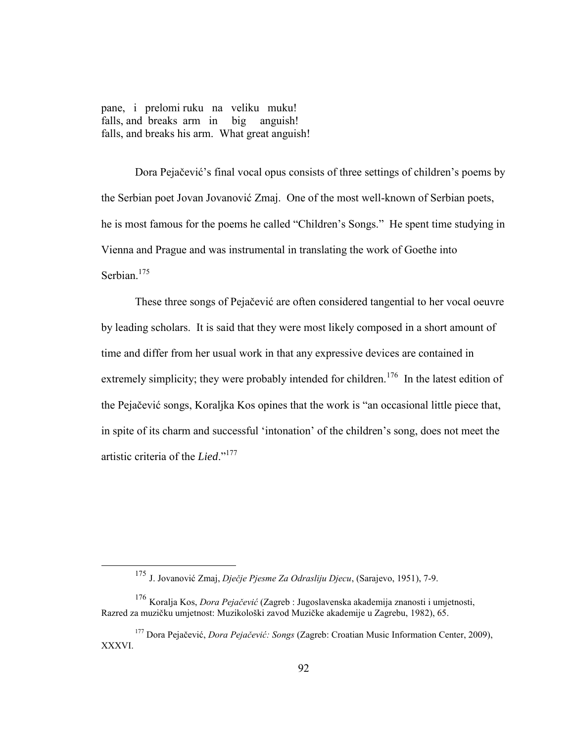pane, i prelomi ruku na veliku muku!
falls, and breaks arm in big anguish!
falls, and breaks his arm. What great anguish!

Dora Pejačević's final vocal opus consists of three settings of children's poems by the Serbian poet Jovan Jovanović Zmaj. One of the most well-known of Serbian poets, he is most famous for the poems he called "Children's Songs." He spent time studying in Vienna and Prague and was instrumental in translating the work of Goethe into Serbian.[175]

These three songs of Pejačević are often considered tangential to her vocal oeuvre by leading scholars. It is said that they were most likely composed in a short amount of time and differ from her usual work in that any expressive devices are contained in extremely simplicity; they were probably intended for children.[176] In the latest edition of the Pejačević songs, Koraljka Kos opines that the work is "an occasional little piece that, in spite of its charm and successful 'intonation' of the children's song, does not meet the artistic criteria of the *Lied*."[177]

---

[175] J. Jovanović Zmaj, *Dječje Pjesme Za Odrasliju Djecu*, (Sarajevo, 1951), 7-9.

[176] Koralja Kos, *Dora Pejačević* (Zagreb : Jugoslavenska akademija znanosti i umjetnosti, Razred za muzičku umjetnost: Muzikološki zavod Muzičke akademije u Zagrebu, 1982), 65.

[177] Dora Pejačević, *Dora Pejačević: Songs* (Zagreb: Croatian Music Information Center, 2009), XXXVI.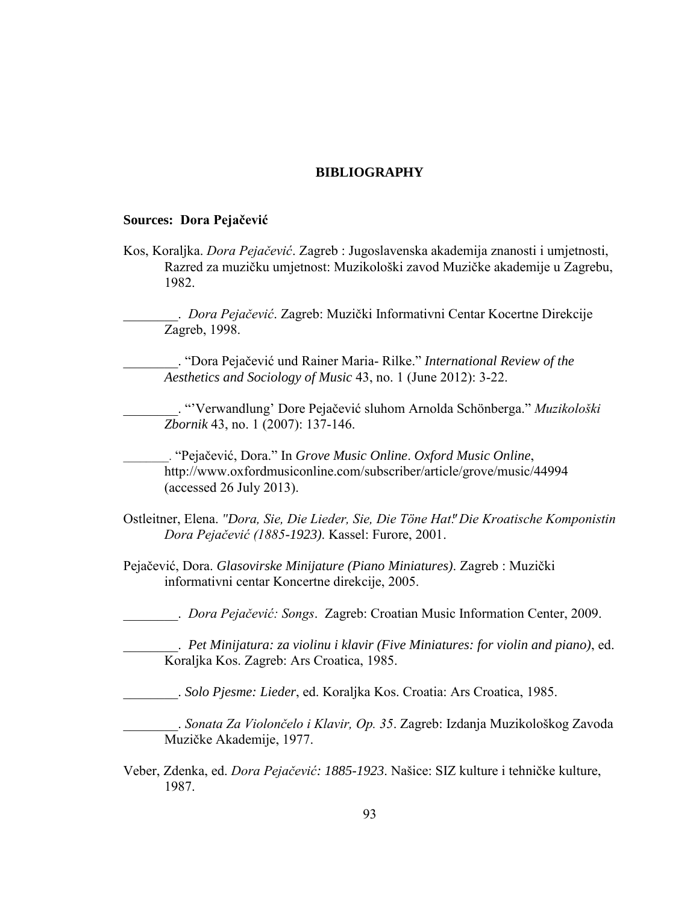# BIBLIOGRAPHY

## Sources: Dora Pejačević

Kos, Koraljka. *Dora Pejačević*. Zagreb : Jugoslavenska akademija znanosti i umjetnosti, Razred za muzičku umjetnost: Muzikološki zavod Muzičke akademije u Zagrebu, 1982.

________. *Dora Pejačević*. Zagreb: Muzički Informativni Centar Kocertne Direkcije Zagreb, 1998.

________. "Dora Pejačević und Rainer Maria- Rilke." *International Review of the Aesthetics and Sociology of Music* 43, no. 1 (June 2012): 3-22.

________. "'Verwandlung' Dore Pejačević sluhom Arnolda Schönberga." *Muzikološki Zbornik* 43, no. 1 (2007): 137-146.

_______. "Pejačević, Dora." In *Grove Music Online*. *Oxford Music Online*, http://www.oxfordmusiconline.com/subscriber/article/grove/music/44994 (accessed 26 July 2013).

Ostleitner, Elena. *"Dora, Sie, Die Lieder, Sie, Die Töne Hat!" Die Kroatische Komponistin Dora Pejačević (1885-1923)*. Kassel: Furore, 2001.

Pejačević, Dora. *Glasovirske Minijature (Piano Miniatures)*. Zagreb : Muzički informativni centar Koncertne direkcije, 2005.

________. *Dora Pejačević: Songs*. Zagreb: Croatian Music Information Center, 2009.

________. *Pet Minijatura: za violinu i klavir (Five Miniatures: for violin and piano)*, ed. Koraljka Kos. Zagreb: Ars Croatica, 1985.

________. *Solo Pjesme: Lieder*, ed. Koraljka Kos. Croatia: Ars Croatica, 1985.

________. *Sonata Za Violončelo i Klavir, Op. 35*. Zagreb: Izdanja Muzikološkog Zavoda Muzičke Akademije, 1977.

Veber, Zdenka, ed. *Dora Pejačević: 1885-1923*. Našice: SIZ kulture i tehničke kulture, 1987.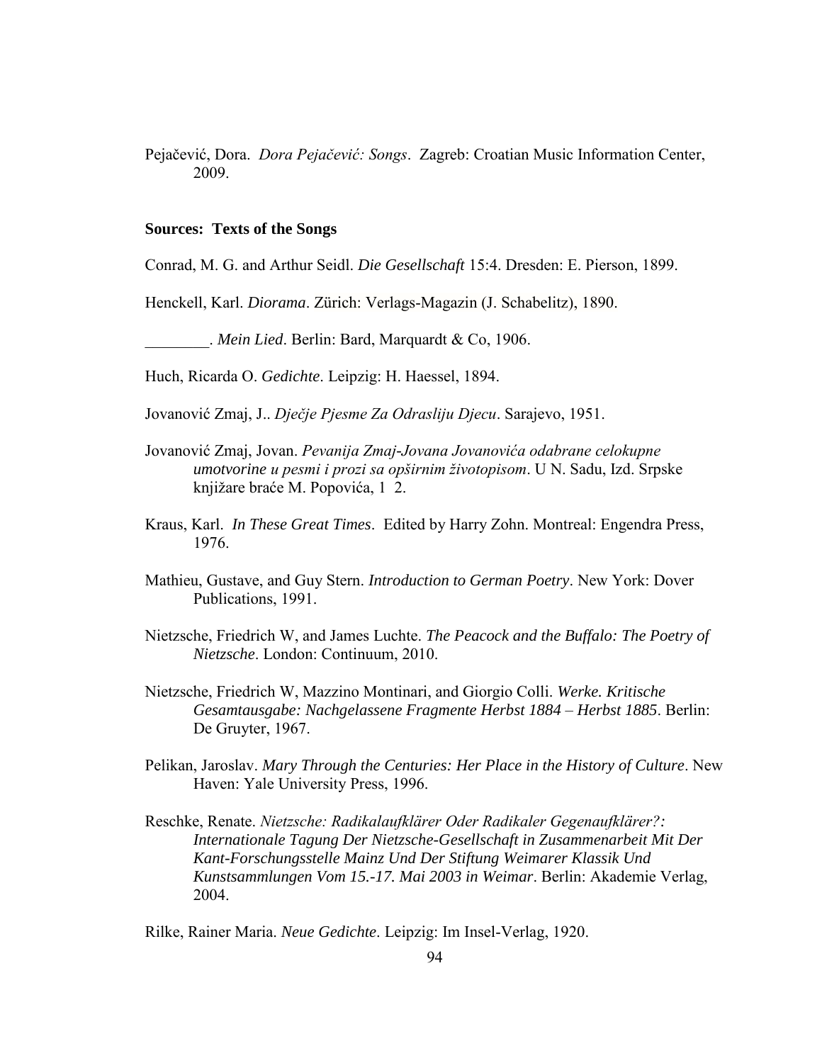Pejačević, Dora. *Dora Pejačević: Songs*. Zagreb: Croatian Music Information Center, 2009.

**Sources: Texts of the Songs**

Conrad, M. G. and Arthur Seidl. *Die Gesellschaft* 15:4. Dresden: E. Pierson, 1899.

Henckell, Karl. *Diorama*. Zürich: Verlags-Magazin (J. Schabelitz), 1890.

________. *Mein Lied*. Berlin: Bard, Marquardt & Co, 1906.

Huch, Ricarda O. *Gedichte*. Leipzig: H. Haessel, 1894.

Jovanović Zmaj, J.. *Dječje Pjesme Za Odrasliju Djecu*. Sarajevo, 1951.

Jovanović Zmaj, Jovan. *Pevanija Zmaj-Jovana Jovanovića odabrane celokupne umotvorine u pesmi i prozi sa opširnim životopisom*. U N. Sadu, Izd. Srpske knjižare braće M. Popovića, 1 2.

Kraus, Karl. *In These Great Times*. Edited by Harry Zohn. Montreal: Engendra Press, 1976.

Mathieu, Gustave, and Guy Stern. *Introduction to German Poetry*. New York: Dover Publications, 1991.

Nietzsche, Friedrich W, and James Luchte. *The Peacock and the Buffalo: The Poetry of Nietzsche*. London: Continuum, 2010.

Nietzsche, Friedrich W, Mazzino Montinari, and Giorgio Colli. *Werke. Kritische Gesamtausgabe: Nachgelassene Fragmente Herbst 1884 – Herbst 1885*. Berlin: De Gruyter, 1967.

Pelikan, Jaroslav. *Mary Through the Centuries: Her Place in the History of Culture*. New Haven: Yale University Press, 1996.

Reschke, Renate. *Nietzsche: Radikalaufklärer Oder Radikaler Gegenaufklärer?: Internationale Tagung Der Nietzsche-Gesellschaft in Zusammenarbeit Mit Der Kant-Forschungsstelle Mainz Und Der Stiftung Weimarer Klassik Und Kunstsammlungen Vom 15.-17. Mai 2003 in Weimar*. Berlin: Akademie Verlag, 2004.

Rilke, Rainer Maria. *Neue Gedichte*. Leipzig: Im Insel-Verlag, 1920.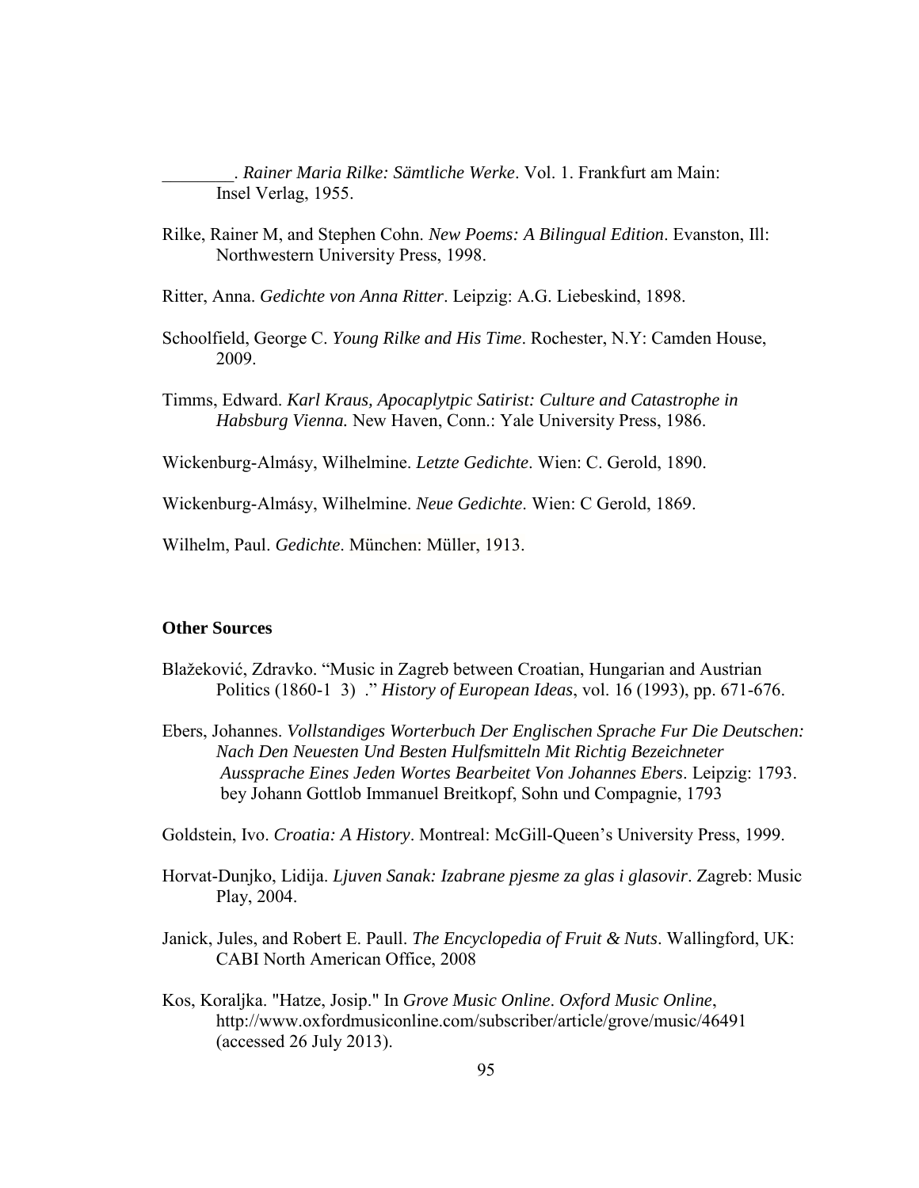________. *Rainer Maria Rilke: Sämtliche Werke*. Vol. 1. Frankfurt am Main: Insel Verlag, 1955.

Rilke, Rainer M, and Stephen Cohn. *New Poems: A Bilingual Edition*. Evanston, Ill: Northwestern University Press, 1998.

Ritter, Anna. *Gedichte von Anna Ritter*. Leipzig: A.G. Liebeskind, 1898.

Schoolfield, George C. *Young Rilke and His Time*. Rochester, N.Y: Camden House, 2009.

Timms, Edward. *Karl Kraus, Apocaplytpic Satirist: Culture and Catastrophe in Habsburg Vienna.* New Haven, Conn.: Yale University Press, 1986.

Wickenburg-Almásy, Wilhelmine. *Letzte Gedichte*. Wien: C. Gerold, 1890.

Wickenburg-Almásy, Wilhelmine. *Neue Gedichte*. Wien: C Gerold, 1869.

Wilhelm, Paul. *Gedichte*. München: Müller, 1913.

**Other Sources**

Blažeković, Zdravko. "Music in Zagreb between Croatian, Hungarian and Austrian Politics (1860-1 3) ." *History of European Ideas*, vol. 16 (1993), pp. 671-676.

Ebers, Johannes. *Vollstandiges Worterbuch Der Englischen Sprache Fur Die Deutschen: Nach Den Neuesten Und Besten Hulfsmitteln Mit Richtig Bezeichneter Aussprache Eines Jeden Wortes Bearbeitet Von Johannes Ebers*. Leipzig: 1793. bey Johann Gottlob Immanuel Breitkopf, Sohn und Compagnie, 1793

Goldstein, Ivo. *Croatia: A History*. Montreal: McGill-Queen's University Press, 1999.

Horvat-Dunjko, Lidija. *Ljuven Sanak: Izabrane pjesme za glas i glasovir*. Zagreb: Music Play, 2004.

Janick, Jules, and Robert E. Paull. *The Encyclopedia of Fruit & Nuts*. Wallingford, UK: CABI North American Office, 2008

Kos, Koraljka. "Hatze, Josip." In *Grove Music Online*. *Oxford Music Online*, http://www.oxfordmusiconline.com/subscriber/article/grove/music/46491 (accessed 26 July 2013).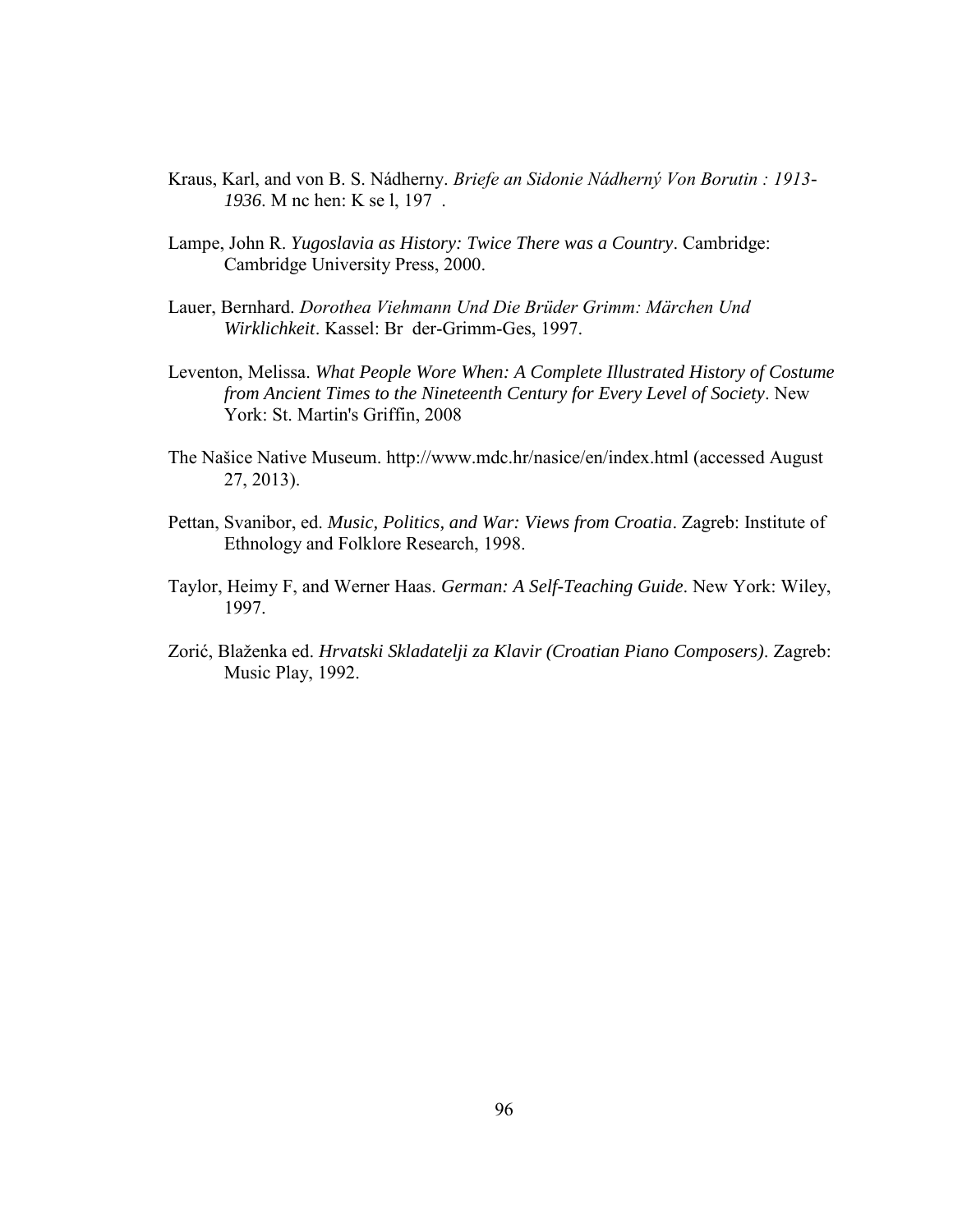Kraus, Karl, and von B. S. Nádherny. *Briefe an Sidonie Nádherný Von Borutin : 1913-1936*. M nc hen: K se l, 197 .

Lampe, John R. *Yugoslavia as History: Twice There was a Country*. Cambridge: Cambridge University Press, 2000.

Lauer, Bernhard. *Dorothea Viehmann Und Die Brüder Grimm: Märchen Und Wirklichkeit*. Kassel: Br der-Grimm-Ges, 1997.

Leventon, Melissa. *What People Wore When: A Complete Illustrated History of Costume from Ancient Times to the Nineteenth Century for Every Level of Society*. New York: St. Martin's Griffin, 2008

The Našice Native Museum. http://www.mdc.hr/nasice/en/index.html (accessed August 27, 2013).

Pettan, Svanibor, ed. *Music, Politics, and War: Views from Croatia*. Zagreb: Institute of Ethnology and Folklore Research, 1998.

Taylor, Heimy F, and Werner Haas. *German: A Self-Teaching Guide*. New York: Wiley, 1997.

Zorić, Blaženka ed. *Hrvatski Skladatelji za Klavir (Croatian Piano Composers)*. Zagreb: Music Play, 1992.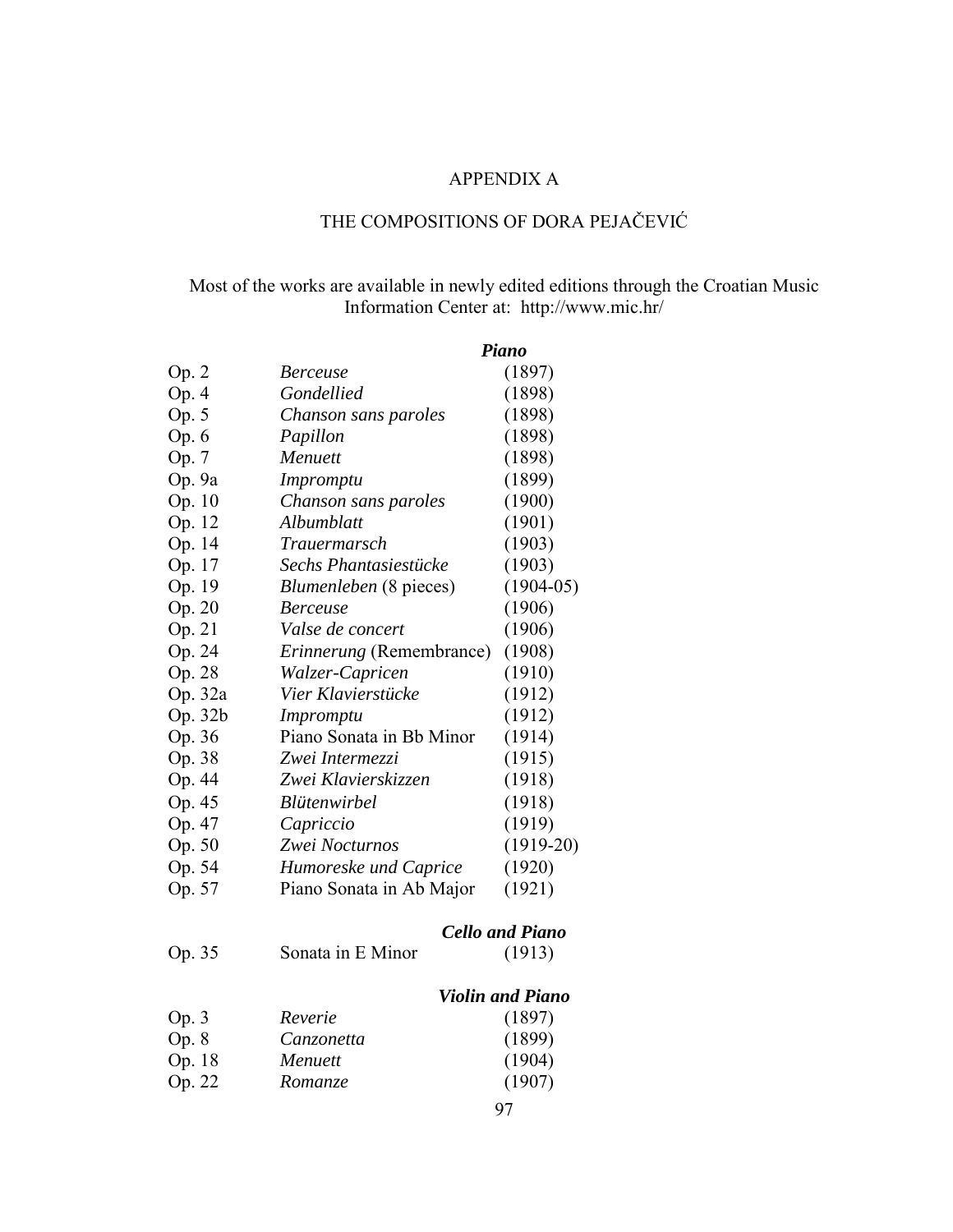# APPENDIX A

## THE COMPOSITIONS OF DORA PEJAČEVIĆ

Most of the works are available in newly edited editions through the Croatian Music Information Center at: http://www.mic.hr/

### *Piano*

| | | |
|---|---|---|
| Op. 2 | *Berceuse* | (1897) |
| Op. 4 | *Gondellied* | (1898) |
| Op. 5 | *Chanson sans paroles* | (1898) |
| Op. 6 | *Papillon* | (1898) |
| Op. 7 | *Menuett* | (1898) |
| Op. 9a | *Impromptu* | (1899) |
| Op. 10 | *Chanson sans paroles* | (1900) |
| Op. 12 | *Albumblatt* | (1901) |
| Op. 14 | *Trauermarsch* | (1903) |
| Op. 17 | *Sechs Phantasiestücke* | (1903) |
| Op. 19 | *Blumenleben* (8 pieces) | (1904-05) |
| Op. 20 | *Berceuse* | (1906) |
| Op. 21 | *Valse de concert* | (1906) |
| Op. 24 | *Erinnerung* (Remembrance) | (1908) |
| Op. 28 | *Walzer-Capricen* | (1910) |
| Op. 32a | *Vier Klavierstücke* | (1912) |
| Op. 32b | *Impromptu* | (1912) |
| Op. 36 | Piano Sonata in Bb Minor | (1914) |
| Op. 38 | *Zwei Intermezzi* | (1915) |
| Op. 44 | *Zwei Klavierskizzen* | (1918) |
| Op. 45 | *Blütenwirbel* | (1918) |
| Op. 47 | *Capriccio* | (1919) |
| Op. 50 | *Zwei Nocturnos* | (1919-20) |
| Op. 54 | *Humoreske und Caprice* | (1920) |
| Op. 57 | Piano Sonata in Ab Major | (1921) |

### *Cello and Piano*

| | | |
|---|---|---|
| Op. 35 | Sonata in E Minor | (1913) |

### *Violin and Piano*

| | | |
|---|---|---|
| Op. 3 | *Reverie* | (1897) |
| Op. 8 | *Canzonetta* | (1899) |
| Op. 18 | *Menuett* | (1904) |
| Op. 22 | *Romanze* | (1907) |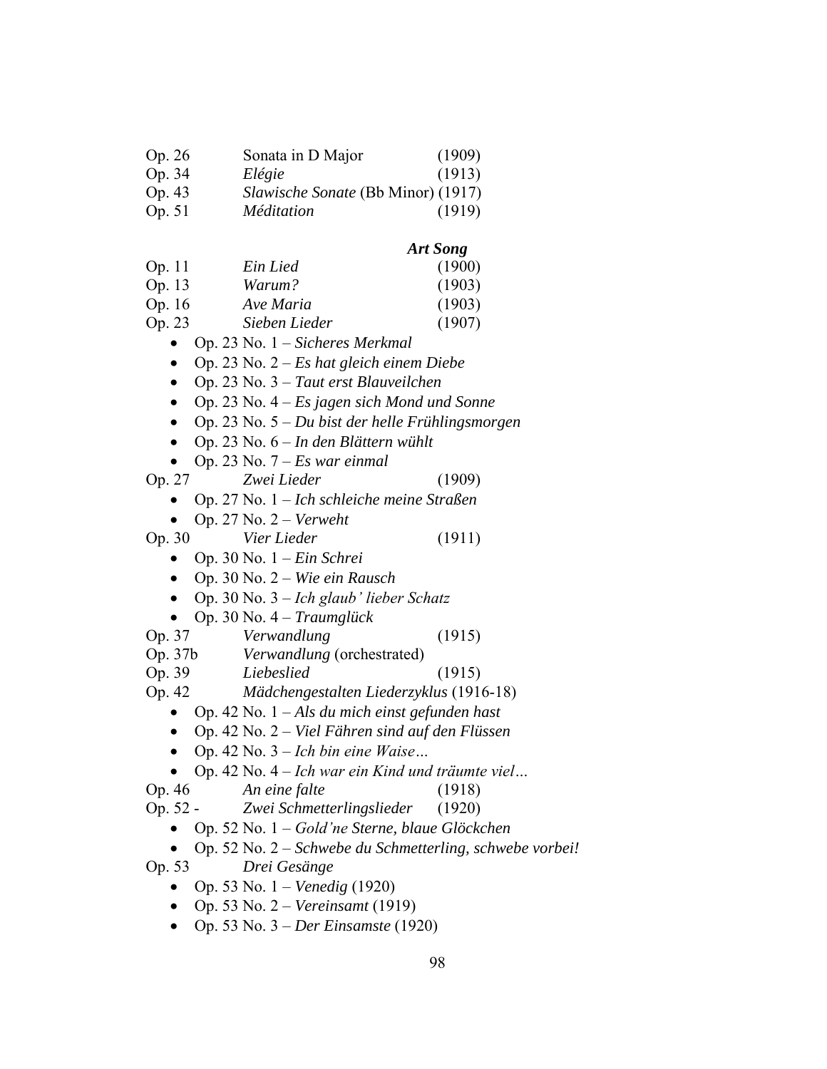Op. 26 Sonata in D Major (1909)
Op. 34 *Elégie* (1913)
Op. 43 *Slawische Sonate* (Bb Minor) (1917)
Op. 51 *Méditation* (1919)

### *Art Song*

Op. 11 *Ein Lied* (1900)
Op. 13 *Warum?* (1903)
Op. 16 *Ave Maria* (1903)
Op. 23 *Sieben Lieder* (1907)

- Op. 23 No. 1 – *Sicheres Merkmal*
- Op. 23 No. 2 – *Es hat gleich einem Diebe*
- Op. 23 No. 3 – *Taut erst Blauveilchen*
- Op. 23 No. 4 – *Es jagen sich Mond und Sonne*
- Op. 23 No. 5 – *Du bist der helle Frühlingsmorgen*
- Op. 23 No. 6 – *In den Blättern wühlt*
- Op. 23 No. 7 – *Es war einmal*

Op. 27 *Zwei Lieder* (1909)

- Op. 27 No. 1 – *Ich schleiche meine Straßen*
- Op. 27 No. 2 – *Verweht*

Op. 30 *Vier Lieder* (1911)

- Op. 30 No. 1 – *Ein Schrei*
- Op. 30 No. 2 – *Wie ein Rausch*
- Op. 30 No. 3 – *Ich glaub' lieber Schatz*
- Op. 30 No. 4 – *Traumglück*

Op. 37 *Verwandlung* (1915)
Op. 37b *Verwandlung* (orchestrated)
Op. 39 *Liebeslied* (1915)
Op. 42 *Mädchengestalten Liederzyklus* (1916-18)

- Op. 42 No. 1 – *Als du mich einst gefunden hast*
- Op. 42 No. 2 – *Viel Fähren sind auf den Flüssen*
- Op. 42 No. 3 – *Ich bin eine Waise…*
- Op. 42 No. 4 – *Ich war ein Kind und träumte viel…*

Op. 46 *An eine falte* (1918)
Op. 52 - *Zwei Schmetterlingslieder* (1920)

- Op. 52 No. 1 – *Gold'ne Sterne, blaue Glöckchen*
- Op. 52 No. 2 – *Schwebe du Schmetterling, schwebe vorbei!*

Op. 53 *Drei Gesänge*

- Op. 53 No. 1 – *Venedig* (1920)
- Op. 53 No. 2 – *Vereinsamt* (1919)
- Op. 53 No. 3 – *Der Einsamste* (1920)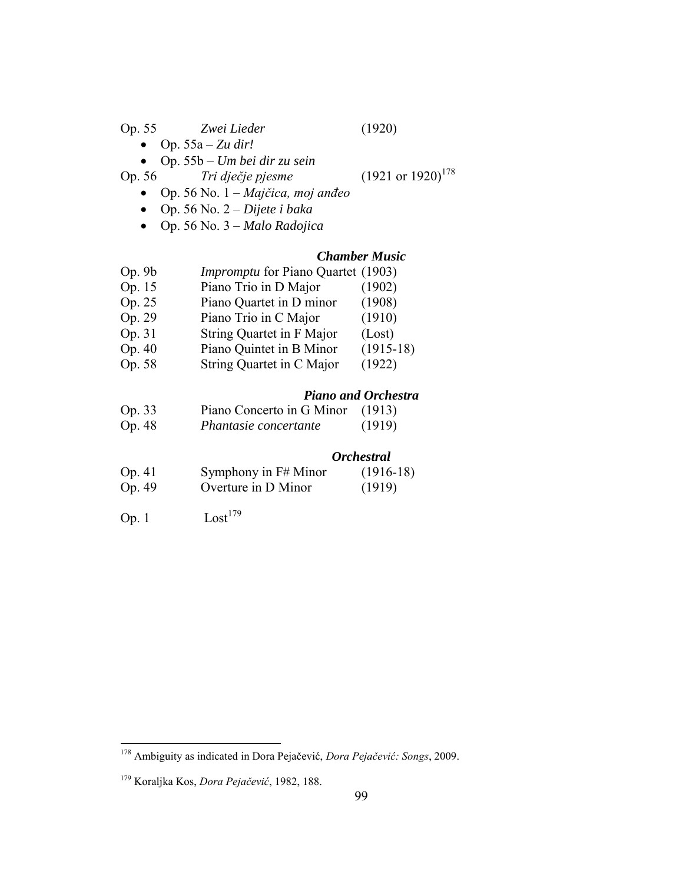Op. 55 *Zwei Lieder* (1920)

- Op. 55a – *Zu dir!*
- Op. 55b – *Um bei dir zu sein*

Op. 56 *Tri dječje pjesme* (1921 or 1920)[178]

- Op. 56 No. 1 – *Majčica, moj anđeo*
- Op. 56 No. 2 – *Dijete i baka*
- Op. 56 No. 3 – *Malo Radojica*

### *Chamber Music*

| | | |
|---|---|---|
| Op. 9b | *Impromptu* for Piano Quartet | (1903) |
| Op. 15 | Piano Trio in D Major | (1902) |
| Op. 25 | Piano Quartet in D minor | (1908) |
| Op. 29 | Piano Trio in C Major | (1910) |
| Op. 31 | String Quartet in F Major | (Lost) |
| Op. 40 | Piano Quintet in B Minor | (1915-18) |
| Op. 58 | String Quartet in C Major | (1922) |

### *Piano and Orchestra*

| | | |
|---|---|---|
| Op. 33 | Piano Concerto in G Minor | (1913) |
| Op. 48 | *Phantasie concertante* | (1919) |

### *Orchestral*

| | | |
|---|---|---|
| Op. 41 | Symphony in F# Minor | (1916-18) |
| Op. 49 | Overture in D Minor | (1919) |

Op. 1 Lost[179]

---

[178] Ambiguity as indicated in Dora Pejačević, *Dora Pejačević: Songs*, 2009.

[179] Koraljka Kos, *Dora Pejačević*, 1982, 188.